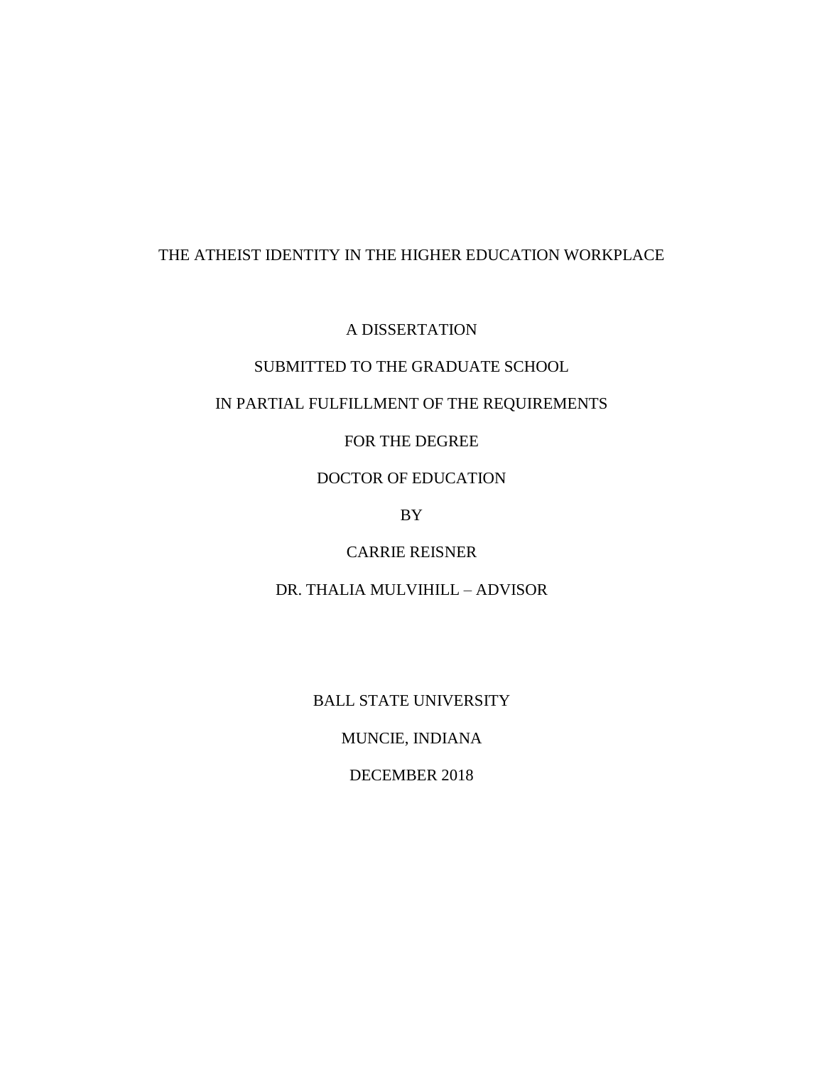# THE ATHEIST IDENTITY IN THE HIGHER EDUCATION WORKPLACE

A DISSERTATION

SUBMITTED TO THE GRADUATE SCHOOL

IN PARTIAL FULFILLMENT OF THE REQUIREMENTS

FOR THE DEGREE

DOCTOR OF EDUCATION

BY

CARRIE REISNER

DR. THALIA MULVIHILL – ADVISOR

BALL STATE UNIVERSITY

MUNCIE, INDIANA

DECEMBER 2018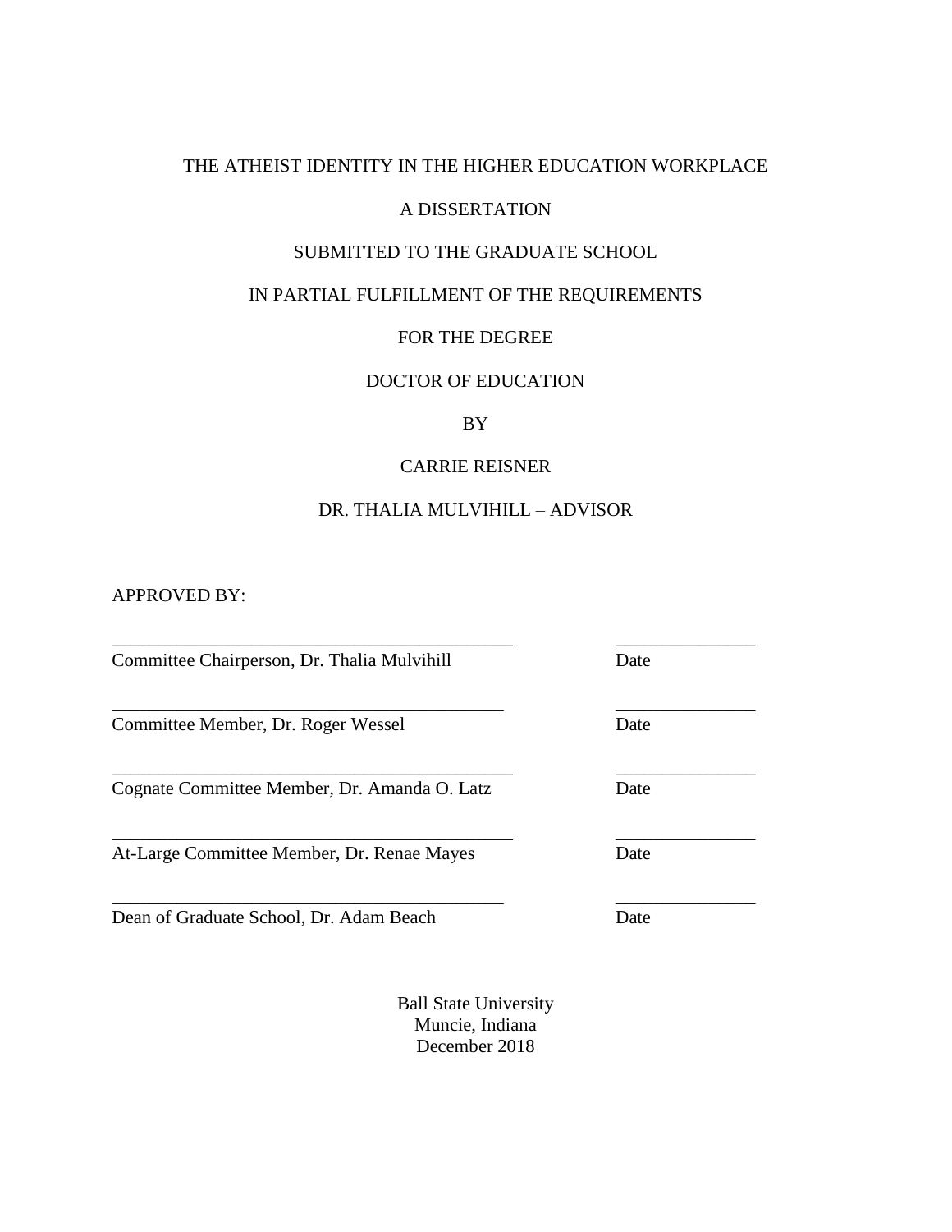# THE ATHEIST IDENTITY IN THE HIGHER EDUCATION WORKPLACE

A DISSERTATION

SUBMITTED TO THE GRADUATE SCHOOL

IN PARTIAL FULFILLMENT OF THE REQUIREMENTS

FOR THE DEGREE

DOCTOR OF EDUCATION

BY

CARRIE REISNER

DR. THALIA MULVIHILL – ADVISOR

APPROVED BY:

___________________________________________ _______________
Committee Chairperson, Dr. Thalia Mulvihill Date

___________________________________________ _______________
Committee Member, Dr. Roger Wessel Date

___________________________________________ _______________
Cognate Committee Member, Dr. Amanda O. Latz Date

___________________________________________ _______________
At-Large Committee Member, Dr. Renae Mayes Date

___________________________________________ _______________
Dean of Graduate School, Dr. Adam Beach Date

Ball State University
Muncie, Indiana
December 2018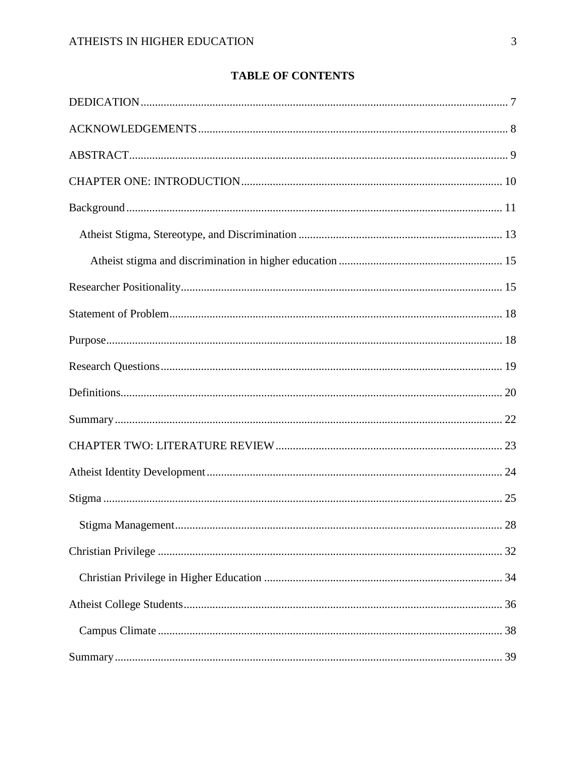# TABLE OF CONTENTS

DEDICATION ........................................................................................................................ 7

ACKNOWLEDGEMENTS ...................................................................................................... 8

ABSTRACT ............................................................................................................................ 9

CHAPTER ONE: INTRODUCTION ..................................................................................... 10

Background ........................................................................................................................... 11

  Atheist Stigma, Stereotype, and Discrimination ................................................................ 13

    Atheist stigma and discrimination in higher education ................................................... 15

Researcher Positionality ......................................................................................................... 15

Statement of Problem ............................................................................................................. 18

Purpose .................................................................................................................................. 18

Research Questions ................................................................................................................ 19

Definitions .............................................................................................................................. 20

Summary ................................................................................................................................ 22

CHAPTER TWO: LITERATURE REVIEW ......................................................................... 23

Atheist Identity Development ................................................................................................. 24

Stigma .................................................................................................................................... 25

  Stigma Management ............................................................................................................ 28

Christian Privilege .................................................................................................................. 32

  Christian Privilege in Higher Education ............................................................................. 34

Atheist College Students ......................................................................................................... 36

  Campus Climate .................................................................................................................. 38

Summary ................................................................................................................................ 39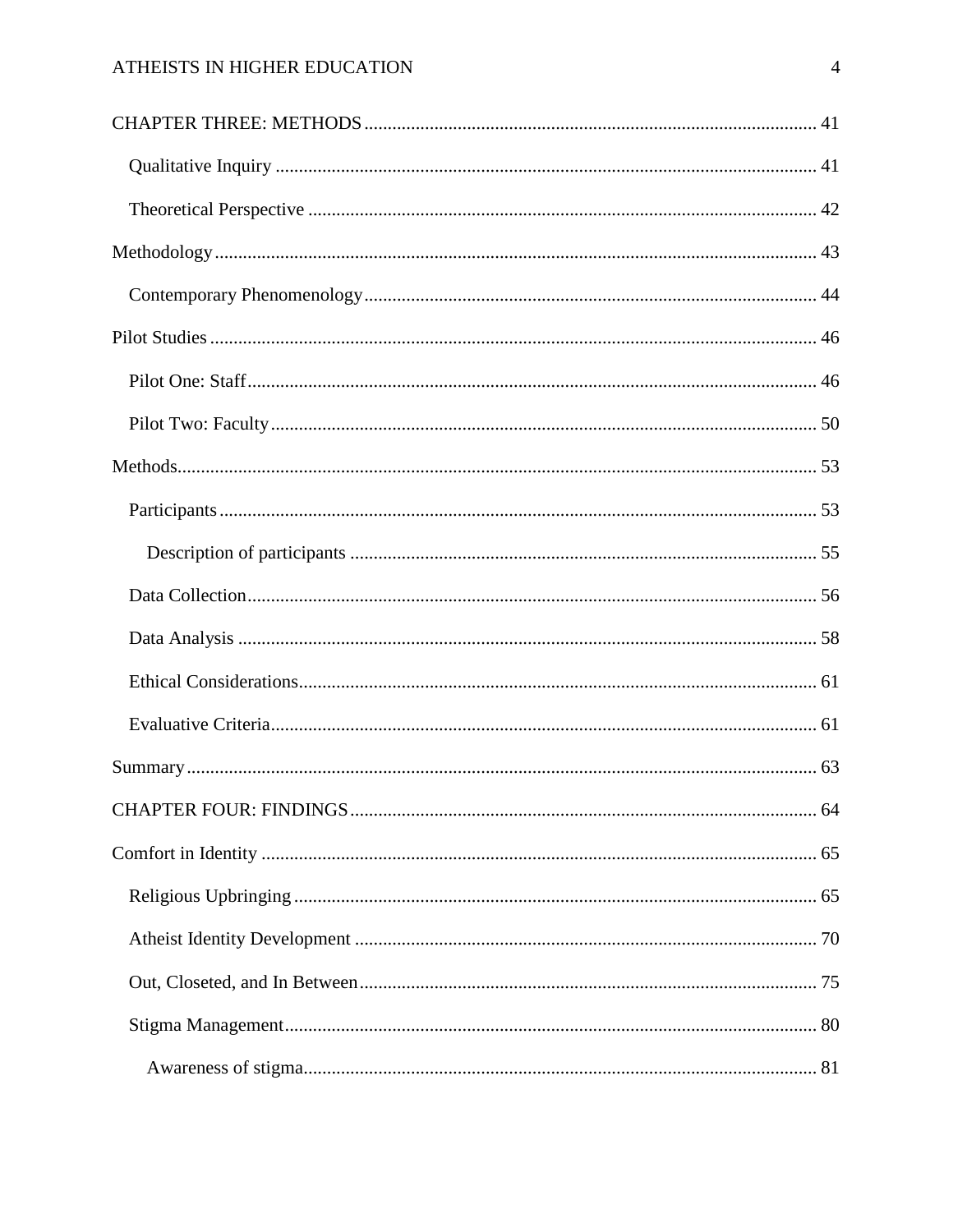CHAPTER THREE: METHODS ..... 41

  Qualitative Inquiry ..... 41

  Theoretical Perspective ..... 42

Methodology ..... 43

  Contemporary Phenomenology ..... 44

Pilot Studies ..... 46

  Pilot One: Staff ..... 46

  Pilot Two: Faculty ..... 50

Methods ..... 53

  Participants ..... 53

    Description of participants ..... 55

  Data Collection ..... 56

  Data Analysis ..... 58

  Ethical Considerations ..... 61

  Evaluative Criteria ..... 61

Summary ..... 63

CHAPTER FOUR: FINDINGS ..... 64

Comfort in Identity ..... 65

  Religious Upbringing ..... 65

  Atheist Identity Development ..... 70

  Out, Closeted, and In Between ..... 75

  Stigma Management ..... 80

    Awareness of stigma ..... 81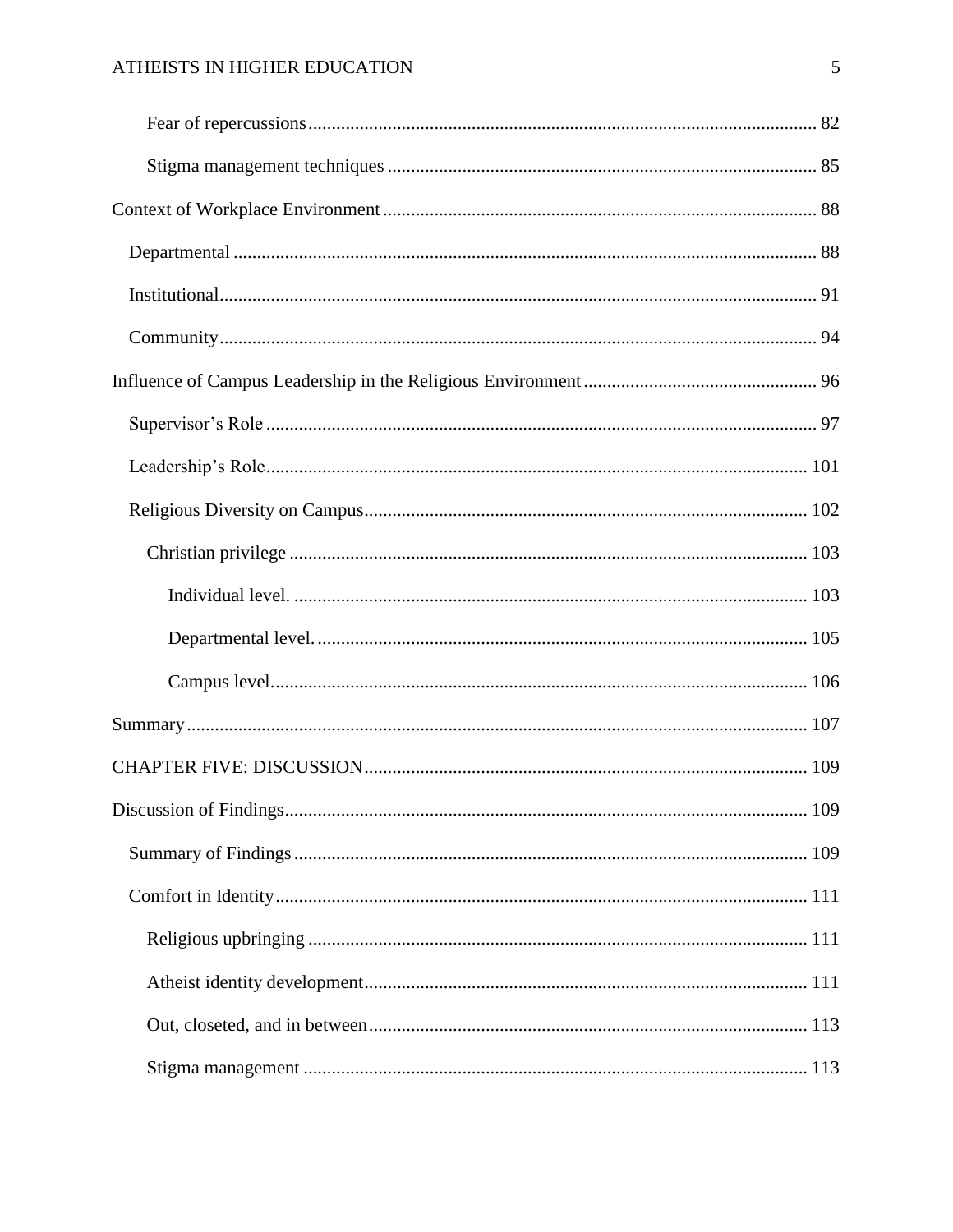Fear of repercussions ........................................................................................................ 82

Stigma management techniques ........................................................................................ 85

Context of Workplace Environment ........................................................................................ 88

Departmental ........................................................................................................................ 88

Institutional........................................................................................................................... 91

Community........................................................................................................................... 94

Influence of Campus Leadership in the Religious Environment ............................................. 96

Supervisor's Role ................................................................................................................. 97

Leadership's Role................................................................................................................. 101

Religious Diversity on Campus............................................................................................ 102

Christian privilege ........................................................................................................... 103

Individual level. ........................................................................................................... 103

Departmental level. ...................................................................................................... 105

Campus level................................................................................................................ 106

Summary ................................................................................................................................ 107

CHAPTER FIVE: DISCUSSION........................................................................................... 109

Discussion of Findings............................................................................................................ 109

Summary of Findings ......................................................................................................... 109

Comfort in Identity.............................................................................................................. 111

Religious upbringing ........................................................................................................ 111

Atheist identity development............................................................................................ 111

Out, closeted, and in between........................................................................................... 113

Stigma management ......................................................................................................... 113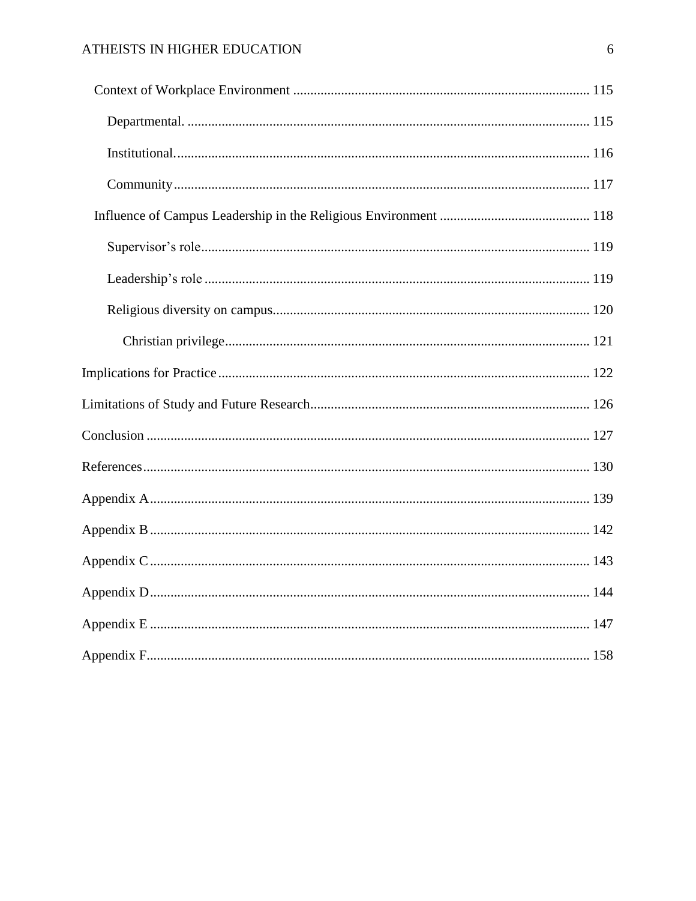Context of Workplace Environment ..................................................................................... 115

Departmental. ..................................................................................................................... 115

Institutional........................................................................................................................ 116

Community......................................................................................................................... 117

Influence of Campus Leadership in the Religious Environment ........................................... 118

Supervisor’s role................................................................................................................. 119

Leadership’s role ................................................................................................................ 119

Religious diversity on campus............................................................................................ 120

Christian privilege........................................................................................................... 121

Implications for Practice ............................................................................................................ 122

Limitations of Study and Future Research................................................................................. 126

Conclusion ................................................................................................................................. 127

References.................................................................................................................................. 130

Appendix A................................................................................................................................ 139

Appendix B ................................................................................................................................ 142

Appendix C ................................................................................................................................ 143

Appendix D................................................................................................................................ 144

Appendix E ................................................................................................................................ 147

Appendix F................................................................................................................................. 158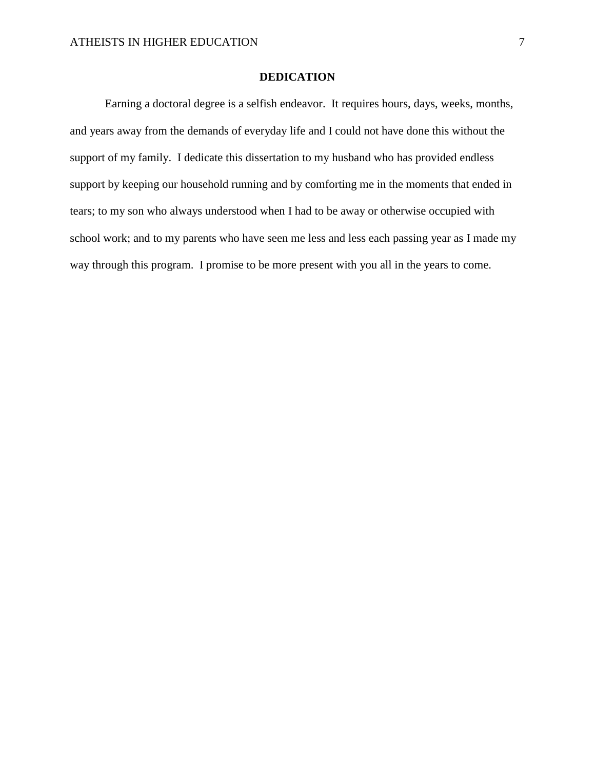# DEDICATION

Earning a doctoral degree is a selfish endeavor. It requires hours, days, weeks, months, and years away from the demands of everyday life and I could not have done this without the support of my family. I dedicate this dissertation to my husband who has provided endless support by keeping our household running and by comforting me in the moments that ended in tears; to my son who always understood when I had to be away or otherwise occupied with school work; and to my parents who have seen me less and less each passing year as I made my way through this program. I promise to be more present with you all in the years to come.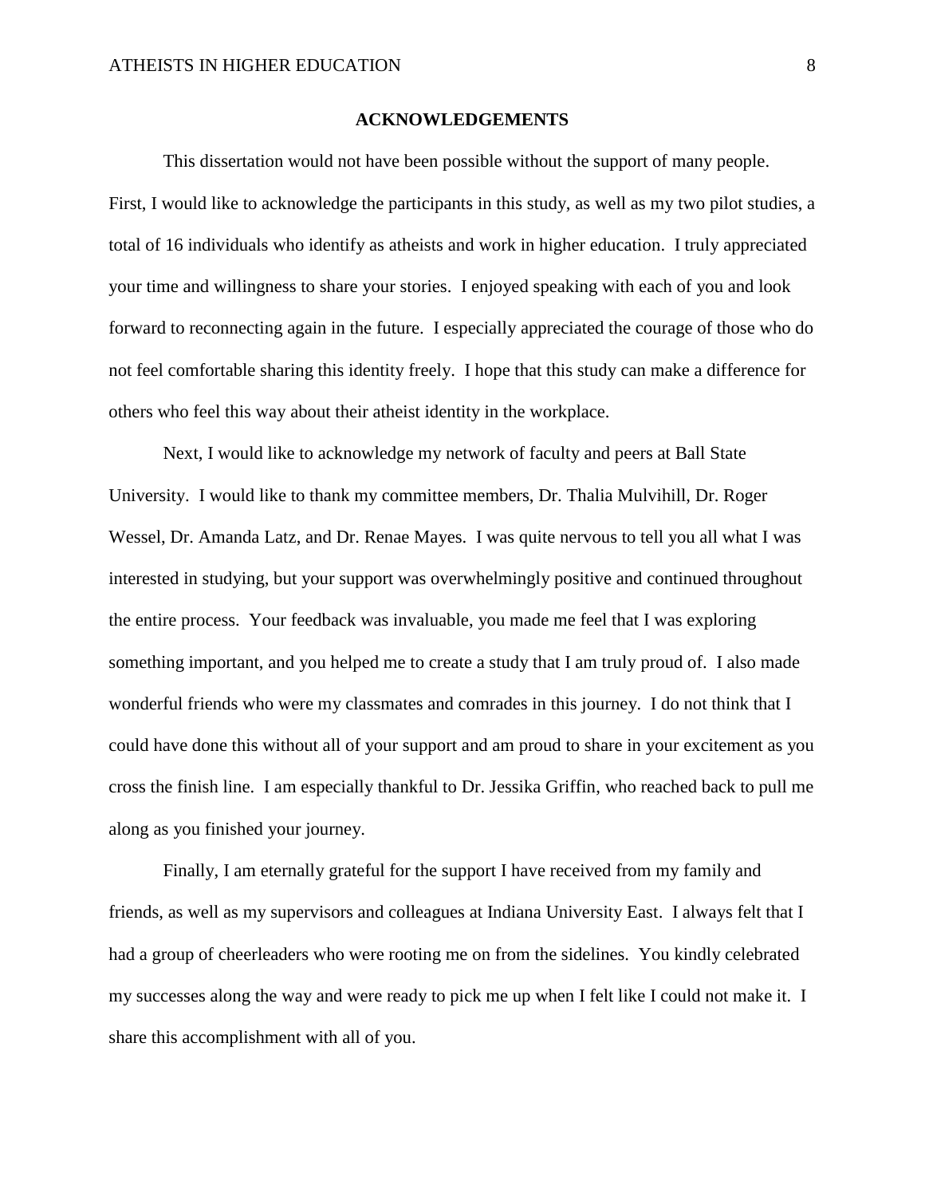## ACKNOWLEDGEMENTS

This dissertation would not have been possible without the support of many people. First, I would like to acknowledge the participants in this study, as well as my two pilot studies, a total of 16 individuals who identify as atheists and work in higher education. I truly appreciated your time and willingness to share your stories. I enjoyed speaking with each of you and look forward to reconnecting again in the future. I especially appreciated the courage of those who do not feel comfortable sharing this identity freely. I hope that this study can make a difference for others who feel this way about their atheist identity in the workplace.

Next, I would like to acknowledge my network of faculty and peers at Ball State University. I would like to thank my committee members, Dr. Thalia Mulvihill, Dr. Roger Wessel, Dr. Amanda Latz, and Dr. Renae Mayes. I was quite nervous to tell you all what I was interested in studying, but your support was overwhelmingly positive and continued throughout the entire process. Your feedback was invaluable, you made me feel that I was exploring something important, and you helped me to create a study that I am truly proud of. I also made wonderful friends who were my classmates and comrades in this journey. I do not think that I could have done this without all of your support and am proud to share in your excitement as you cross the finish line. I am especially thankful to Dr. Jessika Griffin, who reached back to pull me along as you finished your journey.

Finally, I am eternally grateful for the support I have received from my family and friends, as well as my supervisors and colleagues at Indiana University East. I always felt that I had a group of cheerleaders who were rooting me on from the sidelines. You kindly celebrated my successes along the way and were ready to pick me up when I felt like I could not make it. I share this accomplishment with all of you.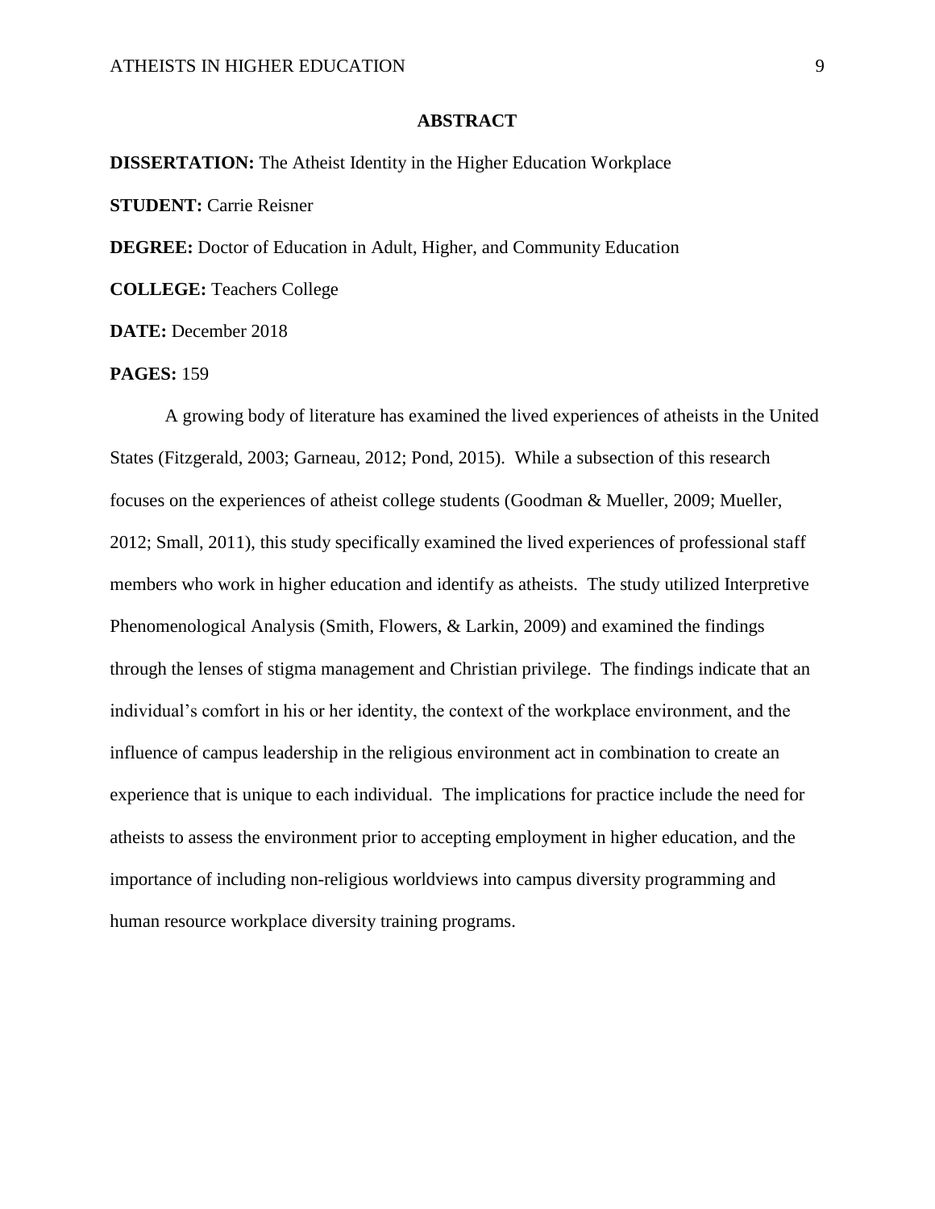## ABSTRACT

**DISSERTATION:** The Atheist Identity in the Higher Education Workplace

**STUDENT:** Carrie Reisner

**DEGREE:** Doctor of Education in Adult, Higher, and Community Education

**COLLEGE:** Teachers College

**DATE:** December 2018

**PAGES:** 159

A growing body of literature has examined the lived experiences of atheists in the United States (Fitzgerald, 2003; Garneau, 2012; Pond, 2015). While a subsection of this research focuses on the experiences of atheist college students (Goodman & Mueller, 2009; Mueller, 2012; Small, 2011), this study specifically examined the lived experiences of professional staff members who work in higher education and identify as atheists. The study utilized Interpretive Phenomenological Analysis (Smith, Flowers, & Larkin, 2009) and examined the findings through the lenses of stigma management and Christian privilege. The findings indicate that an individual's comfort in his or her identity, the context of the workplace environment, and the influence of campus leadership in the religious environment act in combination to create an experience that is unique to each individual. The implications for practice include the need for atheists to assess the environment prior to accepting employment in higher education, and the importance of including non-religious worldviews into campus diversity programming and human resource workplace diversity training programs.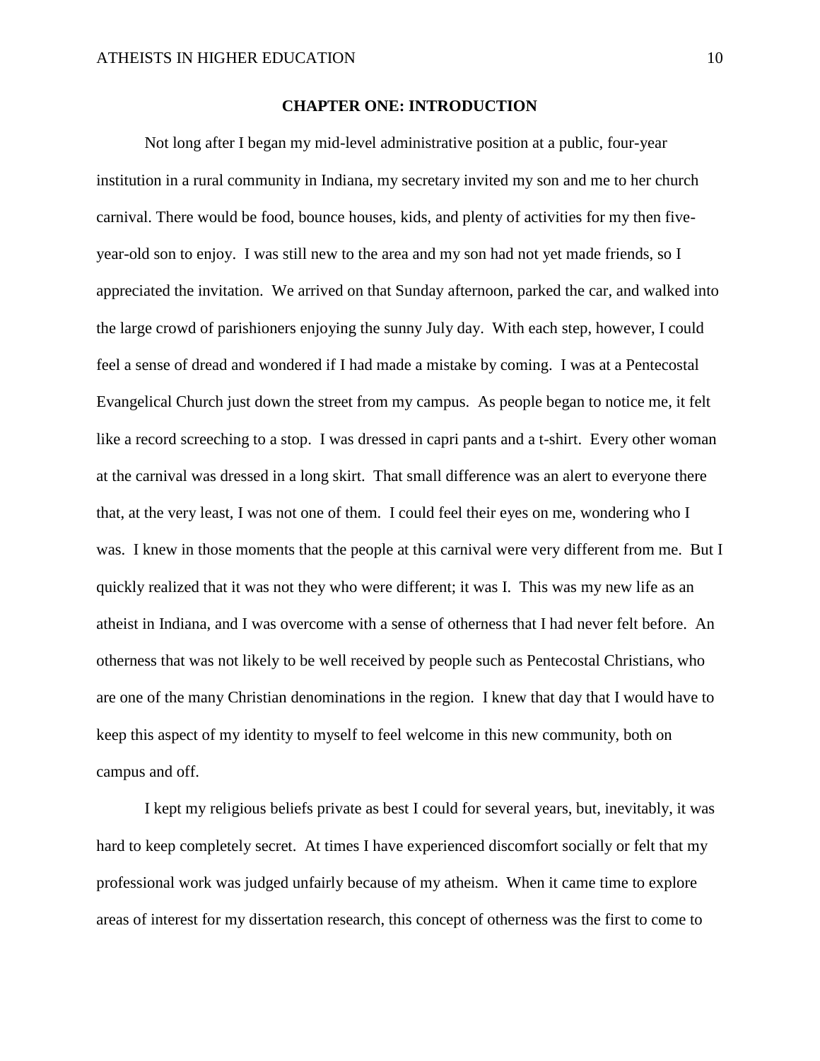# CHAPTER ONE: INTRODUCTION

Not long after I began my mid-level administrative position at a public, four-year institution in a rural community in Indiana, my secretary invited my son and me to her church carnival. There would be food, bounce houses, kids, and plenty of activities for my then five-year-old son to enjoy. I was still new to the area and my son had not yet made friends, so I appreciated the invitation. We arrived on that Sunday afternoon, parked the car, and walked into the large crowd of parishioners enjoying the sunny July day. With each step, however, I could feel a sense of dread and wondered if I had made a mistake by coming. I was at a Pentecostal Evangelical Church just down the street from my campus. As people began to notice me, it felt like a record screeching to a stop. I was dressed in capri pants and a t-shirt. Every other woman at the carnival was dressed in a long skirt. That small difference was an alert to everyone there that, at the very least, I was not one of them. I could feel their eyes on me, wondering who I was. I knew in those moments that the people at this carnival were very different from me. But I quickly realized that it was not they who were different; it was I. This was my new life as an atheist in Indiana, and I was overcome with a sense of otherness that I had never felt before. An otherness that was not likely to be well received by people such as Pentecostal Christians, who are one of the many Christian denominations in the region. I knew that day that I would have to keep this aspect of my identity to myself to feel welcome in this new community, both on campus and off.

I kept my religious beliefs private as best I could for several years, but, inevitably, it was hard to keep completely secret. At times I have experienced discomfort socially or felt that my professional work was judged unfairly because of my atheism. When it came time to explore areas of interest for my dissertation research, this concept of otherness was the first to come to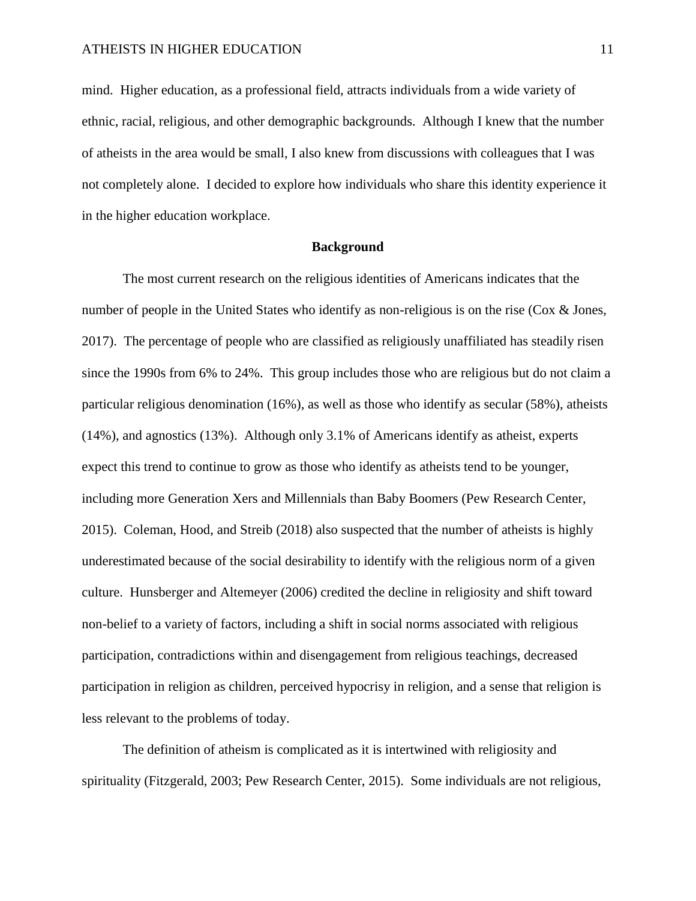mind. Higher education, as a professional field, attracts individuals from a wide variety of ethnic, racial, religious, and other demographic backgrounds. Although I knew that the number of atheists in the area would be small, I also knew from discussions with colleagues that I was not completely alone. I decided to explore how individuals who share this identity experience it in the higher education workplace.

## Background

The most current research on the religious identities of Americans indicates that the number of people in the United States who identify as non-religious is on the rise (Cox & Jones, 2017). The percentage of people who are classified as religiously unaffiliated has steadily risen since the 1990s from 6% to 24%. This group includes those who are religious but do not claim a particular religious denomination (16%), as well as those who identify as secular (58%), atheists (14%), and agnostics (13%). Although only 3.1% of Americans identify as atheist, experts expect this trend to continue to grow as those who identify as atheists tend to be younger, including more Generation Xers and Millennials than Baby Boomers (Pew Research Center, 2015). Coleman, Hood, and Streib (2018) also suspected that the number of atheists is highly underestimated because of the social desirability to identify with the religious norm of a given culture. Hunsberger and Altemeyer (2006) credited the decline in religiosity and shift toward non-belief to a variety of factors, including a shift in social norms associated with religious participation, contradictions within and disengagement from religious teachings, decreased participation in religion as children, perceived hypocrisy in religion, and a sense that religion is less relevant to the problems of today.

The definition of atheism is complicated as it is intertwined with religiosity and spirituality (Fitzgerald, 2003; Pew Research Center, 2015). Some individuals are not religious,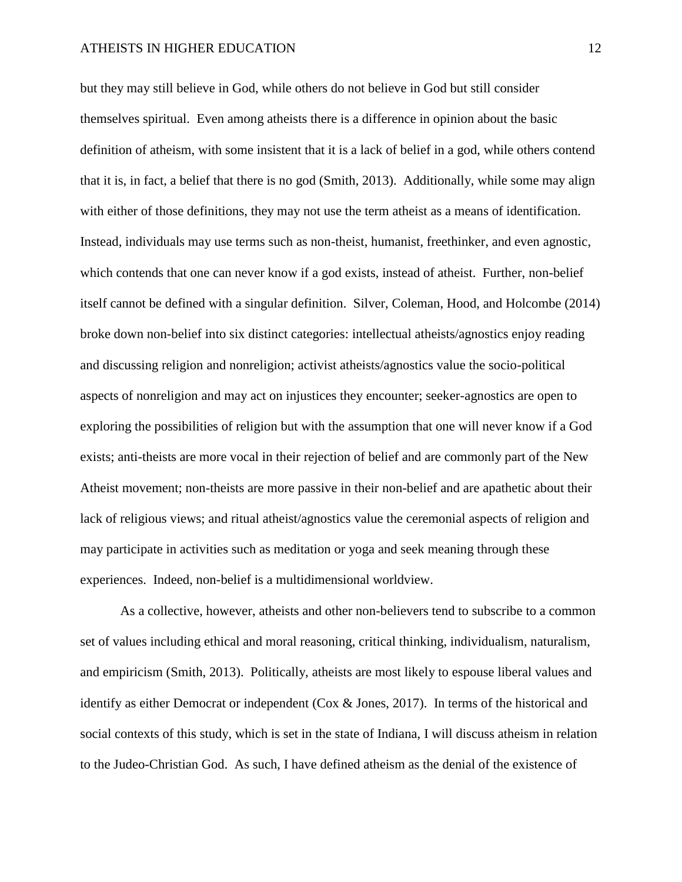but they may still believe in God, while others do not believe in God but still consider themselves spiritual. Even among atheists there is a difference in opinion about the basic definition of atheism, with some insistent that it is a lack of belief in a god, while others contend that it is, in fact, a belief that there is no god (Smith, 2013). Additionally, while some may align with either of those definitions, they may not use the term atheist as a means of identification. Instead, individuals may use terms such as non-theist, humanist, freethinker, and even agnostic, which contends that one can never know if a god exists, instead of atheist. Further, non-belief itself cannot be defined with a singular definition. Silver, Coleman, Hood, and Holcombe (2014) broke down non-belief into six distinct categories: intellectual atheists/agnostics enjoy reading and discussing religion and nonreligion; activist atheists/agnostics value the socio-political aspects of nonreligion and may act on injustices they encounter; seeker-agnostics are open to exploring the possibilities of religion but with the assumption that one will never know if a God exists; anti-theists are more vocal in their rejection of belief and are commonly part of the New Atheist movement; non-theists are more passive in their non-belief and are apathetic about their lack of religious views; and ritual atheist/agnostics value the ceremonial aspects of religion and may participate in activities such as meditation or yoga and seek meaning through these experiences. Indeed, non-belief is a multidimensional worldview.

As a collective, however, atheists and other non-believers tend to subscribe to a common set of values including ethical and moral reasoning, critical thinking, individualism, naturalism, and empiricism (Smith, 2013). Politically, atheists are most likely to espouse liberal values and identify as either Democrat or independent (Cox & Jones, 2017). In terms of the historical and social contexts of this study, which is set in the state of Indiana, I will discuss atheism in relation to the Judeo-Christian God. As such, I have defined atheism as the denial of the existence of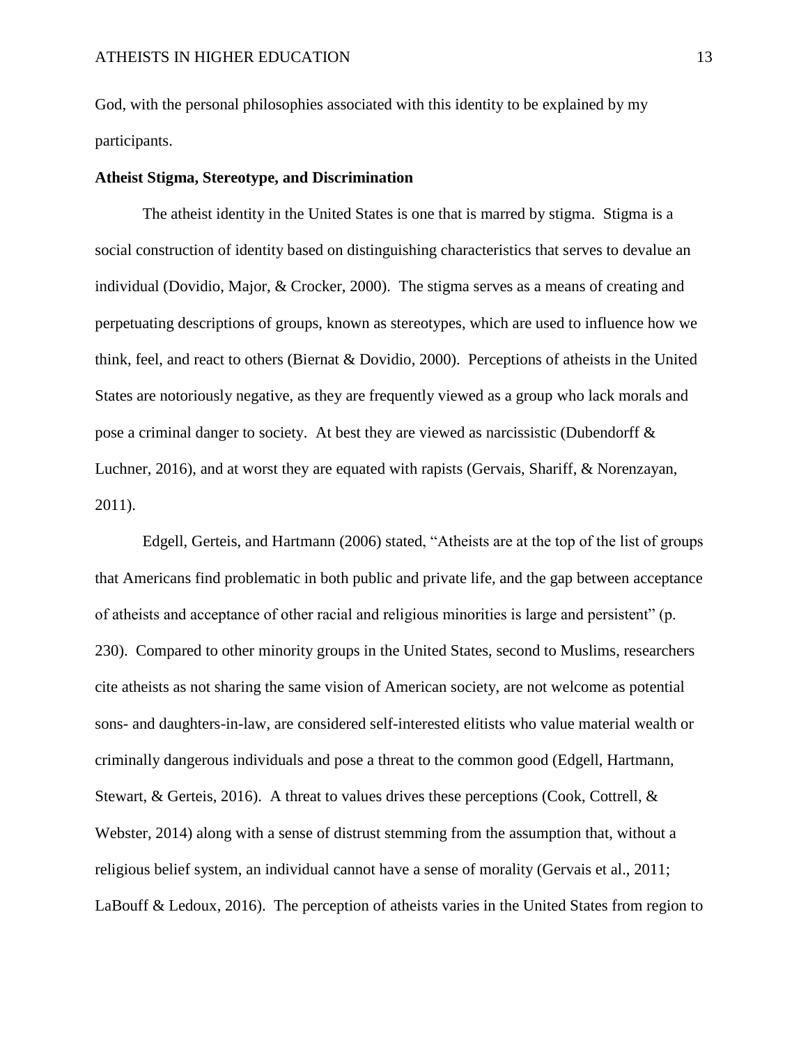God, with the personal philosophies associated with this identity to be explained by my participants.

**Atheist Stigma, Stereotype, and Discrimination**

The atheist identity in the United States is one that is marred by stigma. Stigma is a social construction of identity based on distinguishing characteristics that serves to devalue an individual (Dovidio, Major, & Crocker, 2000). The stigma serves as a means of creating and perpetuating descriptions of groups, known as stereotypes, which are used to influence how we think, feel, and react to others (Biernat & Dovidio, 2000). Perceptions of atheists in the United States are notoriously negative, as they are frequently viewed as a group who lack morals and pose a criminal danger to society. At best they are viewed as narcissistic (Dubendorff & Luchner, 2016), and at worst they are equated with rapists (Gervais, Shariff, & Norenzayan, 2011).

Edgell, Gerteis, and Hartmann (2006) stated, "Atheists are at the top of the list of groups that Americans find problematic in both public and private life, and the gap between acceptance of atheists and acceptance of other racial and religious minorities is large and persistent" (p. 230). Compared to other minority groups in the United States, second to Muslims, researchers cite atheists as not sharing the same vision of American society, are not welcome as potential sons- and daughters-in-law, are considered self-interested elitists who value material wealth or criminally dangerous individuals and pose a threat to the common good (Edgell, Hartmann, Stewart, & Gerteis, 2016). A threat to values drives these perceptions (Cook, Cottrell, & Webster, 2014) along with a sense of distrust stemming from the assumption that, without a religious belief system, an individual cannot have a sense of morality (Gervais et al., 2011; LaBouff & Ledoux, 2016). The perception of atheists varies in the United States from region to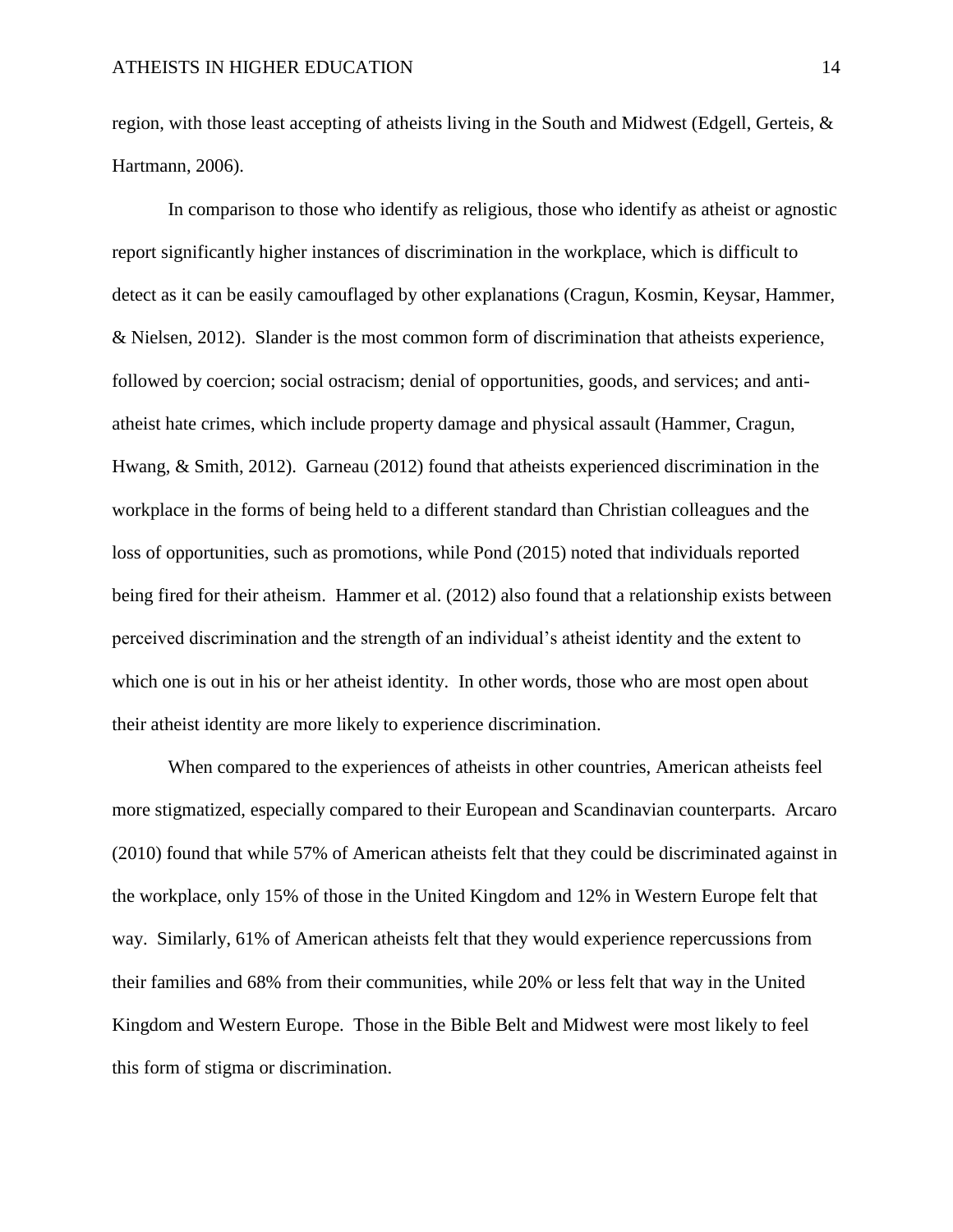region, with those least accepting of atheists living in the South and Midwest (Edgell, Gerteis, & Hartmann, 2006).

In comparison to those who identify as religious, those who identify as atheist or agnostic report significantly higher instances of discrimination in the workplace, which is difficult to detect as it can be easily camouflaged by other explanations (Cragun, Kosmin, Keysar, Hammer, & Nielsen, 2012). Slander is the most common form of discrimination that atheists experience, followed by coercion; social ostracism; denial of opportunities, goods, and services; and anti-atheist hate crimes, which include property damage and physical assault (Hammer, Cragun, Hwang, & Smith, 2012). Garneau (2012) found that atheists experienced discrimination in the workplace in the forms of being held to a different standard than Christian colleagues and the loss of opportunities, such as promotions, while Pond (2015) noted that individuals reported being fired for their atheism. Hammer et al. (2012) also found that a relationship exists between perceived discrimination and the strength of an individual's atheist identity and the extent to which one is out in his or her atheist identity. In other words, those who are most open about their atheist identity are more likely to experience discrimination.

When compared to the experiences of atheists in other countries, American atheists feel more stigmatized, especially compared to their European and Scandinavian counterparts. Arcaro (2010) found that while 57% of American atheists felt that they could be discriminated against in the workplace, only 15% of those in the United Kingdom and 12% in Western Europe felt that way. Similarly, 61% of American atheists felt that they would experience repercussions from their families and 68% from their communities, while 20% or less felt that way in the United Kingdom and Western Europe. Those in the Bible Belt and Midwest were most likely to feel this form of stigma or discrimination.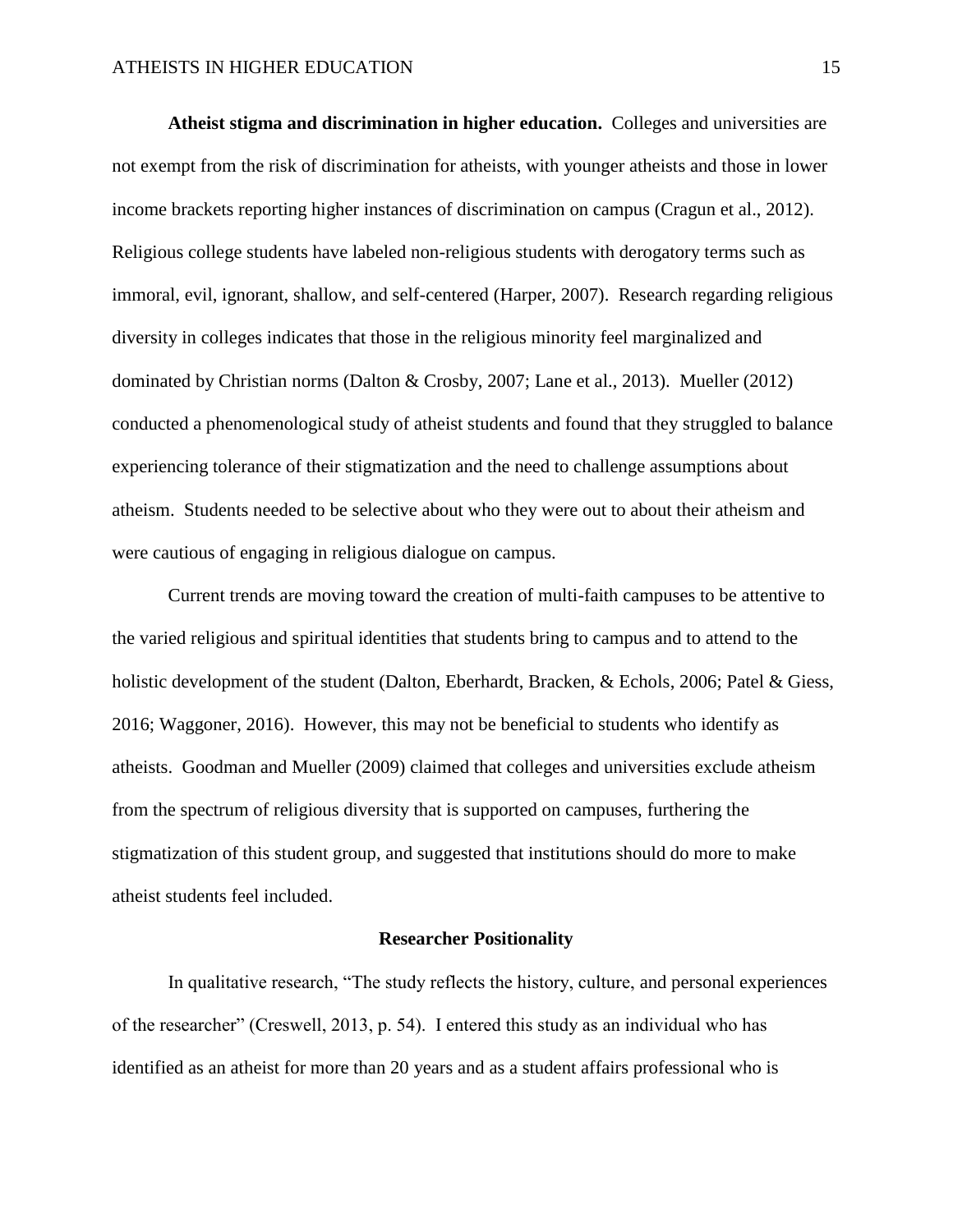**Atheist stigma and discrimination in higher education.** Colleges and universities are not exempt from the risk of discrimination for atheists, with younger atheists and those in lower income brackets reporting higher instances of discrimination on campus (Cragun et al., 2012). Religious college students have labeled non-religious students with derogatory terms such as immoral, evil, ignorant, shallow, and self-centered (Harper, 2007). Research regarding religious diversity in colleges indicates that those in the religious minority feel marginalized and dominated by Christian norms (Dalton & Crosby, 2007; Lane et al., 2013). Mueller (2012) conducted a phenomenological study of atheist students and found that they struggled to balance experiencing tolerance of their stigmatization and the need to challenge assumptions about atheism. Students needed to be selective about who they were out to about their atheism and were cautious of engaging in religious dialogue on campus.

Current trends are moving toward the creation of multi-faith campuses to be attentive to the varied religious and spiritual identities that students bring to campus and to attend to the holistic development of the student (Dalton, Eberhardt, Bracken, & Echols, 2006; Patel & Giess, 2016; Waggoner, 2016). However, this may not be beneficial to students who identify as atheists. Goodman and Mueller (2009) claimed that colleges and universities exclude atheism from the spectrum of religious diversity that is supported on campuses, furthering the stigmatization of this student group, and suggested that institutions should do more to make atheist students feel included.

## Researcher Positionality

In qualitative research, "The study reflects the history, culture, and personal experiences of the researcher" (Creswell, 2013, p. 54). I entered this study as an individual who has identified as an atheist for more than 20 years and as a student affairs professional who is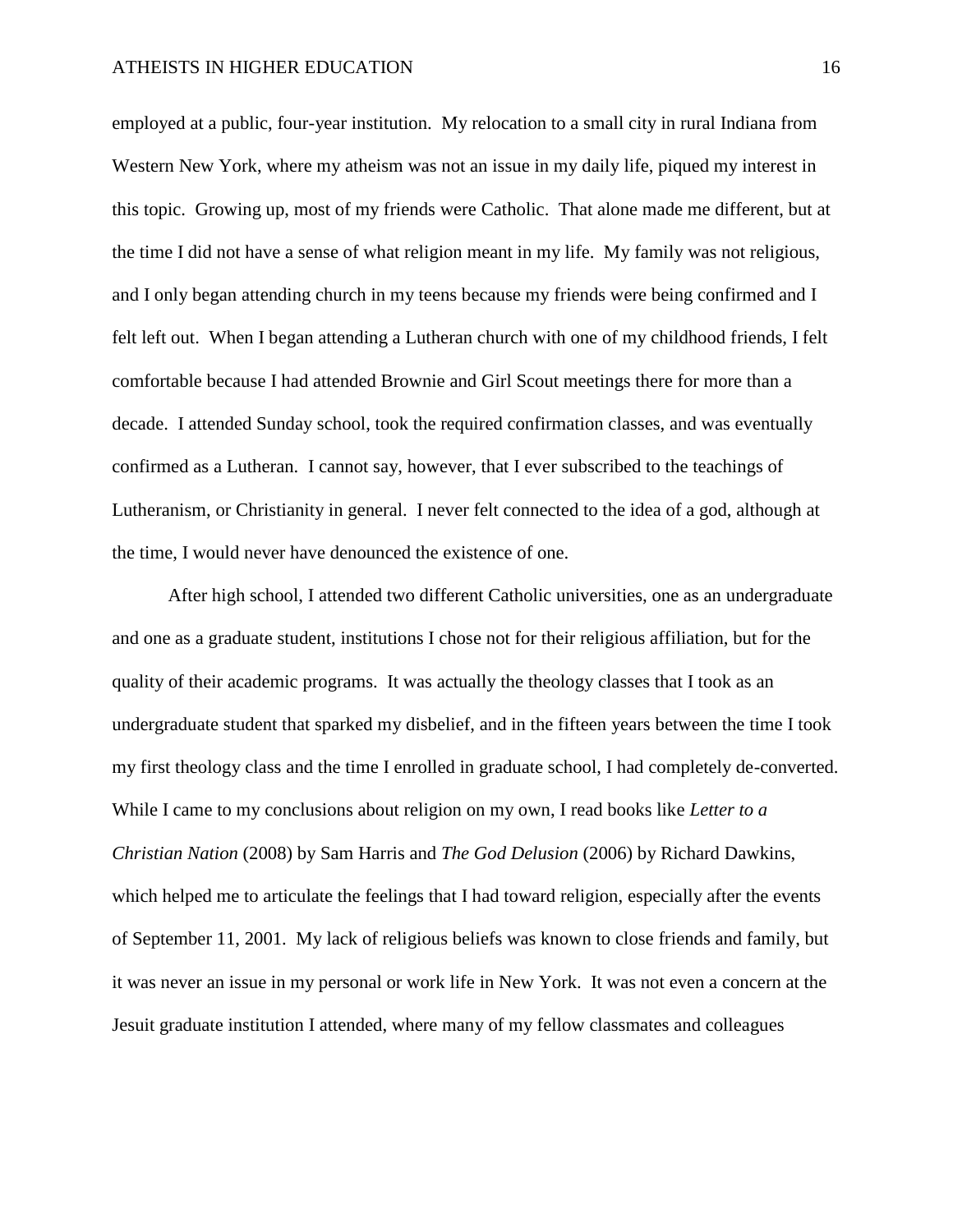employed at a public, four-year institution. My relocation to a small city in rural Indiana from Western New York, where my atheism was not an issue in my daily life, piqued my interest in this topic. Growing up, most of my friends were Catholic. That alone made me different, but at the time I did not have a sense of what religion meant in my life. My family was not religious, and I only began attending church in my teens because my friends were being confirmed and I felt left out. When I began attending a Lutheran church with one of my childhood friends, I felt comfortable because I had attended Brownie and Girl Scout meetings there for more than a decade. I attended Sunday school, took the required confirmation classes, and was eventually confirmed as a Lutheran. I cannot say, however, that I ever subscribed to the teachings of Lutheranism, or Christianity in general. I never felt connected to the idea of a god, although at the time, I would never have denounced the existence of one.

After high school, I attended two different Catholic universities, one as an undergraduate and one as a graduate student, institutions I chose not for their religious affiliation, but for the quality of their academic programs. It was actually the theology classes that I took as an undergraduate student that sparked my disbelief, and in the fifteen years between the time I took my first theology class and the time I enrolled in graduate school, I had completely de-converted. While I came to my conclusions about religion on my own, I read books like *Letter to a Christian Nation* (2008) by Sam Harris and *The God Delusion* (2006) by Richard Dawkins, which helped me to articulate the feelings that I had toward religion, especially after the events of September 11, 2001. My lack of religious beliefs was known to close friends and family, but it was never an issue in my personal or work life in New York. It was not even a concern at the Jesuit graduate institution I attended, where many of my fellow classmates and colleagues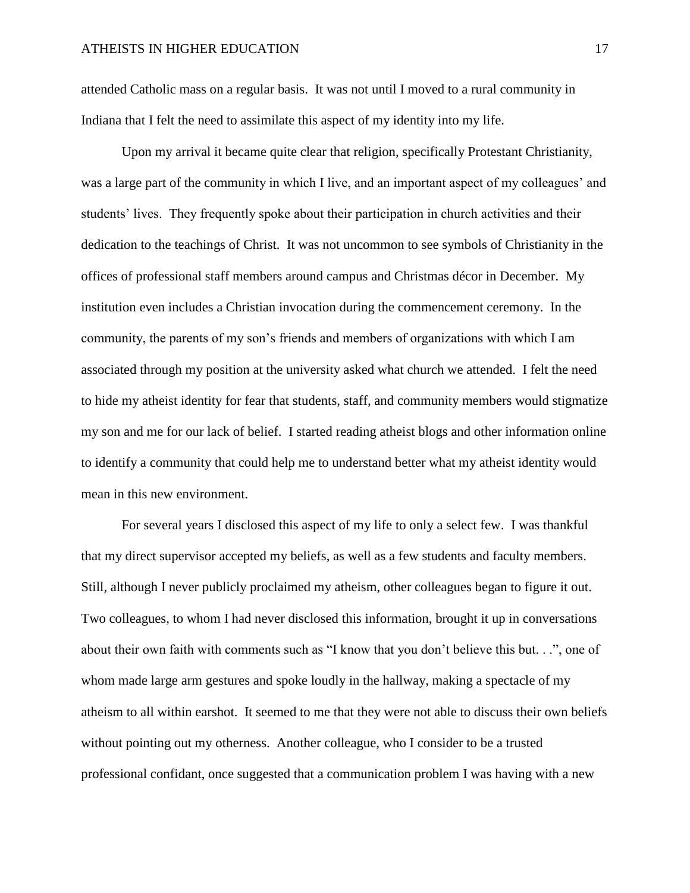attended Catholic mass on a regular basis. It was not until I moved to a rural community in Indiana that I felt the need to assimilate this aspect of my identity into my life.

Upon my arrival it became quite clear that religion, specifically Protestant Christianity, was a large part of the community in which I live, and an important aspect of my colleagues' and students' lives. They frequently spoke about their participation in church activities and their dedication to the teachings of Christ. It was not uncommon to see symbols of Christianity in the offices of professional staff members around campus and Christmas décor in December. My institution even includes a Christian invocation during the commencement ceremony. In the community, the parents of my son's friends and members of organizations with which I am associated through my position at the university asked what church we attended. I felt the need to hide my atheist identity for fear that students, staff, and community members would stigmatize my son and me for our lack of belief. I started reading atheist blogs and other information online to identify a community that could help me to understand better what my atheist identity would mean in this new environment.

For several years I disclosed this aspect of my life to only a select few. I was thankful that my direct supervisor accepted my beliefs, as well as a few students and faculty members. Still, although I never publicly proclaimed my atheism, other colleagues began to figure it out. Two colleagues, to whom I had never disclosed this information, brought it up in conversations about their own faith with comments such as "I know that you don't believe this but. . .", one of whom made large arm gestures and spoke loudly in the hallway, making a spectacle of my atheism to all within earshot. It seemed to me that they were not able to discuss their own beliefs without pointing out my otherness. Another colleague, who I consider to be a trusted professional confidant, once suggested that a communication problem I was having with a new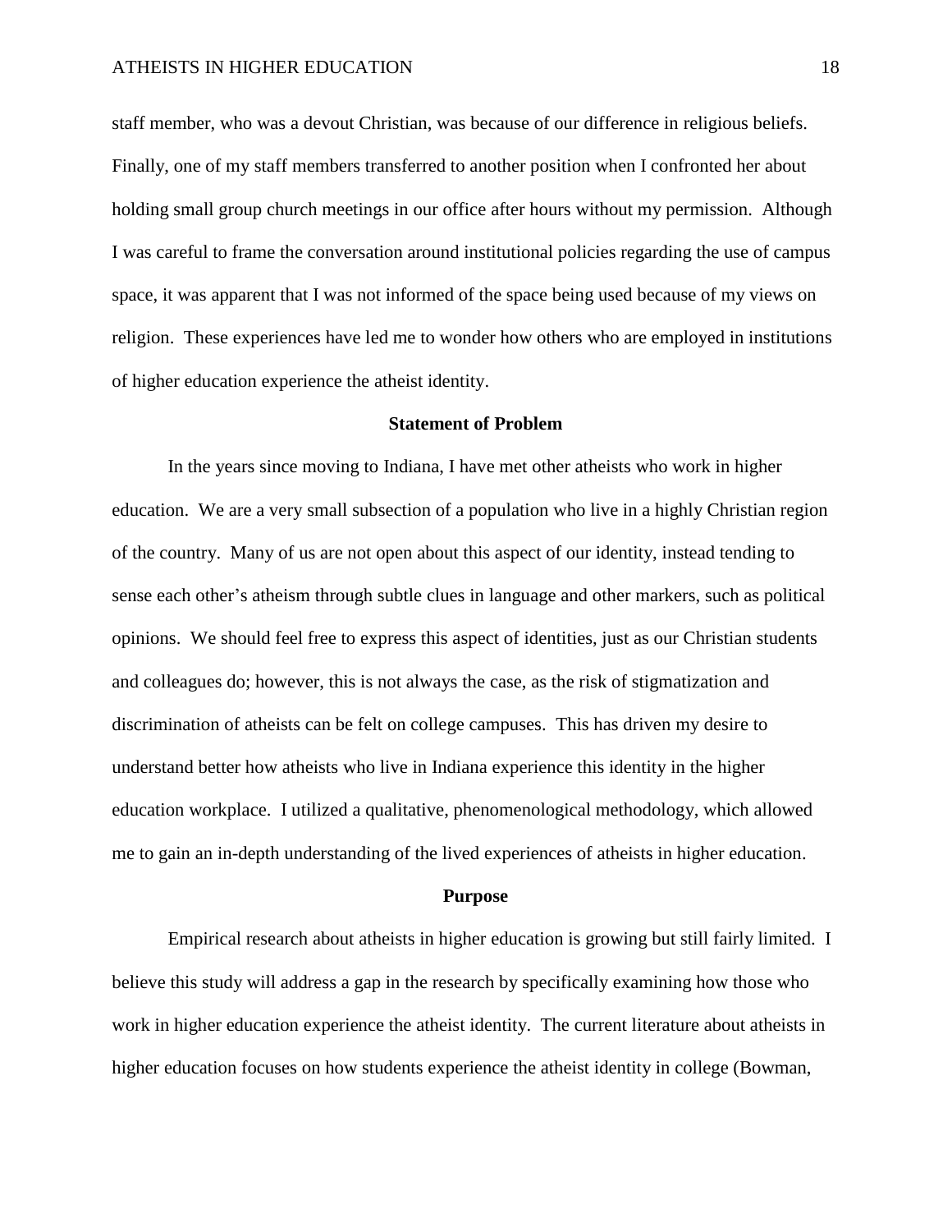staff member, who was a devout Christian, was because of our difference in religious beliefs. Finally, one of my staff members transferred to another position when I confronted her about holding small group church meetings in our office after hours without my permission. Although I was careful to frame the conversation around institutional policies regarding the use of campus space, it was apparent that I was not informed of the space being used because of my views on religion. These experiences have led me to wonder how others who are employed in institutions of higher education experience the atheist identity.

## Statement of Problem

In the years since moving to Indiana, I have met other atheists who work in higher education. We are a very small subsection of a population who live in a highly Christian region of the country. Many of us are not open about this aspect of our identity, instead tending to sense each other's atheism through subtle clues in language and other markers, such as political opinions. We should feel free to express this aspect of identities, just as our Christian students and colleagues do; however, this is not always the case, as the risk of stigmatization and discrimination of atheists can be felt on college campuses. This has driven my desire to understand better how atheists who live in Indiana experience this identity in the higher education workplace. I utilized a qualitative, phenomenological methodology, which allowed me to gain an in-depth understanding of the lived experiences of atheists in higher education.

## Purpose

Empirical research about atheists in higher education is growing but still fairly limited. I believe this study will address a gap in the research by specifically examining how those who work in higher education experience the atheist identity. The current literature about atheists in higher education focuses on how students experience the atheist identity in college (Bowman,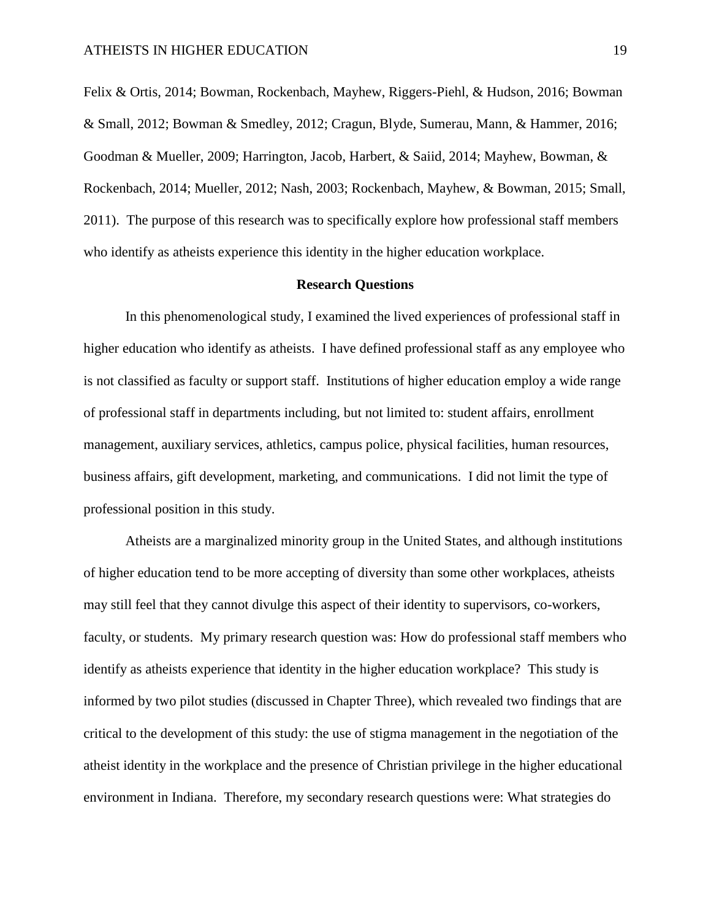Felix & Ortis, 2014; Bowman, Rockenbach, Mayhew, Riggers-Piehl, & Hudson, 2016; Bowman & Small, 2012; Bowman & Smedley, 2012; Cragun, Blyde, Sumerau, Mann, & Hammer, 2016; Goodman & Mueller, 2009; Harrington, Jacob, Harbert, & Saiid, 2014; Mayhew, Bowman, & Rockenbach, 2014; Mueller, 2012; Nash, 2003; Rockenbach, Mayhew, & Bowman, 2015; Small, 2011). The purpose of this research was to specifically explore how professional staff members who identify as atheists experience this identity in the higher education workplace.

## Research Questions

In this phenomenological study, I examined the lived experiences of professional staff in higher education who identify as atheists. I have defined professional staff as any employee who is not classified as faculty or support staff. Institutions of higher education employ a wide range of professional staff in departments including, but not limited to: student affairs, enrollment management, auxiliary services, athletics, campus police, physical facilities, human resources, business affairs, gift development, marketing, and communications. I did not limit the type of professional position in this study.

Atheists are a marginalized minority group in the United States, and although institutions of higher education tend to be more accepting of diversity than some other workplaces, atheists may still feel that they cannot divulge this aspect of their identity to supervisors, co-workers, faculty, or students. My primary research question was: How do professional staff members who identify as atheists experience that identity in the higher education workplace? This study is informed by two pilot studies (discussed in Chapter Three), which revealed two findings that are critical to the development of this study: the use of stigma management in the negotiation of the atheist identity in the workplace and the presence of Christian privilege in the higher educational environment in Indiana. Therefore, my secondary research questions were: What strategies do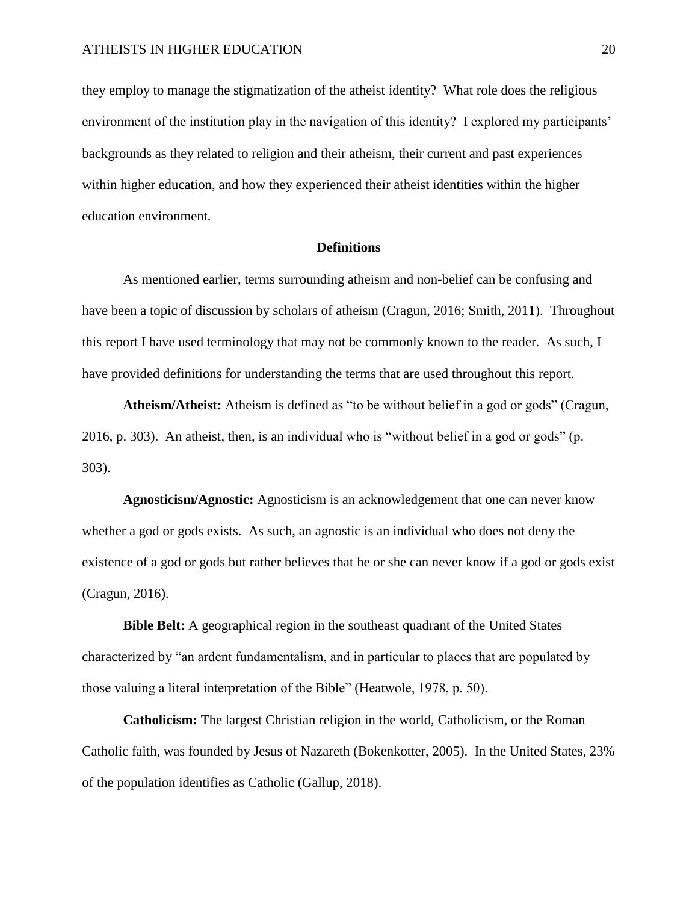they employ to manage the stigmatization of the atheist identity? What role does the religious environment of the institution play in the navigation of this identity? I explored my participants' backgrounds as they related to religion and their atheism, their current and past experiences within higher education, and how they experienced their atheist identities within the higher education environment.

## Definitions

As mentioned earlier, terms surrounding atheism and non-belief can be confusing and have been a topic of discussion by scholars of atheism (Cragun, 2016; Smith, 2011). Throughout this report I have used terminology that may not be commonly known to the reader. As such, I have provided definitions for understanding the terms that are used throughout this report.

**Atheism/Atheist:** Atheism is defined as "to be without belief in a god or gods" (Cragun, 2016, p. 303). An atheist, then, is an individual who is "without belief in a god or gods" (p. 303).

**Agnosticism/Agnostic:** Agnosticism is an acknowledgement that one can never know whether a god or gods exists. As such, an agnostic is an individual who does not deny the existence of a god or gods but rather believes that he or she can never know if a god or gods exist (Cragun, 2016).

**Bible Belt:** A geographical region in the southeast quadrant of the United States characterized by "an ardent fundamentalism, and in particular to places that are populated by those valuing a literal interpretation of the Bible" (Heatwole, 1978, p. 50).

**Catholicism:** The largest Christian religion in the world, Catholicism, or the Roman Catholic faith, was founded by Jesus of Nazareth (Bokenkotter, 2005). In the United States, 23% of the population identifies as Catholic (Gallup, 2018).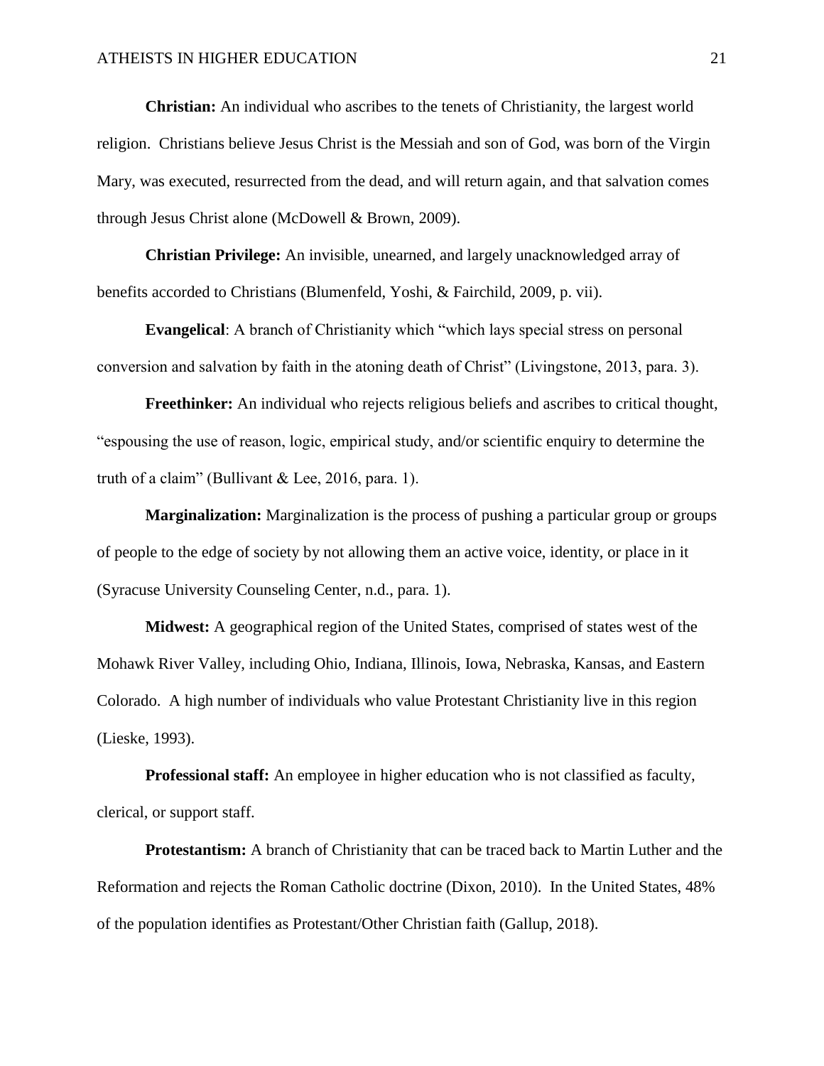**Christian:** An individual who ascribes to the tenets of Christianity, the largest world religion. Christians believe Jesus Christ is the Messiah and son of God, was born of the Virgin Mary, was executed, resurrected from the dead, and will return again, and that salvation comes through Jesus Christ alone (McDowell & Brown, 2009).

**Christian Privilege:** An invisible, unearned, and largely unacknowledged array of benefits accorded to Christians (Blumenfeld, Yoshi, & Fairchild, 2009, p. vii).

**Evangelical**: A branch of Christianity which "which lays special stress on personal conversion and salvation by faith in the atoning death of Christ" (Livingstone, 2013, para. 3).

**Freethinker:** An individual who rejects religious beliefs and ascribes to critical thought, "espousing the use of reason, logic, empirical study, and/or scientific enquiry to determine the truth of a claim" (Bullivant & Lee, 2016, para. 1).

**Marginalization:** Marginalization is the process of pushing a particular group or groups of people to the edge of society by not allowing them an active voice, identity, or place in it (Syracuse University Counseling Center, n.d., para. 1).

**Midwest:** A geographical region of the United States, comprised of states west of the Mohawk River Valley, including Ohio, Indiana, Illinois, Iowa, Nebraska, Kansas, and Eastern Colorado. A high number of individuals who value Protestant Christianity live in this region (Lieske, 1993).

**Professional staff:** An employee in higher education who is not classified as faculty, clerical, or support staff.

**Protestantism:** A branch of Christianity that can be traced back to Martin Luther and the Reformation and rejects the Roman Catholic doctrine (Dixon, 2010). In the United States, 48% of the population identifies as Protestant/Other Christian faith (Gallup, 2018).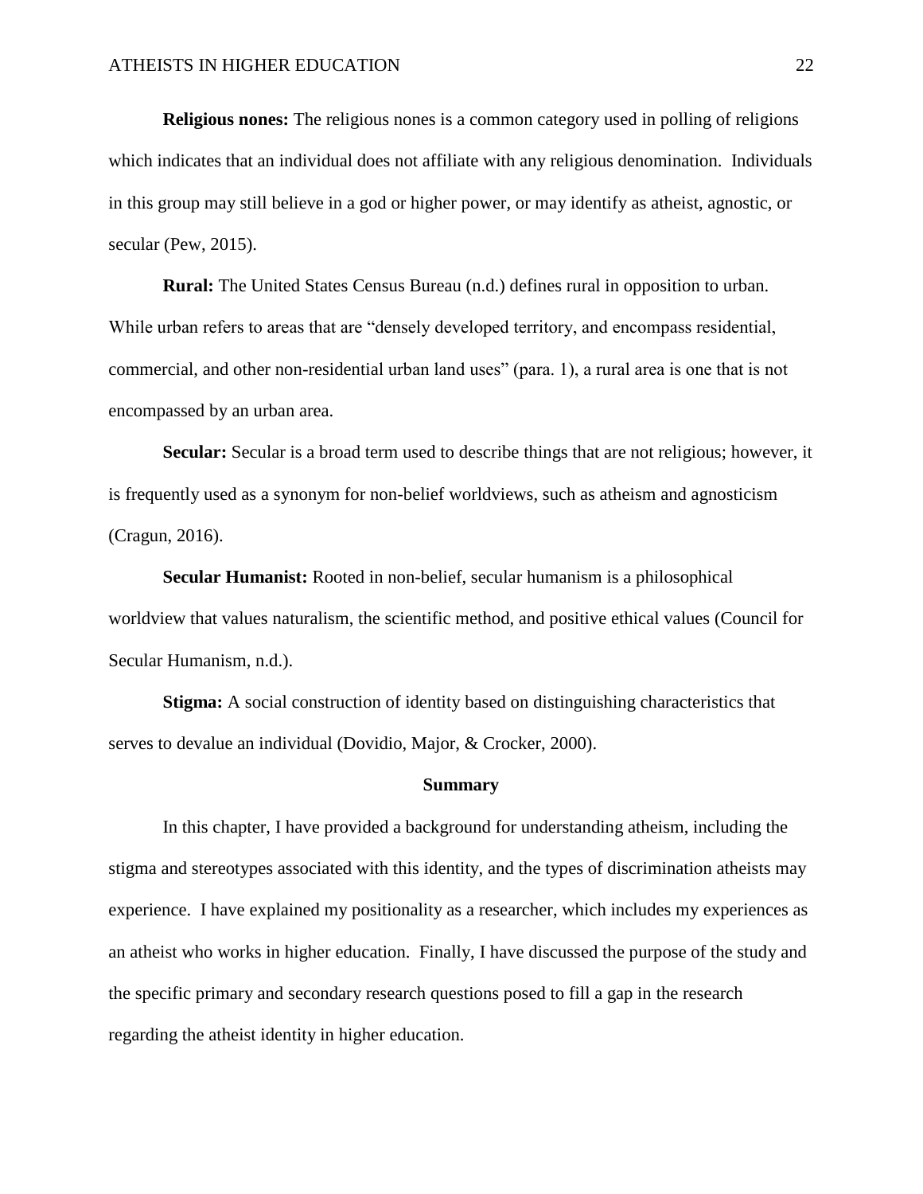**Religious nones:** The religious nones is a common category used in polling of religions which indicates that an individual does not affiliate with any religious denomination. Individuals in this group may still believe in a god or higher power, or may identify as atheist, agnostic, or secular (Pew, 2015).

**Rural:** The United States Census Bureau (n.d.) defines rural in opposition to urban. While urban refers to areas that are "densely developed territory, and encompass residential, commercial, and other non-residential urban land uses" (para. 1), a rural area is one that is not encompassed by an urban area.

**Secular:** Secular is a broad term used to describe things that are not religious; however, it is frequently used as a synonym for non-belief worldviews, such as atheism and agnosticism (Cragun, 2016).

**Secular Humanist:** Rooted in non-belief, secular humanism is a philosophical worldview that values naturalism, the scientific method, and positive ethical values (Council for Secular Humanism, n.d.).

**Stigma:** A social construction of identity based on distinguishing characteristics that serves to devalue an individual (Dovidio, Major, & Crocker, 2000).

## Summary

In this chapter, I have provided a background for understanding atheism, including the stigma and stereotypes associated with this identity, and the types of discrimination atheists may experience. I have explained my positionality as a researcher, which includes my experiences as an atheist who works in higher education. Finally, I have discussed the purpose of the study and the specific primary and secondary research questions posed to fill a gap in the research regarding the atheist identity in higher education.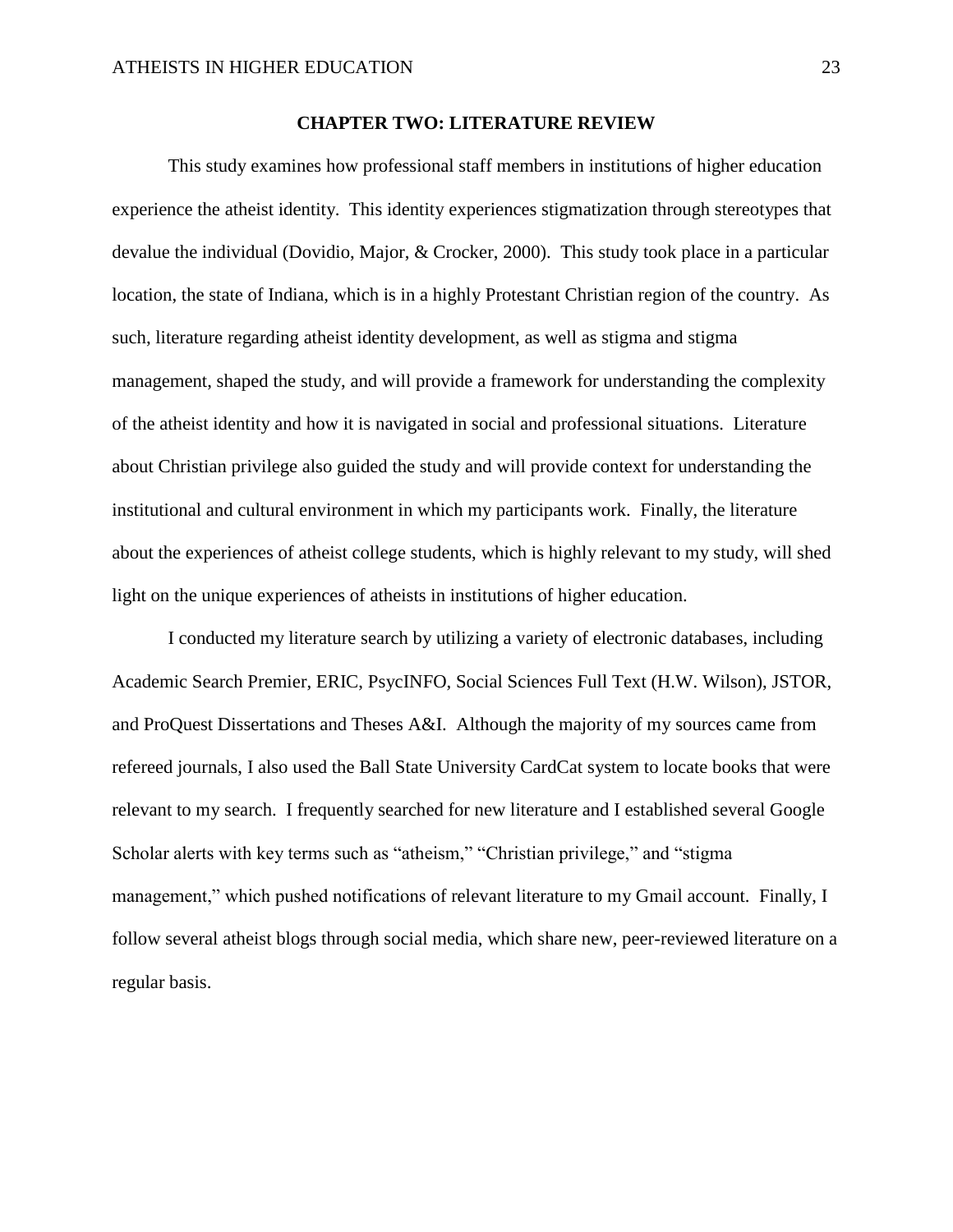## CHAPTER TWO: LITERATURE REVIEW

This study examines how professional staff members in institutions of higher education experience the atheist identity. This identity experiences stigmatization through stereotypes that devalue the individual (Dovidio, Major, & Crocker, 2000). This study took place in a particular location, the state of Indiana, which is in a highly Protestant Christian region of the country. As such, literature regarding atheist identity development, as well as stigma and stigma management, shaped the study, and will provide a framework for understanding the complexity of the atheist identity and how it is navigated in social and professional situations. Literature about Christian privilege also guided the study and will provide context for understanding the institutional and cultural environment in which my participants work. Finally, the literature about the experiences of atheist college students, which is highly relevant to my study, will shed light on the unique experiences of atheists in institutions of higher education.

I conducted my literature search by utilizing a variety of electronic databases, including Academic Search Premier, ERIC, PsycINFO, Social Sciences Full Text (H.W. Wilson), JSTOR, and ProQuest Dissertations and Theses A&I. Although the majority of my sources came from refereed journals, I also used the Ball State University CardCat system to locate books that were relevant to my search. I frequently searched for new literature and I established several Google Scholar alerts with key terms such as "atheism," "Christian privilege," and "stigma management," which pushed notifications of relevant literature to my Gmail account. Finally, I follow several atheist blogs through social media, which share new, peer-reviewed literature on a regular basis.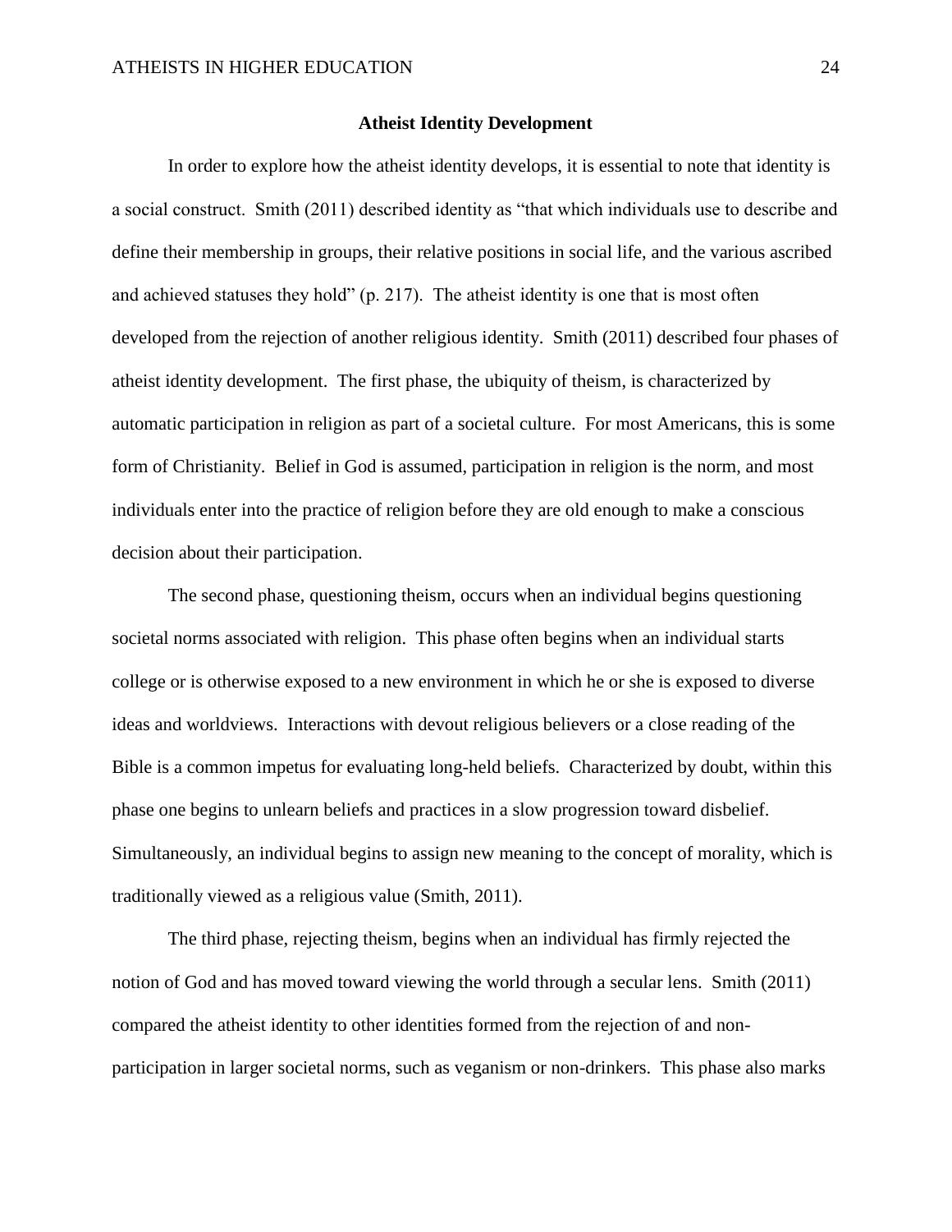## Atheist Identity Development

In order to explore how the atheist identity develops, it is essential to note that identity is a social construct. Smith (2011) described identity as "that which individuals use to describe and define their membership in groups, their relative positions in social life, and the various ascribed and achieved statuses they hold" (p. 217). The atheist identity is one that is most often developed from the rejection of another religious identity. Smith (2011) described four phases of atheist identity development. The first phase, the ubiquity of theism, is characterized by automatic participation in religion as part of a societal culture. For most Americans, this is some form of Christianity. Belief in God is assumed, participation in religion is the norm, and most individuals enter into the practice of religion before they are old enough to make a conscious decision about their participation.

The second phase, questioning theism, occurs when an individual begins questioning societal norms associated with religion. This phase often begins when an individual starts college or is otherwise exposed to a new environment in which he or she is exposed to diverse ideas and worldviews. Interactions with devout religious believers or a close reading of the Bible is a common impetus for evaluating long-held beliefs. Characterized by doubt, within this phase one begins to unlearn beliefs and practices in a slow progression toward disbelief. Simultaneously, an individual begins to assign new meaning to the concept of morality, which is traditionally viewed as a religious value (Smith, 2011).

The third phase, rejecting theism, begins when an individual has firmly rejected the notion of God and has moved toward viewing the world through a secular lens. Smith (2011) compared the atheist identity to other identities formed from the rejection of and non-participation in larger societal norms, such as veganism or non-drinkers. This phase also marks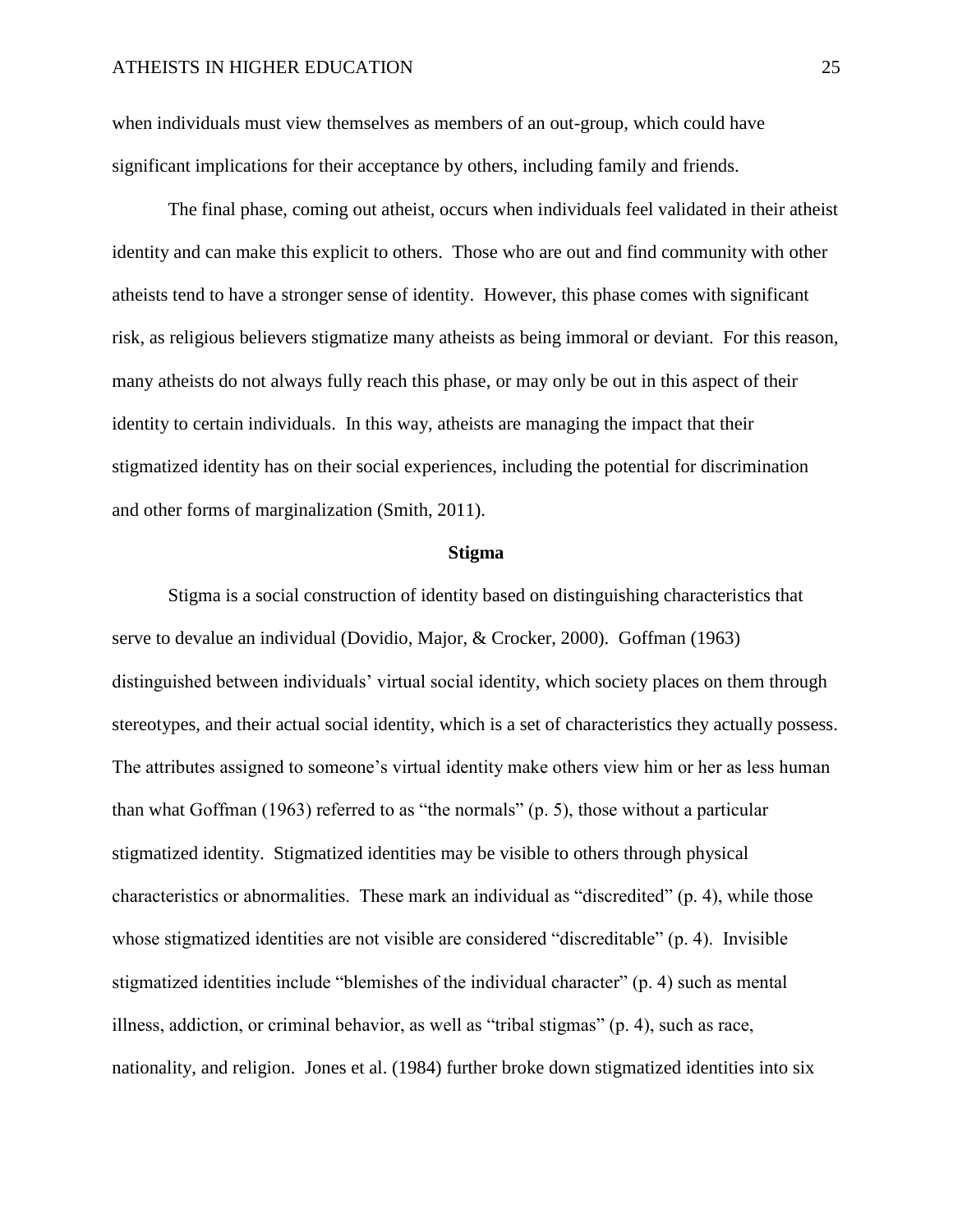when individuals must view themselves as members of an out-group, which could have significant implications for their acceptance by others, including family and friends.

The final phase, coming out atheist, occurs when individuals feel validated in their atheist identity and can make this explicit to others. Those who are out and find community with other atheists tend to have a stronger sense of identity. However, this phase comes with significant risk, as religious believers stigmatize many atheists as being immoral or deviant. For this reason, many atheists do not always fully reach this phase, or may only be out in this aspect of their identity to certain individuals. In this way, atheists are managing the impact that their stigmatized identity has on their social experiences, including the potential for discrimination and other forms of marginalization (Smith, 2011).

## Stigma

Stigma is a social construction of identity based on distinguishing characteristics that serve to devalue an individual (Dovidio, Major, & Crocker, 2000). Goffman (1963) distinguished between individuals' virtual social identity, which society places on them through stereotypes, and their actual social identity, which is a set of characteristics they actually possess. The attributes assigned to someone's virtual identity make others view him or her as less human than what Goffman (1963) referred to as "the normals" (p. 5), those without a particular stigmatized identity. Stigmatized identities may be visible to others through physical characteristics or abnormalities. These mark an individual as "discredited" (p. 4), while those whose stigmatized identities are not visible are considered "discreditable" (p. 4). Invisible stigmatized identities include "blemishes of the individual character" (p. 4) such as mental illness, addiction, or criminal behavior, as well as "tribal stigmas" (p. 4), such as race, nationality, and religion. Jones et al. (1984) further broke down stigmatized identities into six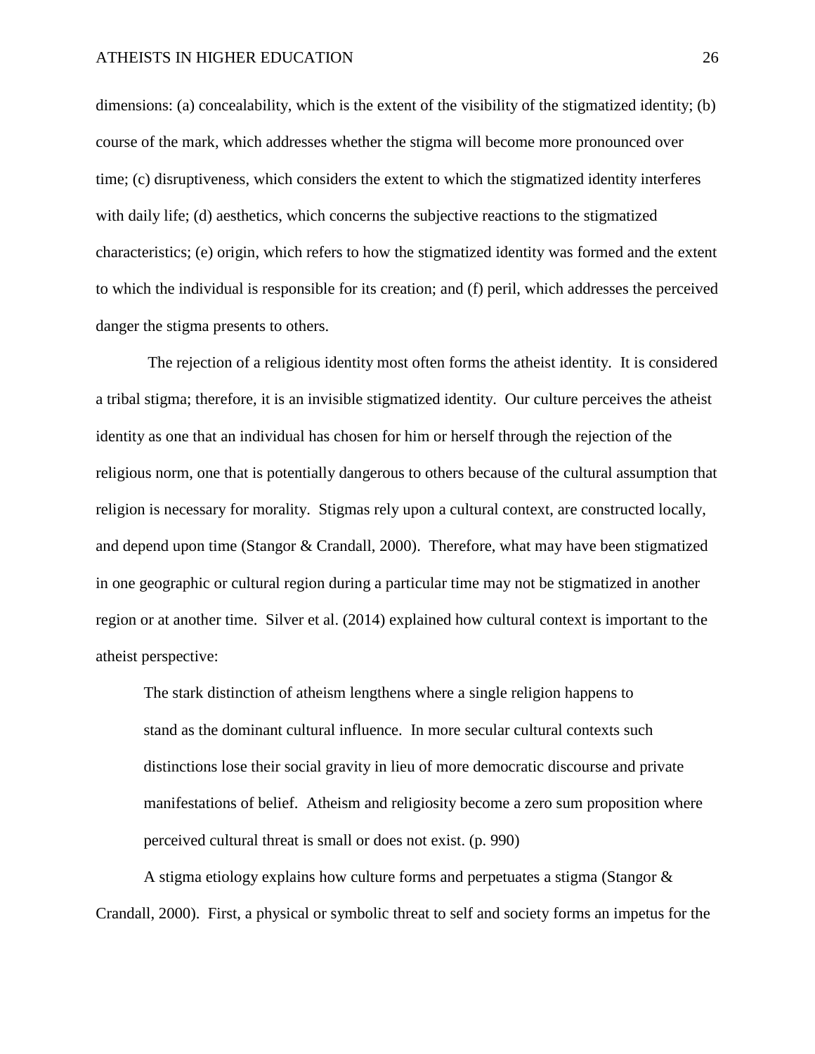dimensions: (a) concealability, which is the extent of the visibility of the stigmatized identity; (b) course of the mark, which addresses whether the stigma will become more pronounced over time; (c) disruptiveness, which considers the extent to which the stigmatized identity interferes with daily life; (d) aesthetics, which concerns the subjective reactions to the stigmatized characteristics; (e) origin, which refers to how the stigmatized identity was formed and the extent to which the individual is responsible for its creation; and (f) peril, which addresses the perceived danger the stigma presents to others.

The rejection of a religious identity most often forms the atheist identity. It is considered a tribal stigma; therefore, it is an invisible stigmatized identity. Our culture perceives the atheist identity as one that an individual has chosen for him or herself through the rejection of the religious norm, one that is potentially dangerous to others because of the cultural assumption that religion is necessary for morality. Stigmas rely upon a cultural context, are constructed locally, and depend upon time (Stangor & Crandall, 2000). Therefore, what may have been stigmatized in one geographic or cultural region during a particular time may not be stigmatized in another region or at another time. Silver et al. (2014) explained how cultural context is important to the atheist perspective:

> The stark distinction of atheism lengthens where a single religion happens to stand as the dominant cultural influence. In more secular cultural contexts such distinctions lose their social gravity in lieu of more democratic discourse and private manifestations of belief. Atheism and religiosity become a zero sum proposition where perceived cultural threat is small or does not exist. (p. 990)

A stigma etiology explains how culture forms and perpetuates a stigma (Stangor & Crandall, 2000). First, a physical or symbolic threat to self and society forms an impetus for the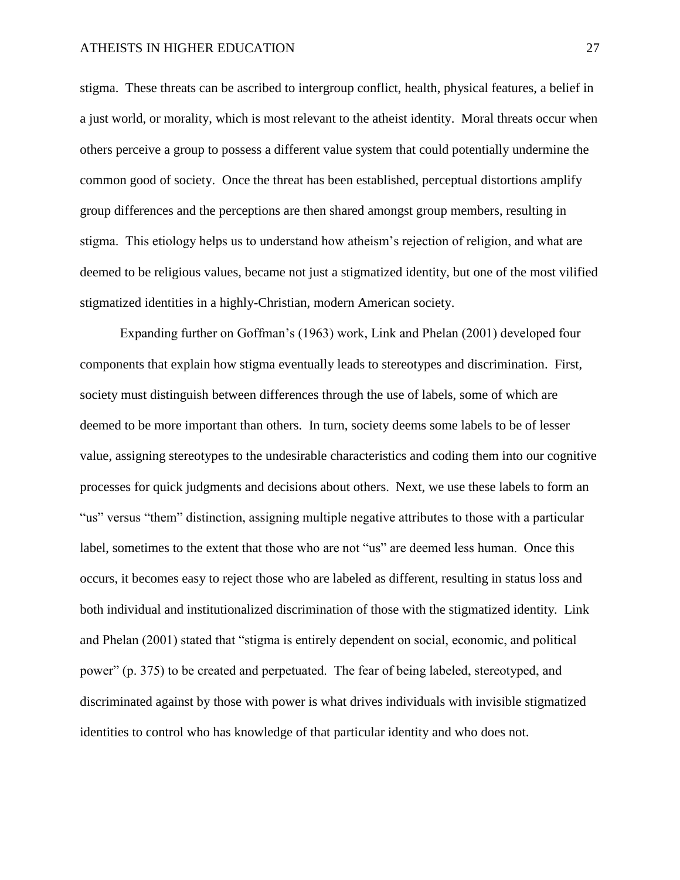stigma. These threats can be ascribed to intergroup conflict, health, physical features, a belief in a just world, or morality, which is most relevant to the atheist identity. Moral threats occur when others perceive a group to possess a different value system that could potentially undermine the common good of society. Once the threat has been established, perceptual distortions amplify group differences and the perceptions are then shared amongst group members, resulting in stigma. This etiology helps us to understand how atheism's rejection of religion, and what are deemed to be religious values, became not just a stigmatized identity, but one of the most vilified stigmatized identities in a highly-Christian, modern American society.

Expanding further on Goffman's (1963) work, Link and Phelan (2001) developed four components that explain how stigma eventually leads to stereotypes and discrimination. First, society must distinguish between differences through the use of labels, some of which are deemed to be more important than others. In turn, society deems some labels to be of lesser value, assigning stereotypes to the undesirable characteristics and coding them into our cognitive processes for quick judgments and decisions about others. Next, we use these labels to form an "us" versus "them" distinction, assigning multiple negative attributes to those with a particular label, sometimes to the extent that those who are not "us" are deemed less human. Once this occurs, it becomes easy to reject those who are labeled as different, resulting in status loss and both individual and institutionalized discrimination of those with the stigmatized identity. Link and Phelan (2001) stated that "stigma is entirely dependent on social, economic, and political power" (p. 375) to be created and perpetuated. The fear of being labeled, stereotyped, and discriminated against by those with power is what drives individuals with invisible stigmatized identities to control who has knowledge of that particular identity and who does not.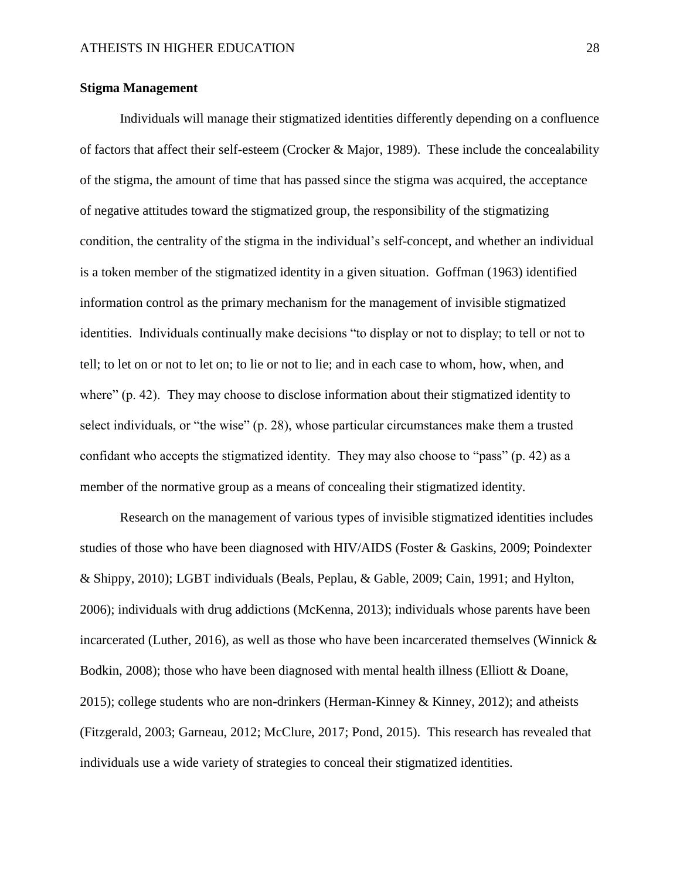**Stigma Management**

Individuals will manage their stigmatized identities differently depending on a confluence of factors that affect their self-esteem (Crocker & Major, 1989). These include the concealability of the stigma, the amount of time that has passed since the stigma was acquired, the acceptance of negative attitudes toward the stigmatized group, the responsibility of the stigmatizing condition, the centrality of the stigma in the individual's self-concept, and whether an individual is a token member of the stigmatized identity in a given situation. Goffman (1963) identified information control as the primary mechanism for the management of invisible stigmatized identities. Individuals continually make decisions "to display or not to display; to tell or not to tell; to let on or not to let on; to lie or not to lie; and in each case to whom, how, when, and where" (p. 42). They may choose to disclose information about their stigmatized identity to select individuals, or "the wise" (p. 28), whose particular circumstances make them a trusted confidant who accepts the stigmatized identity. They may also choose to "pass" (p. 42) as a member of the normative group as a means of concealing their stigmatized identity.

Research on the management of various types of invisible stigmatized identities includes studies of those who have been diagnosed with HIV/AIDS (Foster & Gaskins, 2009; Poindexter & Shippy, 2010); LGBT individuals (Beals, Peplau, & Gable, 2009; Cain, 1991; and Hylton, 2006); individuals with drug addictions (McKenna, 2013); individuals whose parents have been incarcerated (Luther, 2016), as well as those who have been incarcerated themselves (Winnick & Bodkin, 2008); those who have been diagnosed with mental health illness (Elliott & Doane, 2015); college students who are non-drinkers (Herman-Kinney & Kinney, 2012); and atheists (Fitzgerald, 2003; Garneau, 2012; McClure, 2017; Pond, 2015). This research has revealed that individuals use a wide variety of strategies to conceal their stigmatized identities.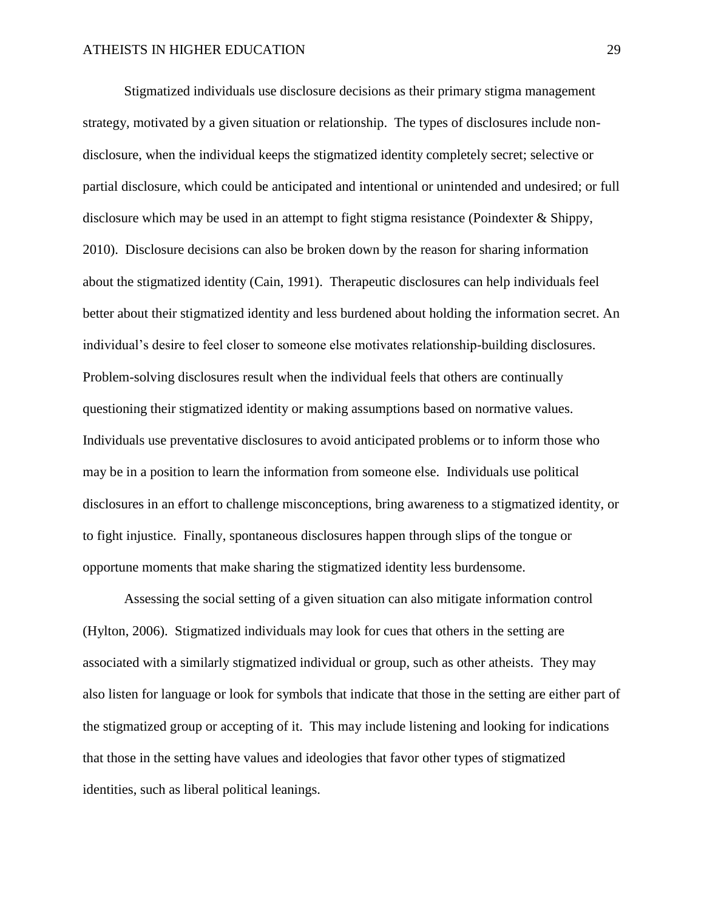Stigmatized individuals use disclosure decisions as their primary stigma management strategy, motivated by a given situation or relationship. The types of disclosures include non-disclosure, when the individual keeps the stigmatized identity completely secret; selective or partial disclosure, which could be anticipated and intentional or unintended and undesired; or full disclosure which may be used in an attempt to fight stigma resistance (Poindexter & Shippy, 2010). Disclosure decisions can also be broken down by the reason for sharing information about the stigmatized identity (Cain, 1991). Therapeutic disclosures can help individuals feel better about their stigmatized identity and less burdened about holding the information secret. An individual's desire to feel closer to someone else motivates relationship-building disclosures. Problem-solving disclosures result when the individual feels that others are continually questioning their stigmatized identity or making assumptions based on normative values. Individuals use preventative disclosures to avoid anticipated problems or to inform those who may be in a position to learn the information from someone else. Individuals use political disclosures in an effort to challenge misconceptions, bring awareness to a stigmatized identity, or to fight injustice. Finally, spontaneous disclosures happen through slips of the tongue or opportune moments that make sharing the stigmatized identity less burdensome.

Assessing the social setting of a given situation can also mitigate information control (Hylton, 2006). Stigmatized individuals may look for cues that others in the setting are associated with a similarly stigmatized individual or group, such as other atheists. They may also listen for language or look for symbols that indicate that those in the setting are either part of the stigmatized group or accepting of it. This may include listening and looking for indications that those in the setting have values and ideologies that favor other types of stigmatized identities, such as liberal political leanings.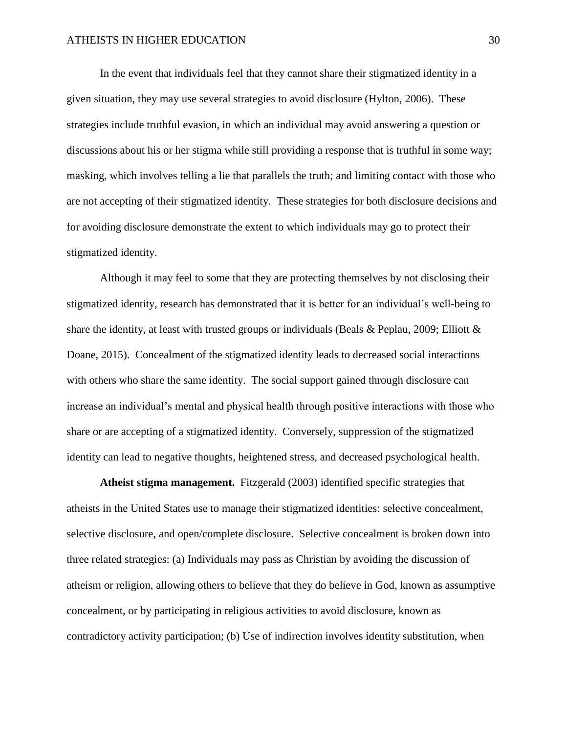In the event that individuals feel that they cannot share their stigmatized identity in a given situation, they may use several strategies to avoid disclosure (Hylton, 2006). These strategies include truthful evasion, in which an individual may avoid answering a question or discussions about his or her stigma while still providing a response that is truthful in some way; masking, which involves telling a lie that parallels the truth; and limiting contact with those who are not accepting of their stigmatized identity. These strategies for both disclosure decisions and for avoiding disclosure demonstrate the extent to which individuals may go to protect their stigmatized identity.

Although it may feel to some that they are protecting themselves by not disclosing their stigmatized identity, research has demonstrated that it is better for an individual's well-being to share the identity, at least with trusted groups or individuals (Beals & Peplau, 2009; Elliott & Doane, 2015). Concealment of the stigmatized identity leads to decreased social interactions with others who share the same identity. The social support gained through disclosure can increase an individual's mental and physical health through positive interactions with those who share or are accepting of a stigmatized identity. Conversely, suppression of the stigmatized identity can lead to negative thoughts, heightened stress, and decreased psychological health.

**Atheist stigma management.** Fitzgerald (2003) identified specific strategies that atheists in the United States use to manage their stigmatized identities: selective concealment, selective disclosure, and open/complete disclosure. Selective concealment is broken down into three related strategies: (a) Individuals may pass as Christian by avoiding the discussion of atheism or religion, allowing others to believe that they do believe in God, known as assumptive concealment, or by participating in religious activities to avoid disclosure, known as contradictory activity participation; (b) Use of indirection involves identity substitution, when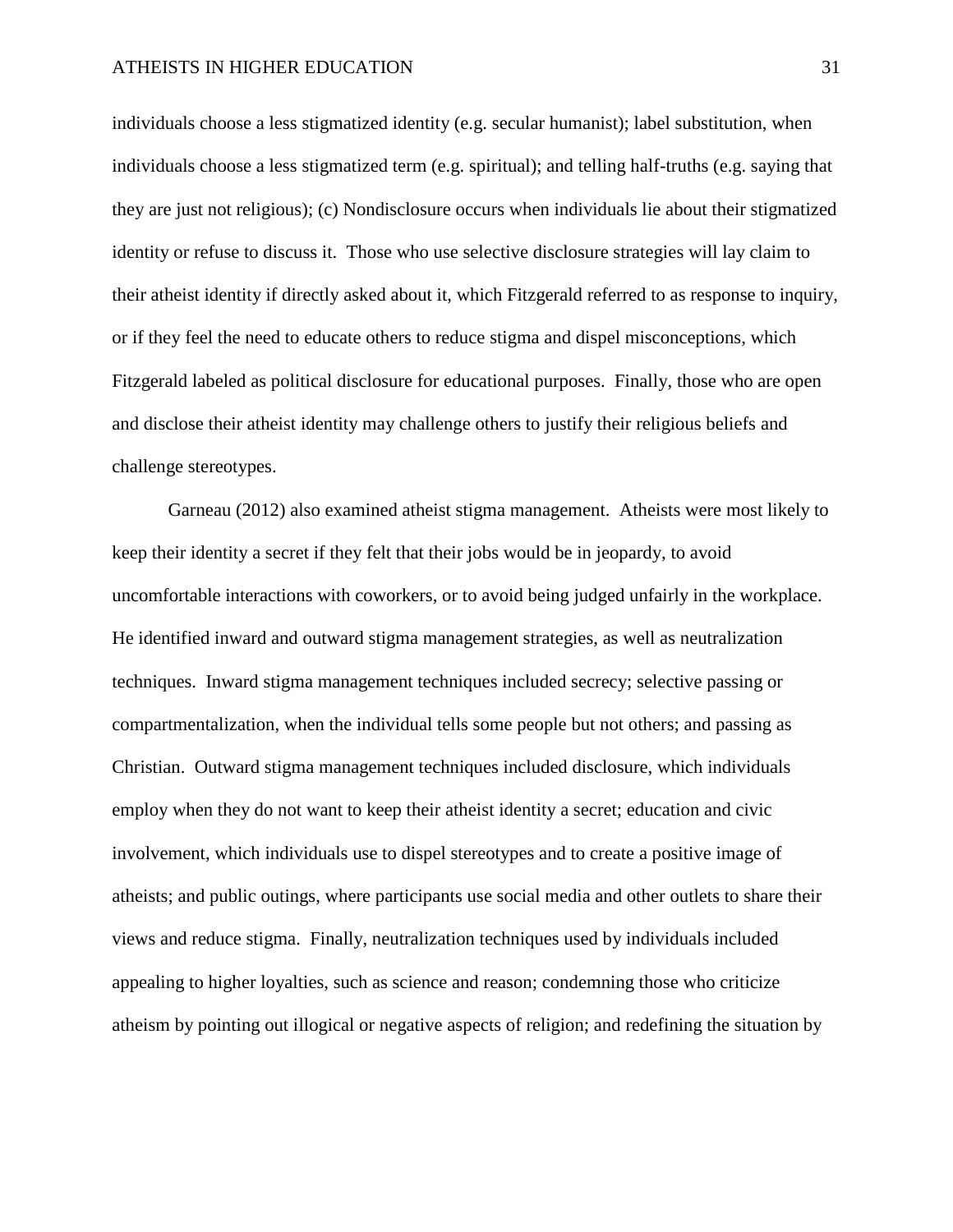individuals choose a less stigmatized identity (e.g. secular humanist); label substitution, when individuals choose a less stigmatized term (e.g. spiritual); and telling half-truths (e.g. saying that they are just not religious); (c) Nondisclosure occurs when individuals lie about their stigmatized identity or refuse to discuss it. Those who use selective disclosure strategies will lay claim to their atheist identity if directly asked about it, which Fitzgerald referred to as response to inquiry, or if they feel the need to educate others to reduce stigma and dispel misconceptions, which Fitzgerald labeled as political disclosure for educational purposes. Finally, those who are open and disclose their atheist identity may challenge others to justify their religious beliefs and challenge stereotypes.

Garneau (2012) also examined atheist stigma management. Atheists were most likely to keep their identity a secret if they felt that their jobs would be in jeopardy, to avoid uncomfortable interactions with coworkers, or to avoid being judged unfairly in the workplace. He identified inward and outward stigma management strategies, as well as neutralization techniques. Inward stigma management techniques included secrecy; selective passing or compartmentalization, when the individual tells some people but not others; and passing as Christian. Outward stigma management techniques included disclosure, which individuals employ when they do not want to keep their atheist identity a secret; education and civic involvement, which individuals use to dispel stereotypes and to create a positive image of atheists; and public outings, where participants use social media and other outlets to share their views and reduce stigma. Finally, neutralization techniques used by individuals included appealing to higher loyalties, such as science and reason; condemning those who criticize atheism by pointing out illogical or negative aspects of religion; and redefining the situation by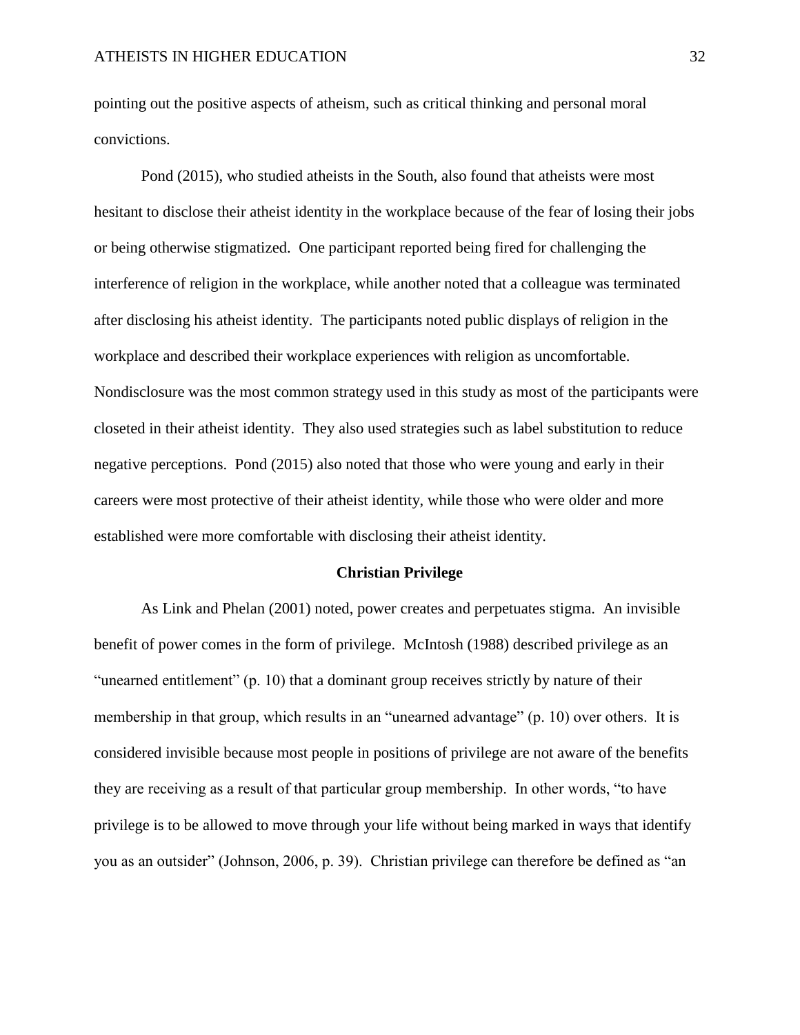pointing out the positive aspects of atheism, such as critical thinking and personal moral convictions.

Pond (2015), who studied atheists in the South, also found that atheists were most hesitant to disclose their atheist identity in the workplace because of the fear of losing their jobs or being otherwise stigmatized. One participant reported being fired for challenging the interference of religion in the workplace, while another noted that a colleague was terminated after disclosing his atheist identity. The participants noted public displays of religion in the workplace and described their workplace experiences with religion as uncomfortable. Nondisclosure was the most common strategy used in this study as most of the participants were closeted in their atheist identity. They also used strategies such as label substitution to reduce negative perceptions. Pond (2015) also noted that those who were young and early in their careers were most protective of their atheist identity, while those who were older and more established were more comfortable with disclosing their atheist identity.

## Christian Privilege

As Link and Phelan (2001) noted, power creates and perpetuates stigma. An invisible benefit of power comes in the form of privilege. McIntosh (1988) described privilege as an "unearned entitlement" (p. 10) that a dominant group receives strictly by nature of their membership in that group, which results in an "unearned advantage" (p. 10) over others. It is considered invisible because most people in positions of privilege are not aware of the benefits they are receiving as a result of that particular group membership. In other words, "to have privilege is to be allowed to move through your life without being marked in ways that identify you as an outsider" (Johnson, 2006, p. 39). Christian privilege can therefore be defined as "an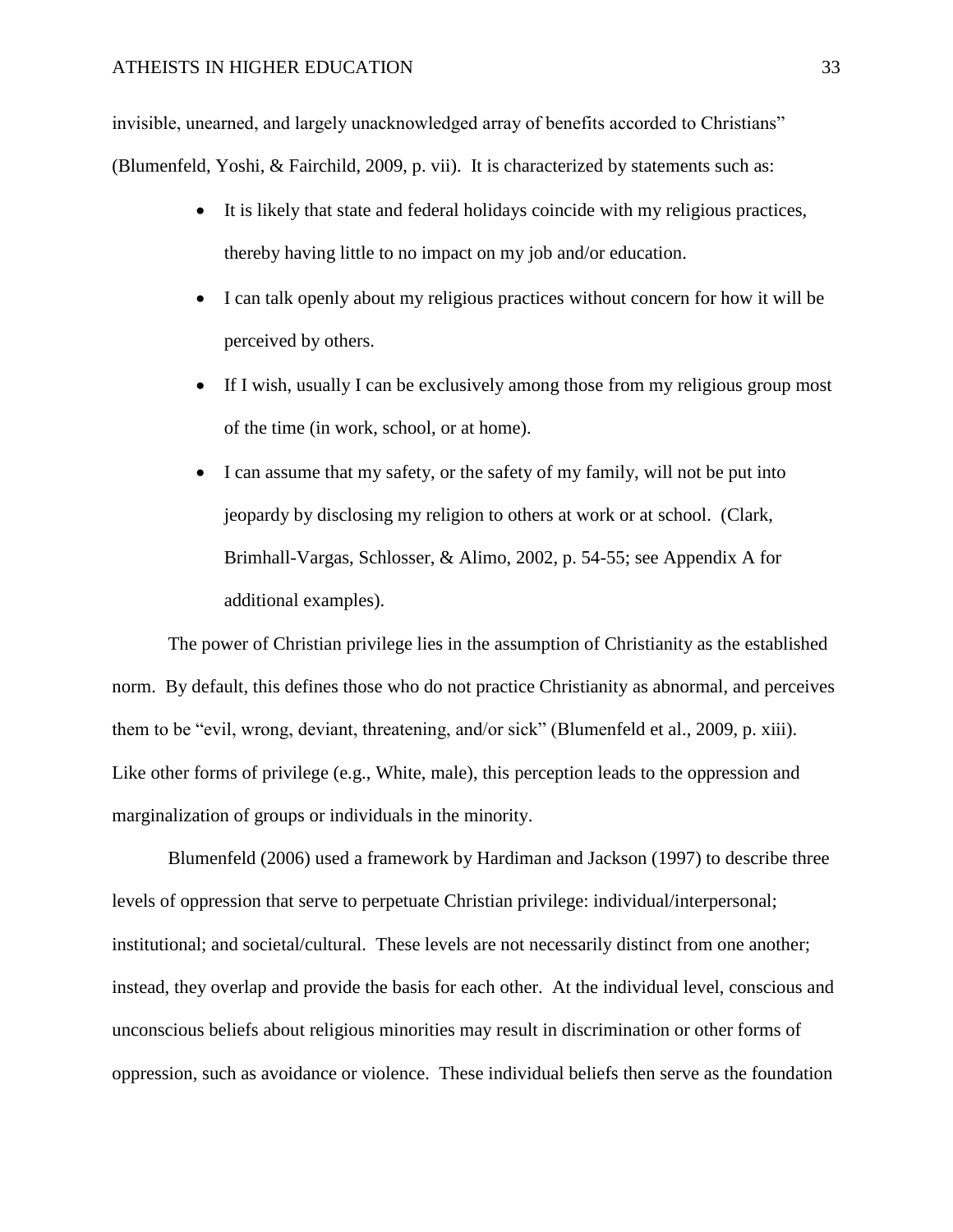invisible, unearned, and largely unacknowledged array of benefits accorded to Christians" (Blumenfeld, Yoshi, & Fairchild, 2009, p. vii). It is characterized by statements such as:

- It is likely that state and federal holidays coincide with my religious practices, thereby having little to no impact on my job and/or education.
- I can talk openly about my religious practices without concern for how it will be perceived by others.
- If I wish, usually I can be exclusively among those from my religious group most of the time (in work, school, or at home).
- I can assume that my safety, or the safety of my family, will not be put into jeopardy by disclosing my religion to others at work or at school. (Clark, Brimhall-Vargas, Schlosser, & Alimo, 2002, p. 54-55; see Appendix A for additional examples).

The power of Christian privilege lies in the assumption of Christianity as the established norm. By default, this defines those who do not practice Christianity as abnormal, and perceives them to be "evil, wrong, deviant, threatening, and/or sick" (Blumenfeld et al., 2009, p. xiii). Like other forms of privilege (e.g., White, male), this perception leads to the oppression and marginalization of groups or individuals in the minority.

Blumenfeld (2006) used a framework by Hardiman and Jackson (1997) to describe three levels of oppression that serve to perpetuate Christian privilege: individual/interpersonal; institutional; and societal/cultural. These levels are not necessarily distinct from one another; instead, they overlap and provide the basis for each other. At the individual level, conscious and unconscious beliefs about religious minorities may result in discrimination or other forms of oppression, such as avoidance or violence. These individual beliefs then serve as the foundation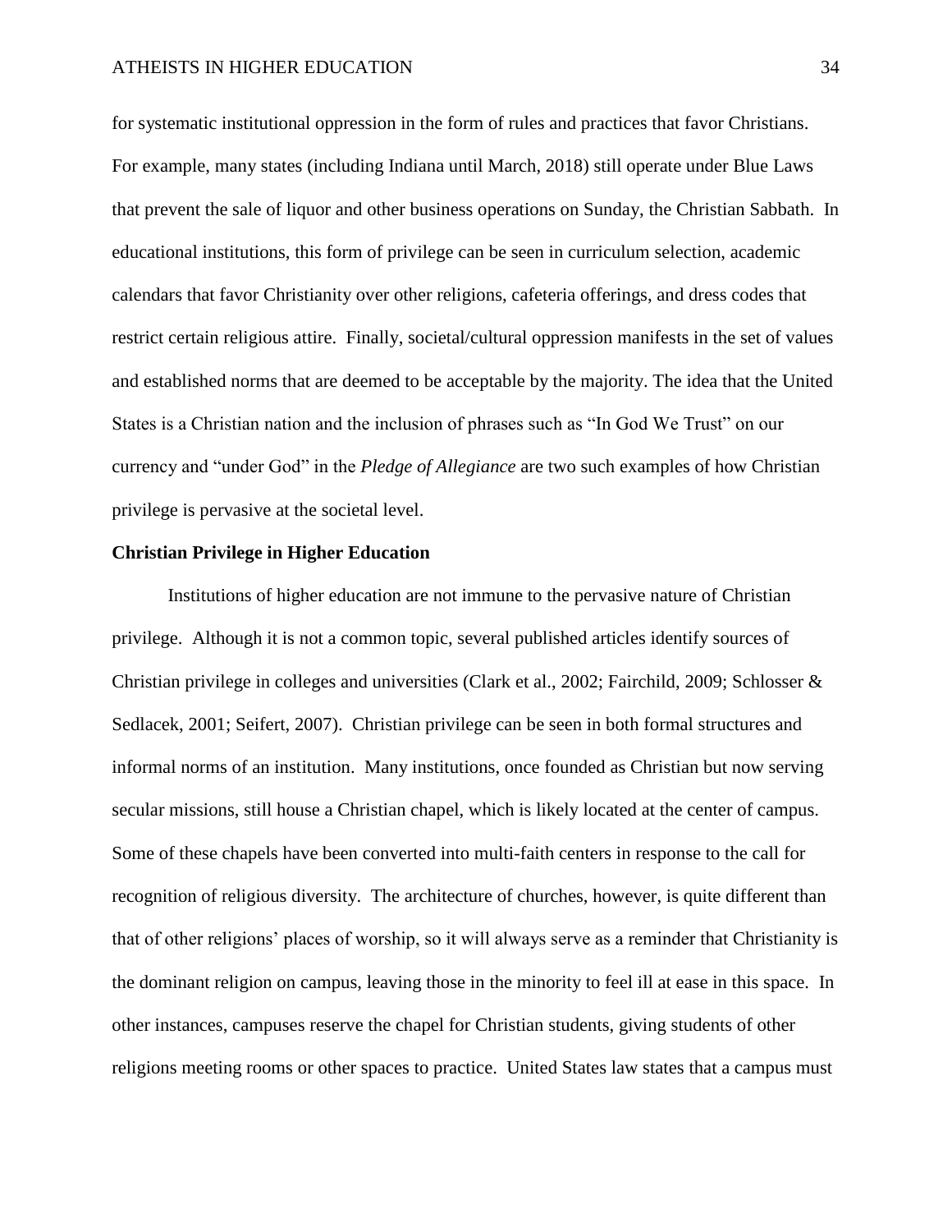for systematic institutional oppression in the form of rules and practices that favor Christians. For example, many states (including Indiana until March, 2018) still operate under Blue Laws that prevent the sale of liquor and other business operations on Sunday, the Christian Sabbath. In educational institutions, this form of privilege can be seen in curriculum selection, academic calendars that favor Christianity over other religions, cafeteria offerings, and dress codes that restrict certain religious attire. Finally, societal/cultural oppression manifests in the set of values and established norms that are deemed to be acceptable by the majority. The idea that the United States is a Christian nation and the inclusion of phrases such as "In God We Trust" on our currency and "under God" in the *Pledge of Allegiance* are two such examples of how Christian privilege is pervasive at the societal level.

## Christian Privilege in Higher Education

Institutions of higher education are not immune to the pervasive nature of Christian privilege. Although it is not a common topic, several published articles identify sources of Christian privilege in colleges and universities (Clark et al., 2002; Fairchild, 2009; Schlosser & Sedlacek, 2001; Seifert, 2007). Christian privilege can be seen in both formal structures and informal norms of an institution. Many institutions, once founded as Christian but now serving secular missions, still house a Christian chapel, which is likely located at the center of campus. Some of these chapels have been converted into multi-faith centers in response to the call for recognition of religious diversity. The architecture of churches, however, is quite different than that of other religions' places of worship, so it will always serve as a reminder that Christianity is the dominant religion on campus, leaving those in the minority to feel ill at ease in this space. In other instances, campuses reserve the chapel for Christian students, giving students of other religions meeting rooms or other spaces to practice. United States law states that a campus must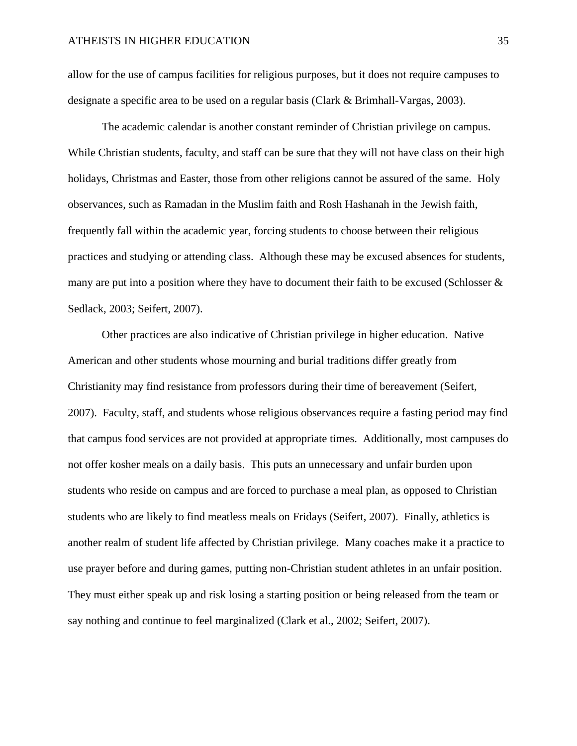allow for the use of campus facilities for religious purposes, but it does not require campuses to designate a specific area to be used on a regular basis (Clark & Brimhall-Vargas, 2003).

The academic calendar is another constant reminder of Christian privilege on campus. While Christian students, faculty, and staff can be sure that they will not have class on their high holidays, Christmas and Easter, those from other religions cannot be assured of the same. Holy observances, such as Ramadan in the Muslim faith and Rosh Hashanah in the Jewish faith, frequently fall within the academic year, forcing students to choose between their religious practices and studying or attending class. Although these may be excused absences for students, many are put into a position where they have to document their faith to be excused (Schlosser & Sedlack, 2003; Seifert, 2007).

Other practices are also indicative of Christian privilege in higher education. Native American and other students whose mourning and burial traditions differ greatly from Christianity may find resistance from professors during their time of bereavement (Seifert, 2007). Faculty, staff, and students whose religious observances require a fasting period may find that campus food services are not provided at appropriate times. Additionally, most campuses do not offer kosher meals on a daily basis. This puts an unnecessary and unfair burden upon students who reside on campus and are forced to purchase a meal plan, as opposed to Christian students who are likely to find meatless meals on Fridays (Seifert, 2007). Finally, athletics is another realm of student life affected by Christian privilege. Many coaches make it a practice to use prayer before and during games, putting non-Christian student athletes in an unfair position. They must either speak up and risk losing a starting position or being released from the team or say nothing and continue to feel marginalized (Clark et al., 2002; Seifert, 2007).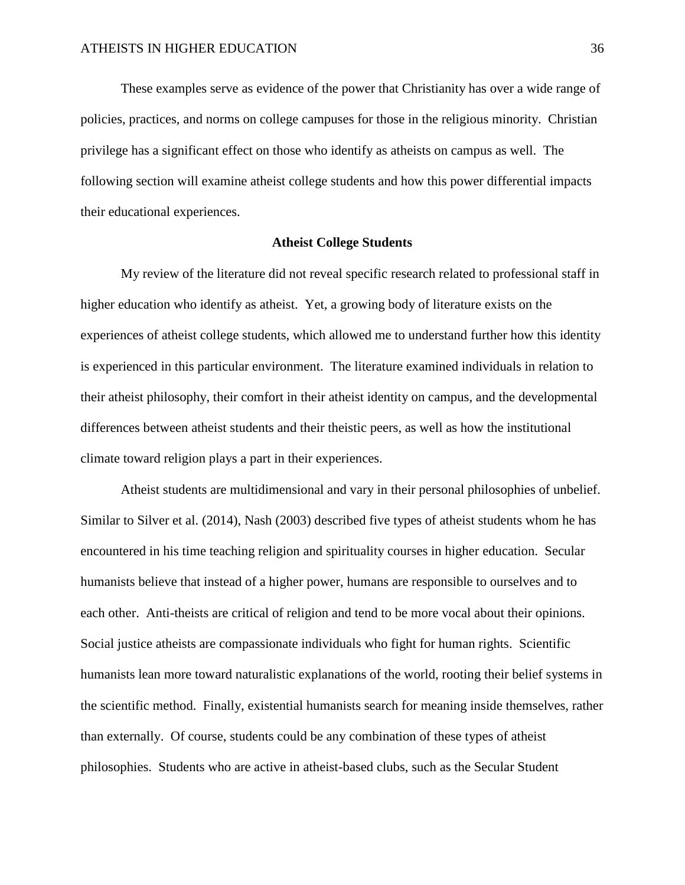These examples serve as evidence of the power that Christianity has over a wide range of policies, practices, and norms on college campuses for those in the religious minority. Christian privilege has a significant effect on those who identify as atheists on campus as well. The following section will examine atheist college students and how this power differential impacts their educational experiences.

### Atheist College Students

My review of the literature did not reveal specific research related to professional staff in higher education who identify as atheist. Yet, a growing body of literature exists on the experiences of atheist college students, which allowed me to understand further how this identity is experienced in this particular environment. The literature examined individuals in relation to their atheist philosophy, their comfort in their atheist identity on campus, and the developmental differences between atheist students and their theistic peers, as well as how the institutional climate toward religion plays a part in their experiences.

Atheist students are multidimensional and vary in their personal philosophies of unbelief. Similar to Silver et al. (2014), Nash (2003) described five types of atheist students whom he has encountered in his time teaching religion and spirituality courses in higher education. Secular humanists believe that instead of a higher power, humans are responsible to ourselves and to each other. Anti-theists are critical of religion and tend to be more vocal about their opinions. Social justice atheists are compassionate individuals who fight for human rights. Scientific humanists lean more toward naturalistic explanations of the world, rooting their belief systems in the scientific method. Finally, existential humanists search for meaning inside themselves, rather than externally. Of course, students could be any combination of these types of atheist philosophies. Students who are active in atheist-based clubs, such as the Secular Student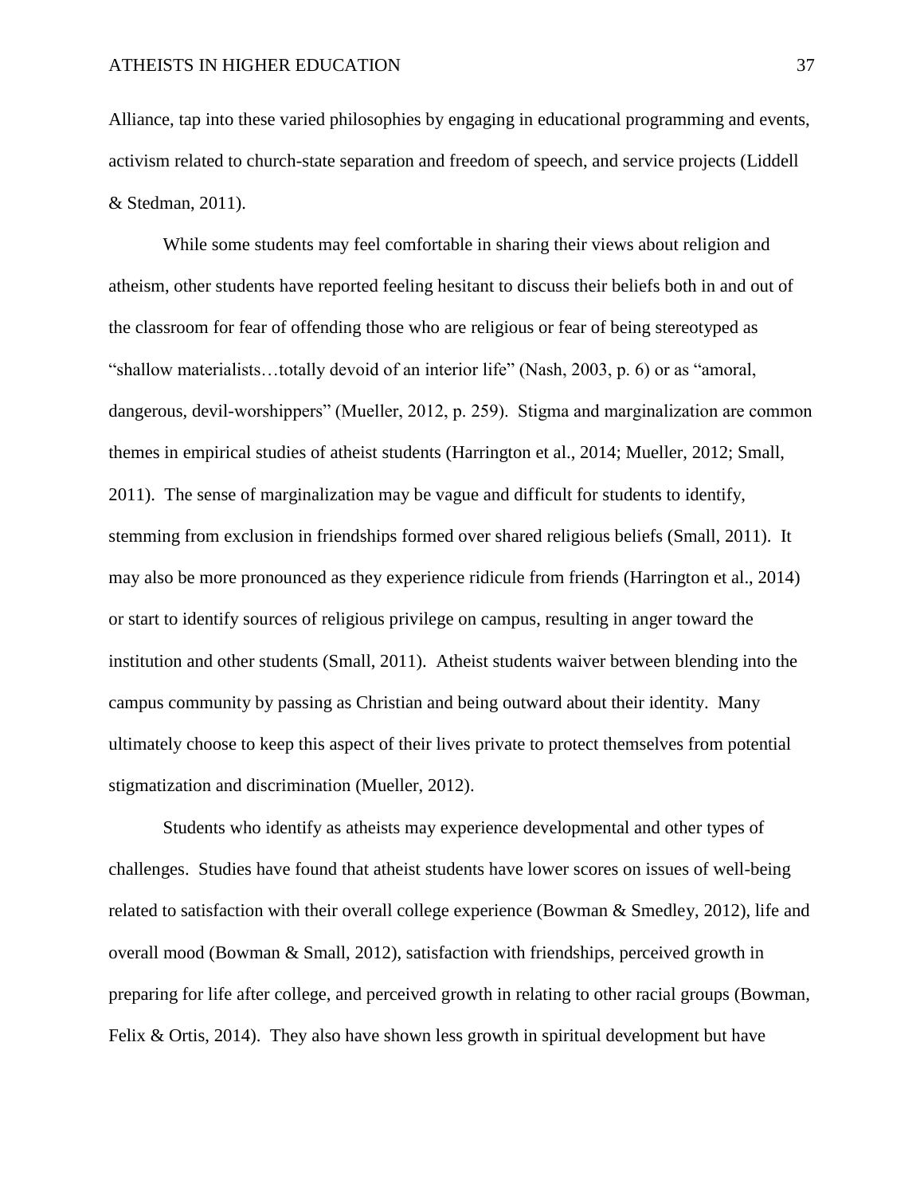Alliance, tap into these varied philosophies by engaging in educational programming and events, activism related to church-state separation and freedom of speech, and service projects (Liddell & Stedman, 2011).

While some students may feel comfortable in sharing their views about religion and atheism, other students have reported feeling hesitant to discuss their beliefs both in and out of the classroom for fear of offending those who are religious or fear of being stereotyped as "shallow materialists…totally devoid of an interior life" (Nash, 2003, p. 6) or as "amoral, dangerous, devil-worshippers" (Mueller, 2012, p. 259). Stigma and marginalization are common themes in empirical studies of atheist students (Harrington et al., 2014; Mueller, 2012; Small, 2011). The sense of marginalization may be vague and difficult for students to identify, stemming from exclusion in friendships formed over shared religious beliefs (Small, 2011). It may also be more pronounced as they experience ridicule from friends (Harrington et al., 2014) or start to identify sources of religious privilege on campus, resulting in anger toward the institution and other students (Small, 2011). Atheist students waiver between blending into the campus community by passing as Christian and being outward about their identity. Many ultimately choose to keep this aspect of their lives private to protect themselves from potential stigmatization and discrimination (Mueller, 2012).

Students who identify as atheists may experience developmental and other types of challenges. Studies have found that atheist students have lower scores on issues of well-being related to satisfaction with their overall college experience (Bowman & Smedley, 2012), life and overall mood (Bowman & Small, 2012), satisfaction with friendships, perceived growth in preparing for life after college, and perceived growth in relating to other racial groups (Bowman, Felix & Ortis, 2014). They also have shown less growth in spiritual development but have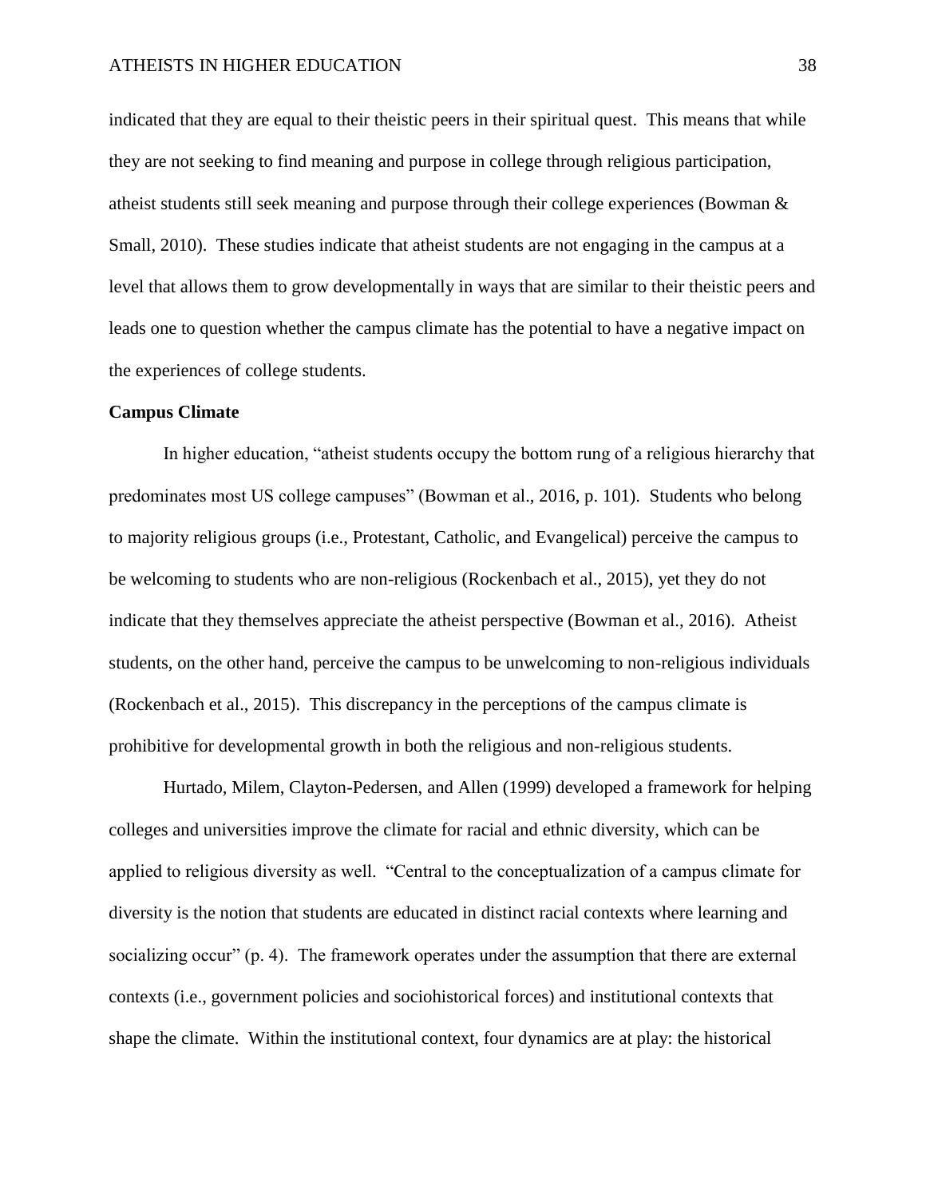indicated that they are equal to their theistic peers in their spiritual quest. This means that while they are not seeking to find meaning and purpose in college through religious participation, atheist students still seek meaning and purpose through their college experiences (Bowman & Small, 2010). These studies indicate that atheist students are not engaging in the campus at a level that allows them to grow developmentally in ways that are similar to their theistic peers and leads one to question whether the campus climate has the potential to have a negative impact on the experiences of college students.

**Campus Climate**

In higher education, "atheist students occupy the bottom rung of a religious hierarchy that predominates most US college campuses" (Bowman et al., 2016, p. 101). Students who belong to majority religious groups (i.e., Protestant, Catholic, and Evangelical) perceive the campus to be welcoming to students who are non-religious (Rockenbach et al., 2015), yet they do not indicate that they themselves appreciate the atheist perspective (Bowman et al., 2016). Atheist students, on the other hand, perceive the campus to be unwelcoming to non-religious individuals (Rockenbach et al., 2015). This discrepancy in the perceptions of the campus climate is prohibitive for developmental growth in both the religious and non-religious students.

Hurtado, Milem, Clayton-Pedersen, and Allen (1999) developed a framework for helping colleges and universities improve the climate for racial and ethnic diversity, which can be applied to religious diversity as well. "Central to the conceptualization of a campus climate for diversity is the notion that students are educated in distinct racial contexts where learning and socializing occur" (p. 4). The framework operates under the assumption that there are external contexts (i.e., government policies and sociohistorical forces) and institutional contexts that shape the climate. Within the institutional context, four dynamics are at play: the historical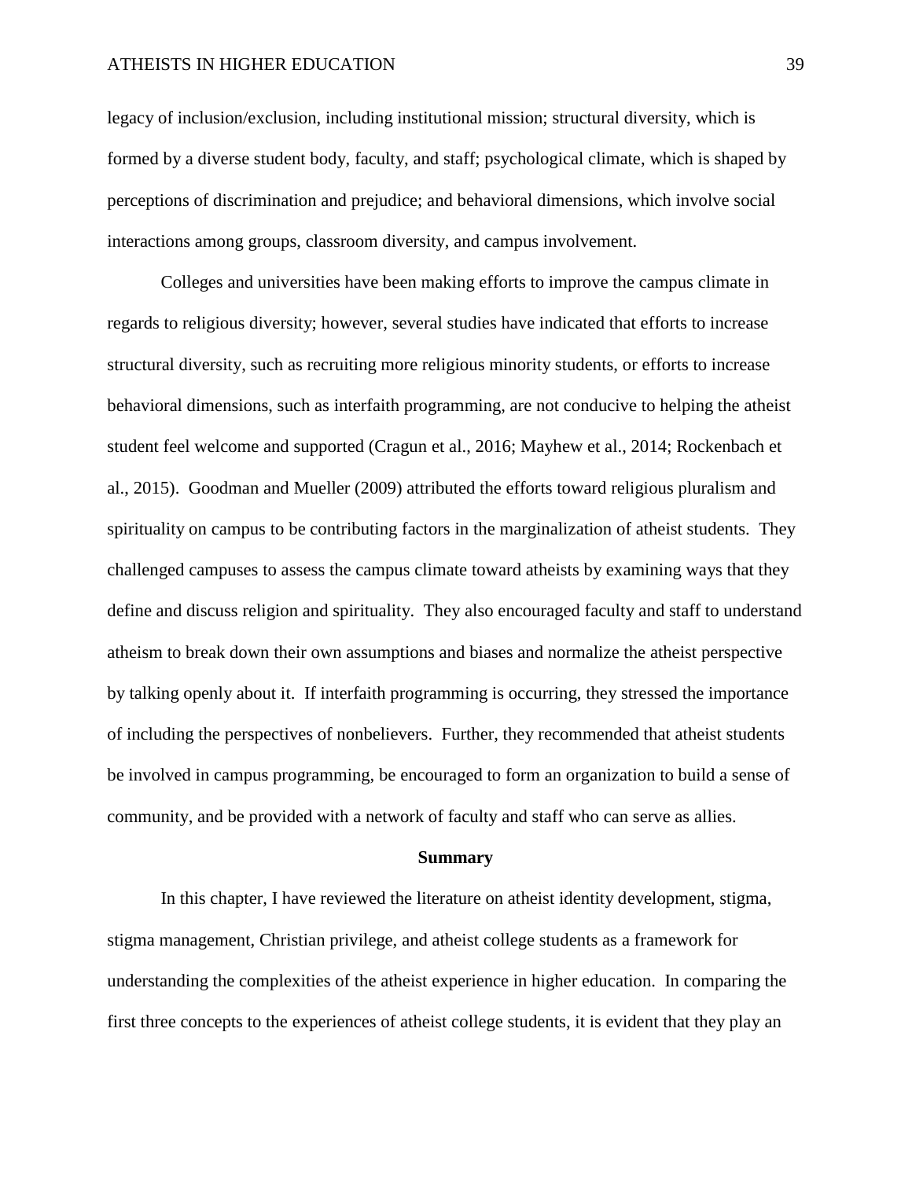legacy of inclusion/exclusion, including institutional mission; structural diversity, which is formed by a diverse student body, faculty, and staff; psychological climate, which is shaped by perceptions of discrimination and prejudice; and behavioral dimensions, which involve social interactions among groups, classroom diversity, and campus involvement.

Colleges and universities have been making efforts to improve the campus climate in regards to religious diversity; however, several studies have indicated that efforts to increase structural diversity, such as recruiting more religious minority students, or efforts to increase behavioral dimensions, such as interfaith programming, are not conducive to helping the atheist student feel welcome and supported (Cragun et al., 2016; Mayhew et al., 2014; Rockenbach et al., 2015). Goodman and Mueller (2009) attributed the efforts toward religious pluralism and spirituality on campus to be contributing factors in the marginalization of atheist students. They challenged campuses to assess the campus climate toward atheists by examining ways that they define and discuss religion and spirituality. They also encouraged faculty and staff to understand atheism to break down their own assumptions and biases and normalize the atheist perspective by talking openly about it. If interfaith programming is occurring, they stressed the importance of including the perspectives of nonbelievers. Further, they recommended that atheist students be involved in campus programming, be encouraged to form an organization to build a sense of community, and be provided with a network of faculty and staff who can serve as allies.

## Summary

In this chapter, I have reviewed the literature on atheist identity development, stigma, stigma management, Christian privilege, and atheist college students as a framework for understanding the complexities of the atheist experience in higher education. In comparing the first three concepts to the experiences of atheist college students, it is evident that they play an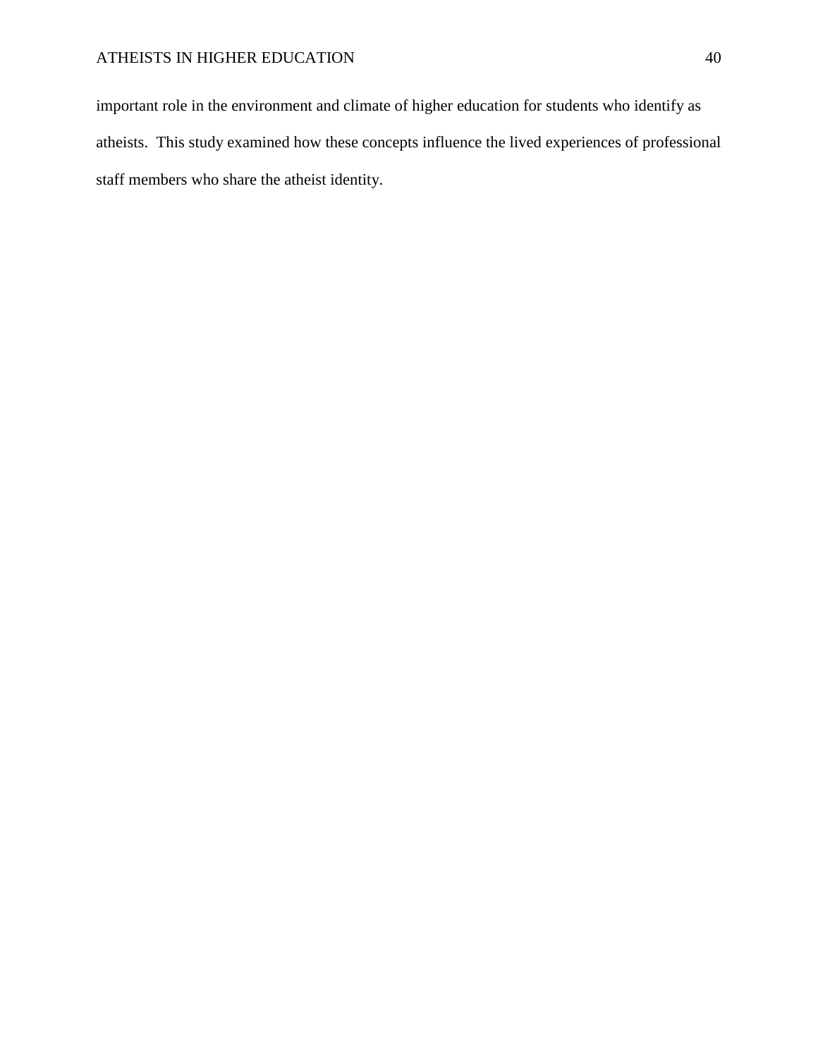important role in the environment and climate of higher education for students who identify as atheists.  This study examined how these concepts influence the lived experiences of professional staff members who share the atheist identity.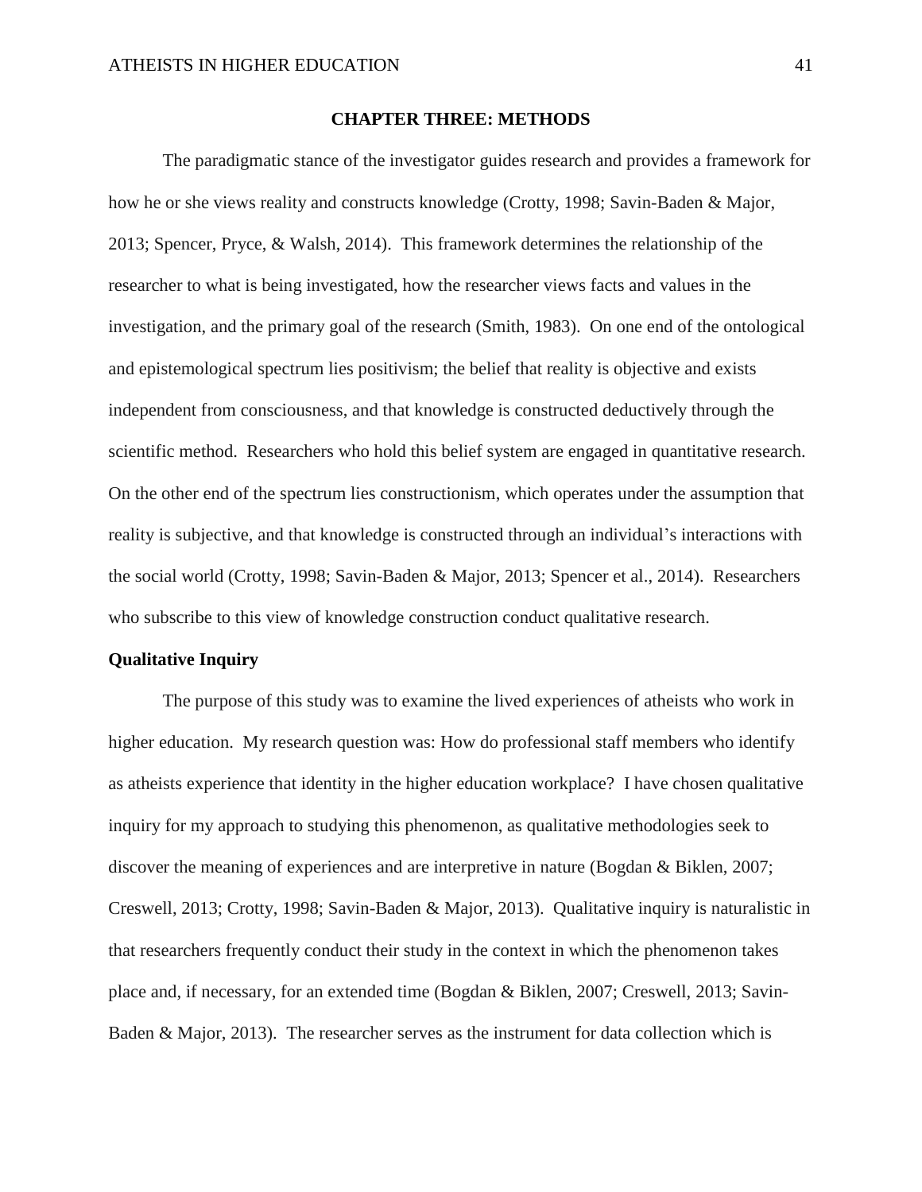# CHAPTER THREE: METHODS

The paradigmatic stance of the investigator guides research and provides a framework for how he or she views reality and constructs knowledge (Crotty, 1998; Savin-Baden & Major, 2013; Spencer, Pryce, & Walsh, 2014). This framework determines the relationship of the researcher to what is being investigated, how the researcher views facts and values in the investigation, and the primary goal of the research (Smith, 1983). On one end of the ontological and epistemological spectrum lies positivism; the belief that reality is objective and exists independent from consciousness, and that knowledge is constructed deductively through the scientific method. Researchers who hold this belief system are engaged in quantitative research. On the other end of the spectrum lies constructionism, which operates under the assumption that reality is subjective, and that knowledge is constructed through an individual's interactions with the social world (Crotty, 1998; Savin-Baden & Major, 2013; Spencer et al., 2014). Researchers who subscribe to this view of knowledge construction conduct qualitative research.

## Qualitative Inquiry

The purpose of this study was to examine the lived experiences of atheists who work in higher education. My research question was: How do professional staff members who identify as atheists experience that identity in the higher education workplace? I have chosen qualitative inquiry for my approach to studying this phenomenon, as qualitative methodologies seek to discover the meaning of experiences and are interpretive in nature (Bogdan & Biklen, 2007; Creswell, 2013; Crotty, 1998; Savin-Baden & Major, 2013). Qualitative inquiry is naturalistic in that researchers frequently conduct their study in the context in which the phenomenon takes place and, if necessary, for an extended time (Bogdan & Biklen, 2007; Creswell, 2013; Savin-Baden & Major, 2013). The researcher serves as the instrument for data collection which is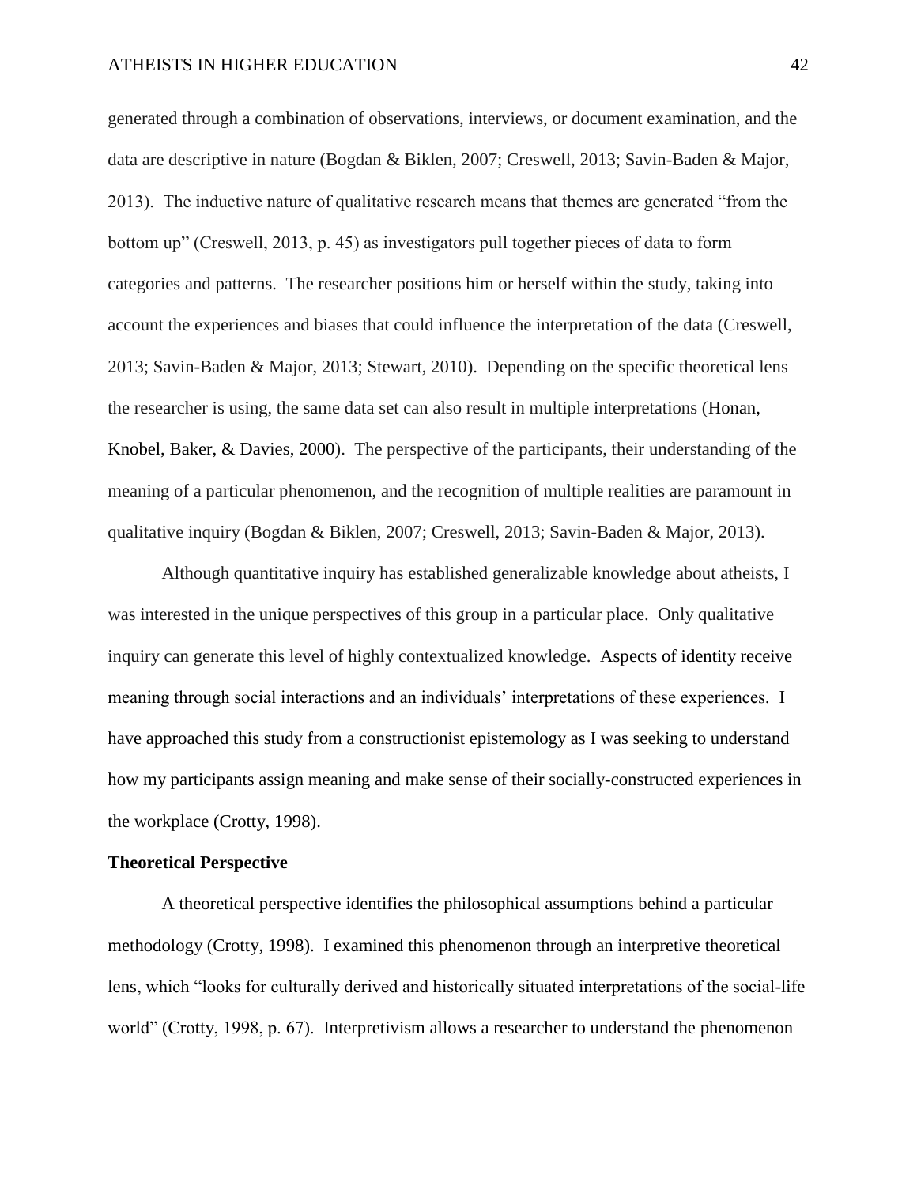generated through a combination of observations, interviews, or document examination, and the data are descriptive in nature (Bogdan & Biklen, 2007; Creswell, 2013; Savin-Baden & Major, 2013). The inductive nature of qualitative research means that themes are generated "from the bottom up" (Creswell, 2013, p. 45) as investigators pull together pieces of data to form categories and patterns. The researcher positions him or herself within the study, taking into account the experiences and biases that could influence the interpretation of the data (Creswell, 2013; Savin-Baden & Major, 2013; Stewart, 2010). Depending on the specific theoretical lens the researcher is using, the same data set can also result in multiple interpretations (Honan, Knobel, Baker, & Davies, 2000). The perspective of the participants, their understanding of the meaning of a particular phenomenon, and the recognition of multiple realities are paramount in qualitative inquiry (Bogdan & Biklen, 2007; Creswell, 2013; Savin-Baden & Major, 2013).

Although quantitative inquiry has established generalizable knowledge about atheists, I was interested in the unique perspectives of this group in a particular place. Only qualitative inquiry can generate this level of highly contextualized knowledge. Aspects of identity receive meaning through social interactions and an individuals' interpretations of these experiences. I have approached this study from a constructionist epistemology as I was seeking to understand how my participants assign meaning and make sense of their socially-constructed experiences in the workplace (Crotty, 1998).

## Theoretical Perspective

A theoretical perspective identifies the philosophical assumptions behind a particular methodology (Crotty, 1998). I examined this phenomenon through an interpretive theoretical lens, which "looks for culturally derived and historically situated interpretations of the social-life world" (Crotty, 1998, p. 67). Interpretivism allows a researcher to understand the phenomenon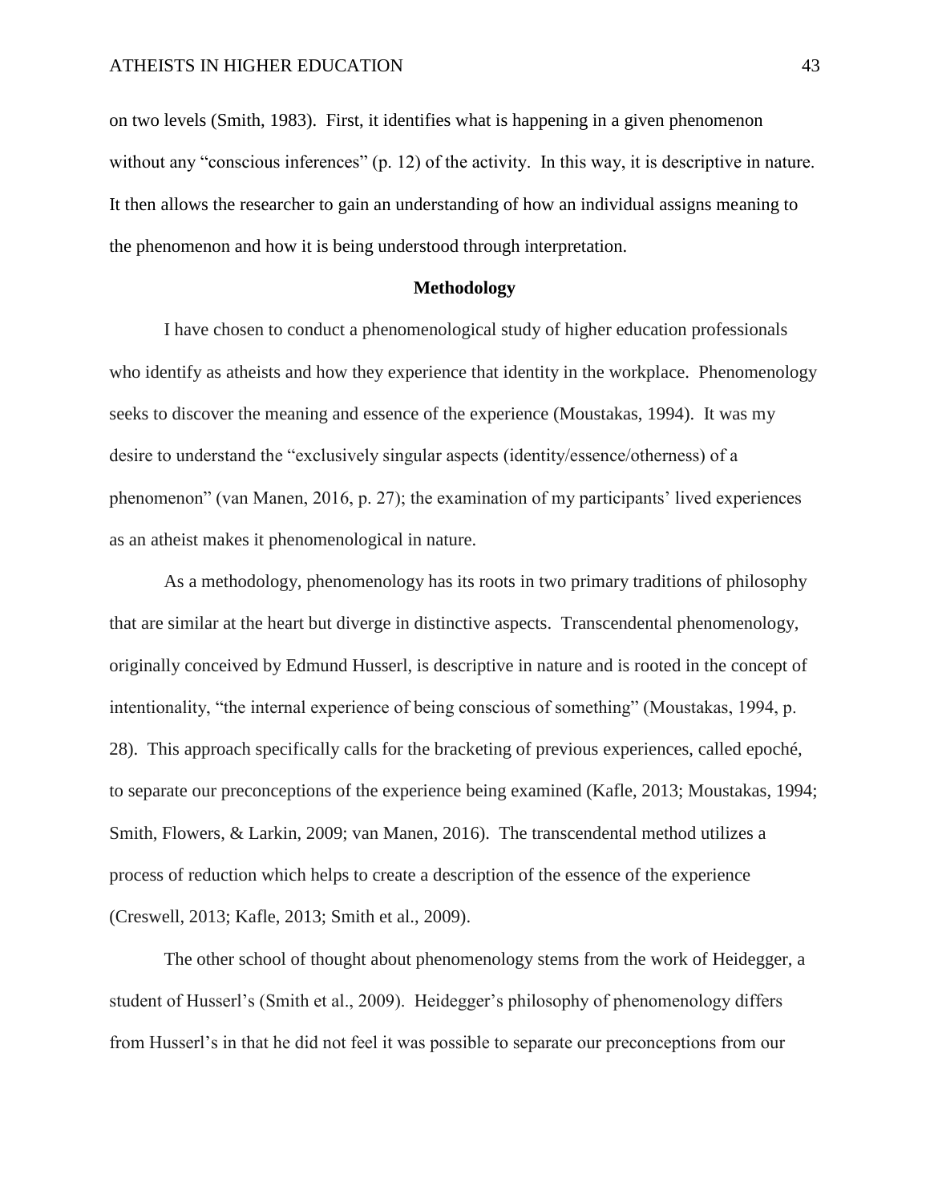on two levels (Smith, 1983). First, it identifies what is happening in a given phenomenon without any "conscious inferences" (p. 12) of the activity. In this way, it is descriptive in nature. It then allows the researcher to gain an understanding of how an individual assigns meaning to the phenomenon and how it is being understood through interpretation.

## Methodology

I have chosen to conduct a phenomenological study of higher education professionals who identify as atheists and how they experience that identity in the workplace. Phenomenology seeks to discover the meaning and essence of the experience (Moustakas, 1994). It was my desire to understand the "exclusively singular aspects (identity/essence/otherness) of a phenomenon" (van Manen, 2016, p. 27); the examination of my participants' lived experiences as an atheist makes it phenomenological in nature.

As a methodology, phenomenology has its roots in two primary traditions of philosophy that are similar at the heart but diverge in distinctive aspects. Transcendental phenomenology, originally conceived by Edmund Husserl, is descriptive in nature and is rooted in the concept of intentionality, "the internal experience of being conscious of something" (Moustakas, 1994, p. 28). This approach specifically calls for the bracketing of previous experiences, called epoché, to separate our preconceptions of the experience being examined (Kafle, 2013; Moustakas, 1994; Smith, Flowers, & Larkin, 2009; van Manen, 2016). The transcendental method utilizes a process of reduction which helps to create a description of the essence of the experience (Creswell, 2013; Kafle, 2013; Smith et al., 2009).

The other school of thought about phenomenology stems from the work of Heidegger, a student of Husserl's (Smith et al., 2009). Heidegger's philosophy of phenomenology differs from Husserl's in that he did not feel it was possible to separate our preconceptions from our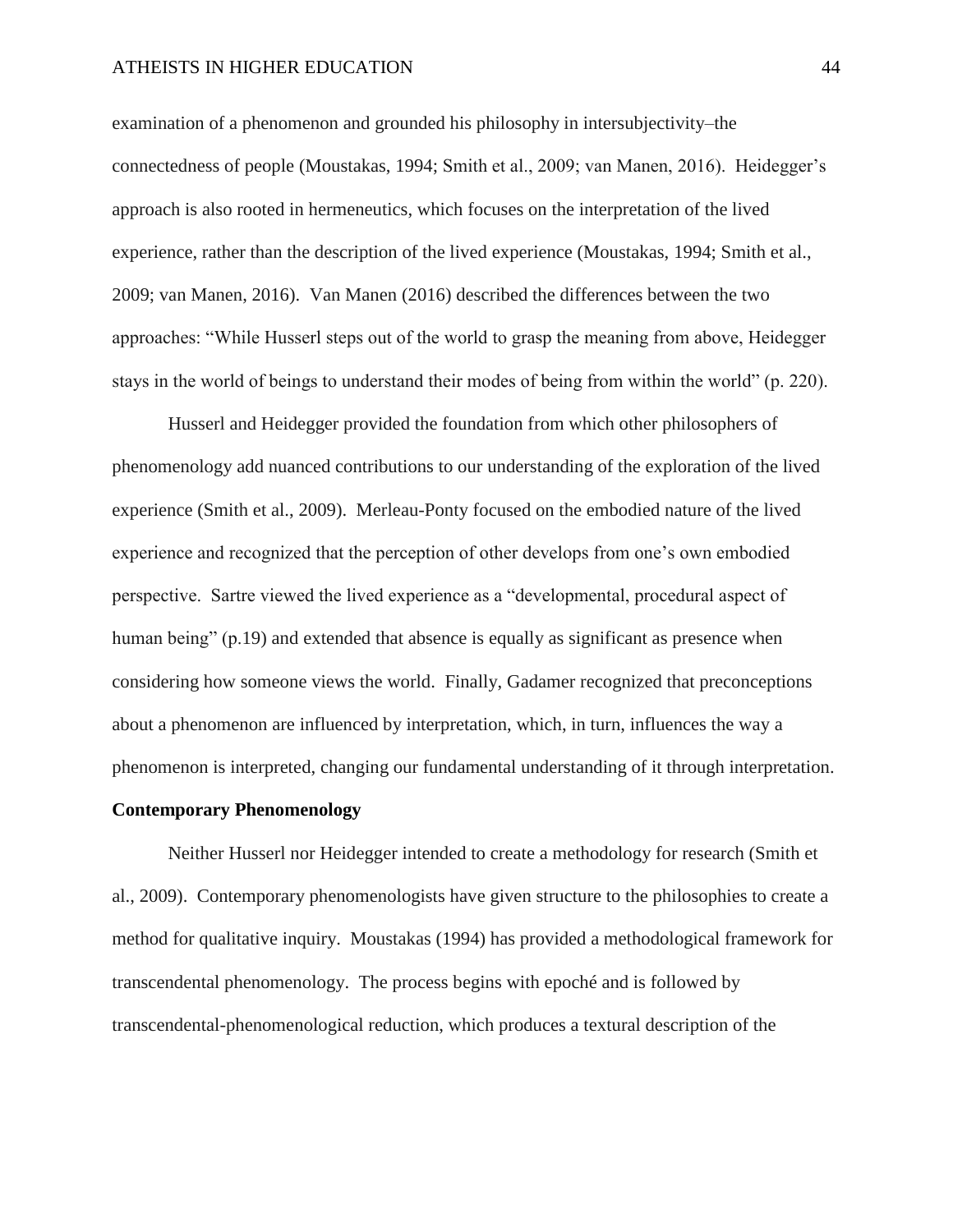examination of a phenomenon and grounded his philosophy in intersubjectivity–the connectedness of people (Moustakas, 1994; Smith et al., 2009; van Manen, 2016). Heidegger's approach is also rooted in hermeneutics, which focuses on the interpretation of the lived experience, rather than the description of the lived experience (Moustakas, 1994; Smith et al., 2009; van Manen, 2016). Van Manen (2016) described the differences between the two approaches: "While Husserl steps out of the world to grasp the meaning from above, Heidegger stays in the world of beings to understand their modes of being from within the world" (p. 220).

Husserl and Heidegger provided the foundation from which other philosophers of phenomenology add nuanced contributions to our understanding of the exploration of the lived experience (Smith et al., 2009). Merleau-Ponty focused on the embodied nature of the lived experience and recognized that the perception of other develops from one's own embodied perspective. Sartre viewed the lived experience as a "developmental, procedural aspect of human being" (p.19) and extended that absence is equally as significant as presence when considering how someone views the world. Finally, Gadamer recognized that preconceptions about a phenomenon are influenced by interpretation, which, in turn, influences the way a phenomenon is interpreted, changing our fundamental understanding of it through interpretation.

## Contemporary Phenomenology

Neither Husserl nor Heidegger intended to create a methodology for research (Smith et al., 2009). Contemporary phenomenologists have given structure to the philosophies to create a method for qualitative inquiry. Moustakas (1994) has provided a methodological framework for transcendental phenomenology. The process begins with epoché and is followed by transcendental-phenomenological reduction, which produces a textural description of the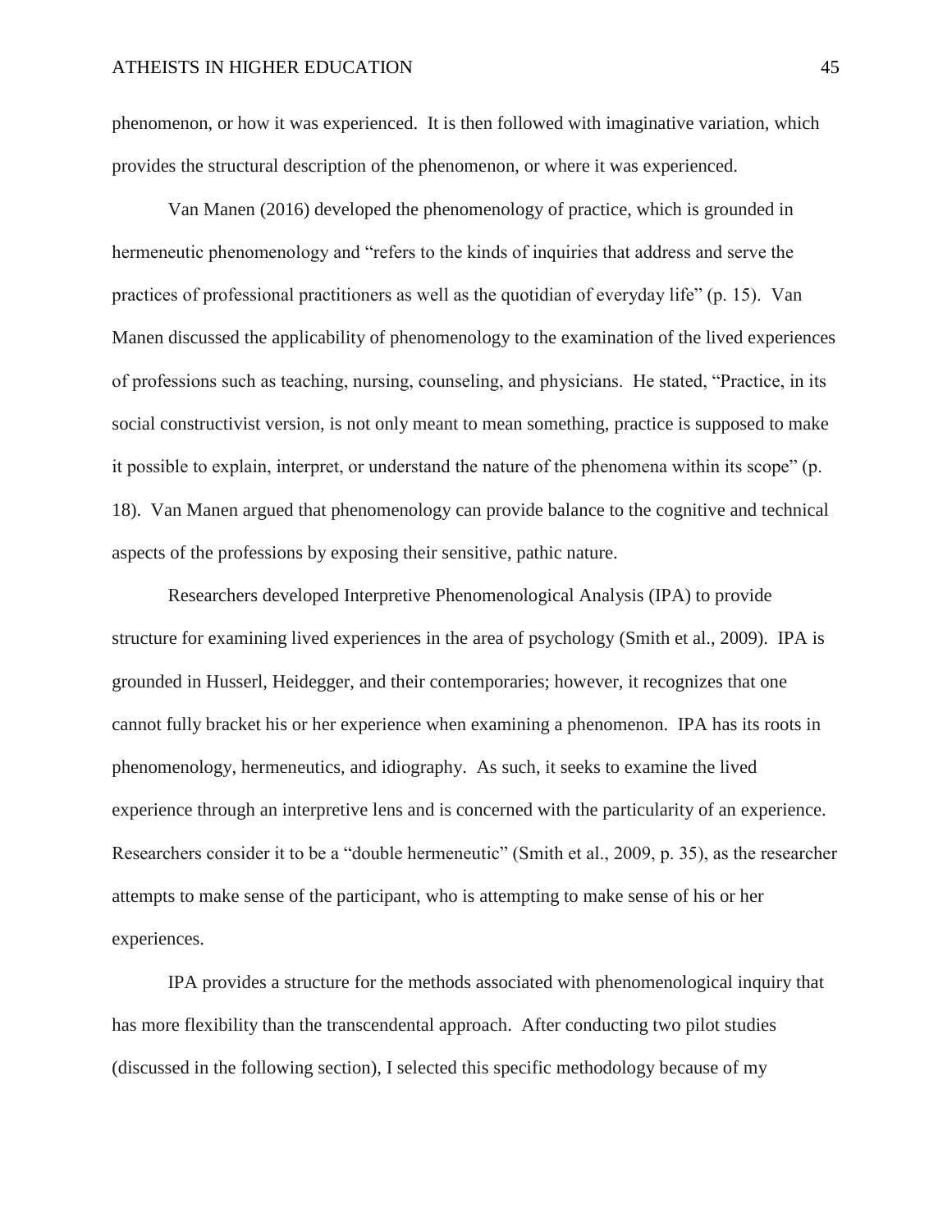phenomenon, or how it was experienced. It is then followed with imaginative variation, which provides the structural description of the phenomenon, or where it was experienced.

Van Manen (2016) developed the phenomenology of practice, which is grounded in hermeneutic phenomenology and "refers to the kinds of inquiries that address and serve the practices of professional practitioners as well as the quotidian of everyday life" (p. 15). Van Manen discussed the applicability of phenomenology to the examination of the lived experiences of professions such as teaching, nursing, counseling, and physicians. He stated, "Practice, in its social constructivist version, is not only meant to mean something, practice is supposed to make it possible to explain, interpret, or understand the nature of the phenomena within its scope" (p. 18). Van Manen argued that phenomenology can provide balance to the cognitive and technical aspects of the professions by exposing their sensitive, pathic nature.

Researchers developed Interpretive Phenomenological Analysis (IPA) to provide structure for examining lived experiences in the area of psychology (Smith et al., 2009). IPA is grounded in Husserl, Heidegger, and their contemporaries; however, it recognizes that one cannot fully bracket his or her experience when examining a phenomenon. IPA has its roots in phenomenology, hermeneutics, and idiography. As such, it seeks to examine the lived experience through an interpretive lens and is concerned with the particularity of an experience. Researchers consider it to be a "double hermeneutic" (Smith et al., 2009, p. 35), as the researcher attempts to make sense of the participant, who is attempting to make sense of his or her experiences.

IPA provides a structure for the methods associated with phenomenological inquiry that has more flexibility than the transcendental approach. After conducting two pilot studies (discussed in the following section), I selected this specific methodology because of my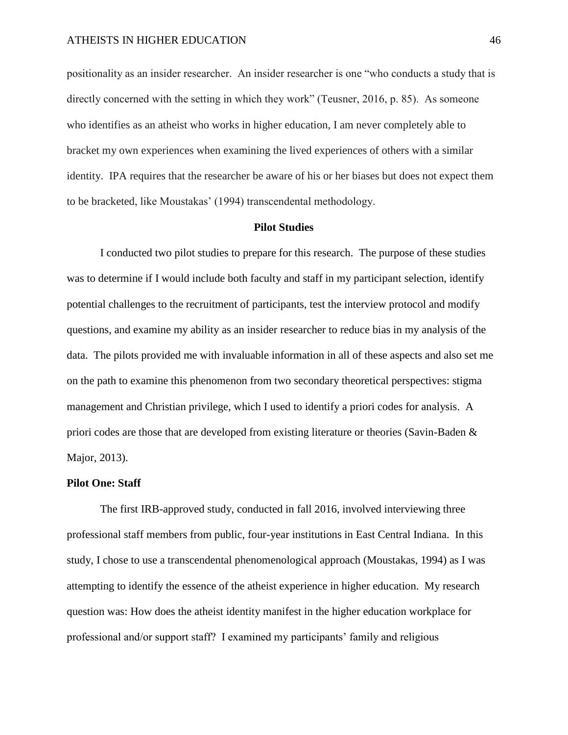positionality as an insider researcher. An insider researcher is one "who conducts a study that is directly concerned with the setting in which they work" (Teusner, 2016, p. 85). As someone who identifies as an atheist who works in higher education, I am never completely able to bracket my own experiences when examining the lived experiences of others with a similar identity. IPA requires that the researcher be aware of his or her biases but does not expect them to be bracketed, like Moustakas' (1994) transcendental methodology.

## Pilot Studies

I conducted two pilot studies to prepare for this research. The purpose of these studies was to determine if I would include both faculty and staff in my participant selection, identify potential challenges to the recruitment of participants, test the interview protocol and modify questions, and examine my ability as an insider researcher to reduce bias in my analysis of the data. The pilots provided me with invaluable information in all of these aspects and also set me on the path to examine this phenomenon from two secondary theoretical perspectives: stigma management and Christian privilege, which I used to identify a priori codes for analysis. A priori codes are those that are developed from existing literature or theories (Savin-Baden & Major, 2013).

### Pilot One: Staff

The first IRB-approved study, conducted in fall 2016, involved interviewing three professional staff members from public, four-year institutions in East Central Indiana. In this study, I chose to use a transcendental phenomenological approach (Moustakas, 1994) as I was attempting to identify the essence of the atheist experience in higher education. My research question was: How does the atheist identity manifest in the higher education workplace for professional and/or support staff? I examined my participants' family and religious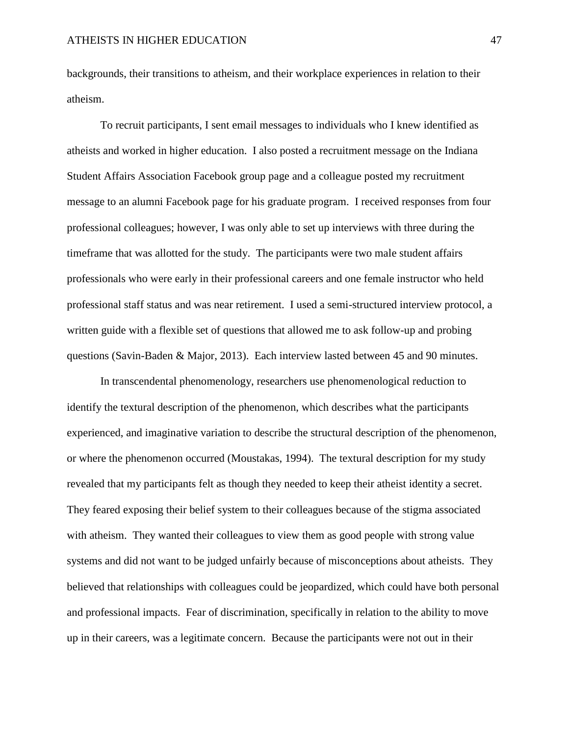backgrounds, their transitions to atheism, and their workplace experiences in relation to their atheism.

To recruit participants, I sent email messages to individuals who I knew identified as atheists and worked in higher education. I also posted a recruitment message on the Indiana Student Affairs Association Facebook group page and a colleague posted my recruitment message to an alumni Facebook page for his graduate program. I received responses from four professional colleagues; however, I was only able to set up interviews with three during the timeframe that was allotted for the study. The participants were two male student affairs professionals who were early in their professional careers and one female instructor who held professional staff status and was near retirement. I used a semi-structured interview protocol, a written guide with a flexible set of questions that allowed me to ask follow-up and probing questions (Savin-Baden & Major, 2013). Each interview lasted between 45 and 90 minutes.

In transcendental phenomenology, researchers use phenomenological reduction to identify the textural description of the phenomenon, which describes what the participants experienced, and imaginative variation to describe the structural description of the phenomenon, or where the phenomenon occurred (Moustakas, 1994). The textural description for my study revealed that my participants felt as though they needed to keep their atheist identity a secret. They feared exposing their belief system to their colleagues because of the stigma associated with atheism. They wanted their colleagues to view them as good people with strong value systems and did not want to be judged unfairly because of misconceptions about atheists. They believed that relationships with colleagues could be jeopardized, which could have both personal and professional impacts. Fear of discrimination, specifically in relation to the ability to move up in their careers, was a legitimate concern. Because the participants were not out in their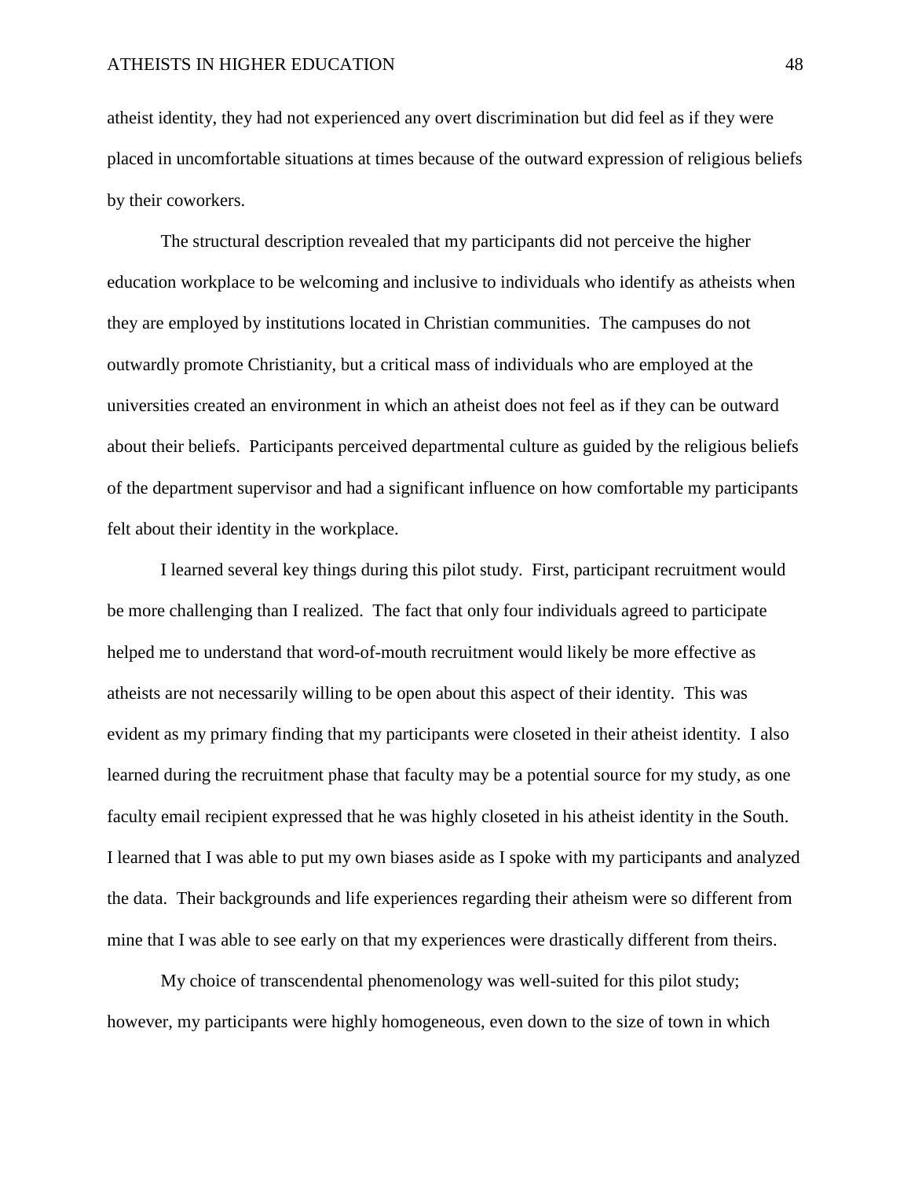atheist identity, they had not experienced any overt discrimination but did feel as if they were placed in uncomfortable situations at times because of the outward expression of religious beliefs by their coworkers.

The structural description revealed that my participants did not perceive the higher education workplace to be welcoming and inclusive to individuals who identify as atheists when they are employed by institutions located in Christian communities. The campuses do not outwardly promote Christianity, but a critical mass of individuals who are employed at the universities created an environment in which an atheist does not feel as if they can be outward about their beliefs. Participants perceived departmental culture as guided by the religious beliefs of the department supervisor and had a significant influence on how comfortable my participants felt about their identity in the workplace.

I learned several key things during this pilot study. First, participant recruitment would be more challenging than I realized. The fact that only four individuals agreed to participate helped me to understand that word-of-mouth recruitment would likely be more effective as atheists are not necessarily willing to be open about this aspect of their identity. This was evident as my primary finding that my participants were closeted in their atheist identity. I also learned during the recruitment phase that faculty may be a potential source for my study, as one faculty email recipient expressed that he was highly closeted in his atheist identity in the South. I learned that I was able to put my own biases aside as I spoke with my participants and analyzed the data. Their backgrounds and life experiences regarding their atheism were so different from mine that I was able to see early on that my experiences were drastically different from theirs.

My choice of transcendental phenomenology was well-suited for this pilot study; however, my participants were highly homogeneous, even down to the size of town in which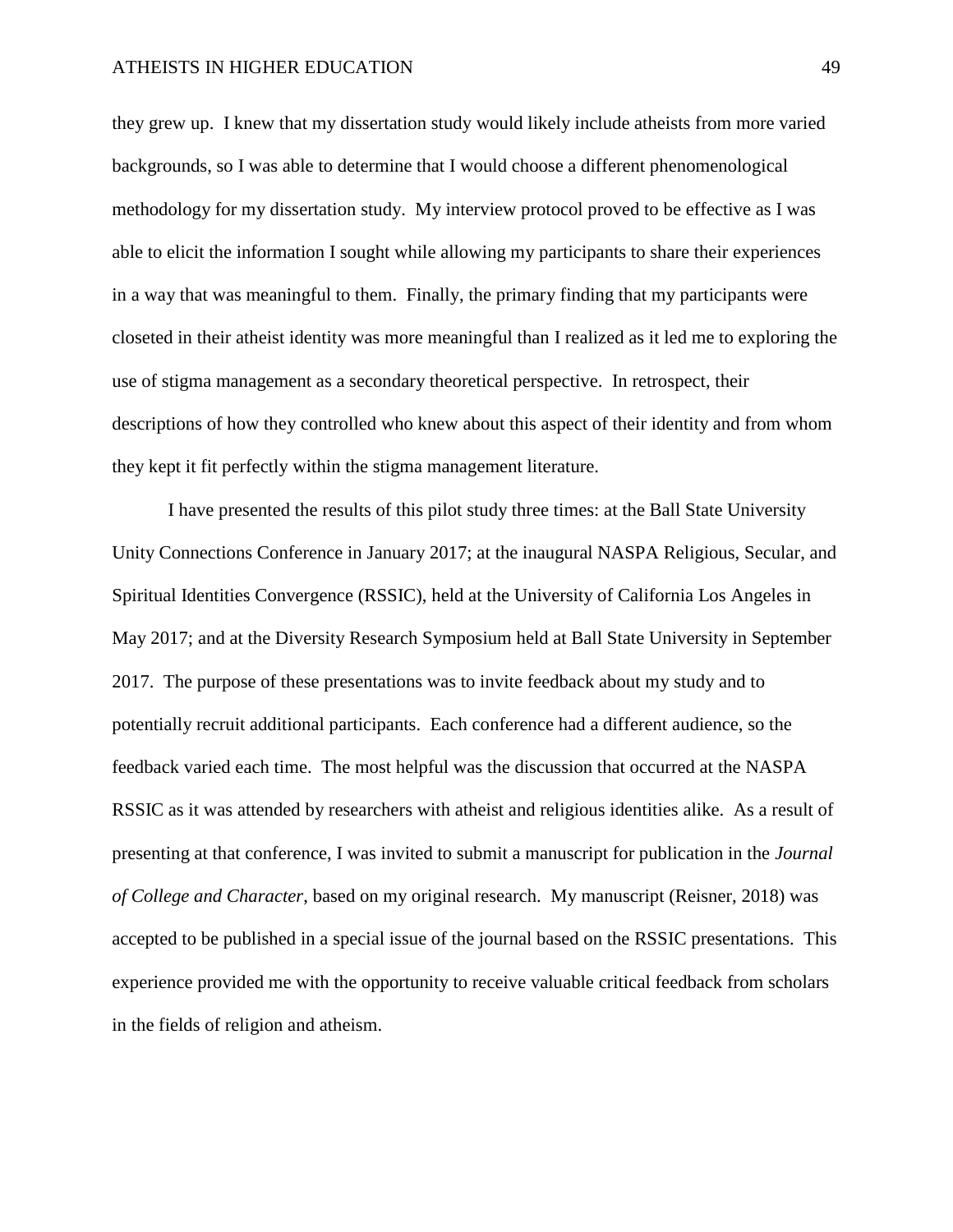they grew up. I knew that my dissertation study would likely include atheists from more varied backgrounds, so I was able to determine that I would choose a different phenomenological methodology for my dissertation study. My interview protocol proved to be effective as I was able to elicit the information I sought while allowing my participants to share their experiences in a way that was meaningful to them. Finally, the primary finding that my participants were closeted in their atheist identity was more meaningful than I realized as it led me to exploring the use of stigma management as a secondary theoretical perspective. In retrospect, their descriptions of how they controlled who knew about this aspect of their identity and from whom they kept it fit perfectly within the stigma management literature.

I have presented the results of this pilot study three times: at the Ball State University Unity Connections Conference in January 2017; at the inaugural NASPA Religious, Secular, and Spiritual Identities Convergence (RSSIC), held at the University of California Los Angeles in May 2017; and at the Diversity Research Symposium held at Ball State University in September 2017. The purpose of these presentations was to invite feedback about my study and to potentially recruit additional participants. Each conference had a different audience, so the feedback varied each time. The most helpful was the discussion that occurred at the NASPA RSSIC as it was attended by researchers with atheist and religious identities alike. As a result of presenting at that conference, I was invited to submit a manuscript for publication in the *Journal of College and Character*, based on my original research. My manuscript (Reisner, 2018) was accepted to be published in a special issue of the journal based on the RSSIC presentations. This experience provided me with the opportunity to receive valuable critical feedback from scholars in the fields of religion and atheism.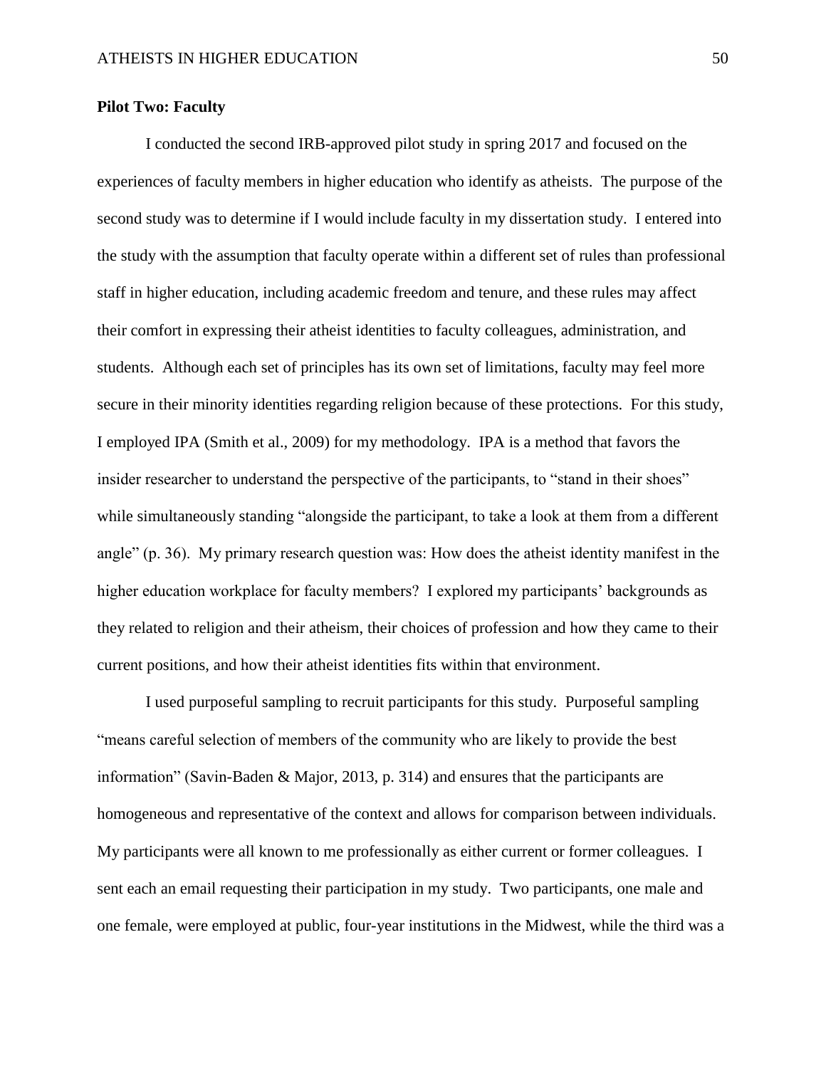**Pilot Two: Faculty**

I conducted the second IRB-approved pilot study in spring 2017 and focused on the experiences of faculty members in higher education who identify as atheists. The purpose of the second study was to determine if I would include faculty in my dissertation study. I entered into the study with the assumption that faculty operate within a different set of rules than professional staff in higher education, including academic freedom and tenure, and these rules may affect their comfort in expressing their atheist identities to faculty colleagues, administration, and students. Although each set of principles has its own set of limitations, faculty may feel more secure in their minority identities regarding religion because of these protections. For this study, I employed IPA (Smith et al., 2009) for my methodology. IPA is a method that favors the insider researcher to understand the perspective of the participants, to "stand in their shoes" while simultaneously standing "alongside the participant, to take a look at them from a different angle" (p. 36). My primary research question was: How does the atheist identity manifest in the higher education workplace for faculty members? I explored my participants' backgrounds as they related to religion and their atheism, their choices of profession and how they came to their current positions, and how their atheist identities fits within that environment.

I used purposeful sampling to recruit participants for this study. Purposeful sampling "means careful selection of members of the community who are likely to provide the best information" (Savin-Baden & Major, 2013, p. 314) and ensures that the participants are homogeneous and representative of the context and allows for comparison between individuals. My participants were all known to me professionally as either current or former colleagues. I sent each an email requesting their participation in my study. Two participants, one male and one female, were employed at public, four-year institutions in the Midwest, while the third was a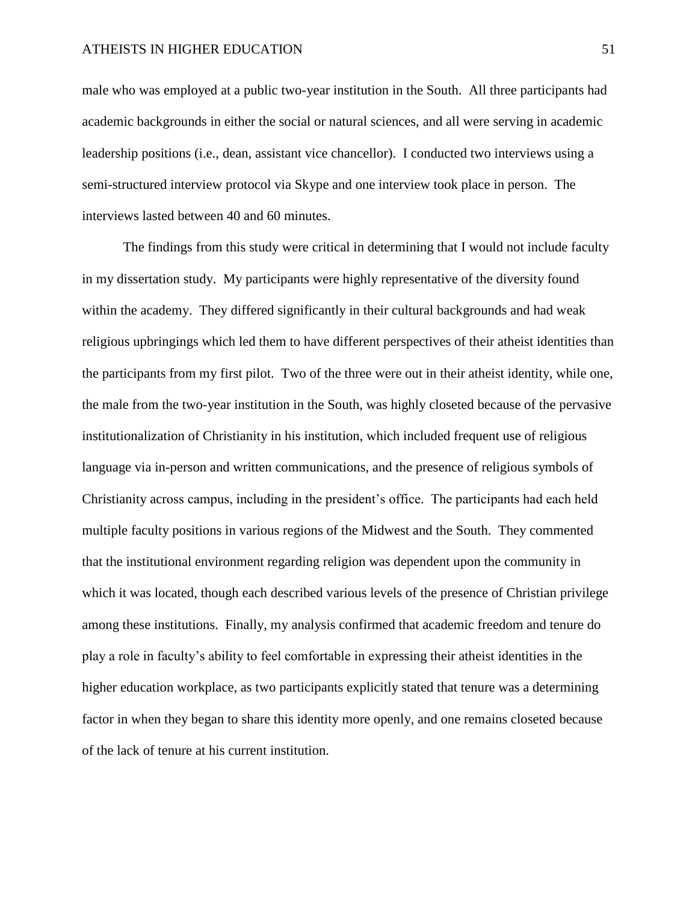male who was employed at a public two-year institution in the South. All three participants had academic backgrounds in either the social or natural sciences, and all were serving in academic leadership positions (i.e., dean, assistant vice chancellor). I conducted two interviews using a semi-structured interview protocol via Skype and one interview took place in person. The interviews lasted between 40 and 60 minutes.

The findings from this study were critical in determining that I would not include faculty in my dissertation study. My participants were highly representative of the diversity found within the academy. They differed significantly in their cultural backgrounds and had weak religious upbringings which led them to have different perspectives of their atheist identities than the participants from my first pilot. Two of the three were out in their atheist identity, while one, the male from the two-year institution in the South, was highly closeted because of the pervasive institutionalization of Christianity in his institution, which included frequent use of religious language via in-person and written communications, and the presence of religious symbols of Christianity across campus, including in the president's office. The participants had each held multiple faculty positions in various regions of the Midwest and the South. They commented that the institutional environment regarding religion was dependent upon the community in which it was located, though each described various levels of the presence of Christian privilege among these institutions. Finally, my analysis confirmed that academic freedom and tenure do play a role in faculty's ability to feel comfortable in expressing their atheist identities in the higher education workplace, as two participants explicitly stated that tenure was a determining factor in when they began to share this identity more openly, and one remains closeted because of the lack of tenure at his current institution.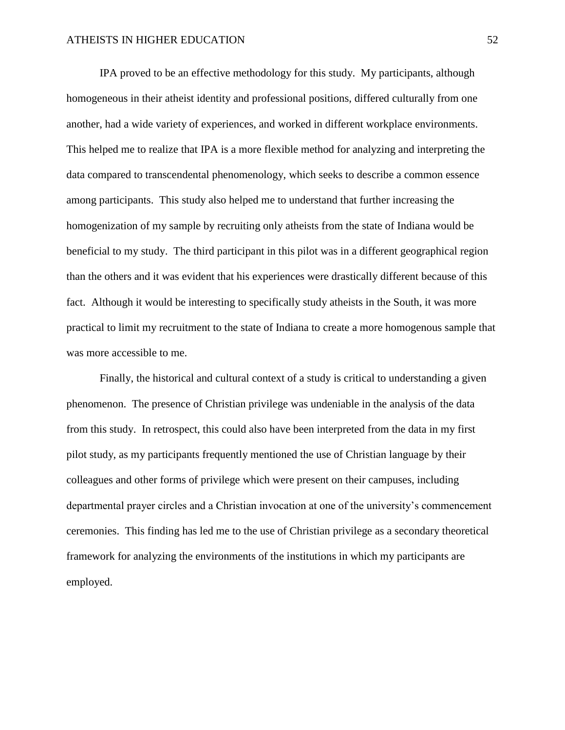IPA proved to be an effective methodology for this study. My participants, although homogeneous in their atheist identity and professional positions, differed culturally from one another, had a wide variety of experiences, and worked in different workplace environments. This helped me to realize that IPA is a more flexible method for analyzing and interpreting the data compared to transcendental phenomenology, which seeks to describe a common essence among participants. This study also helped me to understand that further increasing the homogenization of my sample by recruiting only atheists from the state of Indiana would be beneficial to my study. The third participant in this pilot was in a different geographical region than the others and it was evident that his experiences were drastically different because of this fact. Although it would be interesting to specifically study atheists in the South, it was more practical to limit my recruitment to the state of Indiana to create a more homogenous sample that was more accessible to me.

Finally, the historical and cultural context of a study is critical to understanding a given phenomenon. The presence of Christian privilege was undeniable in the analysis of the data from this study. In retrospect, this could also have been interpreted from the data in my first pilot study, as my participants frequently mentioned the use of Christian language by their colleagues and other forms of privilege which were present on their campuses, including departmental prayer circles and a Christian invocation at one of the university's commencement ceremonies. This finding has led me to the use of Christian privilege as a secondary theoretical framework for analyzing the environments of the institutions in which my participants are employed.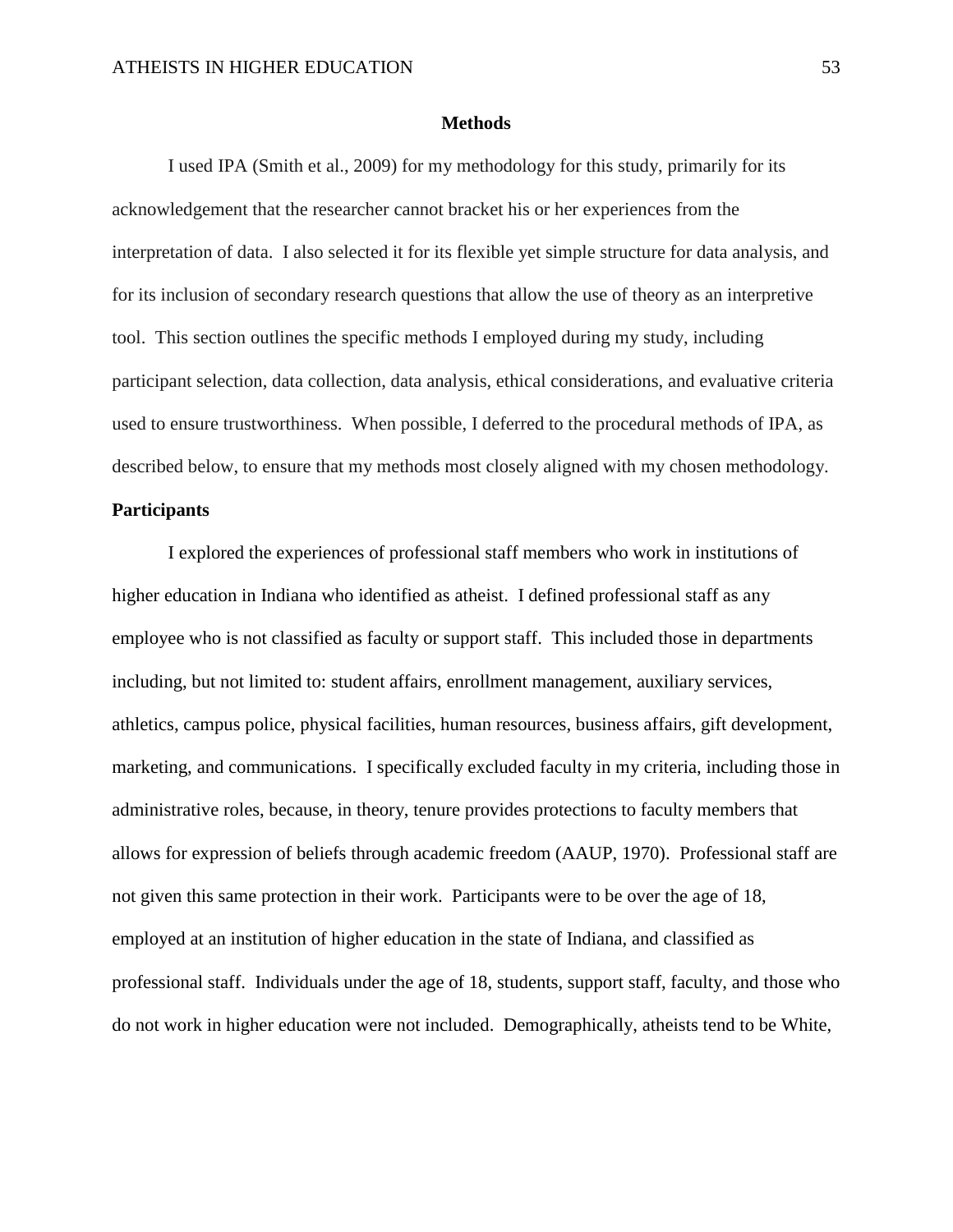## Methods

I used IPA (Smith et al., 2009) for my methodology for this study, primarily for its acknowledgement that the researcher cannot bracket his or her experiences from the interpretation of data. I also selected it for its flexible yet simple structure for data analysis, and for its inclusion of secondary research questions that allow the use of theory as an interpretive tool. This section outlines the specific methods I employed during my study, including participant selection, data collection, data analysis, ethical considerations, and evaluative criteria used to ensure trustworthiness. When possible, I deferred to the procedural methods of IPA, as described below, to ensure that my methods most closely aligned with my chosen methodology.

### Participants

I explored the experiences of professional staff members who work in institutions of higher education in Indiana who identified as atheist. I defined professional staff as any employee who is not classified as faculty or support staff. This included those in departments including, but not limited to: student affairs, enrollment management, auxiliary services, athletics, campus police, physical facilities, human resources, business affairs, gift development, marketing, and communications. I specifically excluded faculty in my criteria, including those in administrative roles, because, in theory, tenure provides protections to faculty members that allows for expression of beliefs through academic freedom (AAUP, 1970). Professional staff are not given this same protection in their work. Participants were to be over the age of 18, employed at an institution of higher education in the state of Indiana, and classified as professional staff. Individuals under the age of 18, students, support staff, faculty, and those who do not work in higher education were not included. Demographically, atheists tend to be White,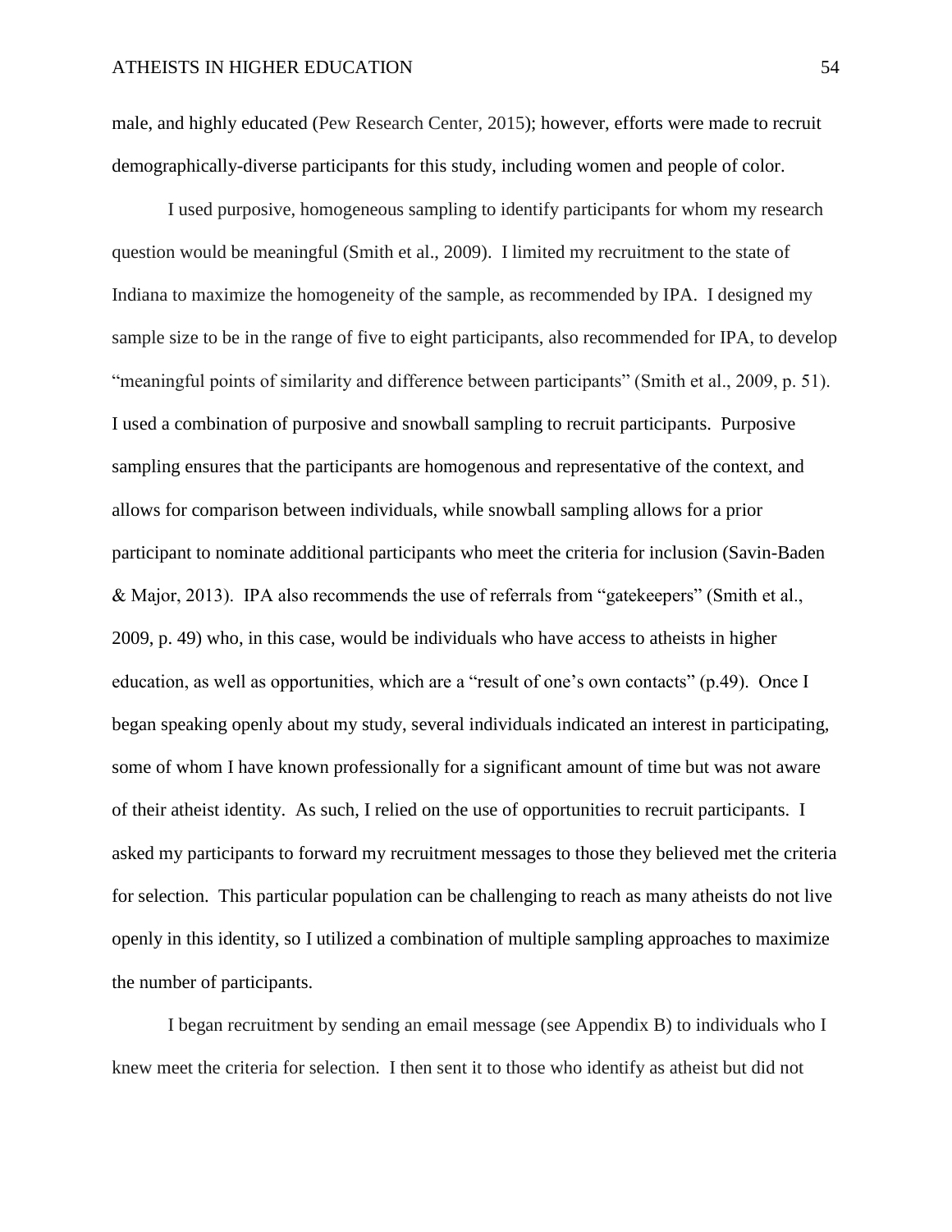male, and highly educated (Pew Research Center, 2015); however, efforts were made to recruit demographically-diverse participants for this study, including women and people of color.

I used purposive, homogeneous sampling to identify participants for whom my research question would be meaningful (Smith et al., 2009). I limited my recruitment to the state of Indiana to maximize the homogeneity of the sample, as recommended by IPA. I designed my sample size to be in the range of five to eight participants, also recommended for IPA, to develop "meaningful points of similarity and difference between participants" (Smith et al., 2009, p. 51). I used a combination of purposive and snowball sampling to recruit participants. Purposive sampling ensures that the participants are homogenous and representative of the context, and allows for comparison between individuals, while snowball sampling allows for a prior participant to nominate additional participants who meet the criteria for inclusion (Savin-Baden & Major, 2013). IPA also recommends the use of referrals from "gatekeepers" (Smith et al., 2009, p. 49) who, in this case, would be individuals who have access to atheists in higher education, as well as opportunities, which are a "result of one's own contacts" (p.49). Once I began speaking openly about my study, several individuals indicated an interest in participating, some of whom I have known professionally for a significant amount of time but was not aware of their atheist identity. As such, I relied on the use of opportunities to recruit participants. I asked my participants to forward my recruitment messages to those they believed met the criteria for selection. This particular population can be challenging to reach as many atheists do not live openly in this identity, so I utilized a combination of multiple sampling approaches to maximize the number of participants.

I began recruitment by sending an email message (see Appendix B) to individuals who I knew meet the criteria for selection. I then sent it to those who identify as atheist but did not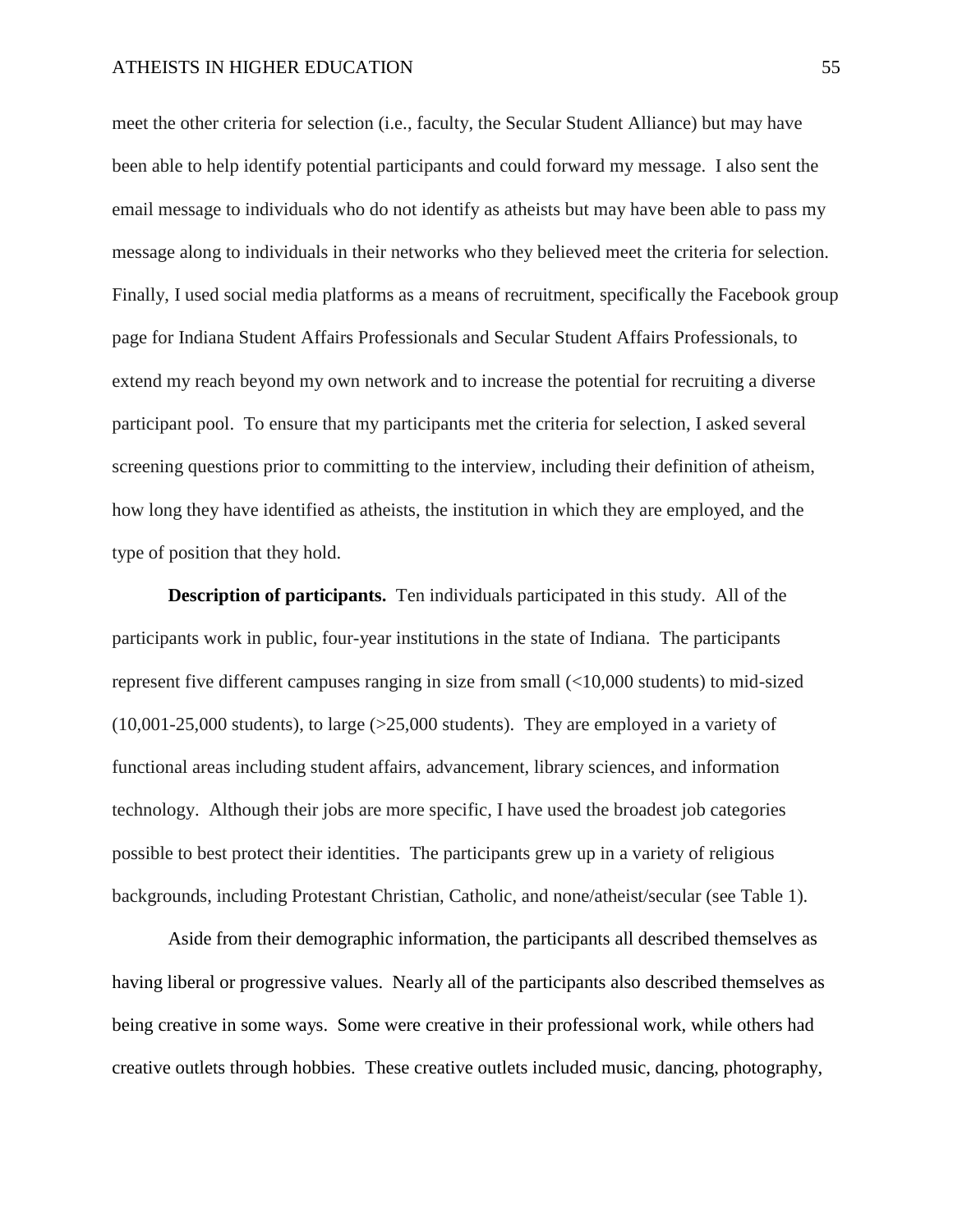meet the other criteria for selection (i.e., faculty, the Secular Student Alliance) but may have been able to help identify potential participants and could forward my message. I also sent the email message to individuals who do not identify as atheists but may have been able to pass my message along to individuals in their networks who they believed meet the criteria for selection. Finally, I used social media platforms as a means of recruitment, specifically the Facebook group page for Indiana Student Affairs Professionals and Secular Student Affairs Professionals, to extend my reach beyond my own network and to increase the potential for recruiting a diverse participant pool. To ensure that my participants met the criteria for selection, I asked several screening questions prior to committing to the interview, including their definition of atheism, how long they have identified as atheists, the institution in which they are employed, and the type of position that they hold.

**Description of participants.** Ten individuals participated in this study. All of the participants work in public, four-year institutions in the state of Indiana. The participants represent five different campuses ranging in size from small (<10,000 students) to mid-sized (10,001-25,000 students), to large (>25,000 students). They are employed in a variety of functional areas including student affairs, advancement, library sciences, and information technology. Although their jobs are more specific, I have used the broadest job categories possible to best protect their identities. The participants grew up in a variety of religious backgrounds, including Protestant Christian, Catholic, and none/atheist/secular (see Table 1).

Aside from their demographic information, the participants all described themselves as having liberal or progressive values. Nearly all of the participants also described themselves as being creative in some ways. Some were creative in their professional work, while others had creative outlets through hobbies. These creative outlets included music, dancing, photography,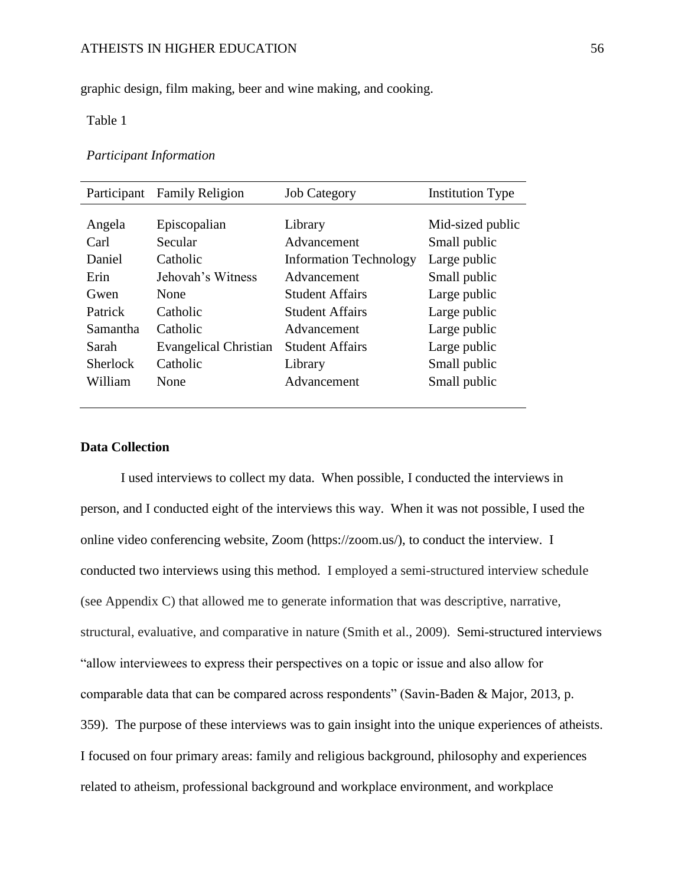graphic design, film making, beer and wine making, and cooking.

Table 1

*Participant Information*

| Participant | Family Religion | Job Category | Institution Type |
|---|---|---|---|
| Angela | Episcopalian | Library | Mid-sized public |
| Carl | Secular | Advancement | Small public |
| Daniel | Catholic | Information Technology | Large public |
| Erin | Jehovah's Witness | Advancement | Small public |
| Gwen | None | Student Affairs | Large public |
| Patrick | Catholic | Student Affairs | Large public |
| Samantha | Catholic | Advancement | Large public |
| Sarah | Evangelical Christian | Student Affairs | Large public |
| Sherlock | Catholic | Library | Small public |
| William | None | Advancement | Small public |

**Data Collection**

I used interviews to collect my data. When possible, I conducted the interviews in person, and I conducted eight of the interviews this way. When it was not possible, I used the online video conferencing website, Zoom (https://zoom.us/), to conduct the interview. I conducted two interviews using this method. I employed a semi-structured interview schedule (see Appendix C) that allowed me to generate information that was descriptive, narrative, structural, evaluative, and comparative in nature (Smith et al., 2009). Semi-structured interviews "allow interviewees to express their perspectives on a topic or issue and also allow for comparable data that can be compared across respondents" (Savin-Baden & Major, 2013, p. 359). The purpose of these interviews was to gain insight into the unique experiences of atheists. I focused on four primary areas: family and religious background, philosophy and experiences related to atheism, professional background and workplace environment, and workplace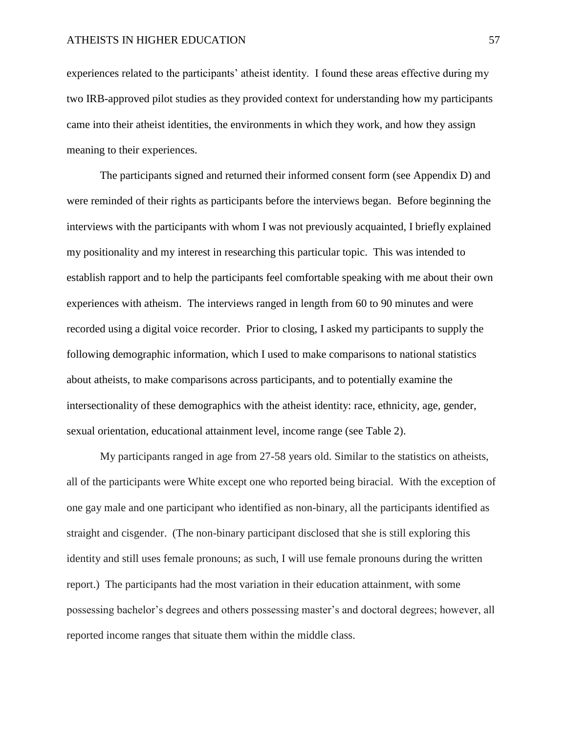experiences related to the participants' atheist identity. I found these areas effective during my two IRB-approved pilot studies as they provided context for understanding how my participants came into their atheist identities, the environments in which they work, and how they assign meaning to their experiences.

The participants signed and returned their informed consent form (see Appendix D) and were reminded of their rights as participants before the interviews began. Before beginning the interviews with the participants with whom I was not previously acquainted, I briefly explained my positionality and my interest in researching this particular topic. This was intended to establish rapport and to help the participants feel comfortable speaking with me about their own experiences with atheism. The interviews ranged in length from 60 to 90 minutes and were recorded using a digital voice recorder. Prior to closing, I asked my participants to supply the following demographic information, which I used to make comparisons to national statistics about atheists, to make comparisons across participants, and to potentially examine the intersectionality of these demographics with the atheist identity: race, ethnicity, age, gender, sexual orientation, educational attainment level, income range (see Table 2).

My participants ranged in age from 27-58 years old. Similar to the statistics on atheists, all of the participants were White except one who reported being biracial. With the exception of one gay male and one participant who identified as non-binary, all the participants identified as straight and cisgender. (The non-binary participant disclosed that she is still exploring this identity and still uses female pronouns; as such, I will use female pronouns during the written report.) The participants had the most variation in their education attainment, with some possessing bachelor's degrees and others possessing master's and doctoral degrees; however, all reported income ranges that situate them within the middle class.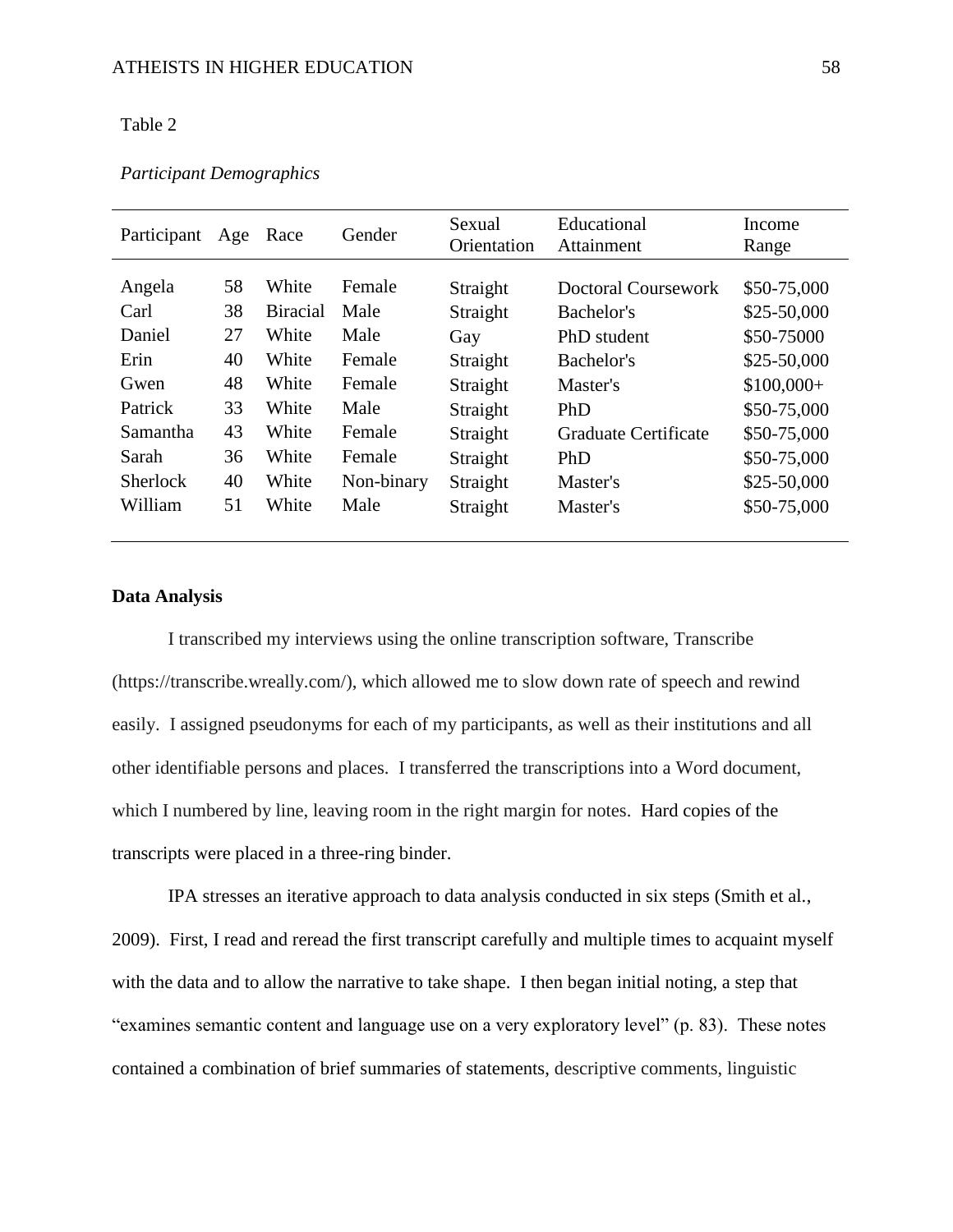Table 2

*Participant Demographics*

| Participant | Age | Race | Gender | Sexual Orientation | Educational Attainment | Income Range |
|---|---|---|---|---|---|---|
| Angela | 58 | White | Female | Straight | Doctoral Coursework | $50-75,000 |
| Carl | 38 | Biracial | Male | Straight | Bachelor's | $25-50,000 |
| Daniel | 27 | White | Male | Gay | PhD student | $50-75000 |
| Erin | 40 | White | Female | Straight | Bachelor's | $25-50,000 |
| Gwen | 48 | White | Female | Straight | Master's | $100,000+ |
| Patrick | 33 | White | Male | Straight | PhD | $50-75,000 |
| Samantha | 43 | White | Female | Straight | Graduate Certificate | $50-75,000 |
| Sarah | 36 | White | Female | Straight | PhD | $50-75,000 |
| Sherlock | 40 | White | Non-binary | Straight | Master's | $25-50,000 |
| William | 51 | White | Male | Straight | Master's | $50-75,000 |

**Data Analysis**

I transcribed my interviews using the online transcription software, Transcribe (https://transcribe.wreally.com/), which allowed me to slow down rate of speech and rewind easily. I assigned pseudonyms for each of my participants, as well as their institutions and all other identifiable persons and places. I transferred the transcriptions into a Word document, which I numbered by line, leaving room in the right margin for notes. Hard copies of the transcripts were placed in a three-ring binder.

IPA stresses an iterative approach to data analysis conducted in six steps (Smith et al., 2009). First, I read and reread the first transcript carefully and multiple times to acquaint myself with the data and to allow the narrative to take shape. I then began initial noting, a step that "examines semantic content and language use on a very exploratory level" (p. 83). These notes contained a combination of brief summaries of statements, descriptive comments, linguistic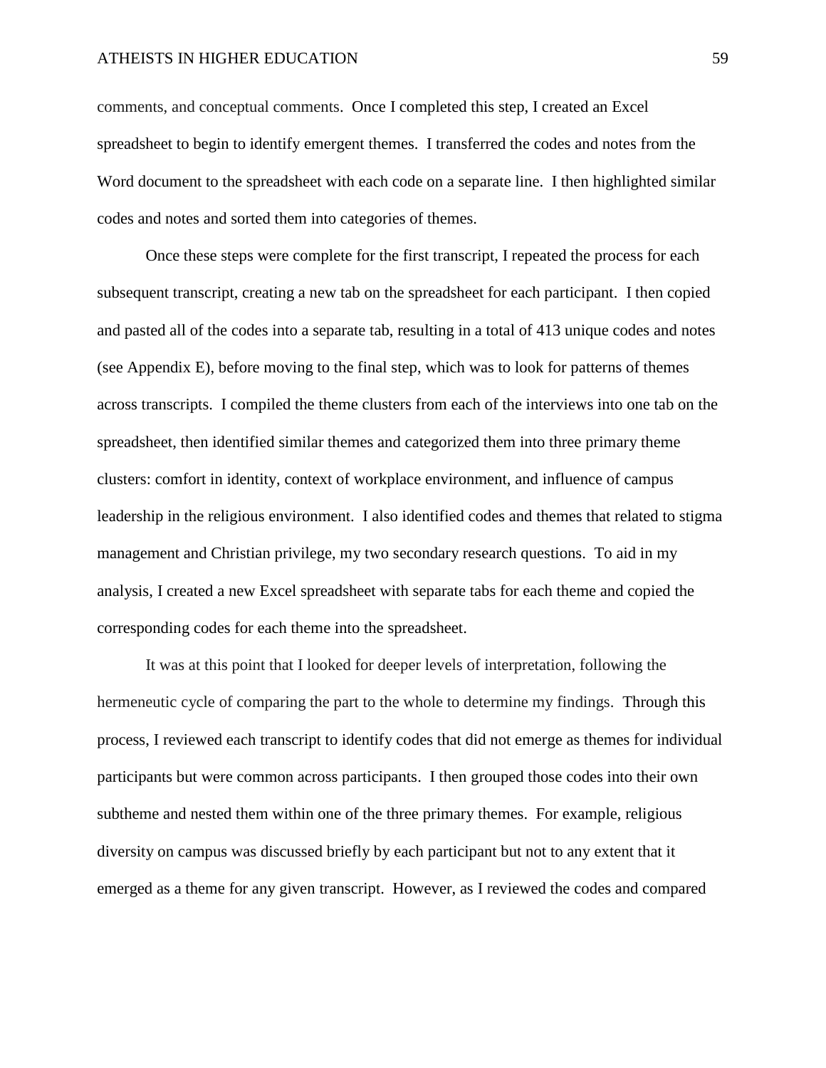comments, and conceptual comments. Once I completed this step, I created an Excel spreadsheet to begin to identify emergent themes. I transferred the codes and notes from the Word document to the spreadsheet with each code on a separate line. I then highlighted similar codes and notes and sorted them into categories of themes.

Once these steps were complete for the first transcript, I repeated the process for each subsequent transcript, creating a new tab on the spreadsheet for each participant. I then copied and pasted all of the codes into a separate tab, resulting in a total of 413 unique codes and notes (see Appendix E), before moving to the final step, which was to look for patterns of themes across transcripts. I compiled the theme clusters from each of the interviews into one tab on the spreadsheet, then identified similar themes and categorized them into three primary theme clusters: comfort in identity, context of workplace environment, and influence of campus leadership in the religious environment. I also identified codes and themes that related to stigma management and Christian privilege, my two secondary research questions. To aid in my analysis, I created a new Excel spreadsheet with separate tabs for each theme and copied the corresponding codes for each theme into the spreadsheet.

It was at this point that I looked for deeper levels of interpretation, following the hermeneutic cycle of comparing the part to the whole to determine my findings. Through this process, I reviewed each transcript to identify codes that did not emerge as themes for individual participants but were common across participants. I then grouped those codes into their own subtheme and nested them within one of the three primary themes. For example, religious diversity on campus was discussed briefly by each participant but not to any extent that it emerged as a theme for any given transcript. However, as I reviewed the codes and compared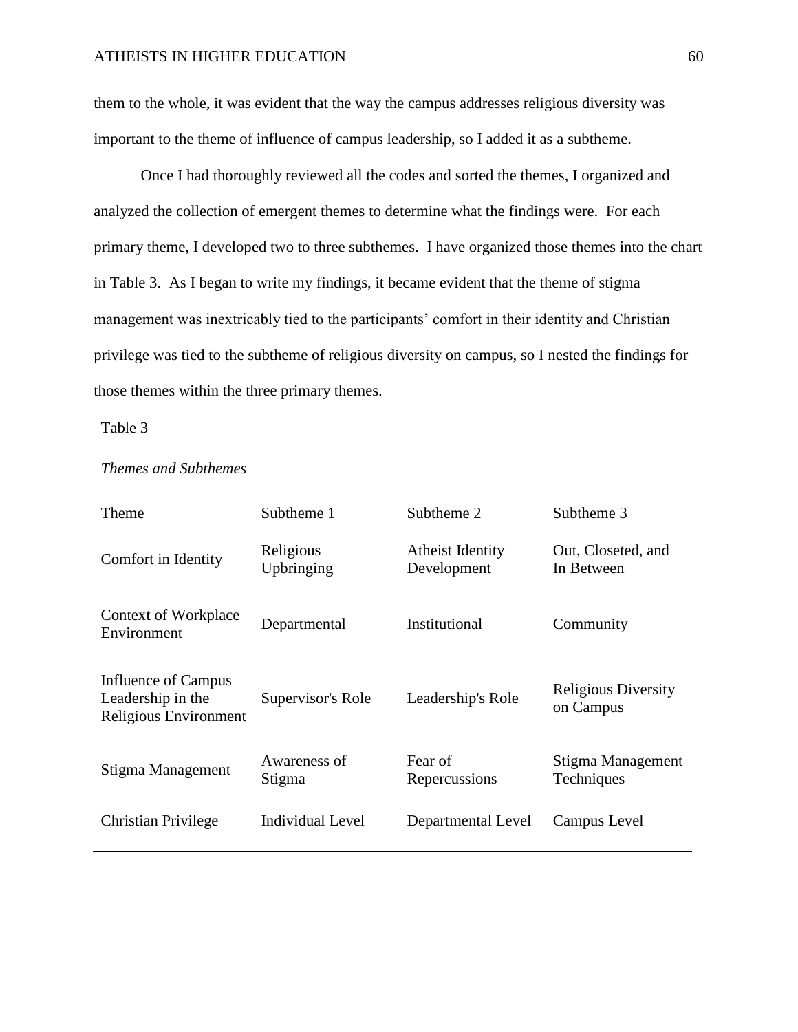them to the whole, it was evident that the way the campus addresses religious diversity was important to the theme of influence of campus leadership, so I added it as a subtheme.

Once I had thoroughly reviewed all the codes and sorted the themes, I organized and analyzed the collection of emergent themes to determine what the findings were. For each primary theme, I developed two to three subthemes. I have organized those themes into the chart in Table 3. As I began to write my findings, it became evident that the theme of stigma management was inextricably tied to the participants' comfort in their identity and Christian privilege was tied to the subtheme of religious diversity on campus, so I nested the findings for those themes within the three primary themes.

Table 3

*Themes and Subthemes*

| Theme | Subtheme 1 | Subtheme 2 | Subtheme 3 |
|---|---|---|---|
| Comfort in Identity | Religious Upbringing | Atheist Identity Development | Out, Closeted, and In Between |
| Context of Workplace Environment | Departmental | Institutional | Community |
| Influence of Campus Leadership in the Religious Environment | Supervisor's Role | Leadership's Role | Religious Diversity on Campus |
| Stigma Management | Awareness of Stigma | Fear of Repercussions | Stigma Management Techniques |
| Christian Privilege | Individual Level | Departmental Level | Campus Level |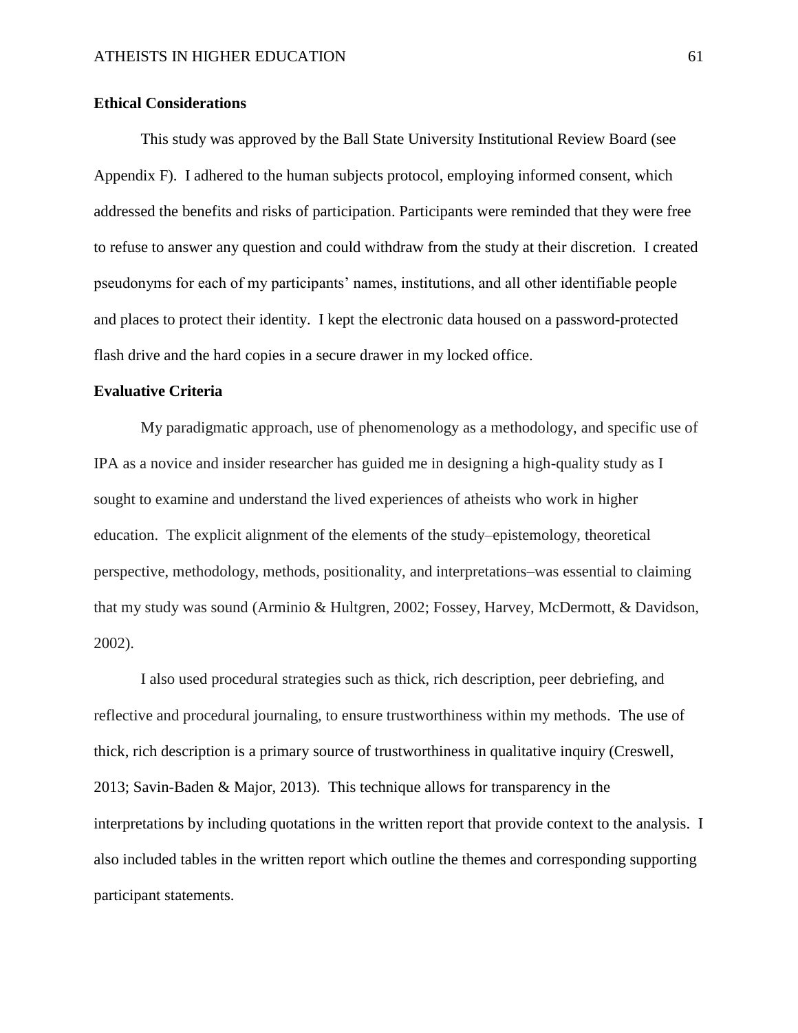## Ethical Considerations

This study was approved by the Ball State University Institutional Review Board (see Appendix F). I adhered to the human subjects protocol, employing informed consent, which addressed the benefits and risks of participation. Participants were reminded that they were free to refuse to answer any question and could withdraw from the study at their discretion. I created pseudonyms for each of my participants' names, institutions, and all other identifiable people and places to protect their identity. I kept the electronic data housed on a password-protected flash drive and the hard copies in a secure drawer in my locked office.

## Evaluative Criteria

My paradigmatic approach, use of phenomenology as a methodology, and specific use of IPA as a novice and insider researcher has guided me in designing a high-quality study as I sought to examine and understand the lived experiences of atheists who work in higher education. The explicit alignment of the elements of the study–epistemology, theoretical perspective, methodology, methods, positionality, and interpretations–was essential to claiming that my study was sound (Arminio & Hultgren, 2002; Fossey, Harvey, McDermott, & Davidson, 2002).

I also used procedural strategies such as thick, rich description, peer debriefing, and reflective and procedural journaling, to ensure trustworthiness within my methods. The use of thick, rich description is a primary source of trustworthiness in qualitative inquiry (Creswell, 2013; Savin-Baden & Major, 2013). This technique allows for transparency in the interpretations by including quotations in the written report that provide context to the analysis. I also included tables in the written report which outline the themes and corresponding supporting participant statements.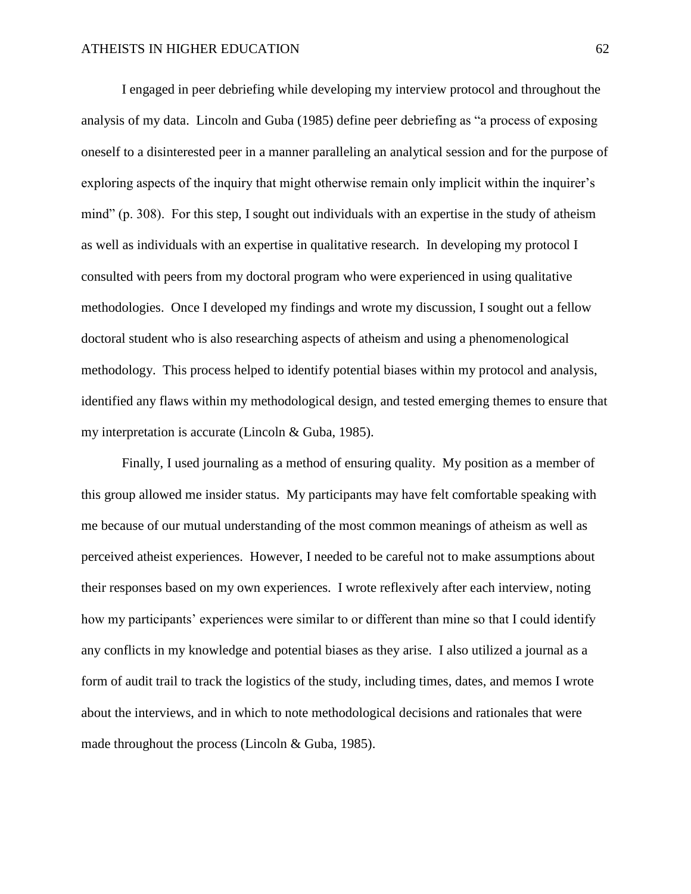I engaged in peer debriefing while developing my interview protocol and throughout the analysis of my data. Lincoln and Guba (1985) define peer debriefing as "a process of exposing oneself to a disinterested peer in a manner paralleling an analytical session and for the purpose of exploring aspects of the inquiry that might otherwise remain only implicit within the inquirer's mind" (p. 308). For this step, I sought out individuals with an expertise in the study of atheism as well as individuals with an expertise in qualitative research. In developing my protocol I consulted with peers from my doctoral program who were experienced in using qualitative methodologies. Once I developed my findings and wrote my discussion, I sought out a fellow doctoral student who is also researching aspects of atheism and using a phenomenological methodology. This process helped to identify potential biases within my protocol and analysis, identified any flaws within my methodological design, and tested emerging themes to ensure that my interpretation is accurate (Lincoln & Guba, 1985).

Finally, I used journaling as a method of ensuring quality. My position as a member of this group allowed me insider status. My participants may have felt comfortable speaking with me because of our mutual understanding of the most common meanings of atheism as well as perceived atheist experiences. However, I needed to be careful not to make assumptions about their responses based on my own experiences. I wrote reflexively after each interview, noting how my participants' experiences were similar to or different than mine so that I could identify any conflicts in my knowledge and potential biases as they arise. I also utilized a journal as a form of audit trail to track the logistics of the study, including times, dates, and memos I wrote about the interviews, and in which to note methodological decisions and rationales that were made throughout the process (Lincoln & Guba, 1985).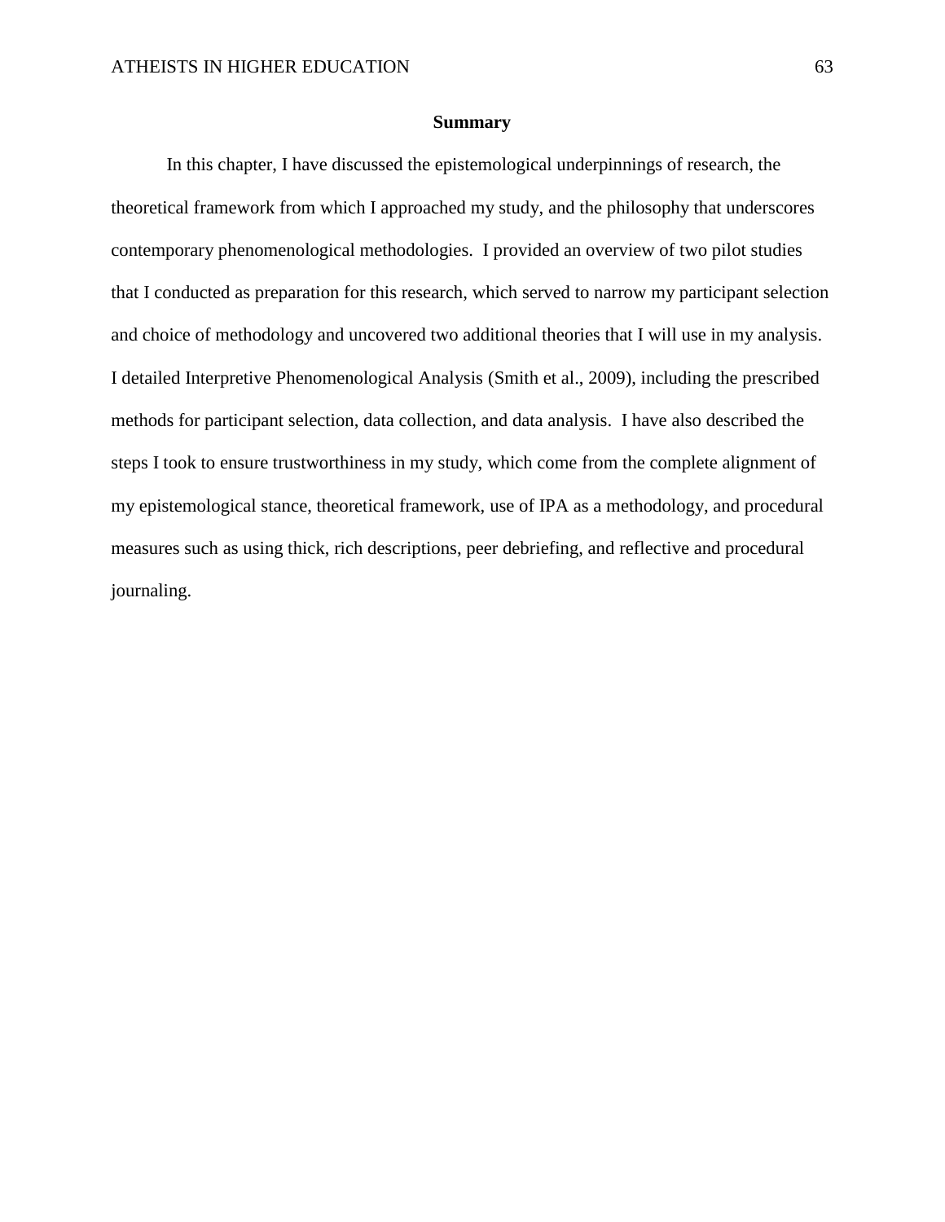## Summary

In this chapter, I have discussed the epistemological underpinnings of research, the theoretical framework from which I approached my study, and the philosophy that underscores contemporary phenomenological methodologies. I provided an overview of two pilot studies that I conducted as preparation for this research, which served to narrow my participant selection and choice of methodology and uncovered two additional theories that I will use in my analysis. I detailed Interpretive Phenomenological Analysis (Smith et al., 2009), including the prescribed methods for participant selection, data collection, and data analysis. I have also described the steps I took to ensure trustworthiness in my study, which come from the complete alignment of my epistemological stance, theoretical framework, use of IPA as a methodology, and procedural measures such as using thick, rich descriptions, peer debriefing, and reflective and procedural journaling.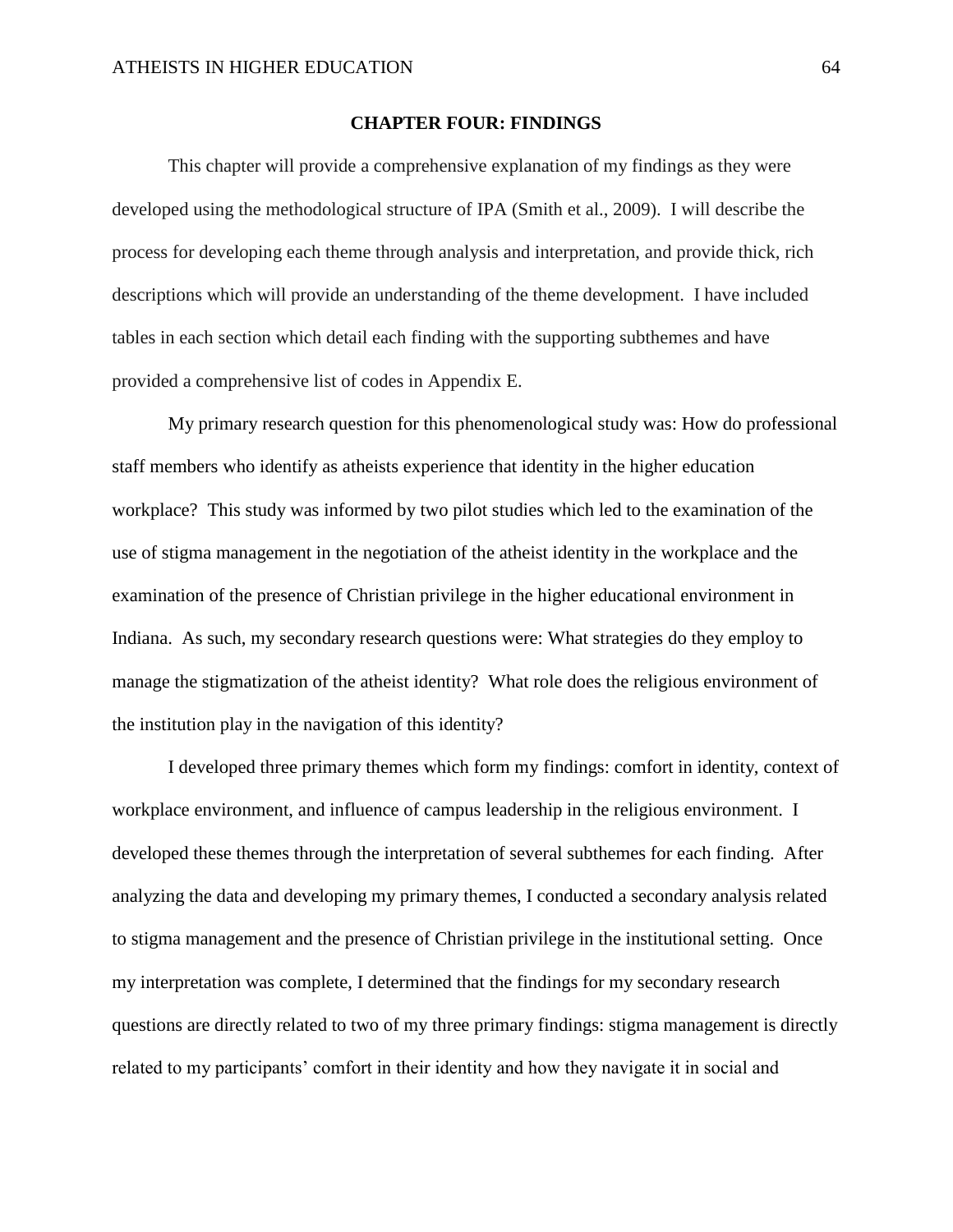# CHAPTER FOUR: FINDINGS

This chapter will provide a comprehensive explanation of my findings as they were developed using the methodological structure of IPA (Smith et al., 2009). I will describe the process for developing each theme through analysis and interpretation, and provide thick, rich descriptions which will provide an understanding of the theme development. I have included tables in each section which detail each finding with the supporting subthemes and have provided a comprehensive list of codes in Appendix E.

My primary research question for this phenomenological study was: How do professional staff members who identify as atheists experience that identity in the higher education workplace? This study was informed by two pilot studies which led to the examination of the use of stigma management in the negotiation of the atheist identity in the workplace and the examination of the presence of Christian privilege in the higher educational environment in Indiana. As such, my secondary research questions were: What strategies do they employ to manage the stigmatization of the atheist identity? What role does the religious environment of the institution play in the navigation of this identity?

I developed three primary themes which form my findings: comfort in identity, context of workplace environment, and influence of campus leadership in the religious environment. I developed these themes through the interpretation of several subthemes for each finding. After analyzing the data and developing my primary themes, I conducted a secondary analysis related to stigma management and the presence of Christian privilege in the institutional setting. Once my interpretation was complete, I determined that the findings for my secondary research questions are directly related to two of my three primary findings: stigma management is directly related to my participants' comfort in their identity and how they navigate it in social and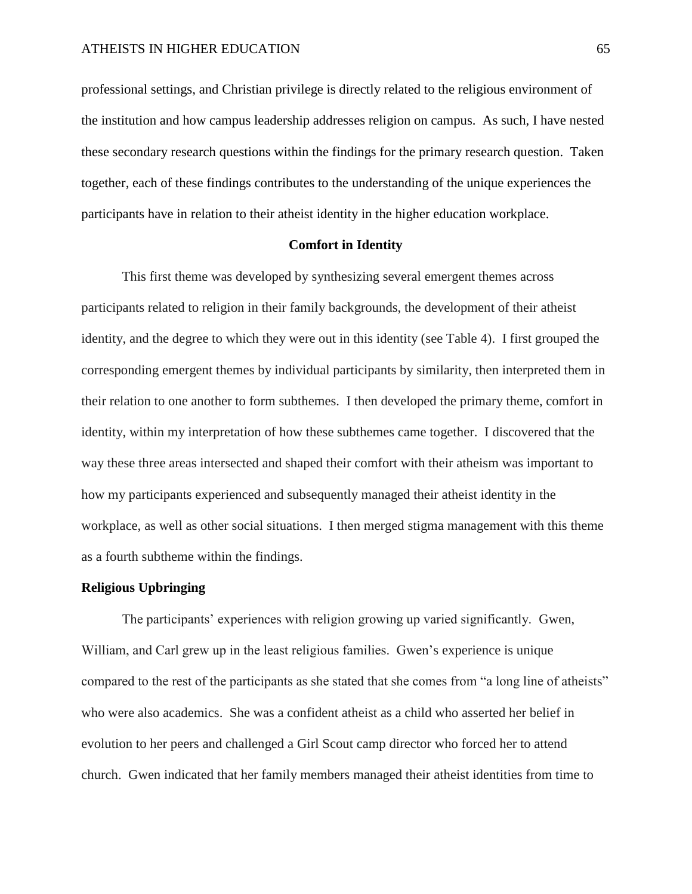professional settings, and Christian privilege is directly related to the religious environment of the institution and how campus leadership addresses religion on campus. As such, I have nested these secondary research questions within the findings for the primary research question. Taken together, each of these findings contributes to the understanding of the unique experiences the participants have in relation to their atheist identity in the higher education workplace.

## Comfort in Identity

This first theme was developed by synthesizing several emergent themes across participants related to religion in their family backgrounds, the development of their atheist identity, and the degree to which they were out in this identity (see Table 4). I first grouped the corresponding emergent themes by individual participants by similarity, then interpreted them in their relation to one another to form subthemes. I then developed the primary theme, comfort in identity, within my interpretation of how these subthemes came together. I discovered that the way these three areas intersected and shaped their comfort with their atheism was important to how my participants experienced and subsequently managed their atheist identity in the workplace, as well as other social situations. I then merged stigma management with this theme as a fourth subtheme within the findings.

### Religious Upbringing

The participants' experiences with religion growing up varied significantly. Gwen, William, and Carl grew up in the least religious families. Gwen's experience is unique compared to the rest of the participants as she stated that she comes from "a long line of atheists" who were also academics. She was a confident atheist as a child who asserted her belief in evolution to her peers and challenged a Girl Scout camp director who forced her to attend church. Gwen indicated that her family members managed their atheist identities from time to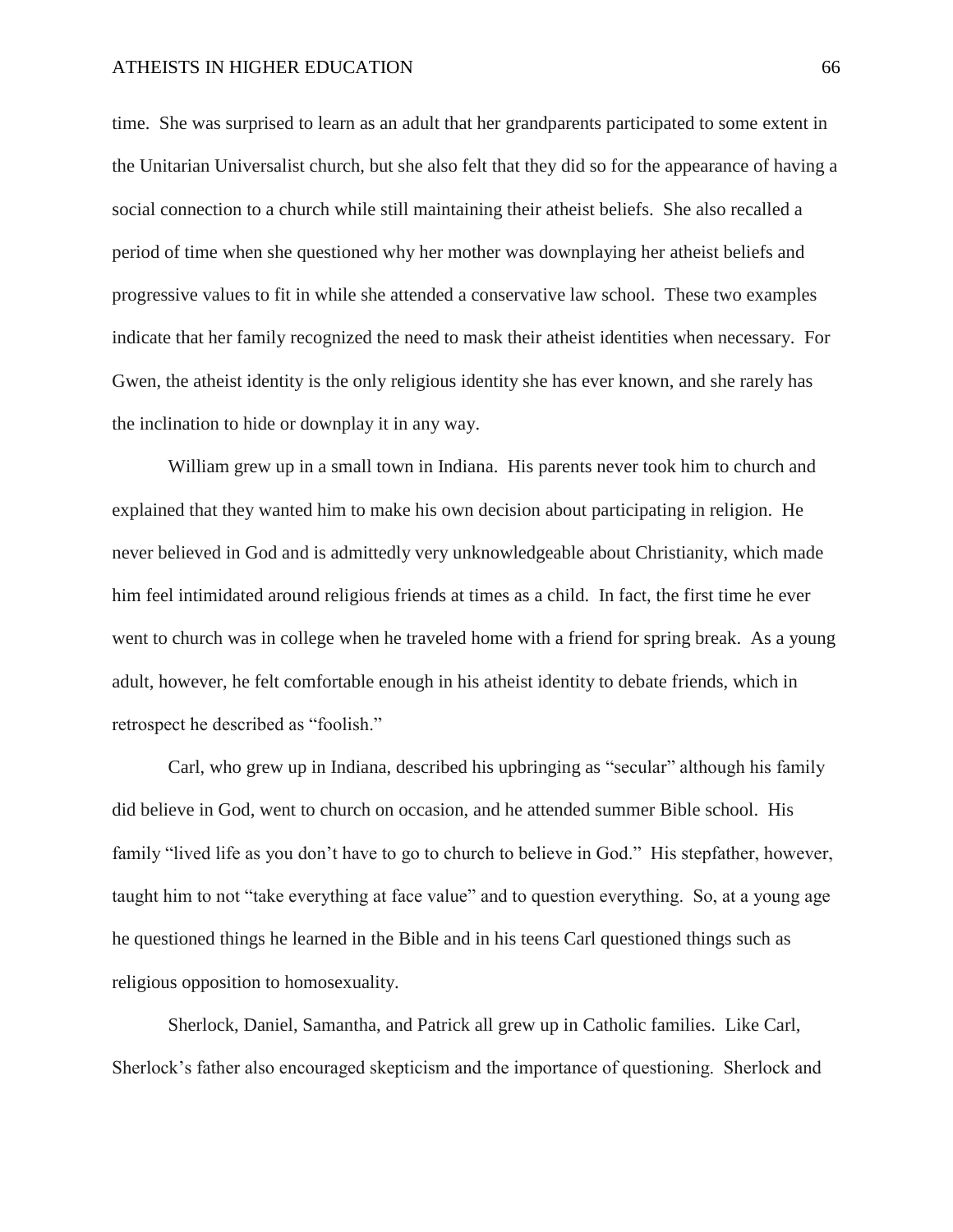time. She was surprised to learn as an adult that her grandparents participated to some extent in the Unitarian Universalist church, but she also felt that they did so for the appearance of having a social connection to a church while still maintaining their atheist beliefs. She also recalled a period of time when she questioned why her mother was downplaying her atheist beliefs and progressive values to fit in while she attended a conservative law school. These two examples indicate that her family recognized the need to mask their atheist identities when necessary. For Gwen, the atheist identity is the only religious identity she has ever known, and she rarely has the inclination to hide or downplay it in any way.

William grew up in a small town in Indiana. His parents never took him to church and explained that they wanted him to make his own decision about participating in religion. He never believed in God and is admittedly very unknowledgeable about Christianity, which made him feel intimidated around religious friends at times as a child. In fact, the first time he ever went to church was in college when he traveled home with a friend for spring break. As a young adult, however, he felt comfortable enough in his atheist identity to debate friends, which in retrospect he described as "foolish."

Carl, who grew up in Indiana, described his upbringing as "secular" although his family did believe in God, went to church on occasion, and he attended summer Bible school. His family "lived life as you don't have to go to church to believe in God." His stepfather, however, taught him to not "take everything at face value" and to question everything. So, at a young age he questioned things he learned in the Bible and in his teens Carl questioned things such as religious opposition to homosexuality.

Sherlock, Daniel, Samantha, and Patrick all grew up in Catholic families. Like Carl, Sherlock's father also encouraged skepticism and the importance of questioning. Sherlock and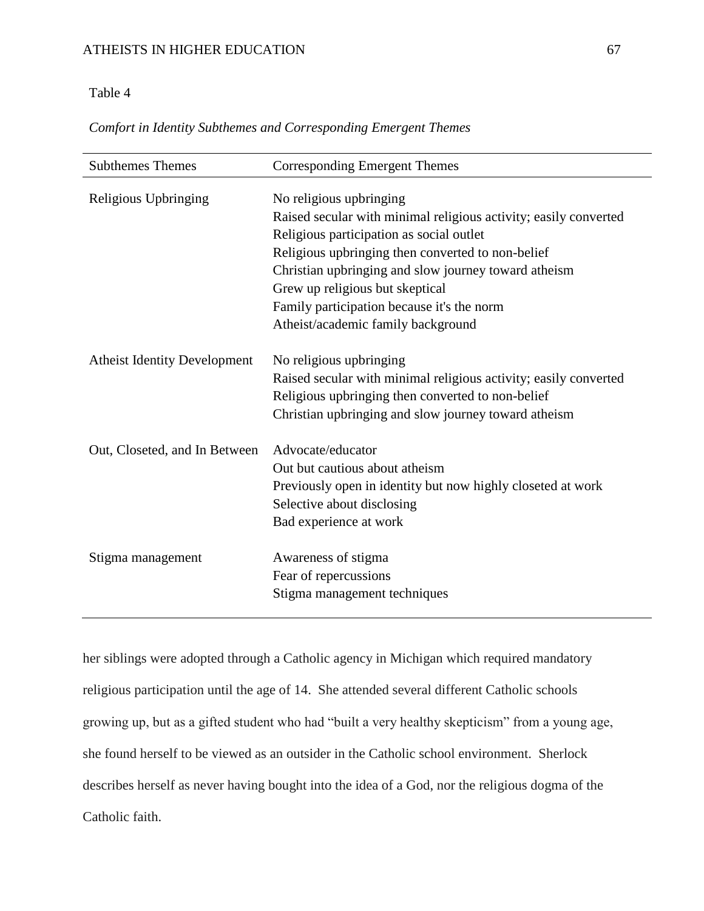Table 4

*Comfort in Identity Subthemes and Corresponding Emergent Themes*

| Subthemes Themes | Corresponding Emergent Themes |
|---|---|
| Religious Upbringing | No religious upbringing |
| | Raised secular with minimal religious activity; easily converted |
| | Religious participation as social outlet |
| | Religious upbringing then converted to non-belief |
| | Christian upbringing and slow journey toward atheism |
| | Grew up religious but skeptical |
| | Family participation because it's the norm |
| | Atheist/academic family background |
| Atheist Identity Development | No religious upbringing |
| | Raised secular with minimal religious activity; easily converted |
| | Religious upbringing then converted to non-belief |
| | Christian upbringing and slow journey toward atheism |
| Out, Closeted, and In Between | Advocate/educator |
| | Out but cautious about atheism |
| | Previously open in identity but now highly closeted at work |
| | Selective about disclosing |
| | Bad experience at work |
| Stigma management | Awareness of stigma |
| | Fear of repercussions |
| | Stigma management techniques |

her siblings were adopted through a Catholic agency in Michigan which required mandatory religious participation until the age of 14. She attended several different Catholic schools growing up, but as a gifted student who had "built a very healthy skepticism" from a young age, she found herself to be viewed as an outsider in the Catholic school environment. Sherlock describes herself as never having bought into the idea of a God, nor the religious dogma of the Catholic faith.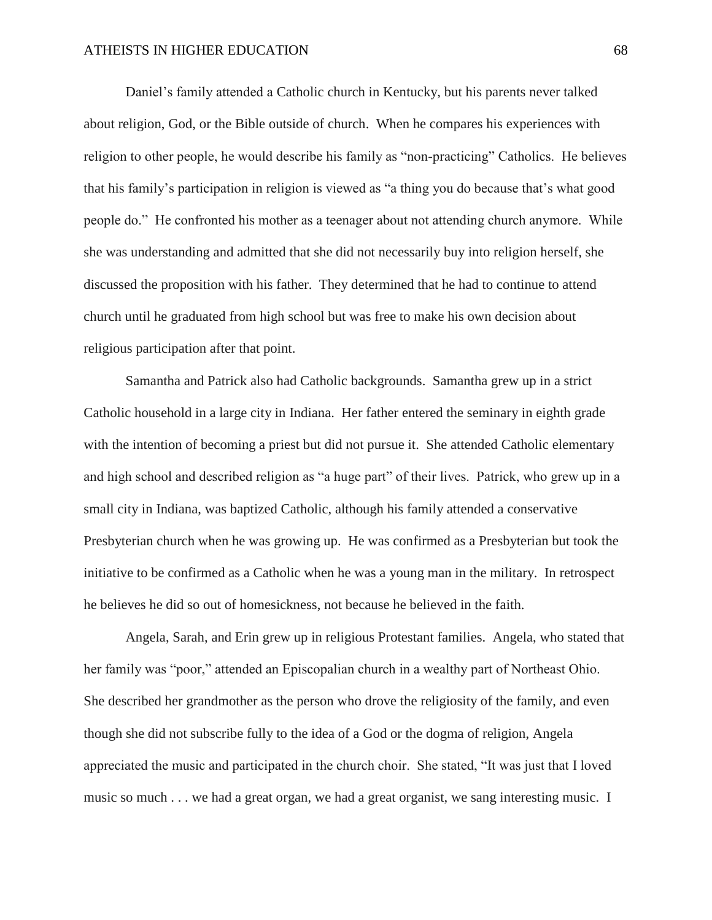Daniel's family attended a Catholic church in Kentucky, but his parents never talked about religion, God, or the Bible outside of church. When he compares his experiences with religion to other people, he would describe his family as "non-practicing" Catholics. He believes that his family's participation in religion is viewed as "a thing you do because that's what good people do." He confronted his mother as a teenager about not attending church anymore. While she was understanding and admitted that she did not necessarily buy into religion herself, she discussed the proposition with his father. They determined that he had to continue to attend church until he graduated from high school but was free to make his own decision about religious participation after that point.

Samantha and Patrick also had Catholic backgrounds. Samantha grew up in a strict Catholic household in a large city in Indiana. Her father entered the seminary in eighth grade with the intention of becoming a priest but did not pursue it. She attended Catholic elementary and high school and described religion as "a huge part" of their lives. Patrick, who grew up in a small city in Indiana, was baptized Catholic, although his family attended a conservative Presbyterian church when he was growing up. He was confirmed as a Presbyterian but took the initiative to be confirmed as a Catholic when he was a young man in the military. In retrospect he believes he did so out of homesickness, not because he believed in the faith.

Angela, Sarah, and Erin grew up in religious Protestant families. Angela, who stated that her family was "poor," attended an Episcopalian church in a wealthy part of Northeast Ohio. She described her grandmother as the person who drove the religiosity of the family, and even though she did not subscribe fully to the idea of a God or the dogma of religion, Angela appreciated the music and participated in the church choir. She stated, "It was just that I loved music so much . . . we had a great organ, we had a great organist, we sang interesting music. I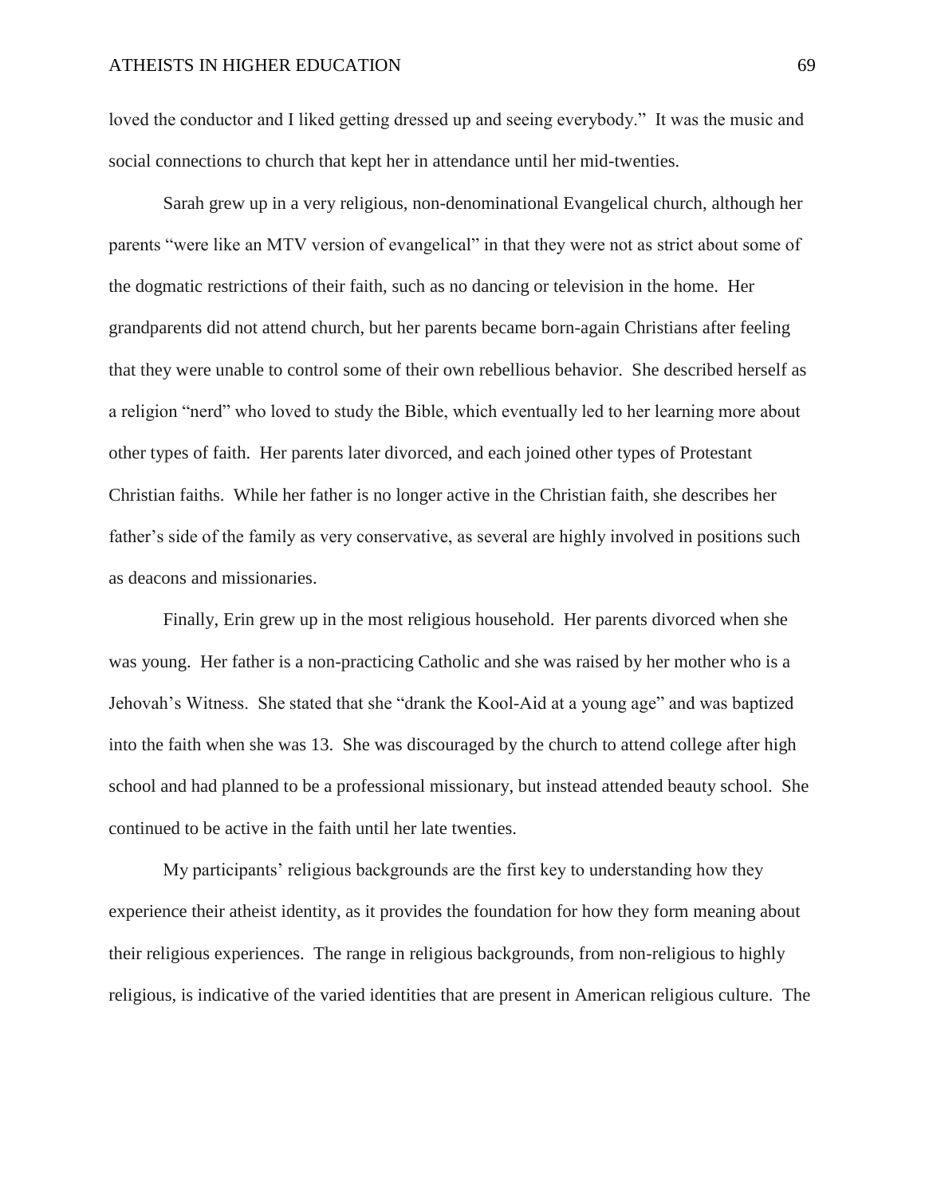loved the conductor and I liked getting dressed up and seeing everybody." It was the music and social connections to church that kept her in attendance until her mid-twenties.

Sarah grew up in a very religious, non-denominational Evangelical church, although her parents "were like an MTV version of evangelical" in that they were not as strict about some of the dogmatic restrictions of their faith, such as no dancing or television in the home. Her grandparents did not attend church, but her parents became born-again Christians after feeling that they were unable to control some of their own rebellious behavior. She described herself as a religion "nerd" who loved to study the Bible, which eventually led to her learning more about other types of faith. Her parents later divorced, and each joined other types of Protestant Christian faiths. While her father is no longer active in the Christian faith, she describes her father's side of the family as very conservative, as several are highly involved in positions such as deacons and missionaries.

Finally, Erin grew up in the most religious household. Her parents divorced when she was young. Her father is a non-practicing Catholic and she was raised by her mother who is a Jehovah's Witness. She stated that she "drank the Kool-Aid at a young age" and was baptized into the faith when she was 13. She was discouraged by the church to attend college after high school and had planned to be a professional missionary, but instead attended beauty school. She continued to be active in the faith until her late twenties.

My participants' religious backgrounds are the first key to understanding how they experience their atheist identity, as it provides the foundation for how they form meaning about their religious experiences. The range in religious backgrounds, from non-religious to highly religious, is indicative of the varied identities that are present in American religious culture. The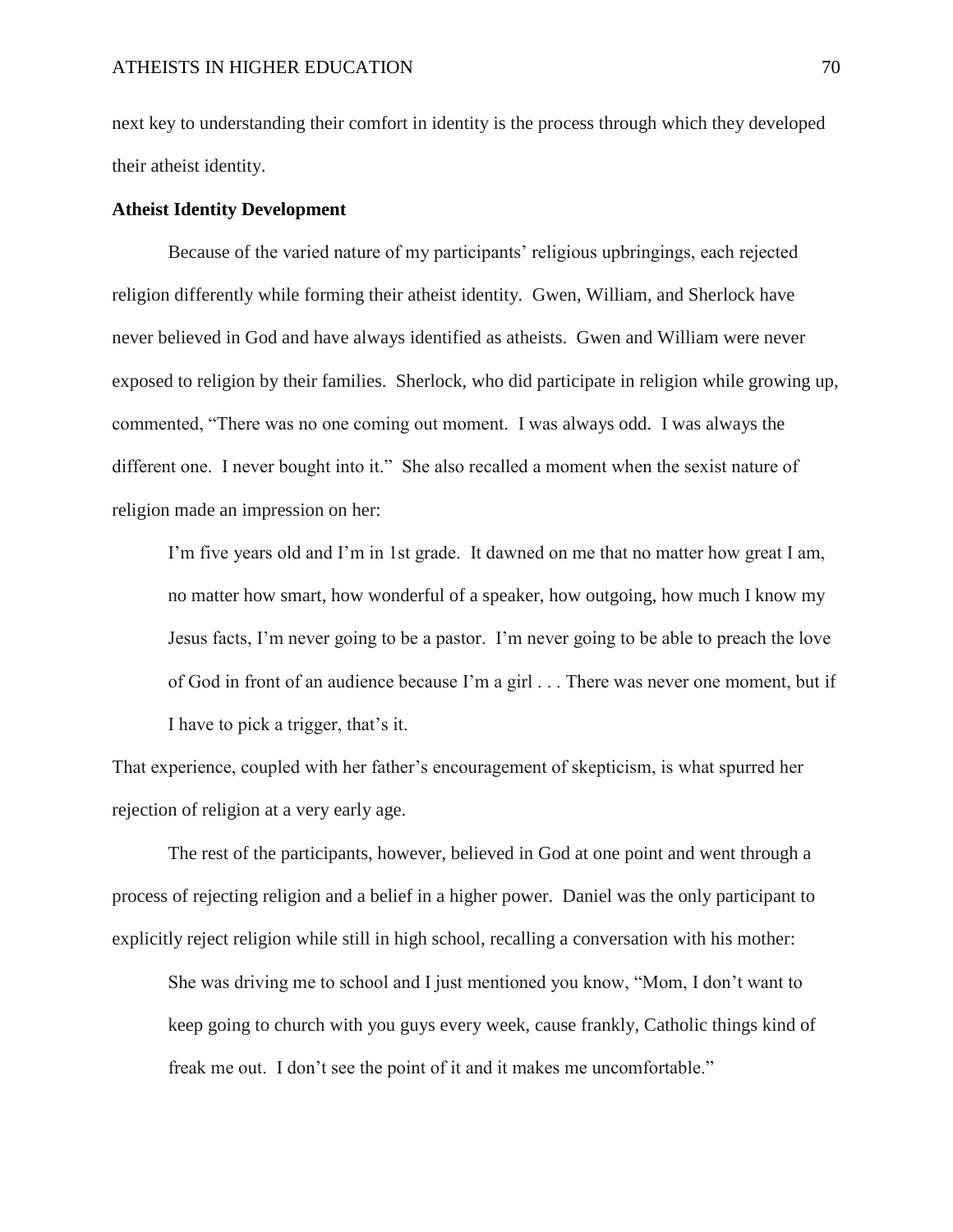next key to understanding their comfort in identity is the process through which they developed their atheist identity.

**Atheist Identity Development**

Because of the varied nature of my participants' religious upbringings, each rejected religion differently while forming their atheist identity. Gwen, William, and Sherlock have never believed in God and have always identified as atheists. Gwen and William were never exposed to religion by their families. Sherlock, who did participate in religion while growing up, commented, "There was no one coming out moment. I was always odd. I was always the different one. I never bought into it." She also recalled a moment when the sexist nature of religion made an impression on her:

> I'm five years old and I'm in 1st grade. It dawned on me that no matter how great I am, no matter how smart, how wonderful of a speaker, how outgoing, how much I know my Jesus facts, I'm never going to be a pastor. I'm never going to be able to preach the love of God in front of an audience because I'm a girl . . . There was never one moment, but if I have to pick a trigger, that's it.

That experience, coupled with her father's encouragement of skepticism, is what spurred her rejection of religion at a very early age.

The rest of the participants, however, believed in God at one point and went through a process of rejecting religion and a belief in a higher power. Daniel was the only participant to explicitly reject religion while still in high school, recalling a conversation with his mother:

> She was driving me to school and I just mentioned you know, "Mom, I don't want to keep going to church with you guys every week, cause frankly, Catholic things kind of freak me out. I don't see the point of it and it makes me uncomfortable."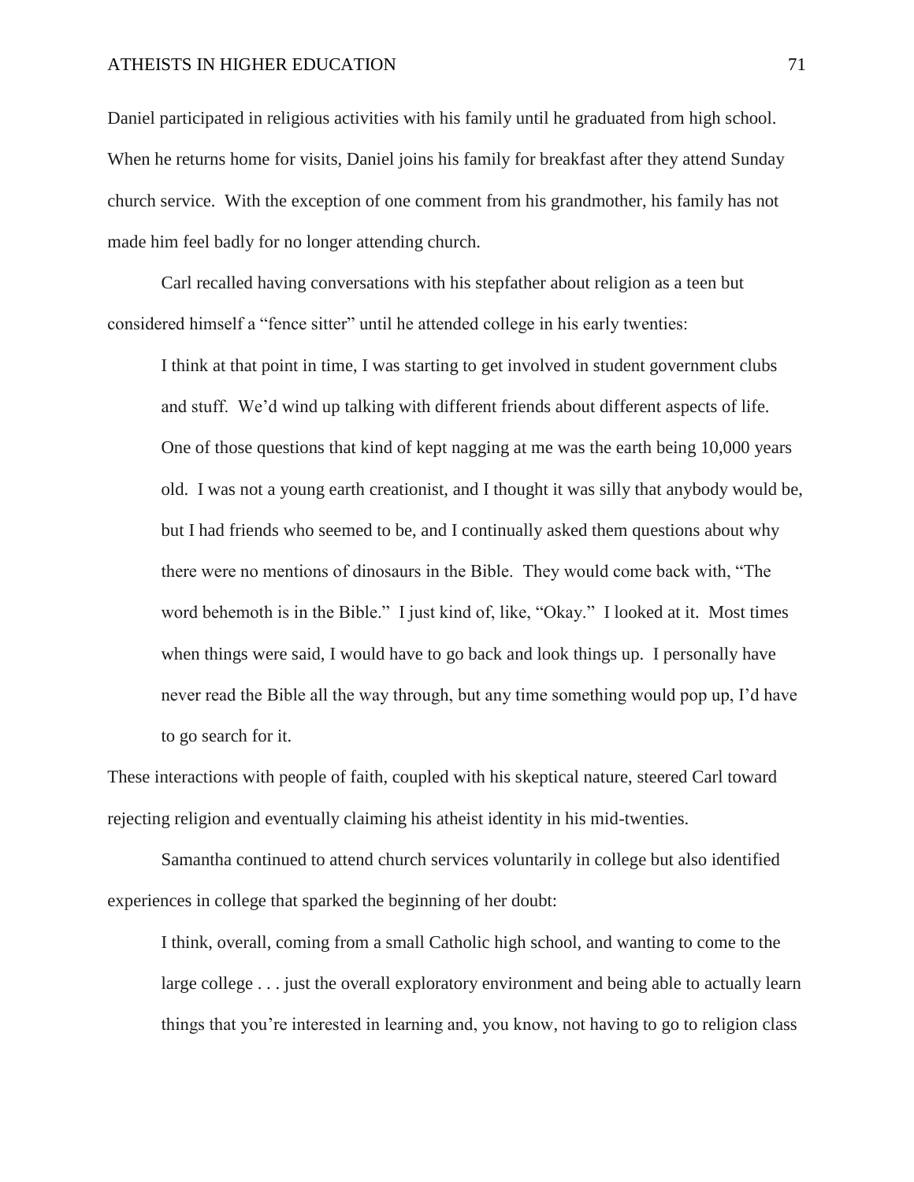Daniel participated in religious activities with his family until he graduated from high school. When he returns home for visits, Daniel joins his family for breakfast after they attend Sunday church service. With the exception of one comment from his grandmother, his family has not made him feel badly for no longer attending church.

Carl recalled having conversations with his stepfather about religion as a teen but considered himself a "fence sitter" until he attended college in his early twenties:

> I think at that point in time, I was starting to get involved in student government clubs and stuff. We'd wind up talking with different friends about different aspects of life. One of those questions that kind of kept nagging at me was the earth being 10,000 years old. I was not a young earth creationist, and I thought it was silly that anybody would be, but I had friends who seemed to be, and I continually asked them questions about why there were no mentions of dinosaurs in the Bible. They would come back with, "The word behemoth is in the Bible." I just kind of, like, "Okay." I looked at it. Most times when things were said, I would have to go back and look things up. I personally have never read the Bible all the way through, but any time something would pop up, I'd have to go search for it.

These interactions with people of faith, coupled with his skeptical nature, steered Carl toward rejecting religion and eventually claiming his atheist identity in his mid-twenties.

Samantha continued to attend church services voluntarily in college but also identified experiences in college that sparked the beginning of her doubt:

> I think, overall, coming from a small Catholic high school, and wanting to come to the large college . . . just the overall exploratory environment and being able to actually learn things that you're interested in learning and, you know, not having to go to religion class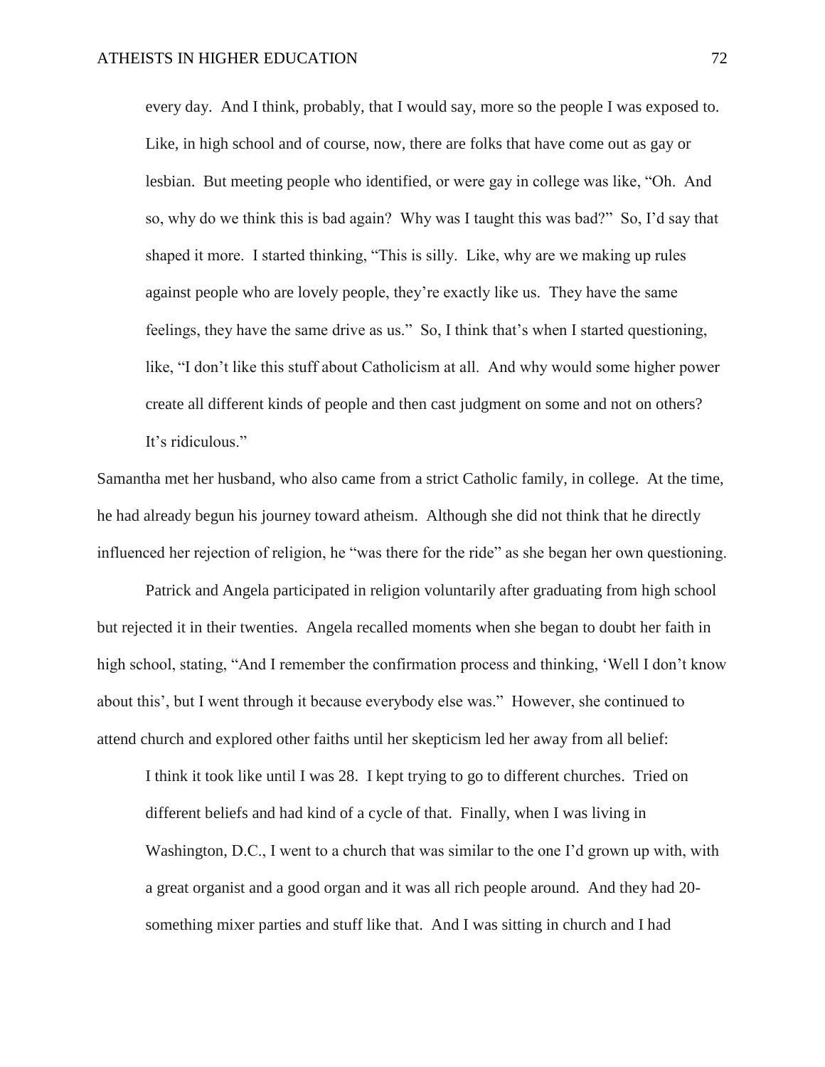> every day. And I think, probably, that I would say, more so the people I was exposed to. Like, in high school and of course, now, there are folks that have come out as gay or lesbian. But meeting people who identified, or were gay in college was like, "Oh. And so, why do we think this is bad again? Why was I taught this was bad?" So, I'd say that shaped it more. I started thinking, "This is silly. Like, why are we making up rules against people who are lovely people, they're exactly like us. They have the same feelings, they have the same drive as us." So, I think that's when I started questioning, like, "I don't like this stuff about Catholicism at all. And why would some higher power create all different kinds of people and then cast judgment on some and not on others? It's ridiculous."

Samantha met her husband, who also came from a strict Catholic family, in college. At the time, he had already begun his journey toward atheism. Although she did not think that he directly influenced her rejection of religion, he "was there for the ride" as she began her own questioning.

Patrick and Angela participated in religion voluntarily after graduating from high school but rejected it in their twenties. Angela recalled moments when she began to doubt her faith in high school, stating, "And I remember the confirmation process and thinking, 'Well I don't know about this', but I went through it because everybody else was." However, she continued to attend church and explored other faiths until her skepticism led her away from all belief:

> I think it took like until I was 28. I kept trying to go to different churches. Tried on different beliefs and had kind of a cycle of that. Finally, when I was living in Washington, D.C., I went to a church that was similar to the one I'd grown up with, with a great organist and a good organ and it was all rich people around. And they had 20-something mixer parties and stuff like that. And I was sitting in church and I had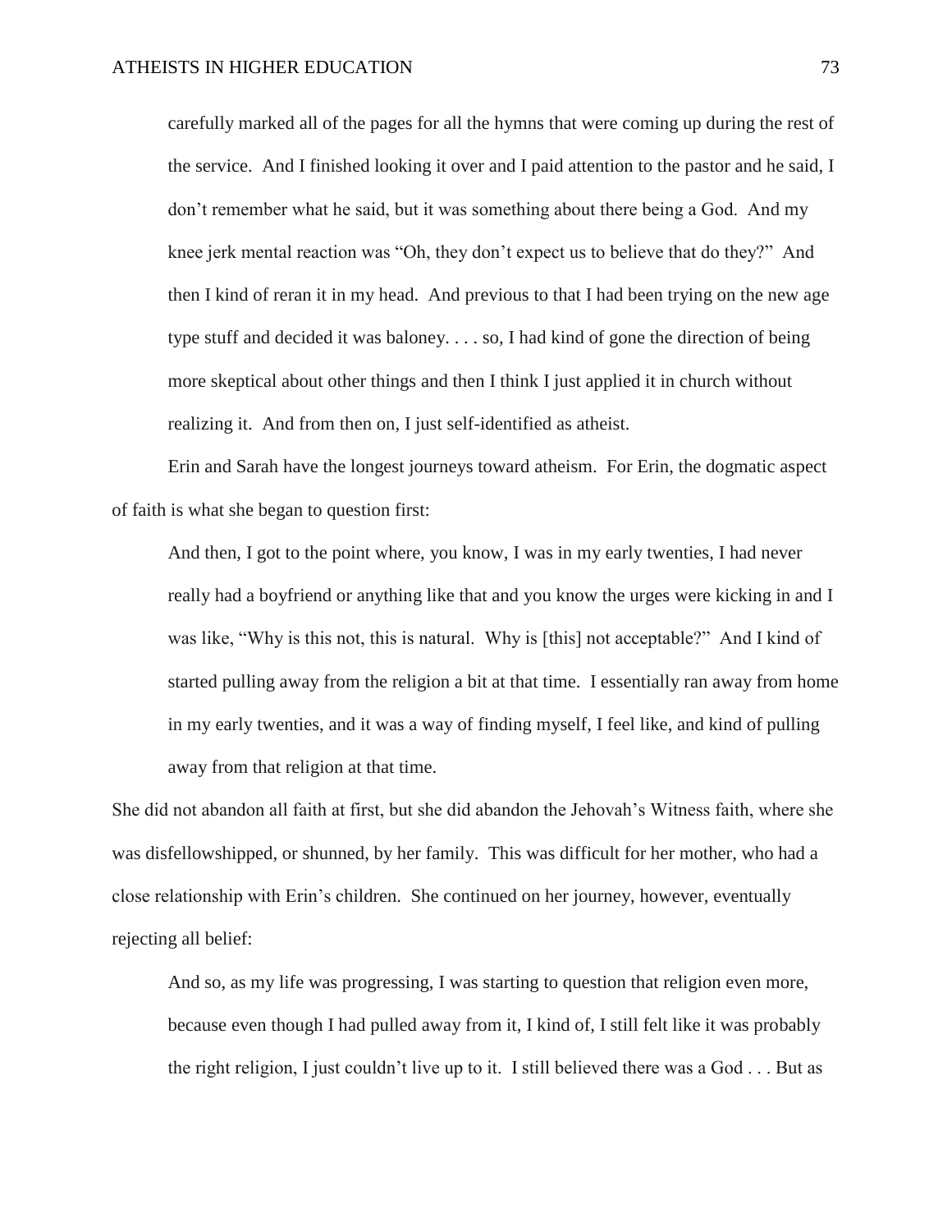> carefully marked all of the pages for all the hymns that were coming up during the rest of the service. And I finished looking it over and I paid attention to the pastor and he said, I don't remember what he said, but it was something about there being a God. And my knee jerk mental reaction was "Oh, they don't expect us to believe that do they?" And then I kind of reran it in my head. And previous to that I had been trying on the new age type stuff and decided it was baloney. . . . so, I had kind of gone the direction of being more skeptical about other things and then I think I just applied it in church without realizing it. And from then on, I just self-identified as atheist.

Erin and Sarah have the longest journeys toward atheism. For Erin, the dogmatic aspect of faith is what she began to question first:

> And then, I got to the point where, you know, I was in my early twenties, I had never really had a boyfriend or anything like that and you know the urges were kicking in and I was like, "Why is this not, this is natural. Why is [this] not acceptable?" And I kind of started pulling away from the religion a bit at that time. I essentially ran away from home in my early twenties, and it was a way of finding myself, I feel like, and kind of pulling away from that religion at that time.

She did not abandon all faith at first, but she did abandon the Jehovah's Witness faith, where she was disfellowshipped, or shunned, by her family. This was difficult for her mother, who had a close relationship with Erin's children. She continued on her journey, however, eventually rejecting all belief:

> And so, as my life was progressing, I was starting to question that religion even more, because even though I had pulled away from it, I kind of, I still felt like it was probably the right religion, I just couldn't live up to it. I still believed there was a God . . . But as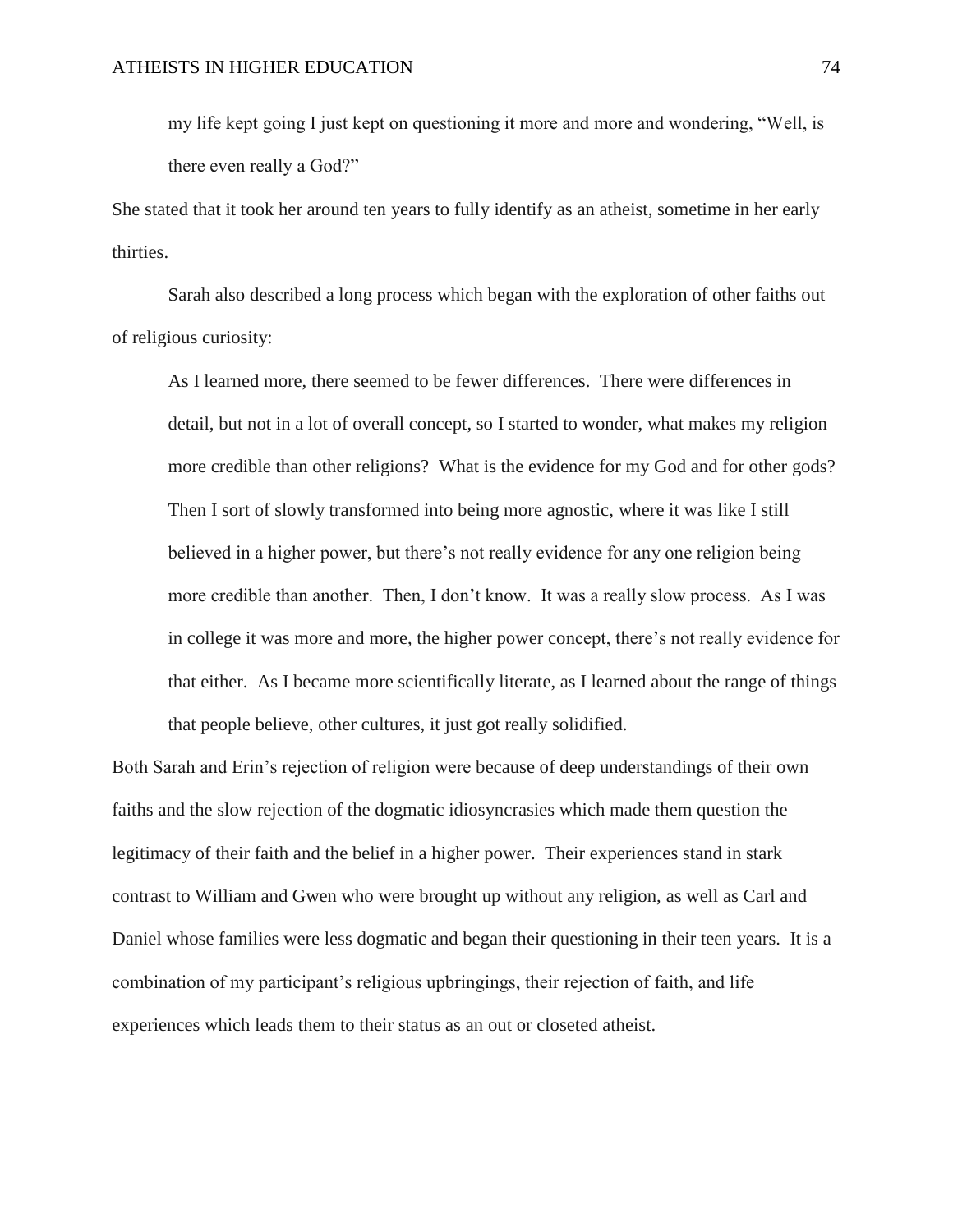> my life kept going I just kept on questioning it more and more and wondering, "Well, is there even really a God?"

She stated that it took her around ten years to fully identify as an atheist, sometime in her early thirties.

Sarah also described a long process which began with the exploration of other faiths out of religious curiosity:

> As I learned more, there seemed to be fewer differences. There were differences in detail, but not in a lot of overall concept, so I started to wonder, what makes my religion more credible than other religions? What is the evidence for my God and for other gods? Then I sort of slowly transformed into being more agnostic, where it was like I still believed in a higher power, but there's not really evidence for any one religion being more credible than another. Then, I don't know. It was a really slow process. As I was in college it was more and more, the higher power concept, there's not really evidence for that either. As I became more scientifically literate, as I learned about the range of things that people believe, other cultures, it just got really solidified.

Both Sarah and Erin's rejection of religion were because of deep understandings of their own faiths and the slow rejection of the dogmatic idiosyncrasies which made them question the legitimacy of their faith and the belief in a higher power. Their experiences stand in stark contrast to William and Gwen who were brought up without any religion, as well as Carl and Daniel whose families were less dogmatic and began their questioning in their teen years. It is a combination of my participant's religious upbringings, their rejection of faith, and life experiences which leads them to their status as an out or closeted atheist.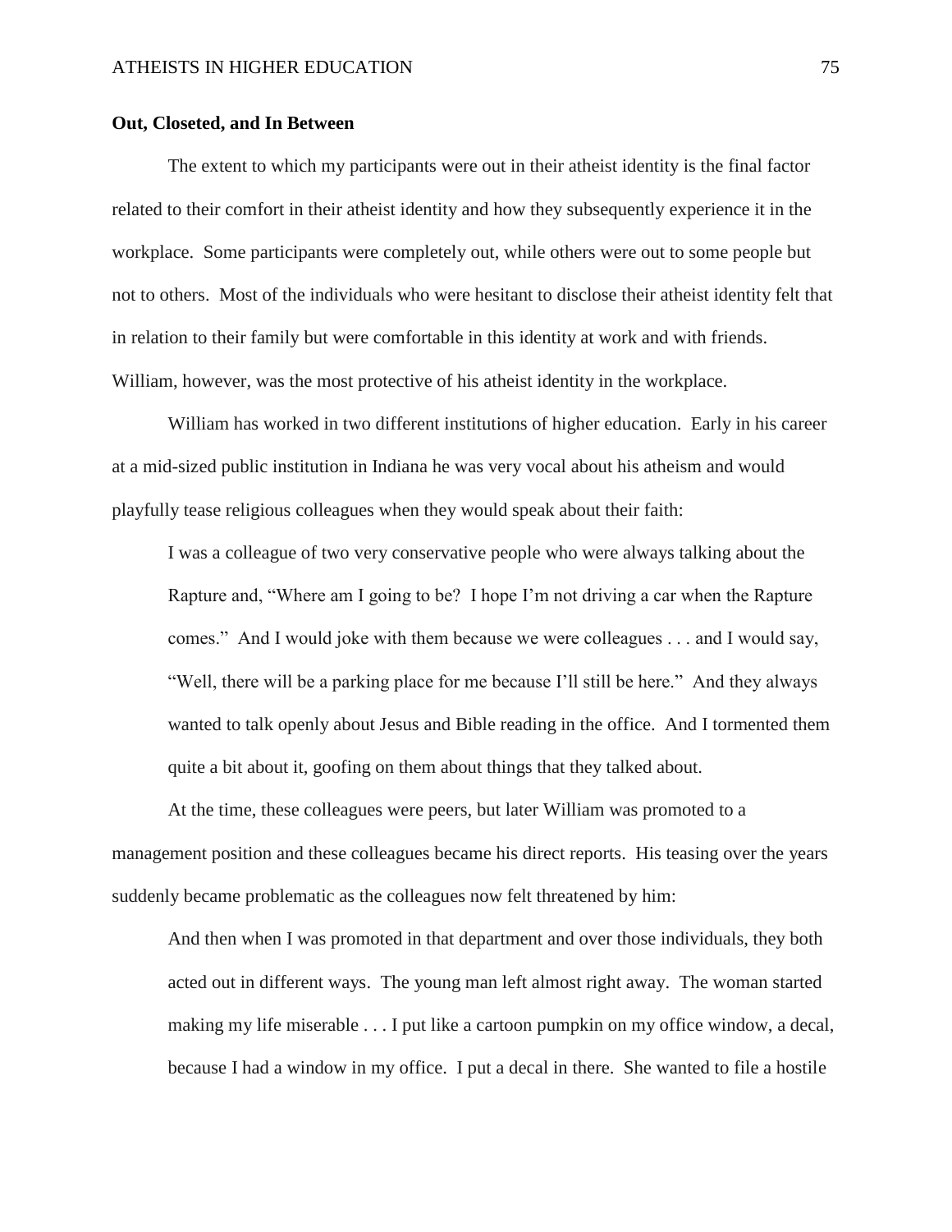### Out, Closeted, and In Between

The extent to which my participants were out in their atheist identity is the final factor related to their comfort in their atheist identity and how they subsequently experience it in the workplace. Some participants were completely out, while others were out to some people but not to others. Most of the individuals who were hesitant to disclose their atheist identity felt that in relation to their family but were comfortable in this identity at work and with friends. William, however, was the most protective of his atheist identity in the workplace.

William has worked in two different institutions of higher education. Early in his career at a mid-sized public institution in Indiana he was very vocal about his atheism and would playfully tease religious colleagues when they would speak about their faith:

> I was a colleague of two very conservative people who were always talking about the Rapture and, "Where am I going to be? I hope I'm not driving a car when the Rapture comes." And I would joke with them because we were colleagues . . . and I would say, "Well, there will be a parking place for me because I'll still be here." And they always wanted to talk openly about Jesus and Bible reading in the office. And I tormented them quite a bit about it, goofing on them about things that they talked about.

At the time, these colleagues were peers, but later William was promoted to a management position and these colleagues became his direct reports. His teasing over the years suddenly became problematic as the colleagues now felt threatened by him:

> And then when I was promoted in that department and over those individuals, they both acted out in different ways. The young man left almost right away. The woman started making my life miserable . . . I put like a cartoon pumpkin on my office window, a decal, because I had a window in my office. I put a decal in there. She wanted to file a hostile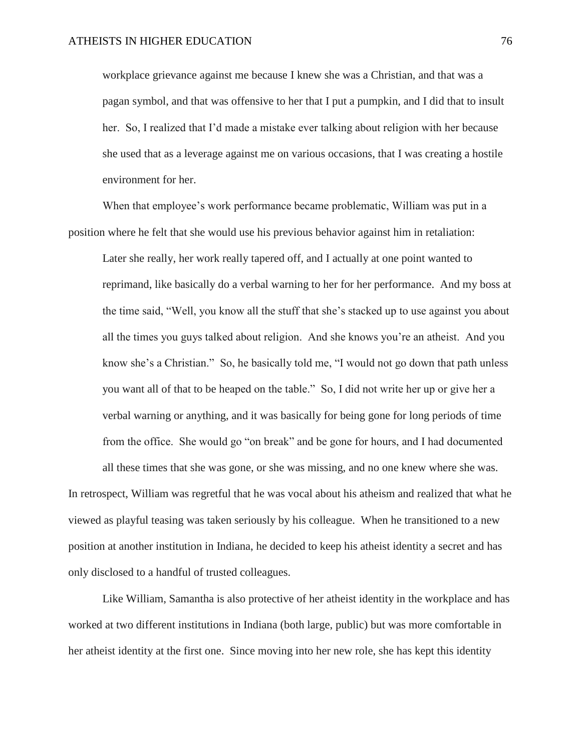> workplace grievance against me because I knew she was a Christian, and that was a pagan symbol, and that was offensive to her that I put a pumpkin, and I did that to insult her. So, I realized that I'd made a mistake ever talking about religion with her because she used that as a leverage against me on various occasions, that I was creating a hostile environment for her.

When that employee's work performance became problematic, William was put in a position where he felt that she would use his previous behavior against him in retaliation:

> Later she really, her work really tapered off, and I actually at one point wanted to reprimand, like basically do a verbal warning to her for her performance. And my boss at the time said, "Well, you know all the stuff that she's stacked up to use against you about all the times you guys talked about religion. And she knows you're an atheist. And you know she's a Christian." So, he basically told me, "I would not go down that path unless you want all of that to be heaped on the table." So, I did not write her up or give her a verbal warning or anything, and it was basically for being gone for long periods of time from the office. She would go "on break" and be gone for hours, and I had documented all these times that she was gone, or she was missing, and no one knew where she was.

In retrospect, William was regretful that he was vocal about his atheism and realized that what he viewed as playful teasing was taken seriously by his colleague. When he transitioned to a new position at another institution in Indiana, he decided to keep his atheist identity a secret and has only disclosed to a handful of trusted colleagues.

Like William, Samantha is also protective of her atheist identity in the workplace and has worked at two different institutions in Indiana (both large, public) but was more comfortable in her atheist identity at the first one. Since moving into her new role, she has kept this identity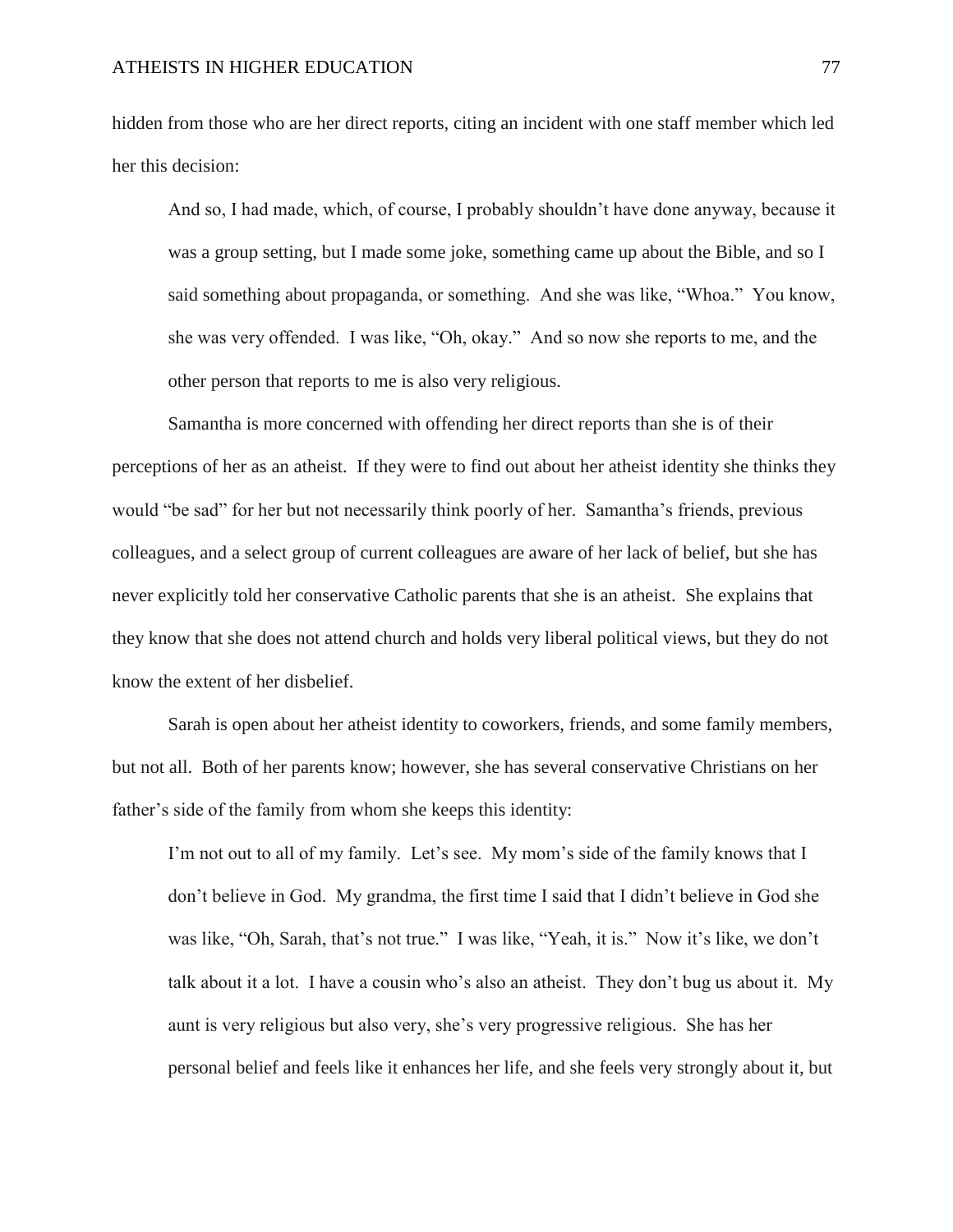hidden from those who are her direct reports, citing an incident with one staff member which led her this decision:

> And so, I had made, which, of course, I probably shouldn't have done anyway, because it was a group setting, but I made some joke, something came up about the Bible, and so I said something about propaganda, or something. And she was like, "Whoa." You know, she was very offended. I was like, "Oh, okay." And so now she reports to me, and the other person that reports to me is also very religious.

Samantha is more concerned with offending her direct reports than she is of their perceptions of her as an atheist. If they were to find out about her atheist identity she thinks they would "be sad" for her but not necessarily think poorly of her. Samantha's friends, previous colleagues, and a select group of current colleagues are aware of her lack of belief, but she has never explicitly told her conservative Catholic parents that she is an atheist. She explains that they know that she does not attend church and holds very liberal political views, but they do not know the extent of her disbelief.

Sarah is open about her atheist identity to coworkers, friends, and some family members, but not all. Both of her parents know; however, she has several conservative Christians on her father's side of the family from whom she keeps this identity:

> I'm not out to all of my family. Let's see. My mom's side of the family knows that I don't believe in God. My grandma, the first time I said that I didn't believe in God she was like, "Oh, Sarah, that's not true." I was like, "Yeah, it is." Now it's like, we don't talk about it a lot. I have a cousin who's also an atheist. They don't bug us about it. My aunt is very religious but also very, she's very progressive religious. She has her personal belief and feels like it enhances her life, and she feels very strongly about it, but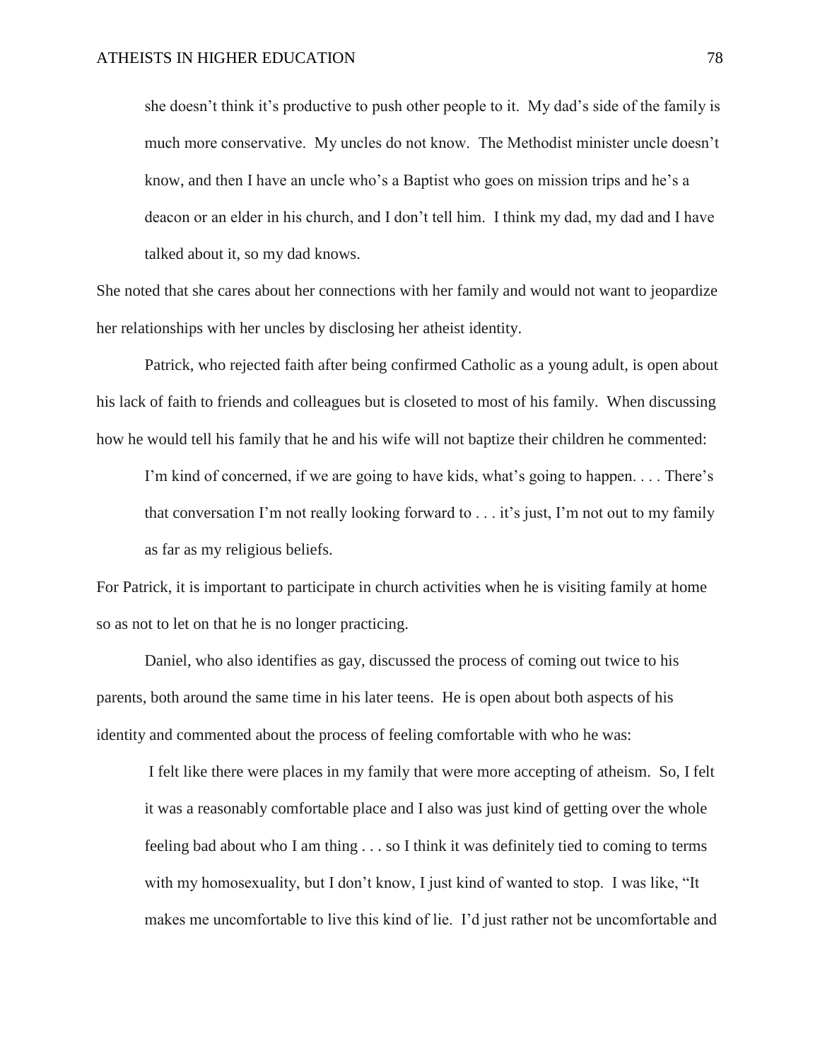> she doesn't think it's productive to push other people to it. My dad's side of the family is much more conservative. My uncles do not know. The Methodist minister uncle doesn't know, and then I have an uncle who's a Baptist who goes on mission trips and he's a deacon or an elder in his church, and I don't tell him. I think my dad, my dad and I have talked about it, so my dad knows.

She noted that she cares about her connections with her family and would not want to jeopardize her relationships with her uncles by disclosing her atheist identity.

Patrick, who rejected faith after being confirmed Catholic as a young adult, is open about his lack of faith to friends and colleagues but is closeted to most of his family. When discussing how he would tell his family that he and his wife will not baptize their children he commented:

> I'm kind of concerned, if we are going to have kids, what's going to happen. . . . There's that conversation I'm not really looking forward to . . . it's just, I'm not out to my family as far as my religious beliefs.

For Patrick, it is important to participate in church activities when he is visiting family at home so as not to let on that he is no longer practicing.

Daniel, who also identifies as gay, discussed the process of coming out twice to his parents, both around the same time in his later teens. He is open about both aspects of his identity and commented about the process of feeling comfortable with who he was:

> I felt like there were places in my family that were more accepting of atheism. So, I felt it was a reasonably comfortable place and I also was just kind of getting over the whole feeling bad about who I am thing . . . so I think it was definitely tied to coming to terms with my homosexuality, but I don't know, I just kind of wanted to stop. I was like, "It makes me uncomfortable to live this kind of lie. I'd just rather not be uncomfortable and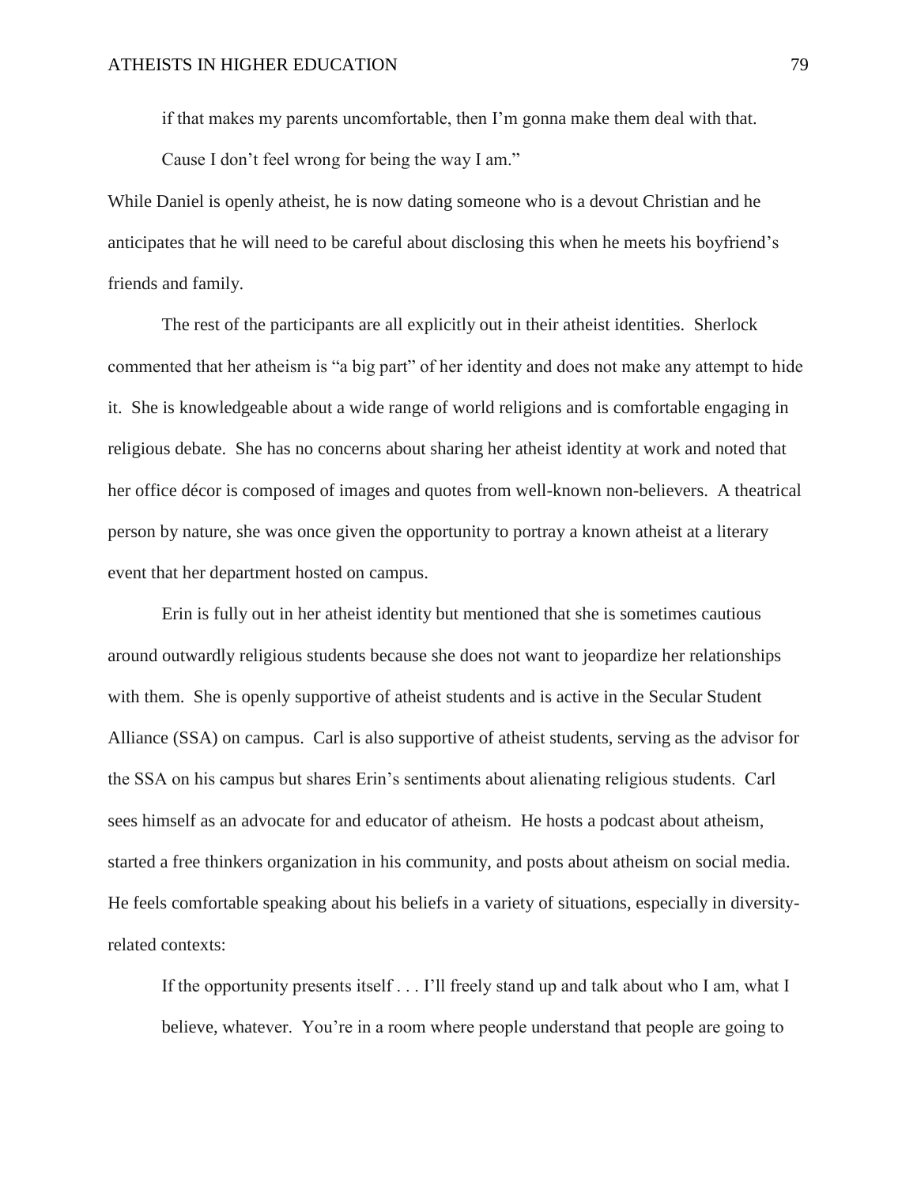> if that makes my parents uncomfortable, then I'm gonna make them deal with that. Cause I don't feel wrong for being the way I am."

While Daniel is openly atheist, he is now dating someone who is a devout Christian and he anticipates that he will need to be careful about disclosing this when he meets his boyfriend's friends and family.

The rest of the participants are all explicitly out in their atheist identities. Sherlock commented that her atheism is "a big part" of her identity and does not make any attempt to hide it. She is knowledgeable about a wide range of world religions and is comfortable engaging in religious debate. She has no concerns about sharing her atheist identity at work and noted that her office décor is composed of images and quotes from well-known non-believers. A theatrical person by nature, she was once given the opportunity to portray a known atheist at a literary event that her department hosted on campus.

Erin is fully out in her atheist identity but mentioned that she is sometimes cautious around outwardly religious students because she does not want to jeopardize her relationships with them. She is openly supportive of atheist students and is active in the Secular Student Alliance (SSA) on campus. Carl is also supportive of atheist students, serving as the advisor for the SSA on his campus but shares Erin's sentiments about alienating religious students. Carl sees himself as an advocate for and educator of atheism. He hosts a podcast about atheism, started a free thinkers organization in his community, and posts about atheism on social media. He feels comfortable speaking about his beliefs in a variety of situations, especially in diversity-related contexts:

> If the opportunity presents itself . . . I'll freely stand up and talk about who I am, what I believe, whatever. You're in a room where people understand that people are going to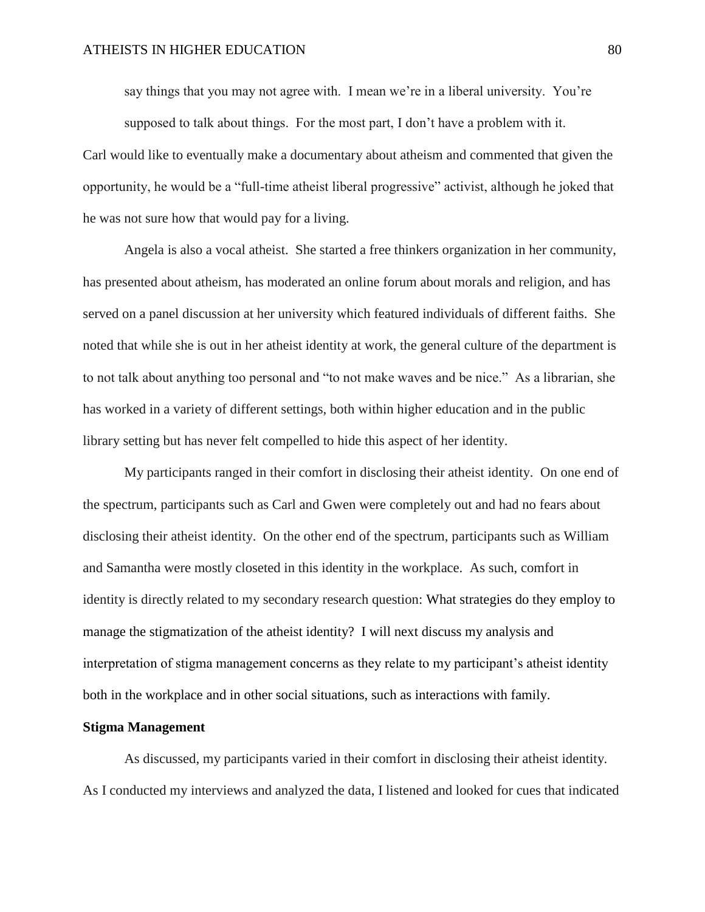> say things that you may not agree with. I mean we're in a liberal university. You're supposed to talk about things. For the most part, I don't have a problem with it.

Carl would like to eventually make a documentary about atheism and commented that given the opportunity, he would be a "full-time atheist liberal progressive" activist, although he joked that he was not sure how that would pay for a living.

Angela is also a vocal atheist. She started a free thinkers organization in her community, has presented about atheism, has moderated an online forum about morals and religion, and has served on a panel discussion at her university which featured individuals of different faiths. She noted that while she is out in her atheist identity at work, the general culture of the department is to not talk about anything too personal and "to not make waves and be nice." As a librarian, she has worked in a variety of different settings, both within higher education and in the public library setting but has never felt compelled to hide this aspect of her identity.

My participants ranged in their comfort in disclosing their atheist identity. On one end of the spectrum, participants such as Carl and Gwen were completely out and had no fears about disclosing their atheist identity. On the other end of the spectrum, participants such as William and Samantha were mostly closeted in this identity in the workplace. As such, comfort in identity is directly related to my secondary research question: What strategies do they employ to manage the stigmatization of the atheist identity? I will next discuss my analysis and interpretation of stigma management concerns as they relate to my participant's atheist identity both in the workplace and in other social situations, such as interactions with family.

**Stigma Management**

As discussed, my participants varied in their comfort in disclosing their atheist identity. As I conducted my interviews and analyzed the data, I listened and looked for cues that indicated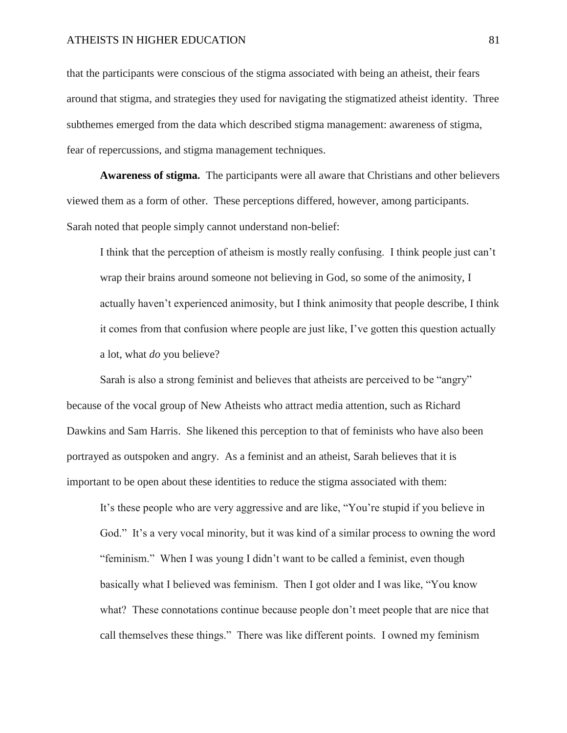that the participants were conscious of the stigma associated with being an atheist, their fears around that stigma, and strategies they used for navigating the stigmatized atheist identity. Three subthemes emerged from the data which described stigma management: awareness of stigma, fear of repercussions, and stigma management techniques.

**Awareness of stigma.** The participants were all aware that Christians and other believers viewed them as a form of other. These perceptions differed, however, among participants. Sarah noted that people simply cannot understand non-belief:

> I think that the perception of atheism is mostly really confusing. I think people just can't wrap their brains around someone not believing in God, so some of the animosity, I actually haven't experienced animosity, but I think animosity that people describe, I think it comes from that confusion where people are just like, I've gotten this question actually a lot, what *do* you believe?

Sarah is also a strong feminist and believes that atheists are perceived to be "angry" because of the vocal group of New Atheists who attract media attention, such as Richard Dawkins and Sam Harris. She likened this perception to that of feminists who have also been portrayed as outspoken and angry. As a feminist and an atheist, Sarah believes that it is important to be open about these identities to reduce the stigma associated with them:

> It's these people who are very aggressive and are like, "You're stupid if you believe in God." It's a very vocal minority, but it was kind of a similar process to owning the word "feminism." When I was young I didn't want to be called a feminist, even though basically what I believed was feminism. Then I got older and I was like, "You know what? These connotations continue because people don't meet people that are nice that call themselves these things." There was like different points. I owned my feminism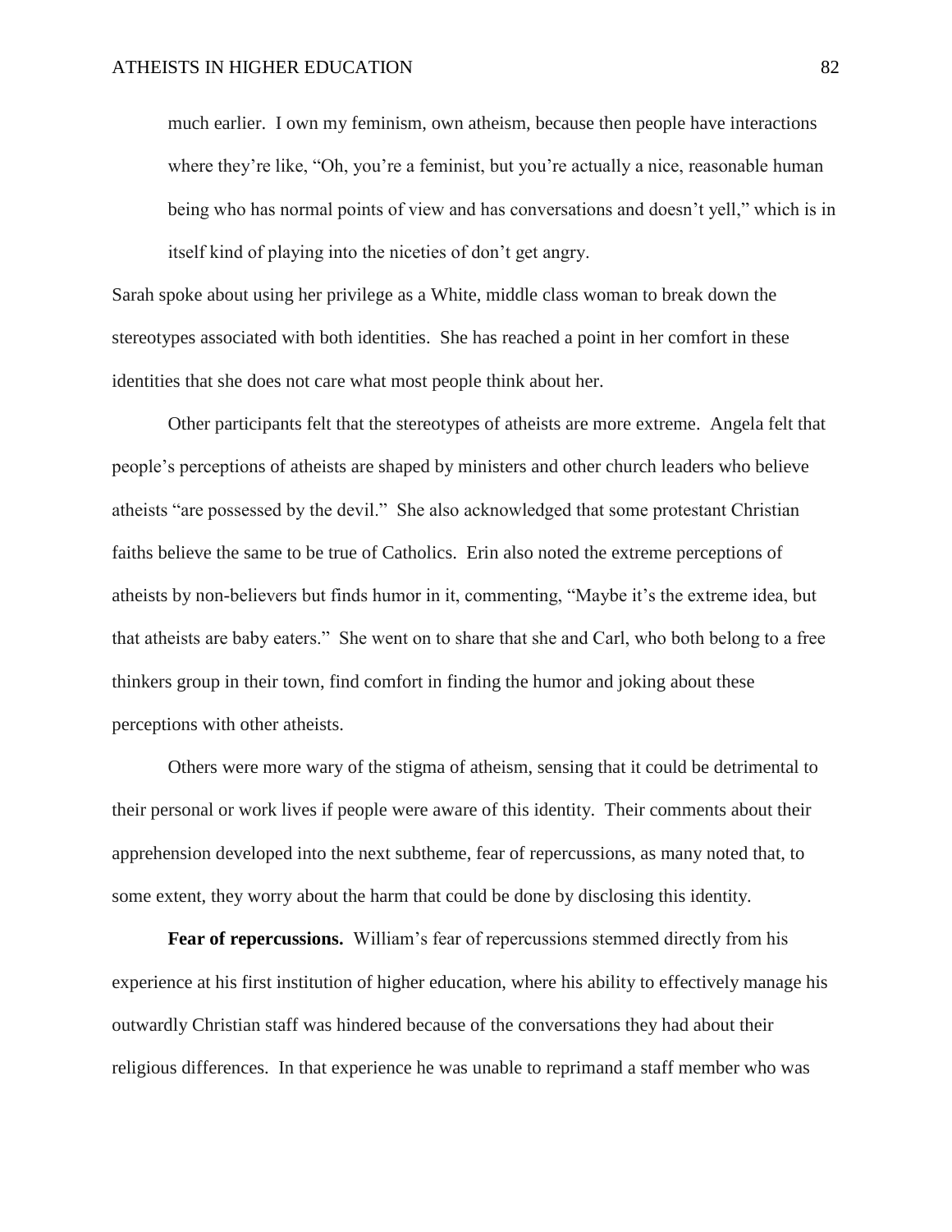> much earlier. I own my feminism, own atheism, because then people have interactions where they're like, "Oh, you're a feminist, but you're actually a nice, reasonable human being who has normal points of view and has conversations and doesn't yell," which is in itself kind of playing into the niceties of don't get angry.

Sarah spoke about using her privilege as a White, middle class woman to break down the stereotypes associated with both identities. She has reached a point in her comfort in these identities that she does not care what most people think about her.

Other participants felt that the stereotypes of atheists are more extreme. Angela felt that people's perceptions of atheists are shaped by ministers and other church leaders who believe atheists "are possessed by the devil." She also acknowledged that some protestant Christian faiths believe the same to be true of Catholics. Erin also noted the extreme perceptions of atheists by non-believers but finds humor in it, commenting, "Maybe it's the extreme idea, but that atheists are baby eaters." She went on to share that she and Carl, who both belong to a free thinkers group in their town, find comfort in finding the humor and joking about these perceptions with other atheists.

Others were more wary of the stigma of atheism, sensing that it could be detrimental to their personal or work lives if people were aware of this identity. Their comments about their apprehension developed into the next subtheme, fear of repercussions, as many noted that, to some extent, they worry about the harm that could be done by disclosing this identity.

**Fear of repercussions.** William's fear of repercussions stemmed directly from his experience at his first institution of higher education, where his ability to effectively manage his outwardly Christian staff was hindered because of the conversations they had about their religious differences. In that experience he was unable to reprimand a staff member who was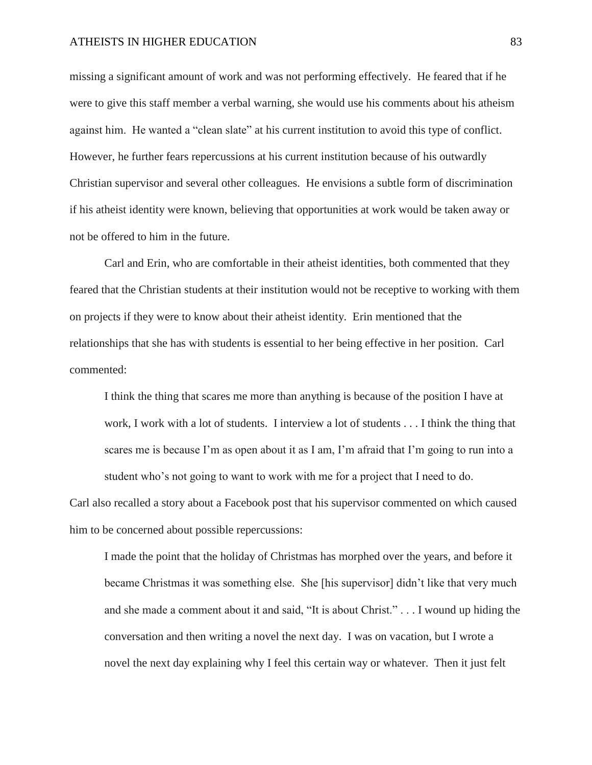missing a significant amount of work and was not performing effectively. He feared that if he were to give this staff member a verbal warning, she would use his comments about his atheism against him. He wanted a "clean slate" at his current institution to avoid this type of conflict. However, he further fears repercussions at his current institution because of his outwardly Christian supervisor and several other colleagues. He envisions a subtle form of discrimination if his atheist identity were known, believing that opportunities at work would be taken away or not be offered to him in the future.

Carl and Erin, who are comfortable in their atheist identities, both commented that they feared that the Christian students at their institution would not be receptive to working with them on projects if they were to know about their atheist identity. Erin mentioned that the relationships that she has with students is essential to her being effective in her position. Carl commented:

> I think the thing that scares me more than anything is because of the position I have at work, I work with a lot of students. I interview a lot of students . . . I think the thing that scares me is because I'm as open about it as I am, I'm afraid that I'm going to run into a student who's not going to want to work with me for a project that I need to do.

Carl also recalled a story about a Facebook post that his supervisor commented on which caused him to be concerned about possible repercussions:

> I made the point that the holiday of Christmas has morphed over the years, and before it became Christmas it was something else. She [his supervisor] didn't like that very much and she made a comment about it and said, "It is about Christ." . . . I wound up hiding the conversation and then writing a novel the next day. I was on vacation, but I wrote a novel the next day explaining why I feel this certain way or whatever. Then it just felt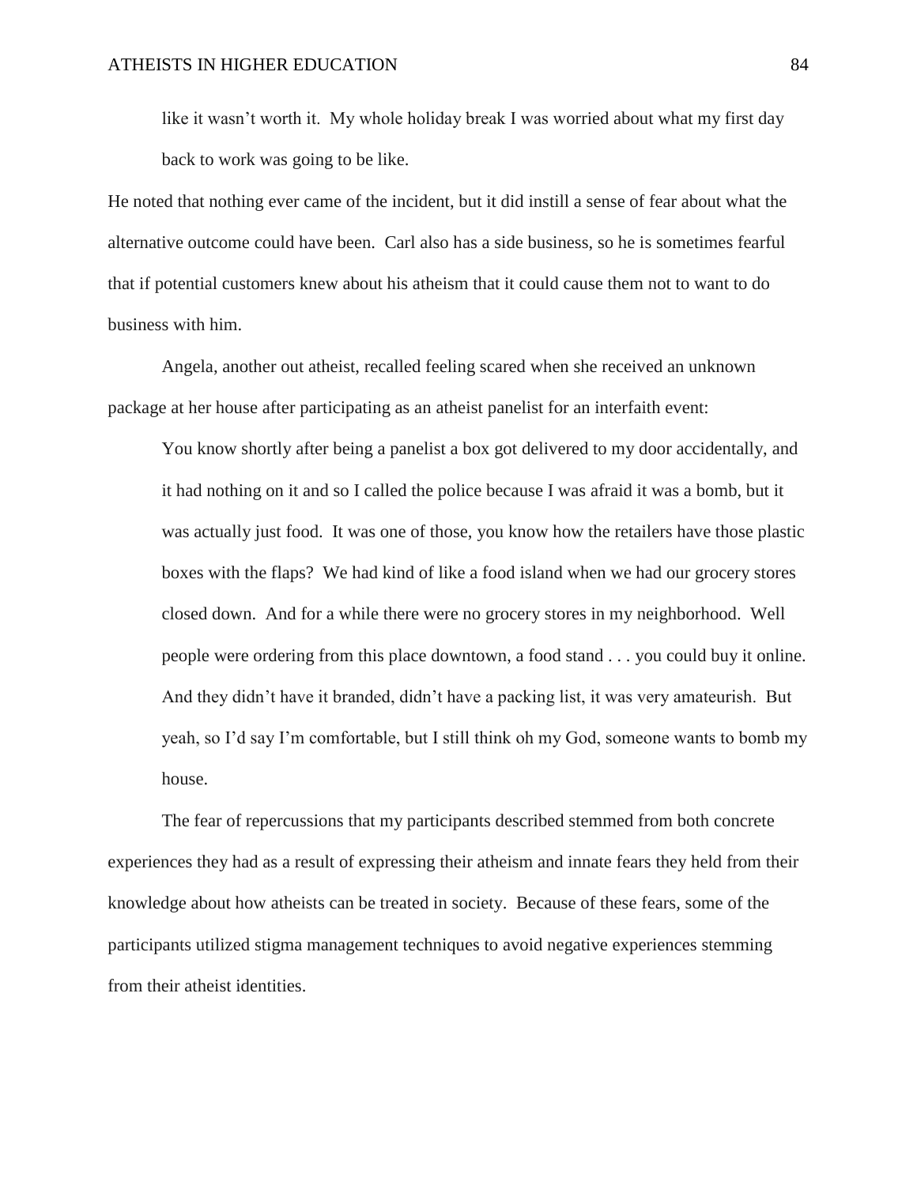> like it wasn't worth it. My whole holiday break I was worried about what my first day back to work was going to be like.

He noted that nothing ever came of the incident, but it did instill a sense of fear about what the alternative outcome could have been. Carl also has a side business, so he is sometimes fearful that if potential customers knew about his atheism that it could cause them not to want to do business with him.

Angela, another out atheist, recalled feeling scared when she received an unknown package at her house after participating as an atheist panelist for an interfaith event:

> You know shortly after being a panelist a box got delivered to my door accidentally, and it had nothing on it and so I called the police because I was afraid it was a bomb, but it was actually just food. It was one of those, you know how the retailers have those plastic boxes with the flaps? We had kind of like a food island when we had our grocery stores closed down. And for a while there were no grocery stores in my neighborhood. Well people were ordering from this place downtown, a food stand . . . you could buy it online. And they didn't have it branded, didn't have a packing list, it was very amateurish. But yeah, so I'd say I'm comfortable, but I still think oh my God, someone wants to bomb my house.

The fear of repercussions that my participants described stemmed from both concrete experiences they had as a result of expressing their atheism and innate fears they held from their knowledge about how atheists can be treated in society. Because of these fears, some of the participants utilized stigma management techniques to avoid negative experiences stemming from their atheist identities.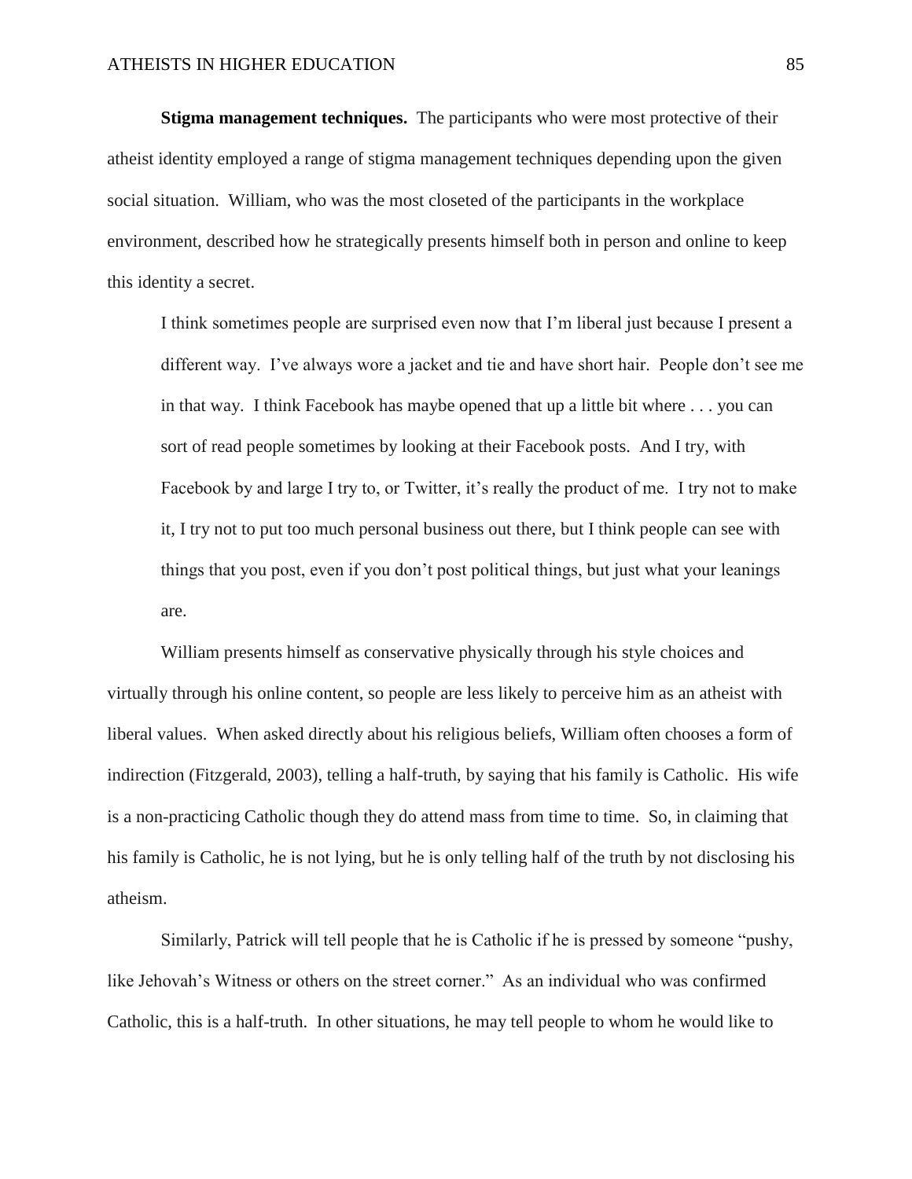**Stigma management techniques.** The participants who were most protective of their atheist identity employed a range of stigma management techniques depending upon the given social situation. William, who was the most closeted of the participants in the workplace environment, described how he strategically presents himself both in person and online to keep this identity a secret.

> I think sometimes people are surprised even now that I'm liberal just because I present a different way. I've always wore a jacket and tie and have short hair. People don't see me in that way. I think Facebook has maybe opened that up a little bit where . . . you can sort of read people sometimes by looking at their Facebook posts. And I try, with Facebook by and large I try to, or Twitter, it's really the product of me. I try not to make it, I try not to put too much personal business out there, but I think people can see with things that you post, even if you don't post political things, but just what your leanings are.

William presents himself as conservative physically through his style choices and virtually through his online content, so people are less likely to perceive him as an atheist with liberal values. When asked directly about his religious beliefs, William often chooses a form of indirection (Fitzgerald, 2003), telling a half-truth, by saying that his family is Catholic. His wife is a non-practicing Catholic though they do attend mass from time to time. So, in claiming that his family is Catholic, he is not lying, but he is only telling half of the truth by not disclosing his atheism.

Similarly, Patrick will tell people that he is Catholic if he is pressed by someone "pushy, like Jehovah's Witness or others on the street corner." As an individual who was confirmed Catholic, this is a half-truth. In other situations, he may tell people to whom he would like to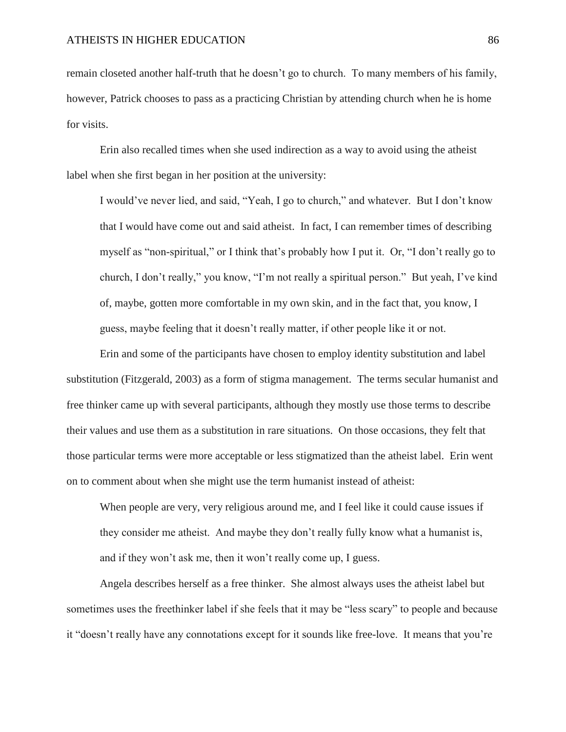remain closeted another half-truth that he doesn't go to church. To many members of his family, however, Patrick chooses to pass as a practicing Christian by attending church when he is home for visits.

Erin also recalled times when she used indirection as a way to avoid using the atheist label when she first began in her position at the university:

> I would've never lied, and said, "Yeah, I go to church," and whatever. But I don't know that I would have come out and said atheist. In fact, I can remember times of describing myself as "non-spiritual," or I think that's probably how I put it. Or, "I don't really go to church, I don't really," you know, "I'm not really a spiritual person." But yeah, I've kind of, maybe, gotten more comfortable in my own skin, and in the fact that, you know, I guess, maybe feeling that it doesn't really matter, if other people like it or not.

Erin and some of the participants have chosen to employ identity substitution and label substitution (Fitzgerald, 2003) as a form of stigma management. The terms secular humanist and free thinker came up with several participants, although they mostly use those terms to describe their values and use them as a substitution in rare situations. On those occasions, they felt that those particular terms were more acceptable or less stigmatized than the atheist label. Erin went on to comment about when she might use the term humanist instead of atheist:

> When people are very, very religious around me, and I feel like it could cause issues if they consider me atheist. And maybe they don't really fully know what a humanist is, and if they won't ask me, then it won't really come up, I guess.

Angela describes herself as a free thinker. She almost always uses the atheist label but sometimes uses the freethinker label if she feels that it may be "less scary" to people and because it "doesn't really have any connotations except for it sounds like free-love. It means that you're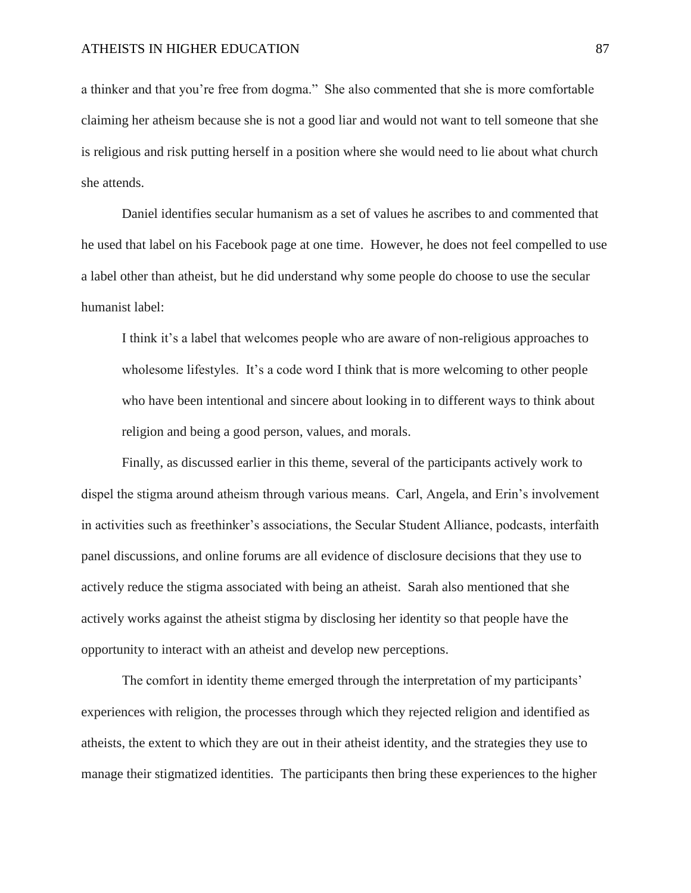a thinker and that you're free from dogma." She also commented that she is more comfortable claiming her atheism because she is not a good liar and would not want to tell someone that she is religious and risk putting herself in a position where she would need to lie about what church she attends.

Daniel identifies secular humanism as a set of values he ascribes to and commented that he used that label on his Facebook page at one time. However, he does not feel compelled to use a label other than atheist, but he did understand why some people do choose to use the secular humanist label:

> I think it's a label that welcomes people who are aware of non-religious approaches to wholesome lifestyles. It's a code word I think that is more welcoming to other people who have been intentional and sincere about looking in to different ways to think about religion and being a good person, values, and morals.

Finally, as discussed earlier in this theme, several of the participants actively work to dispel the stigma around atheism through various means. Carl, Angela, and Erin's involvement in activities such as freethinker's associations, the Secular Student Alliance, podcasts, interfaith panel discussions, and online forums are all evidence of disclosure decisions that they use to actively reduce the stigma associated with being an atheist. Sarah also mentioned that she actively works against the atheist stigma by disclosing her identity so that people have the opportunity to interact with an atheist and develop new perceptions.

The comfort in identity theme emerged through the interpretation of my participants' experiences with religion, the processes through which they rejected religion and identified as atheists, the extent to which they are out in their atheist identity, and the strategies they use to manage their stigmatized identities. The participants then bring these experiences to the higher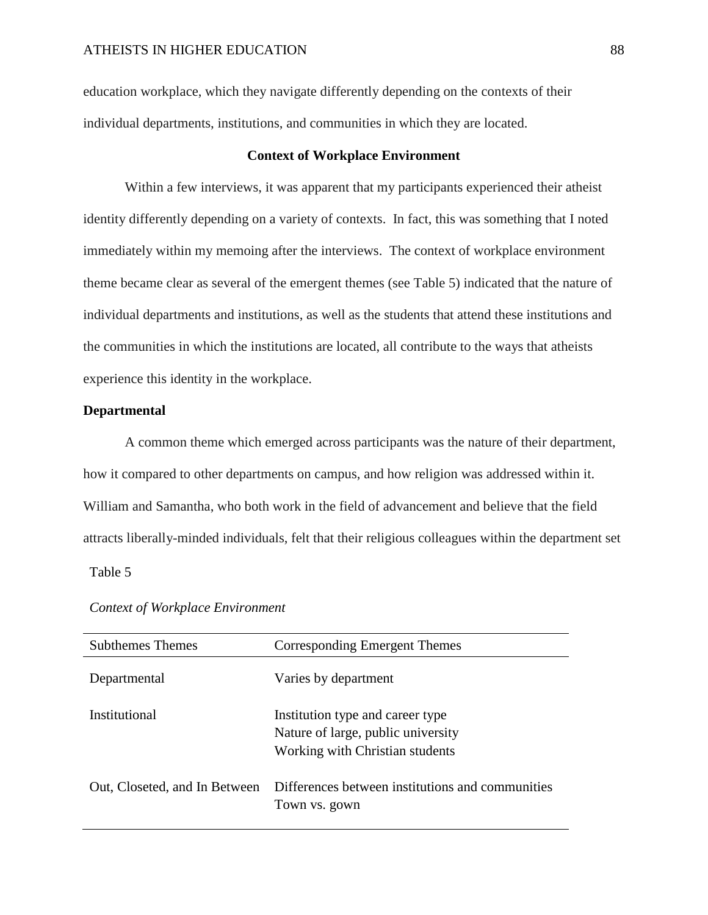education workplace, which they navigate differently depending on the contexts of their individual departments, institutions, and communities in which they are located.

## Context of Workplace Environment

Within a few interviews, it was apparent that my participants experienced their atheist identity differently depending on a variety of contexts. In fact, this was something that I noted immediately within my memoing after the interviews. The context of workplace environment theme became clear as several of the emergent themes (see Table 5) indicated that the nature of individual departments and institutions, as well as the students that attend these institutions and the communities in which the institutions are located, all contribute to the ways that atheists experience this identity in the workplace.

### Departmental

A common theme which emerged across participants was the nature of their department, how it compared to other departments on campus, and how religion was addressed within it. William and Samantha, who both work in the field of advancement and believe that the field attracts liberally-minded individuals, felt that their religious colleagues within the department set

Table 5

*Context of Workplace Environment*

| Subthemes Themes | Corresponding Emergent Themes |
|---|---|
| Departmental | Varies by department |
| Institutional | Institution type and career type<br>Nature of large, public university<br>Working with Christian students |
| Out, Closeted, and In Between | Differences between institutions and communities<br>Town vs. gown |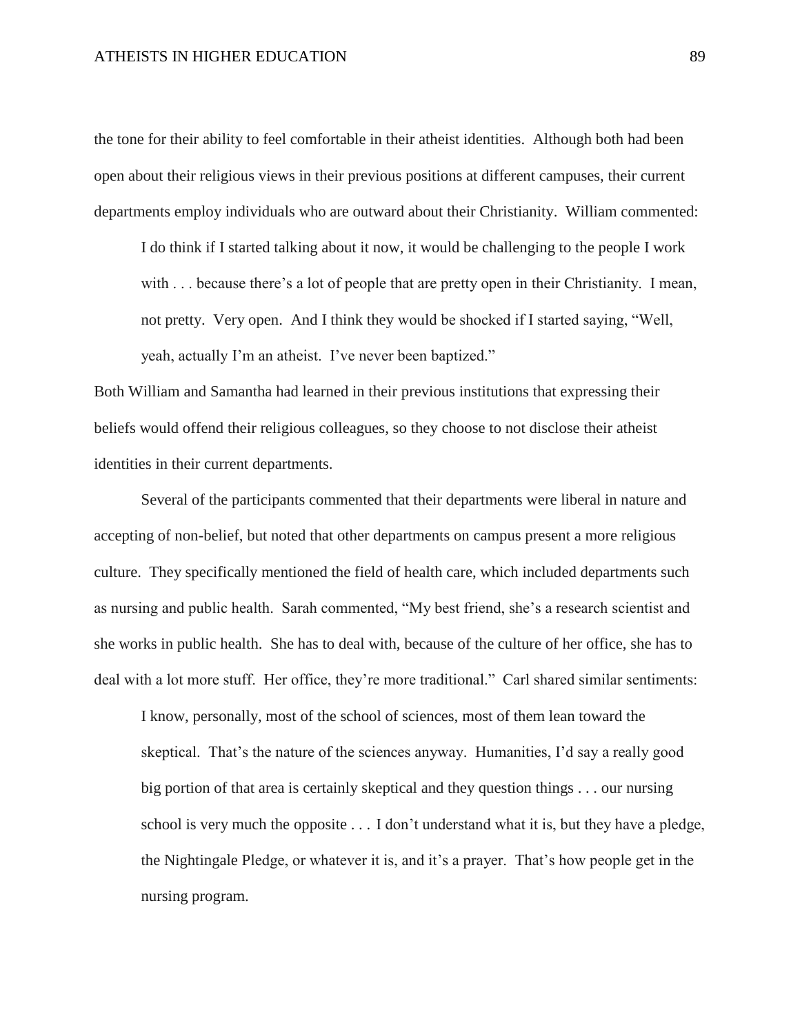the tone for their ability to feel comfortable in their atheist identities. Although both had been open about their religious views in their previous positions at different campuses, their current departments employ individuals who are outward about their Christianity. William commented:

> I do think if I started talking about it now, it would be challenging to the people I work with . . . because there's a lot of people that are pretty open in their Christianity. I mean, not pretty. Very open. And I think they would be shocked if I started saying, "Well, yeah, actually I'm an atheist. I've never been baptized."

Both William and Samantha had learned in their previous institutions that expressing their beliefs would offend their religious colleagues, so they choose to not disclose their atheist identities in their current departments.

Several of the participants commented that their departments were liberal in nature and accepting of non-belief, but noted that other departments on campus present a more religious culture. They specifically mentioned the field of health care, which included departments such as nursing and public health. Sarah commented, "My best friend, she's a research scientist and she works in public health. She has to deal with, because of the culture of her office, she has to deal with a lot more stuff. Her office, they're more traditional." Carl shared similar sentiments:

> I know, personally, most of the school of sciences, most of them lean toward the skeptical. That's the nature of the sciences anyway. Humanities, I'd say a really good big portion of that area is certainly skeptical and they question things . . . our nursing school is very much the opposite . . . I don't understand what it is, but they have a pledge, the Nightingale Pledge, or whatever it is, and it's a prayer. That's how people get in the nursing program.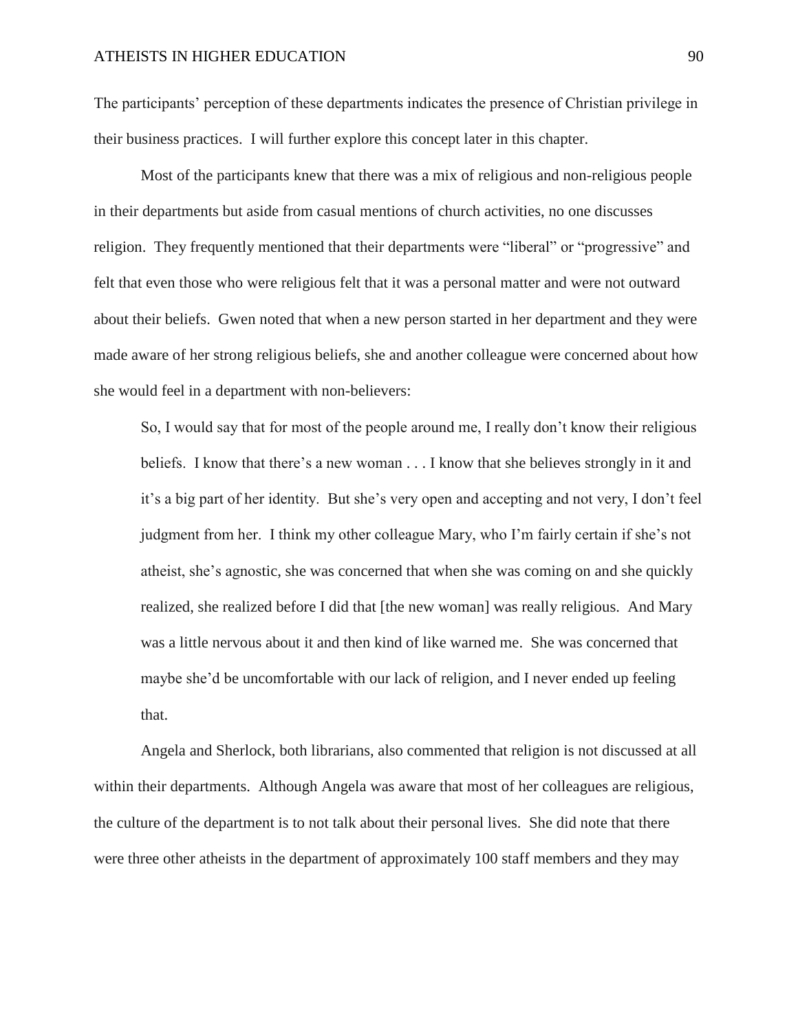The participants' perception of these departments indicates the presence of Christian privilege in their business practices. I will further explore this concept later in this chapter.

Most of the participants knew that there was a mix of religious and non-religious people in their departments but aside from casual mentions of church activities, no one discusses religion. They frequently mentioned that their departments were "liberal" or "progressive" and felt that even those who were religious felt that it was a personal matter and were not outward about their beliefs. Gwen noted that when a new person started in her department and they were made aware of her strong religious beliefs, she and another colleague were concerned about how she would feel in a department with non-believers:

> So, I would say that for most of the people around me, I really don't know their religious beliefs. I know that there's a new woman . . . I know that she believes strongly in it and it's a big part of her identity. But she's very open and accepting and not very, I don't feel judgment from her. I think my other colleague Mary, who I'm fairly certain if she's not atheist, she's agnostic, she was concerned that when she was coming on and she quickly realized, she realized before I did that [the new woman] was really religious. And Mary was a little nervous about it and then kind of like warned me. She was concerned that maybe she'd be uncomfortable with our lack of religion, and I never ended up feeling that.

Angela and Sherlock, both librarians, also commented that religion is not discussed at all within their departments. Although Angela was aware that most of her colleagues are religious, the culture of the department is to not talk about their personal lives. She did note that there were three other atheists in the department of approximately 100 staff members and they may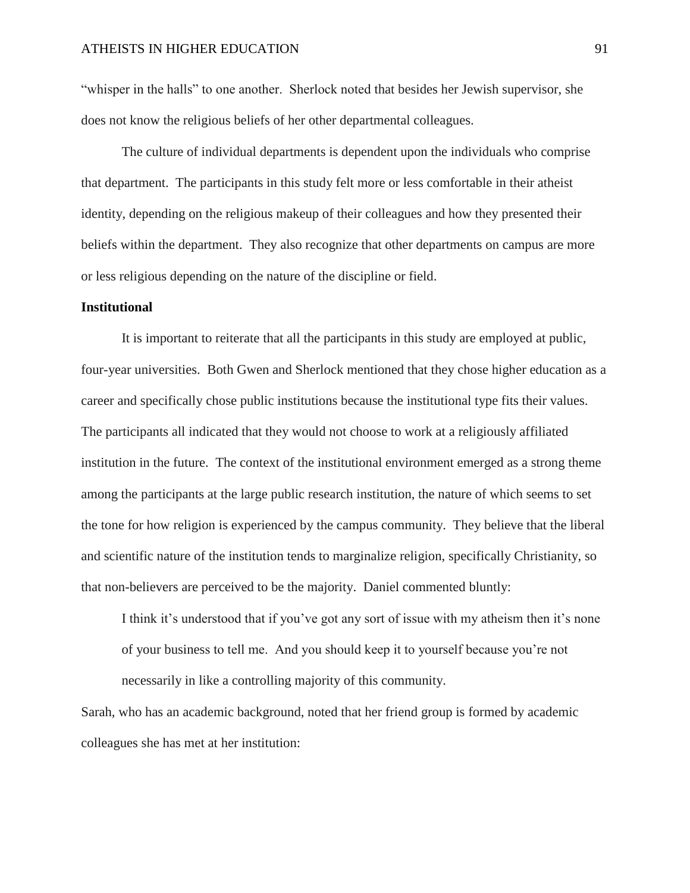"whisper in the halls" to one another. Sherlock noted that besides her Jewish supervisor, she does not know the religious beliefs of her other departmental colleagues.

The culture of individual departments is dependent upon the individuals who comprise that department. The participants in this study felt more or less comfortable in their atheist identity, depending on the religious makeup of their colleagues and how they presented their beliefs within the department. They also recognize that other departments on campus are more or less religious depending on the nature of the discipline or field.

**Institutional**

It is important to reiterate that all the participants in this study are employed at public, four-year universities. Both Gwen and Sherlock mentioned that they chose higher education as a career and specifically chose public institutions because the institutional type fits their values. The participants all indicated that they would not choose to work at a religiously affiliated institution in the future. The context of the institutional environment emerged as a strong theme among the participants at the large public research institution, the nature of which seems to set the tone for how religion is experienced by the campus community. They believe that the liberal and scientific nature of the institution tends to marginalize religion, specifically Christianity, so that non-believers are perceived to be the majority. Daniel commented bluntly:

> I think it's understood that if you've got any sort of issue with my atheism then it's none of your business to tell me. And you should keep it to yourself because you're not necessarily in like a controlling majority of this community.

Sarah, who has an academic background, noted that her friend group is formed by academic colleagues she has met at her institution: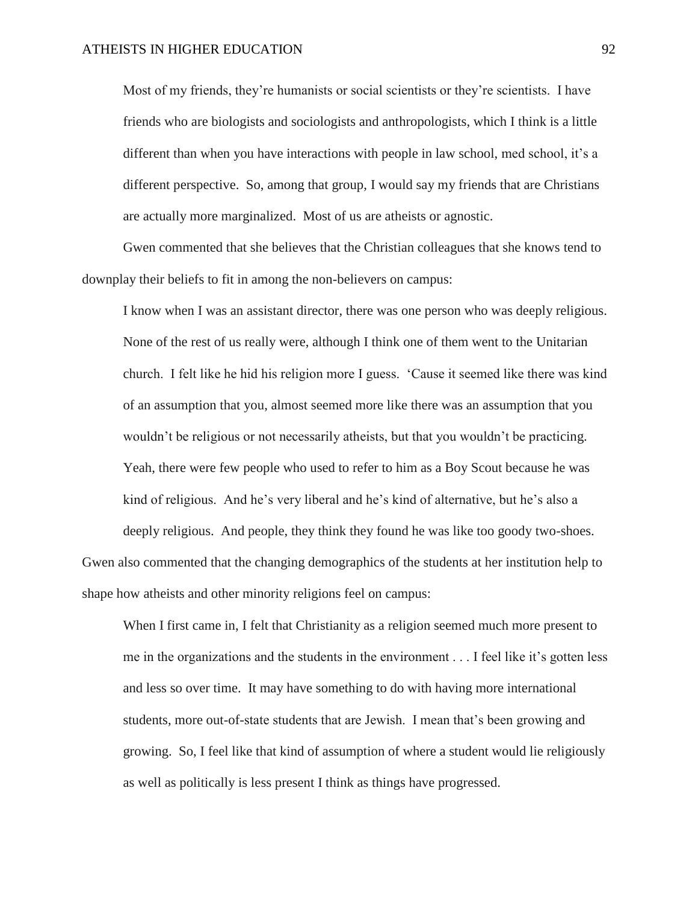> Most of my friends, they're humanists or social scientists or they're scientists. I have friends who are biologists and sociologists and anthropologists, which I think is a little different than when you have interactions with people in law school, med school, it's a different perspective. So, among that group, I would say my friends that are Christians are actually more marginalized. Most of us are atheists or agnostic.

Gwen commented that she believes that the Christian colleagues that she knows tend to downplay their beliefs to fit in among the non-believers on campus:

> I know when I was an assistant director, there was one person who was deeply religious. None of the rest of us really were, although I think one of them went to the Unitarian church. I felt like he hid his religion more I guess. 'Cause it seemed like there was kind of an assumption that you, almost seemed more like there was an assumption that you wouldn't be religious or not necessarily atheists, but that you wouldn't be practicing. Yeah, there were few people who used to refer to him as a Boy Scout because he was kind of religious. And he's very liberal and he's kind of alternative, but he's also a deeply religious. And people, they think they found he was like too goody two-shoes.

Gwen also commented that the changing demographics of the students at her institution help to shape how atheists and other minority religions feel on campus:

> When I first came in, I felt that Christianity as a religion seemed much more present to me in the organizations and the students in the environment . . . I feel like it's gotten less and less so over time. It may have something to do with having more international students, more out-of-state students that are Jewish. I mean that's been growing and growing. So, I feel like that kind of assumption of where a student would lie religiously as well as politically is less present I think as things have progressed.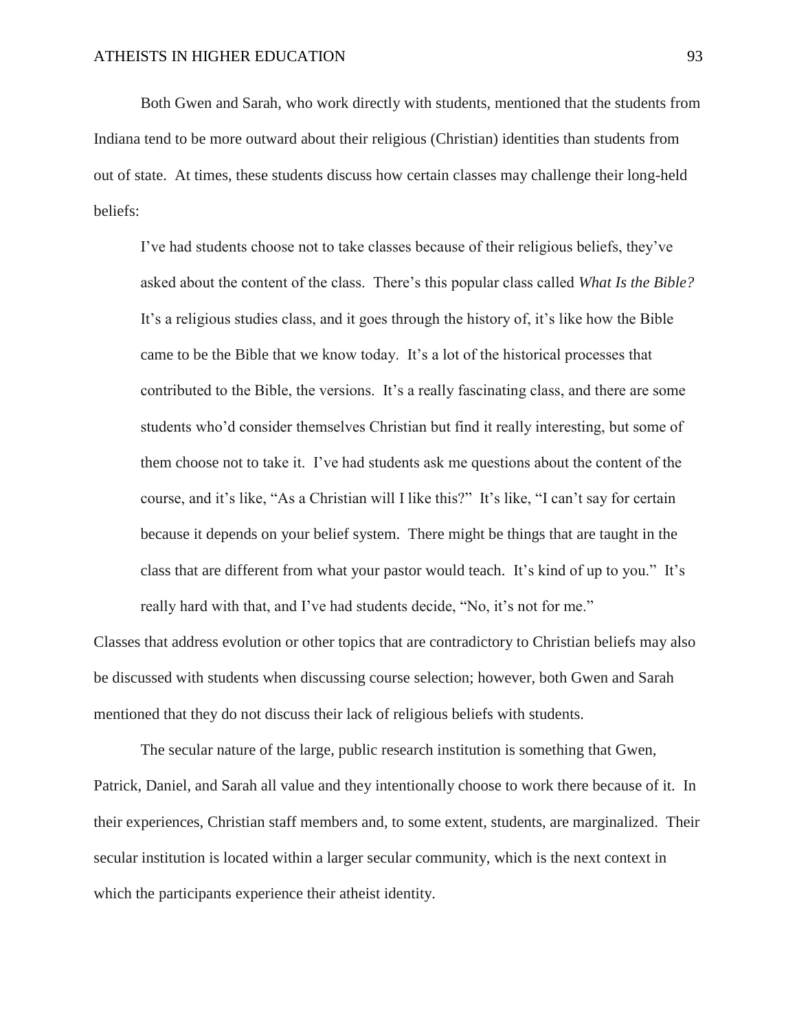Both Gwen and Sarah, who work directly with students, mentioned that the students from Indiana tend to be more outward about their religious (Christian) identities than students from out of state. At times, these students discuss how certain classes may challenge their long-held beliefs:

> I've had students choose not to take classes because of their religious beliefs, they've asked about the content of the class. There's this popular class called *What Is the Bible?* It's a religious studies class, and it goes through the history of, it's like how the Bible came to be the Bible that we know today. It's a lot of the historical processes that contributed to the Bible, the versions. It's a really fascinating class, and there are some students who'd consider themselves Christian but find it really interesting, but some of them choose not to take it. I've had students ask me questions about the content of the course, and it's like, "As a Christian will I like this?" It's like, "I can't say for certain because it depends on your belief system. There might be things that are taught in the class that are different from what your pastor would teach. It's kind of up to you." It's really hard with that, and I've had students decide, "No, it's not for me."

Classes that address evolution or other topics that are contradictory to Christian beliefs may also be discussed with students when discussing course selection; however, both Gwen and Sarah mentioned that they do not discuss their lack of religious beliefs with students.

The secular nature of the large, public research institution is something that Gwen, Patrick, Daniel, and Sarah all value and they intentionally choose to work there because of it. In their experiences, Christian staff members and, to some extent, students, are marginalized. Their secular institution is located within a larger secular community, which is the next context in which the participants experience their atheist identity.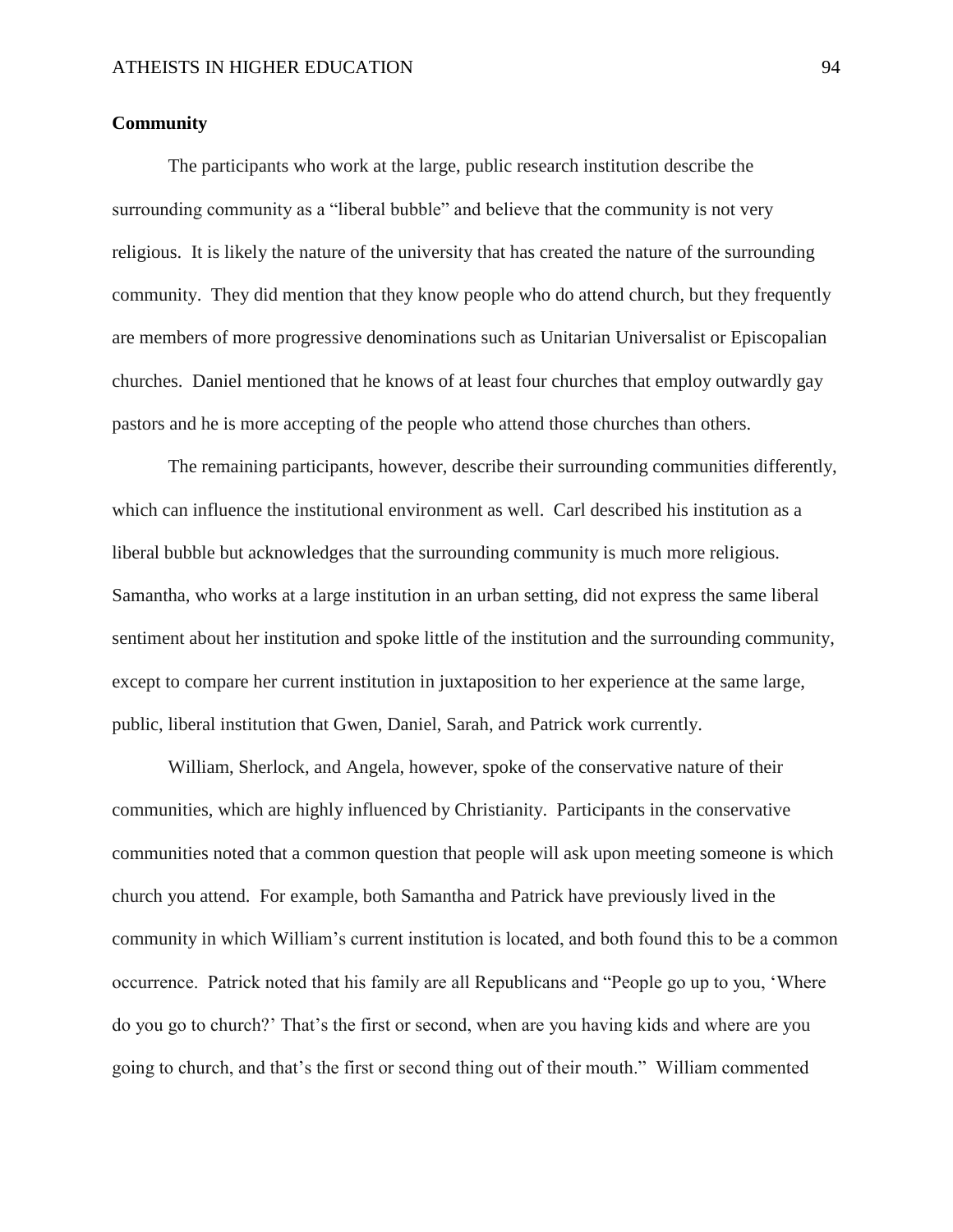**Community**

The participants who work at the large, public research institution describe the surrounding community as a "liberal bubble" and believe that the community is not very religious. It is likely the nature of the university that has created the nature of the surrounding community. They did mention that they know people who do attend church, but they frequently are members of more progressive denominations such as Unitarian Universalist or Episcopalian churches. Daniel mentioned that he knows of at least four churches that employ outwardly gay pastors and he is more accepting of the people who attend those churches than others.

The remaining participants, however, describe their surrounding communities differently, which can influence the institutional environment as well. Carl described his institution as a liberal bubble but acknowledges that the surrounding community is much more religious. Samantha, who works at a large institution in an urban setting, did not express the same liberal sentiment about her institution and spoke little of the institution and the surrounding community, except to compare her current institution in juxtaposition to her experience at the same large, public, liberal institution that Gwen, Daniel, Sarah, and Patrick work currently.

William, Sherlock, and Angela, however, spoke of the conservative nature of their communities, which are highly influenced by Christianity. Participants in the conservative communities noted that a common question that people will ask upon meeting someone is which church you attend. For example, both Samantha and Patrick have previously lived in the community in which William's current institution is located, and both found this to be a common occurrence. Patrick noted that his family are all Republicans and "People go up to you, 'Where do you go to church?' That's the first or second, when are you having kids and where are you going to church, and that's the first or second thing out of their mouth." William commented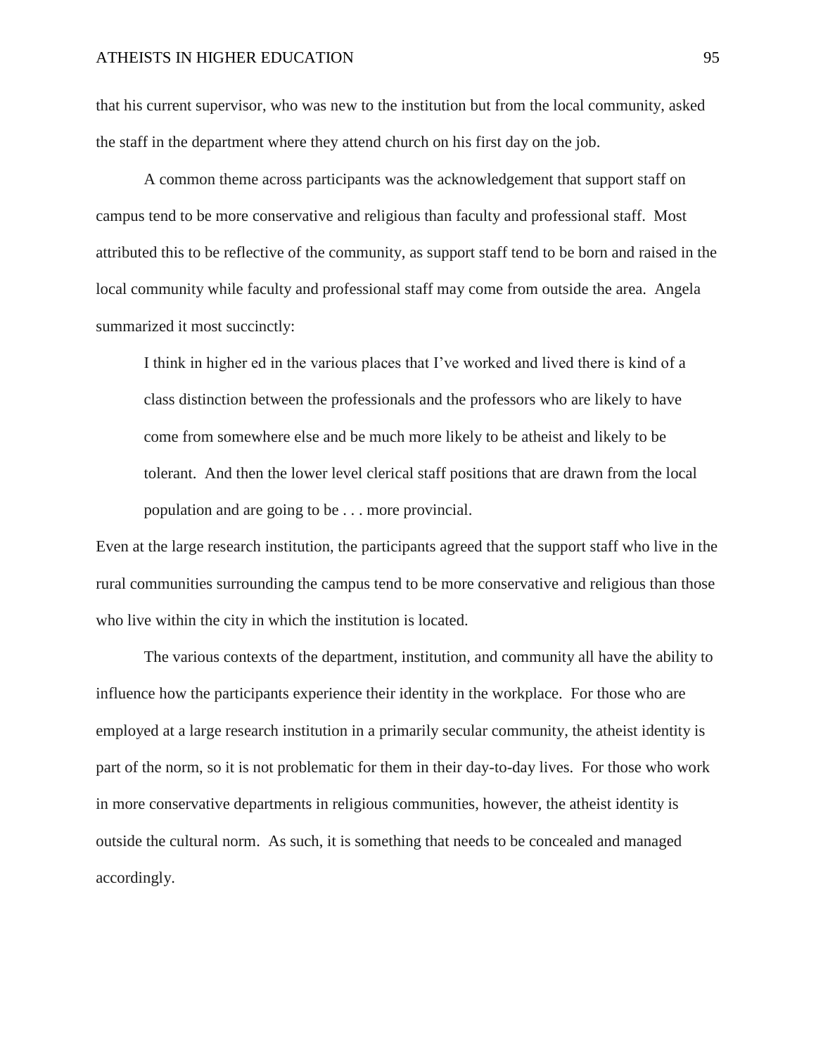that his current supervisor, who was new to the institution but from the local community, asked the staff in the department where they attend church on his first day on the job.

A common theme across participants was the acknowledgement that support staff on campus tend to be more conservative and religious than faculty and professional staff. Most attributed this to be reflective of the community, as support staff tend to be born and raised in the local community while faculty and professional staff may come from outside the area. Angela summarized it most succinctly:

> I think in higher ed in the various places that I've worked and lived there is kind of a class distinction between the professionals and the professors who are likely to have come from somewhere else and be much more likely to be atheist and likely to be tolerant. And then the lower level clerical staff positions that are drawn from the local population and are going to be . . . more provincial.

Even at the large research institution, the participants agreed that the support staff who live in the rural communities surrounding the campus tend to be more conservative and religious than those who live within the city in which the institution is located.

The various contexts of the department, institution, and community all have the ability to influence how the participants experience their identity in the workplace. For those who are employed at a large research institution in a primarily secular community, the atheist identity is part of the norm, so it is not problematic for them in their day-to-day lives. For those who work in more conservative departments in religious communities, however, the atheist identity is outside the cultural norm. As such, it is something that needs to be concealed and managed accordingly.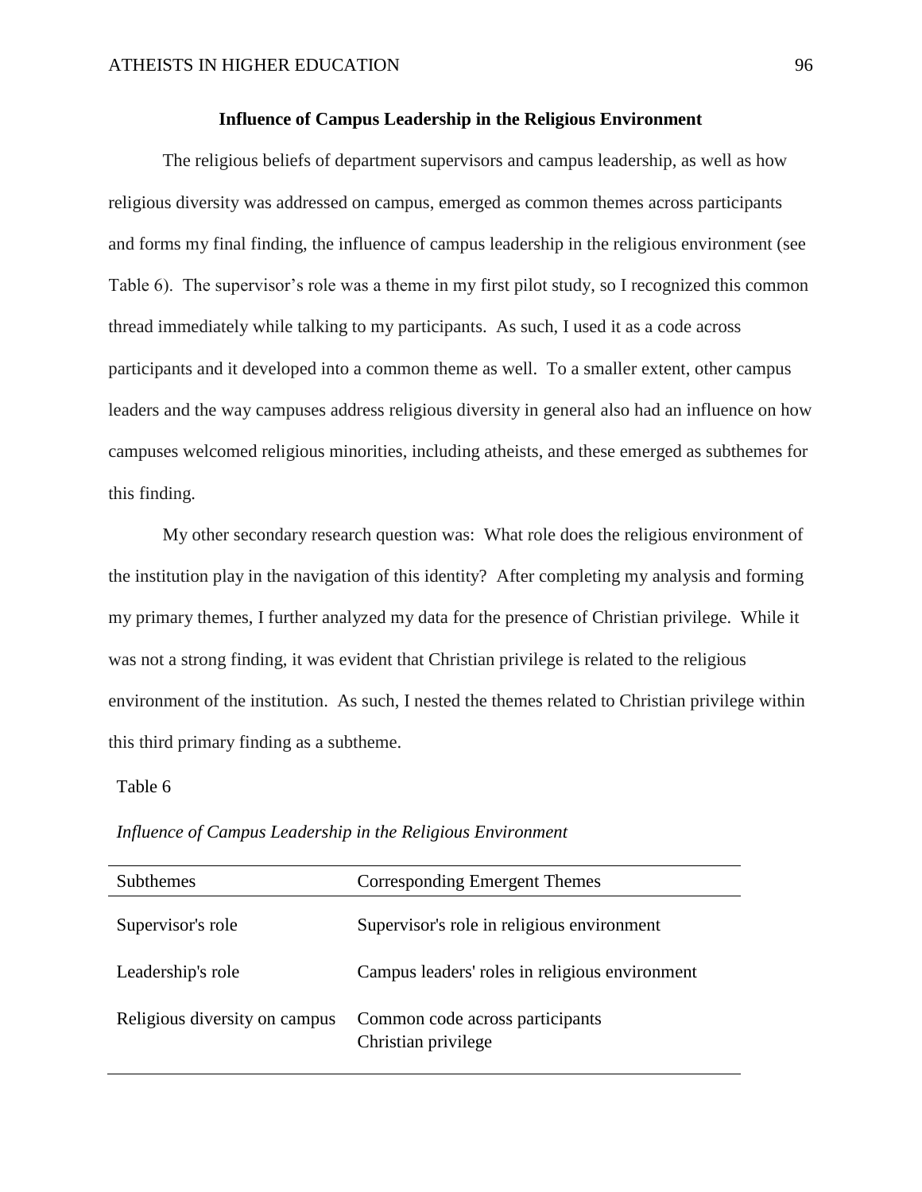## Influence of Campus Leadership in the Religious Environment

The religious beliefs of department supervisors and campus leadership, as well as how religious diversity was addressed on campus, emerged as common themes across participants and forms my final finding, the influence of campus leadership in the religious environment (see Table 6). The supervisor's role was a theme in my first pilot study, so I recognized this common thread immediately while talking to my participants. As such, I used it as a code across participants and it developed into a common theme as well. To a smaller extent, other campus leaders and the way campuses address religious diversity in general also had an influence on how campuses welcomed religious minorities, including atheists, and these emerged as subthemes for this finding.

My other secondary research question was: What role does the religious environment of the institution play in the navigation of this identity? After completing my analysis and forming my primary themes, I further analyzed my data for the presence of Christian privilege. While it was not a strong finding, it was evident that Christian privilege is related to the religious environment of the institution. As such, I nested the themes related to Christian privilege within this third primary finding as a subtheme.

Table 6

*Influence of Campus Leadership in the Religious Environment*

| Subthemes | Corresponding Emergent Themes |
|---|---|
| Supervisor's role | Supervisor's role in religious environment |
| Leadership's role | Campus leaders' roles in religious environment |
| Religious diversity on campus | Common code across participants<br>Christian privilege |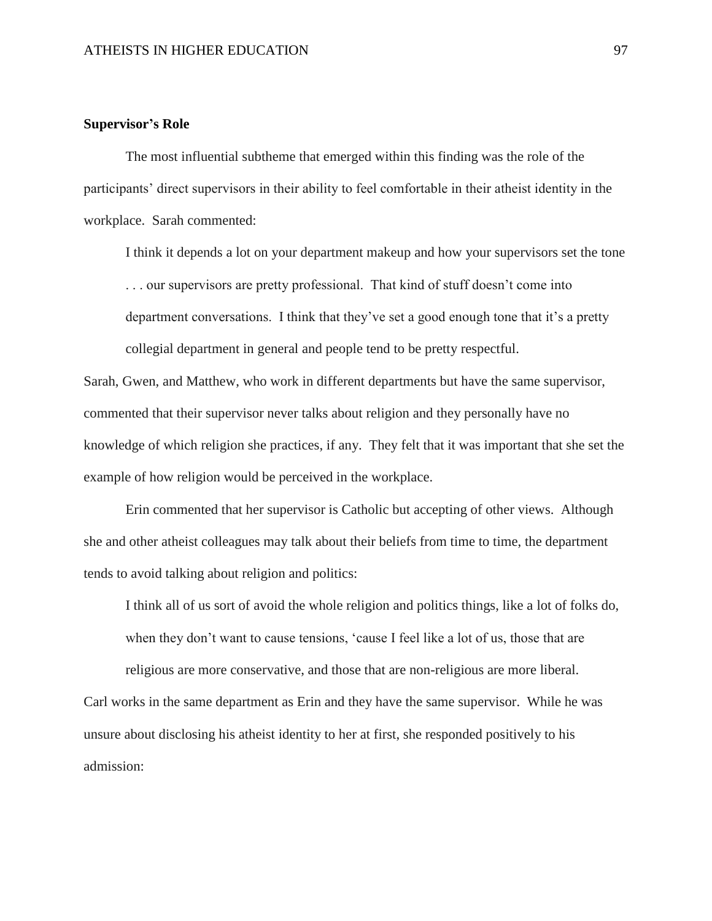**Supervisor's Role**

The most influential subtheme that emerged within this finding was the role of the participants' direct supervisors in their ability to feel comfortable in their atheist identity in the workplace. Sarah commented:

> I think it depends a lot on your department makeup and how your supervisors set the tone . . . our supervisors are pretty professional. That kind of stuff doesn't come into department conversations. I think that they've set a good enough tone that it's a pretty collegial department in general and people tend to be pretty respectful.

Sarah, Gwen, and Matthew, who work in different departments but have the same supervisor, commented that their supervisor never talks about religion and they personally have no knowledge of which religion she practices, if any. They felt that it was important that she set the example of how religion would be perceived in the workplace.

Erin commented that her supervisor is Catholic but accepting of other views. Although she and other atheist colleagues may talk about their beliefs from time to time, the department tends to avoid talking about religion and politics:

> I think all of us sort of avoid the whole religion and politics things, like a lot of folks do, when they don't want to cause tensions, 'cause I feel like a lot of us, those that are religious are more conservative, and those that are non-religious are more liberal.

Carl works in the same department as Erin and they have the same supervisor. While he was unsure about disclosing his atheist identity to her at first, she responded positively to his admission: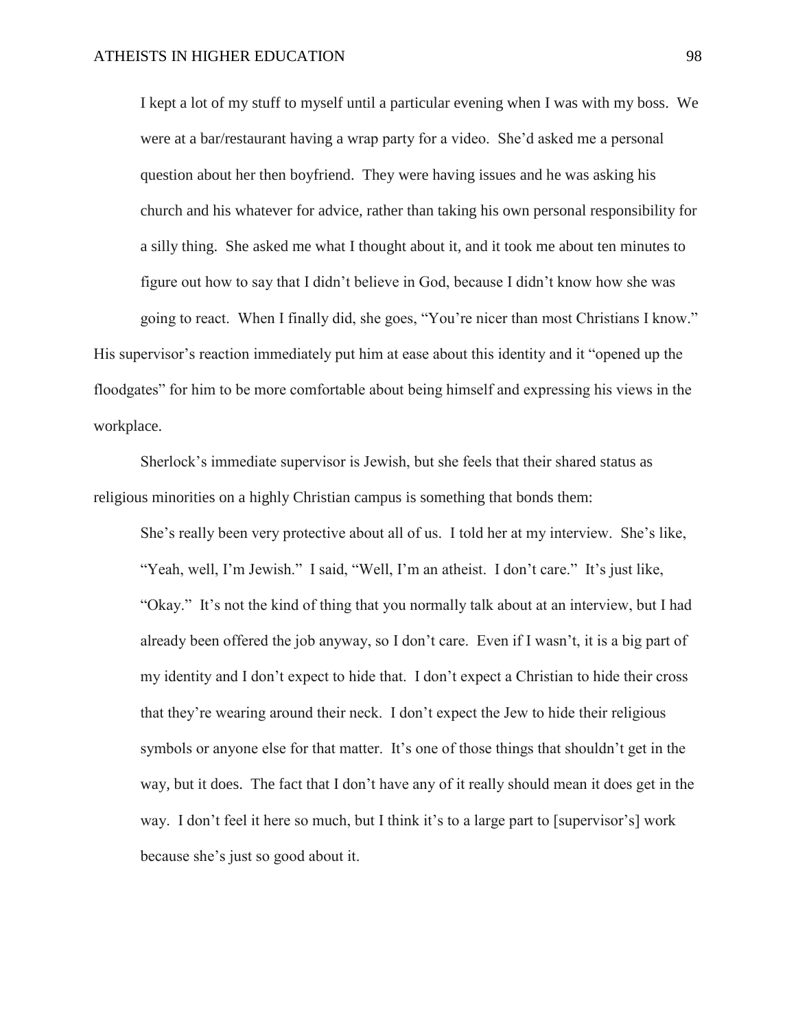> I kept a lot of my stuff to myself until a particular evening when I was with my boss. We were at a bar/restaurant having a wrap party for a video. She'd asked me a personal question about her then boyfriend. They were having issues and he was asking his church and his whatever for advice, rather than taking his own personal responsibility for a silly thing. She asked me what I thought about it, and it took me about ten minutes to figure out how to say that I didn't believe in God, because I didn't know how she was going to react. When I finally did, she goes, "You're nicer than most Christians I know."

His supervisor's reaction immediately put him at ease about this identity and it "opened up the floodgates" for him to be more comfortable about being himself and expressing his views in the workplace.

Sherlock's immediate supervisor is Jewish, but she feels that their shared status as religious minorities on a highly Christian campus is something that bonds them:

> She's really been very protective about all of us. I told her at my interview. She's like, "Yeah, well, I'm Jewish." I said, "Well, I'm an atheist. I don't care." It's just like, "Okay." It's not the kind of thing that you normally talk about at an interview, but I had already been offered the job anyway, so I don't care. Even if I wasn't, it is a big part of my identity and I don't expect to hide that. I don't expect a Christian to hide their cross that they're wearing around their neck. I don't expect the Jew to hide their religious symbols or anyone else for that matter. It's one of those things that shouldn't get in the way, but it does. The fact that I don't have any of it really should mean it does get in the way. I don't feel it here so much, but I think it's to a large part to [supervisor's] work because she's just so good about it.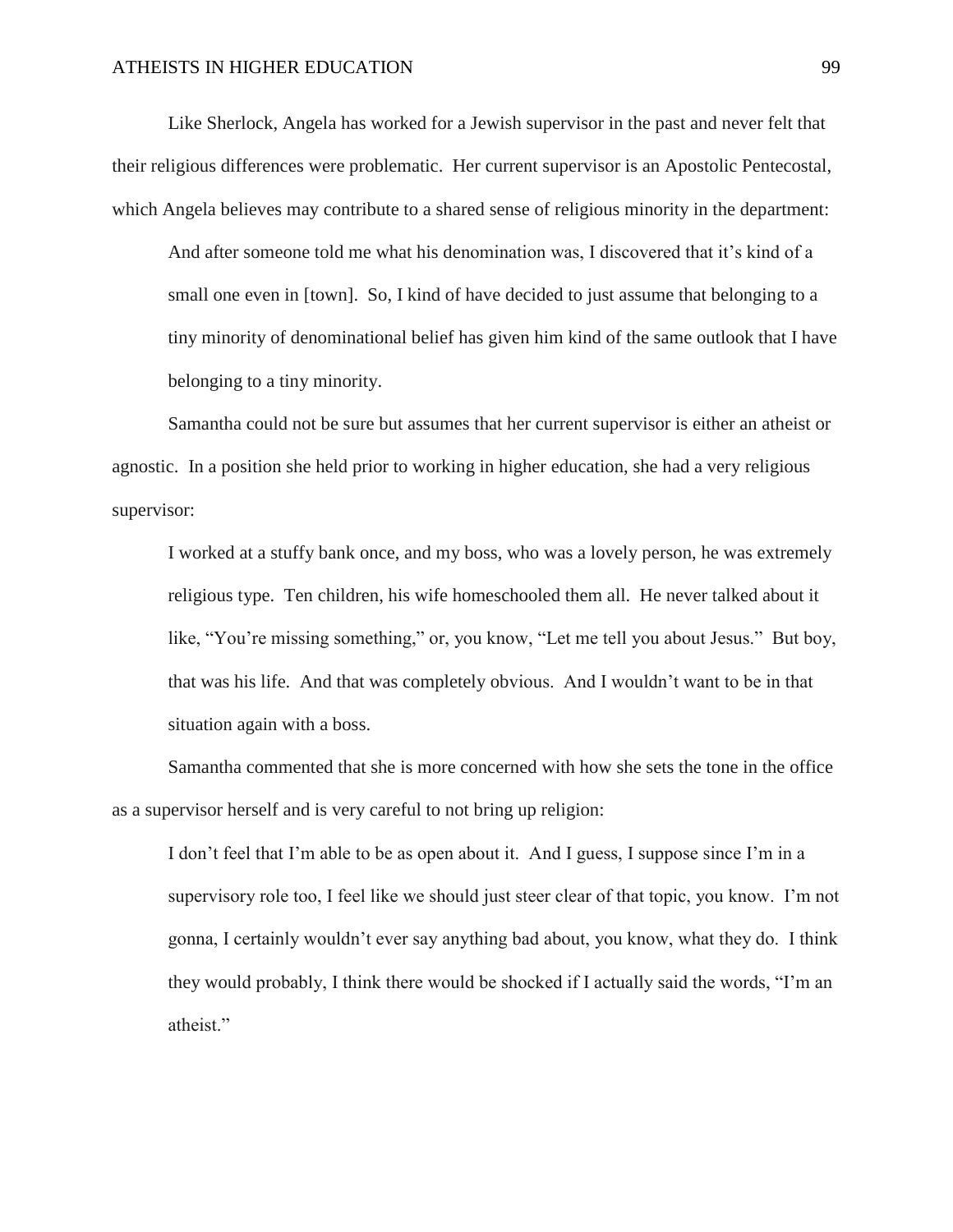Like Sherlock, Angela has worked for a Jewish supervisor in the past and never felt that their religious differences were problematic. Her current supervisor is an Apostolic Pentecostal, which Angela believes may contribute to a shared sense of religious minority in the department:

> And after someone told me what his denomination was, I discovered that it's kind of a small one even in [town]. So, I kind of have decided to just assume that belonging to a tiny minority of denominational belief has given him kind of the same outlook that I have belonging to a tiny minority.

Samantha could not be sure but assumes that her current supervisor is either an atheist or agnostic. In a position she held prior to working in higher education, she had a very religious supervisor:

> I worked at a stuffy bank once, and my boss, who was a lovely person, he was extremely religious type. Ten children, his wife homeschooled them all. He never talked about it like, "You're missing something," or, you know, "Let me tell you about Jesus." But boy, that was his life. And that was completely obvious. And I wouldn't want to be in that situation again with a boss.

Samantha commented that she is more concerned with how she sets the tone in the office as a supervisor herself and is very careful to not bring up religion:

> I don't feel that I'm able to be as open about it. And I guess, I suppose since I'm in a supervisory role too, I feel like we should just steer clear of that topic, you know. I'm not gonna, I certainly wouldn't ever say anything bad about, you know, what they do. I think they would probably, I think there would be shocked if I actually said the words, "I'm an atheist."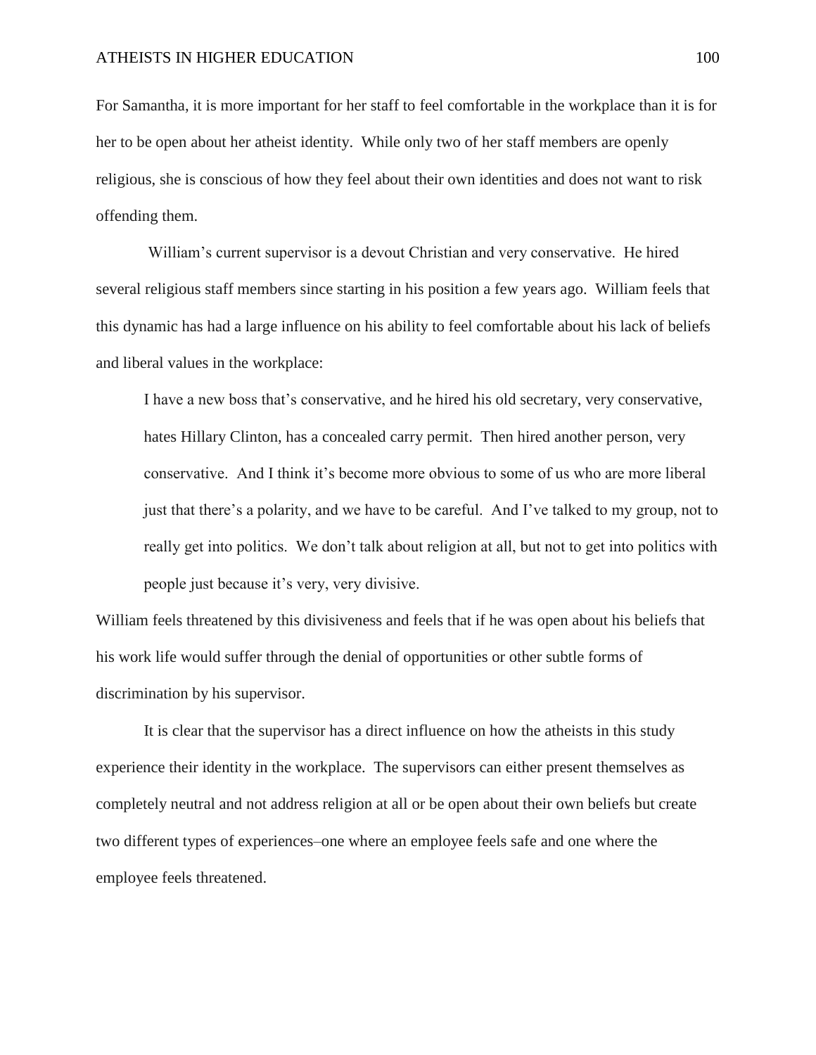For Samantha, it is more important for her staff to feel comfortable in the workplace than it is for her to be open about her atheist identity. While only two of her staff members are openly religious, she is conscious of how they feel about their own identities and does not want to risk offending them.

William's current supervisor is a devout Christian and very conservative. He hired several religious staff members since starting in his position a few years ago. William feels that this dynamic has had a large influence on his ability to feel comfortable about his lack of beliefs and liberal values in the workplace:

> I have a new boss that's conservative, and he hired his old secretary, very conservative, hates Hillary Clinton, has a concealed carry permit. Then hired another person, very conservative. And I think it's become more obvious to some of us who are more liberal just that there's a polarity, and we have to be careful. And I've talked to my group, not to really get into politics. We don't talk about religion at all, but not to get into politics with people just because it's very, very divisive.

William feels threatened by this divisiveness and feels that if he was open about his beliefs that his work life would suffer through the denial of opportunities or other subtle forms of discrimination by his supervisor.

It is clear that the supervisor has a direct influence on how the atheists in this study experience their identity in the workplace. The supervisors can either present themselves as completely neutral and not address religion at all or be open about their own beliefs but create two different types of experiences–one where an employee feels safe and one where the employee feels threatened.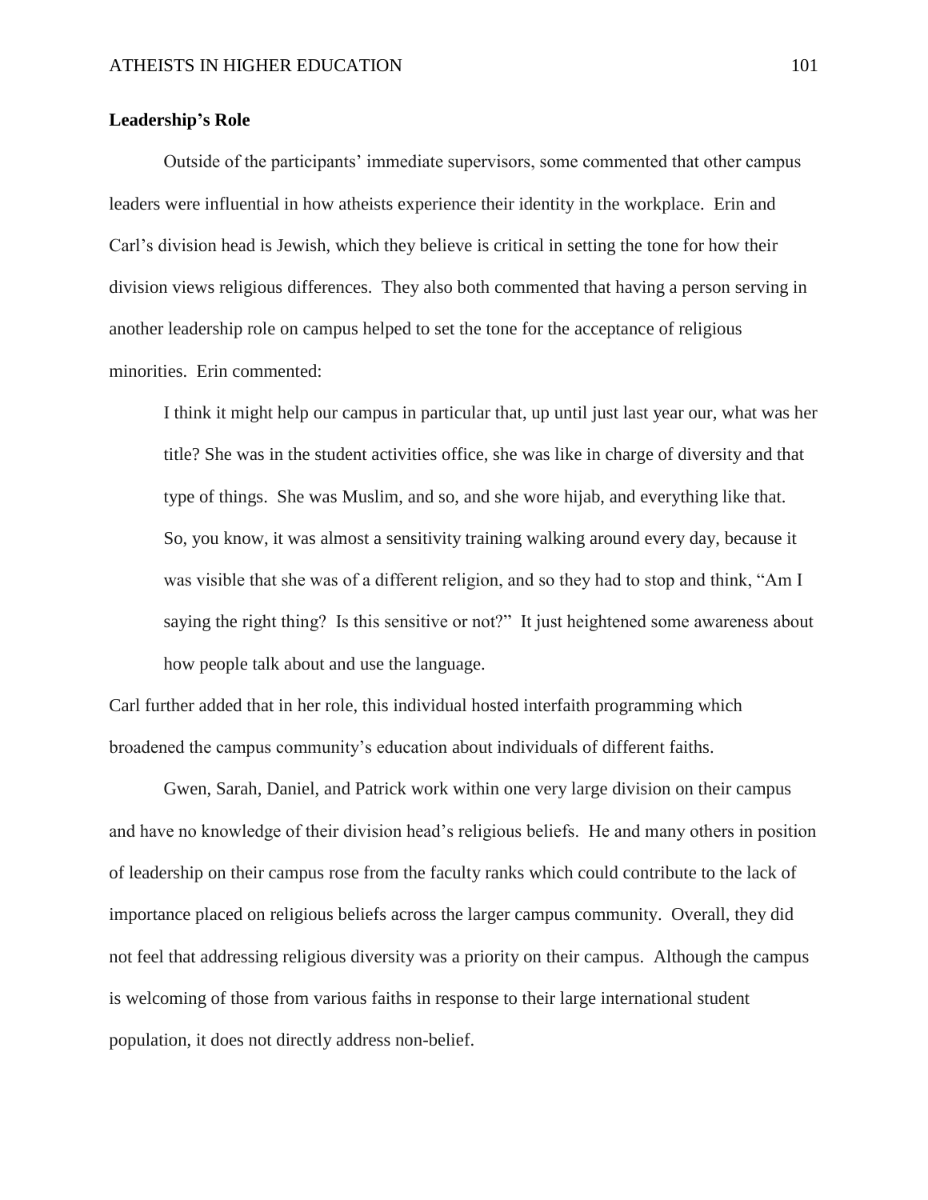**Leadership's Role**

Outside of the participants' immediate supervisors, some commented that other campus leaders were influential in how atheists experience their identity in the workplace. Erin and Carl's division head is Jewish, which they believe is critical in setting the tone for how their division views religious differences. They also both commented that having a person serving in another leadership role on campus helped to set the tone for the acceptance of religious minorities. Erin commented:

> I think it might help our campus in particular that, up until just last year our, what was her title? She was in the student activities office, she was like in charge of diversity and that type of things. She was Muslim, and so, and she wore hijab, and everything like that. So, you know, it was almost a sensitivity training walking around every day, because it was visible that she was of a different religion, and so they had to stop and think, "Am I saying the right thing? Is this sensitive or not?" It just heightened some awareness about how people talk about and use the language.

Carl further added that in her role, this individual hosted interfaith programming which broadened the campus community's education about individuals of different faiths.

Gwen, Sarah, Daniel, and Patrick work within one very large division on their campus and have no knowledge of their division head's religious beliefs. He and many others in position of leadership on their campus rose from the faculty ranks which could contribute to the lack of importance placed on religious beliefs across the larger campus community. Overall, they did not feel that addressing religious diversity was a priority on their campus. Although the campus is welcoming of those from various faiths in response to their large international student population, it does not directly address non-belief.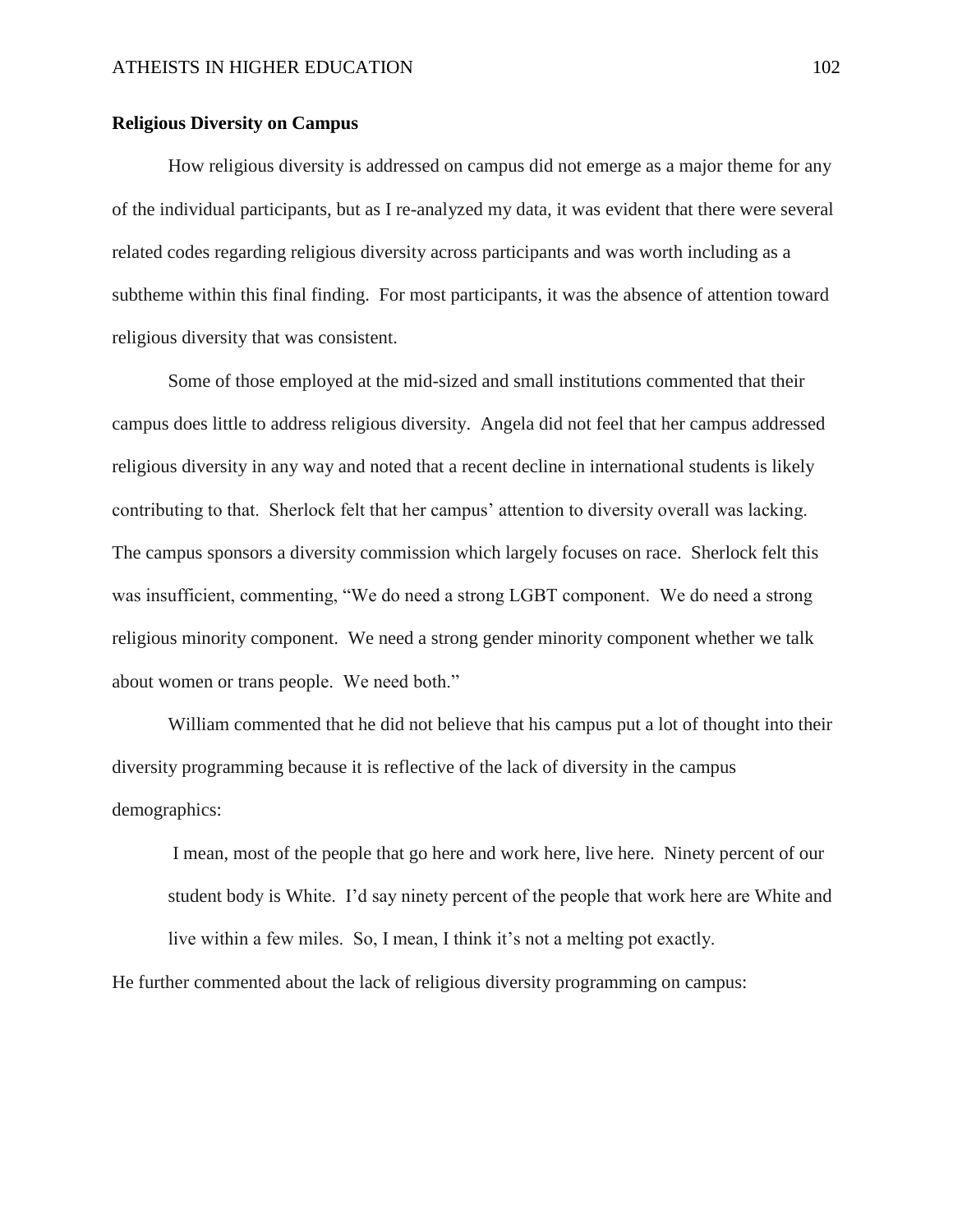**Religious Diversity on Campus**

How religious diversity is addressed on campus did not emerge as a major theme for any of the individual participants, but as I re-analyzed my data, it was evident that there were several related codes regarding religious diversity across participants and was worth including as a subtheme within this final finding. For most participants, it was the absence of attention toward religious diversity that was consistent.

Some of those employed at the mid-sized and small institutions commented that their campus does little to address religious diversity. Angela did not feel that her campus addressed religious diversity in any way and noted that a recent decline in international students is likely contributing to that. Sherlock felt that her campus' attention to diversity overall was lacking. The campus sponsors a diversity commission which largely focuses on race. Sherlock felt this was insufficient, commenting, "We do need a strong LGBT component. We do need a strong religious minority component. We need a strong gender minority component whether we talk about women or trans people. We need both."

William commented that he did not believe that his campus put a lot of thought into their diversity programming because it is reflective of the lack of diversity in the campus demographics:

> I mean, most of the people that go here and work here, live here. Ninety percent of our student body is White. I'd say ninety percent of the people that work here are White and live within a few miles. So, I mean, I think it's not a melting pot exactly.

He further commented about the lack of religious diversity programming on campus: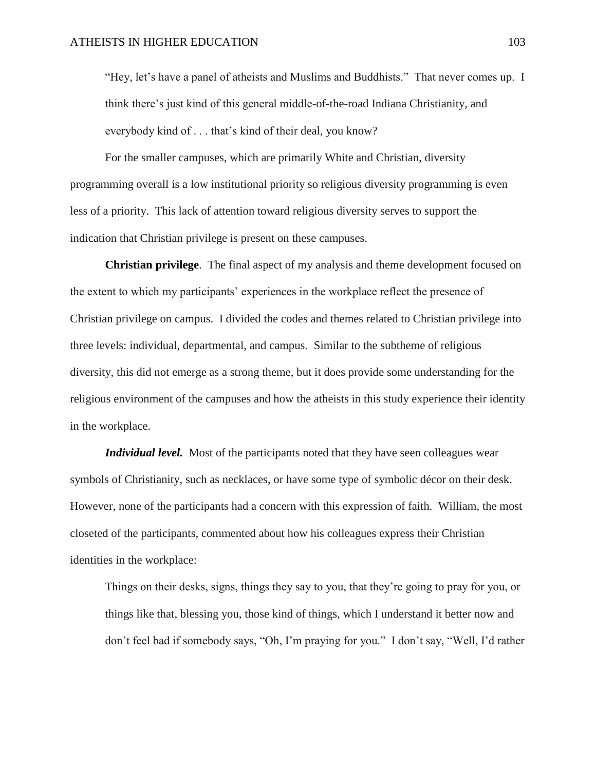> "Hey, let's have a panel of atheists and Muslims and Buddhists." That never comes up. I think there's just kind of this general middle-of-the-road Indiana Christianity, and everybody kind of . . . that's kind of their deal, you know?

For the smaller campuses, which are primarily White and Christian, diversity programming overall is a low institutional priority so religious diversity programming is even less of a priority. This lack of attention toward religious diversity serves to support the indication that Christian privilege is present on these campuses.

**Christian privilege**. The final aspect of my analysis and theme development focused on the extent to which my participants' experiences in the workplace reflect the presence of Christian privilege on campus. I divided the codes and themes related to Christian privilege into three levels: individual, departmental, and campus. Similar to the subtheme of religious diversity, this did not emerge as a strong theme, but it does provide some understanding for the religious environment of the campuses and how the atheists in this study experience their identity in the workplace.

***Individual level.*** Most of the participants noted that they have seen colleagues wear symbols of Christianity, such as necklaces, or have some type of symbolic décor on their desk. However, none of the participants had a concern with this expression of faith. William, the most closeted of the participants, commented about how his colleagues express their Christian identities in the workplace:

> Things on their desks, signs, things they say to you, that they're going to pray for you, or things like that, blessing you, those kind of things, which I understand it better now and don't feel bad if somebody says, "Oh, I'm praying for you." I don't say, "Well, I'd rather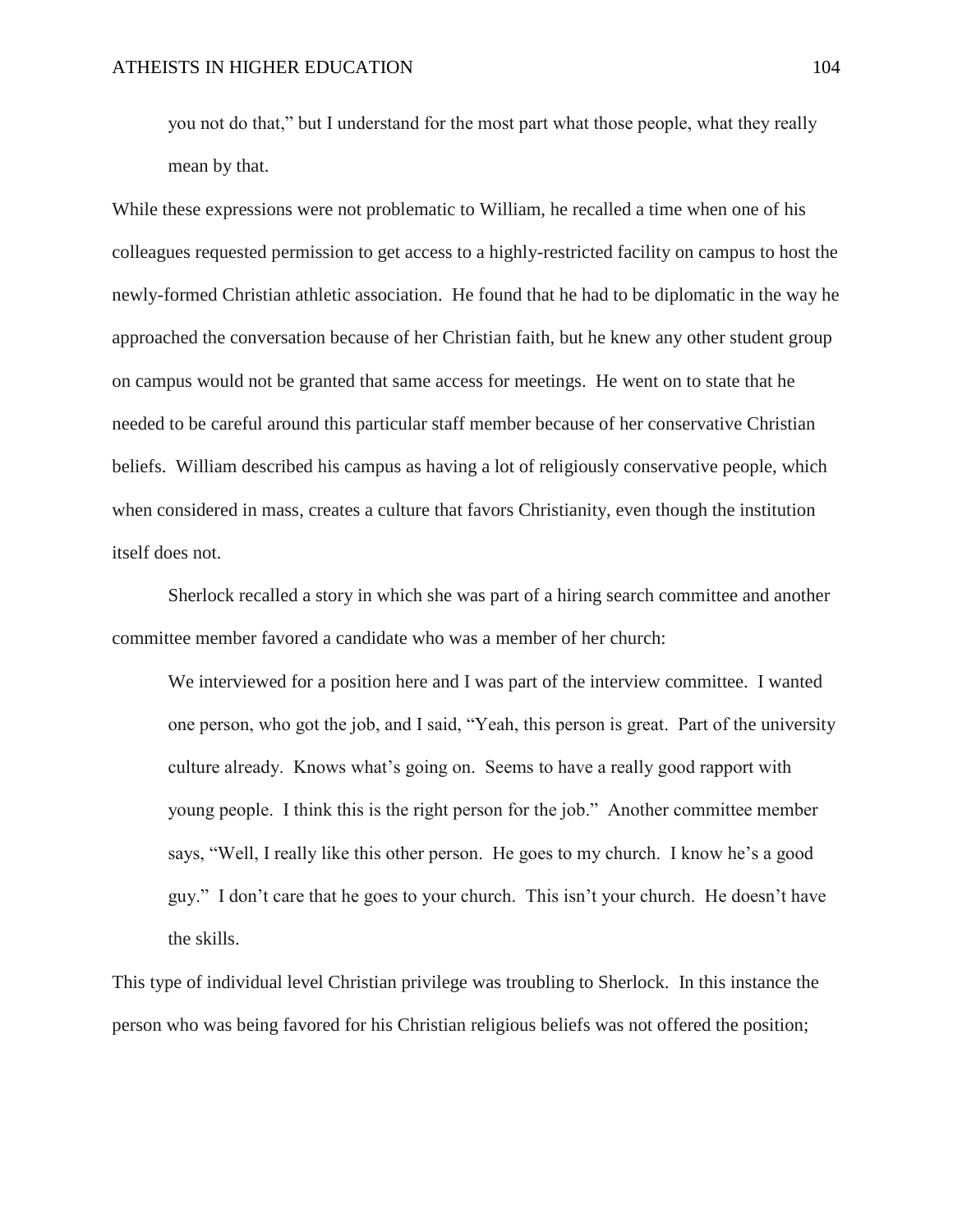> you not do that," but I understand for the most part what those people, what they really mean by that.

While these expressions were not problematic to William, he recalled a time when one of his colleagues requested permission to get access to a highly-restricted facility on campus to host the newly-formed Christian athletic association. He found that he had to be diplomatic in the way he approached the conversation because of her Christian faith, but he knew any other student group on campus would not be granted that same access for meetings. He went on to state that he needed to be careful around this particular staff member because of her conservative Christian beliefs. William described his campus as having a lot of religiously conservative people, which when considered in mass, creates a culture that favors Christianity, even though the institution itself does not.

Sherlock recalled a story in which she was part of a hiring search committee and another committee member favored a candidate who was a member of her church:

> We interviewed for a position here and I was part of the interview committee. I wanted one person, who got the job, and I said, "Yeah, this person is great. Part of the university culture already. Knows what's going on. Seems to have a really good rapport with young people. I think this is the right person for the job." Another committee member says, "Well, I really like this other person. He goes to my church. I know he's a good guy." I don't care that he goes to your church. This isn't your church. He doesn't have the skills.

This type of individual level Christian privilege was troubling to Sherlock. In this instance the person who was being favored for his Christian religious beliefs was not offered the position;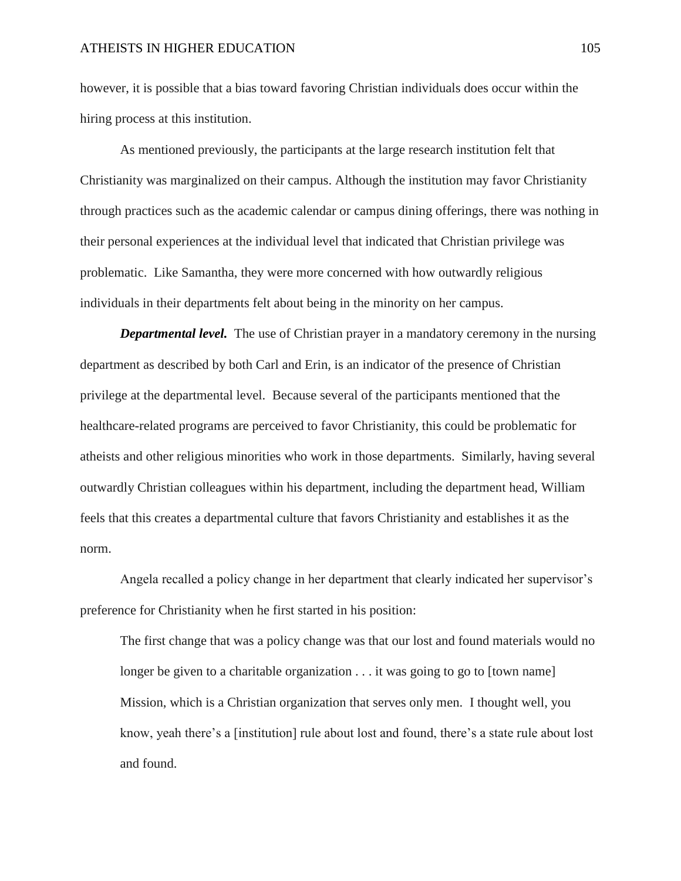however, it is possible that a bias toward favoring Christian individuals does occur within the hiring process at this institution.

As mentioned previously, the participants at the large research institution felt that Christianity was marginalized on their campus. Although the institution may favor Christianity through practices such as the academic calendar or campus dining offerings, there was nothing in their personal experiences at the individual level that indicated that Christian privilege was problematic. Like Samantha, they were more concerned with how outwardly religious individuals in their departments felt about being in the minority on her campus.

***Departmental level.*** The use of Christian prayer in a mandatory ceremony in the nursing department as described by both Carl and Erin, is an indicator of the presence of Christian privilege at the departmental level. Because several of the participants mentioned that the healthcare-related programs are perceived to favor Christianity, this could be problematic for atheists and other religious minorities who work in those departments. Similarly, having several outwardly Christian colleagues within his department, including the department head, William feels that this creates a departmental culture that favors Christianity and establishes it as the norm.

Angela recalled a policy change in her department that clearly indicated her supervisor's preference for Christianity when he first started in his position:

> The first change that was a policy change was that our lost and found materials would no longer be given to a charitable organization . . . it was going to go to [town name] Mission, which is a Christian organization that serves only men. I thought well, you know, yeah there's a [institution] rule about lost and found, there's a state rule about lost and found.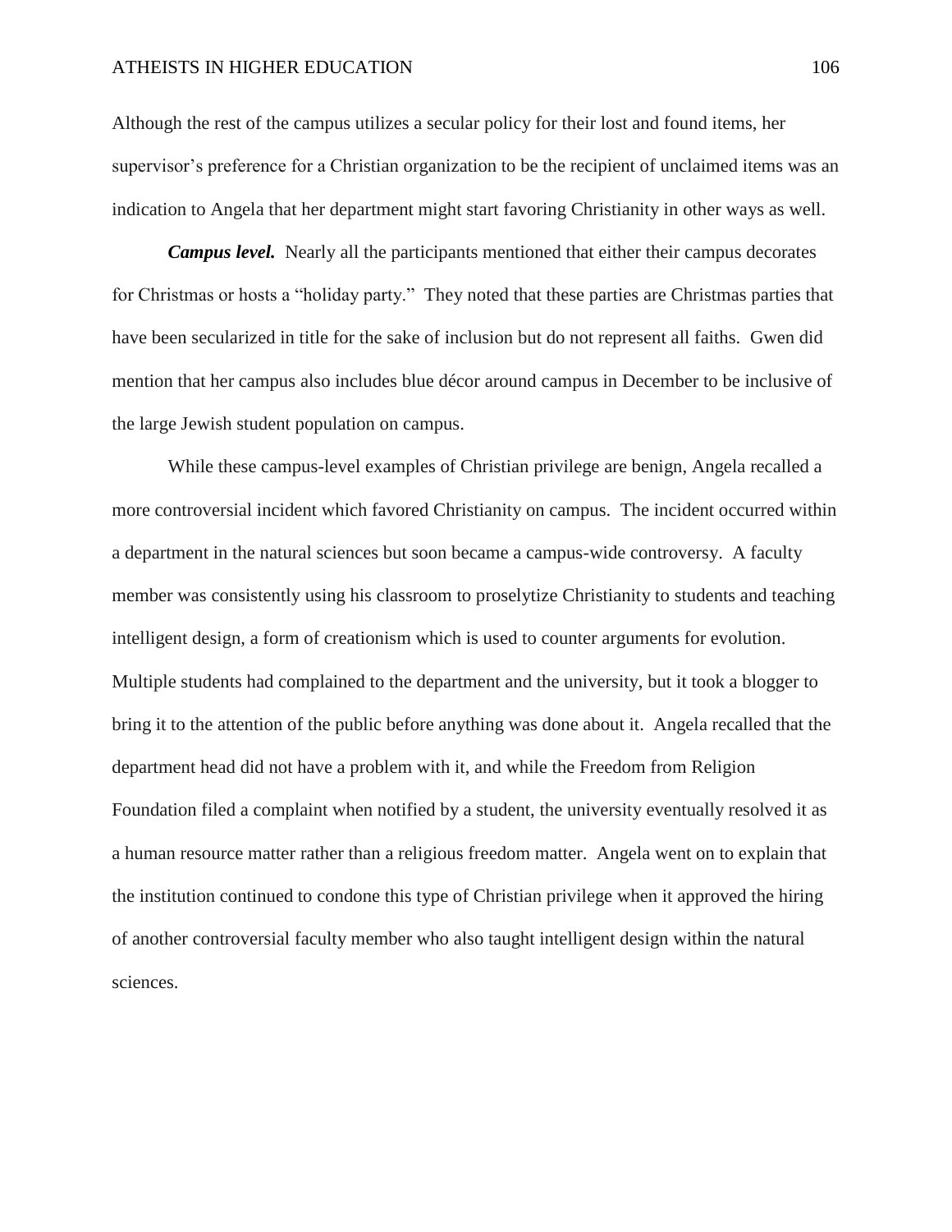Although the rest of the campus utilizes a secular policy for their lost and found items, her supervisor's preference for a Christian organization to be the recipient of unclaimed items was an indication to Angela that her department might start favoring Christianity in other ways as well.

***Campus level.*** Nearly all the participants mentioned that either their campus decorates for Christmas or hosts a "holiday party." They noted that these parties are Christmas parties that have been secularized in title for the sake of inclusion but do not represent all faiths. Gwen did mention that her campus also includes blue décor around campus in December to be inclusive of the large Jewish student population on campus.

While these campus-level examples of Christian privilege are benign, Angela recalled a more controversial incident which favored Christianity on campus. The incident occurred within a department in the natural sciences but soon became a campus-wide controversy. A faculty member was consistently using his classroom to proselytize Christianity to students and teaching intelligent design, a form of creationism which is used to counter arguments for evolution. Multiple students had complained to the department and the university, but it took a blogger to bring it to the attention of the public before anything was done about it. Angela recalled that the department head did not have a problem with it, and while the Freedom from Religion Foundation filed a complaint when notified by a student, the university eventually resolved it as a human resource matter rather than a religious freedom matter. Angela went on to explain that the institution continued to condone this type of Christian privilege when it approved the hiring of another controversial faculty member who also taught intelligent design within the natural sciences.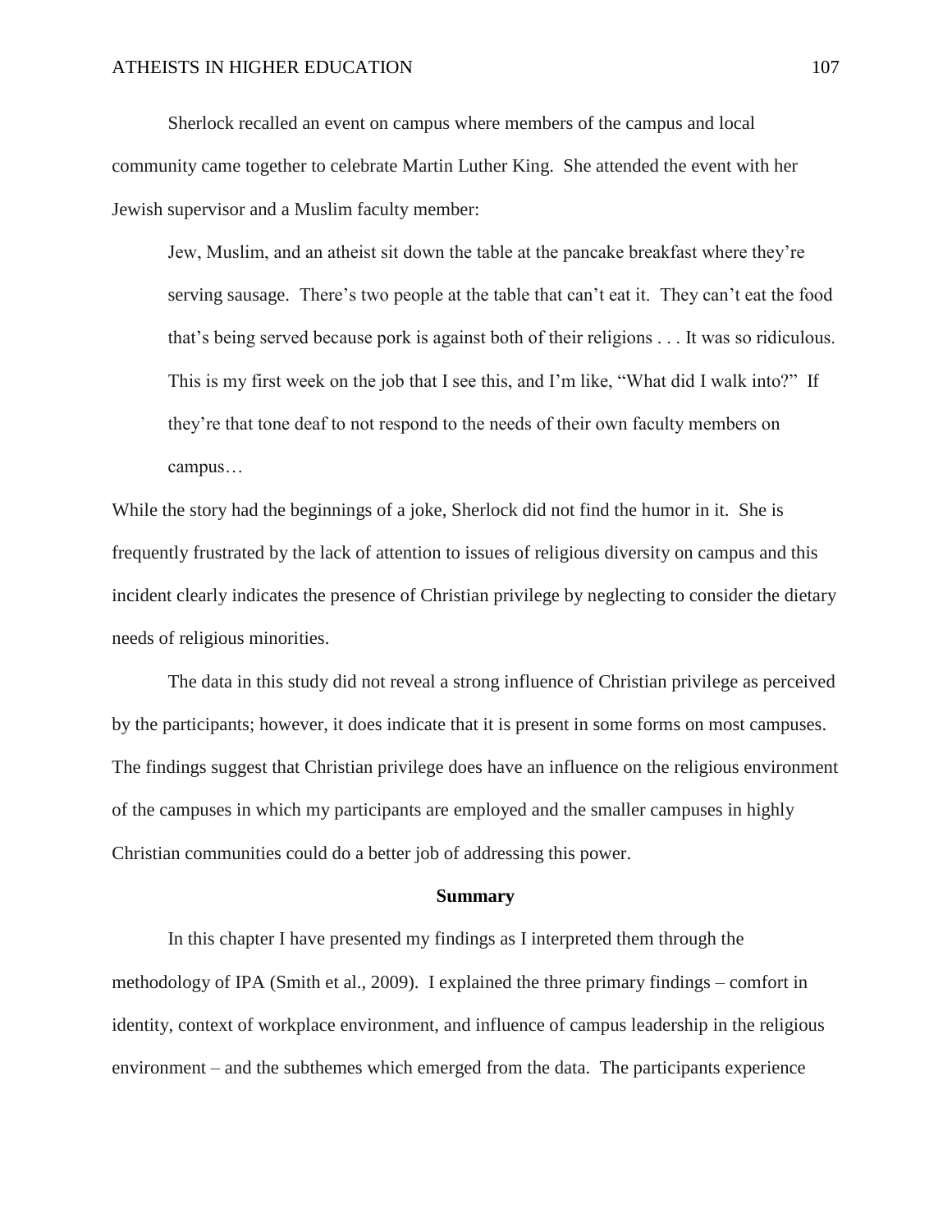Sherlock recalled an event on campus where members of the campus and local community came together to celebrate Martin Luther King. She attended the event with her Jewish supervisor and a Muslim faculty member:

> Jew, Muslim, and an atheist sit down the table at the pancake breakfast where they're serving sausage. There's two people at the table that can't eat it. They can't eat the food that's being served because pork is against both of their religions . . . It was so ridiculous. This is my first week on the job that I see this, and I'm like, "What did I walk into?" If they're that tone deaf to not respond to the needs of their own faculty members on campus…

While the story had the beginnings of a joke, Sherlock did not find the humor in it. She is frequently frustrated by the lack of attention to issues of religious diversity on campus and this incident clearly indicates the presence of Christian privilege by neglecting to consider the dietary needs of religious minorities.

The data in this study did not reveal a strong influence of Christian privilege as perceived by the participants; however, it does indicate that it is present in some forms on most campuses. The findings suggest that Christian privilege does have an influence on the religious environment of the campuses in which my participants are employed and the smaller campuses in highly Christian communities could do a better job of addressing this power.

## Summary

In this chapter I have presented my findings as I interpreted them through the methodology of IPA (Smith et al., 2009). I explained the three primary findings – comfort in identity, context of workplace environment, and influence of campus leadership in the religious environment – and the subthemes which emerged from the data. The participants experience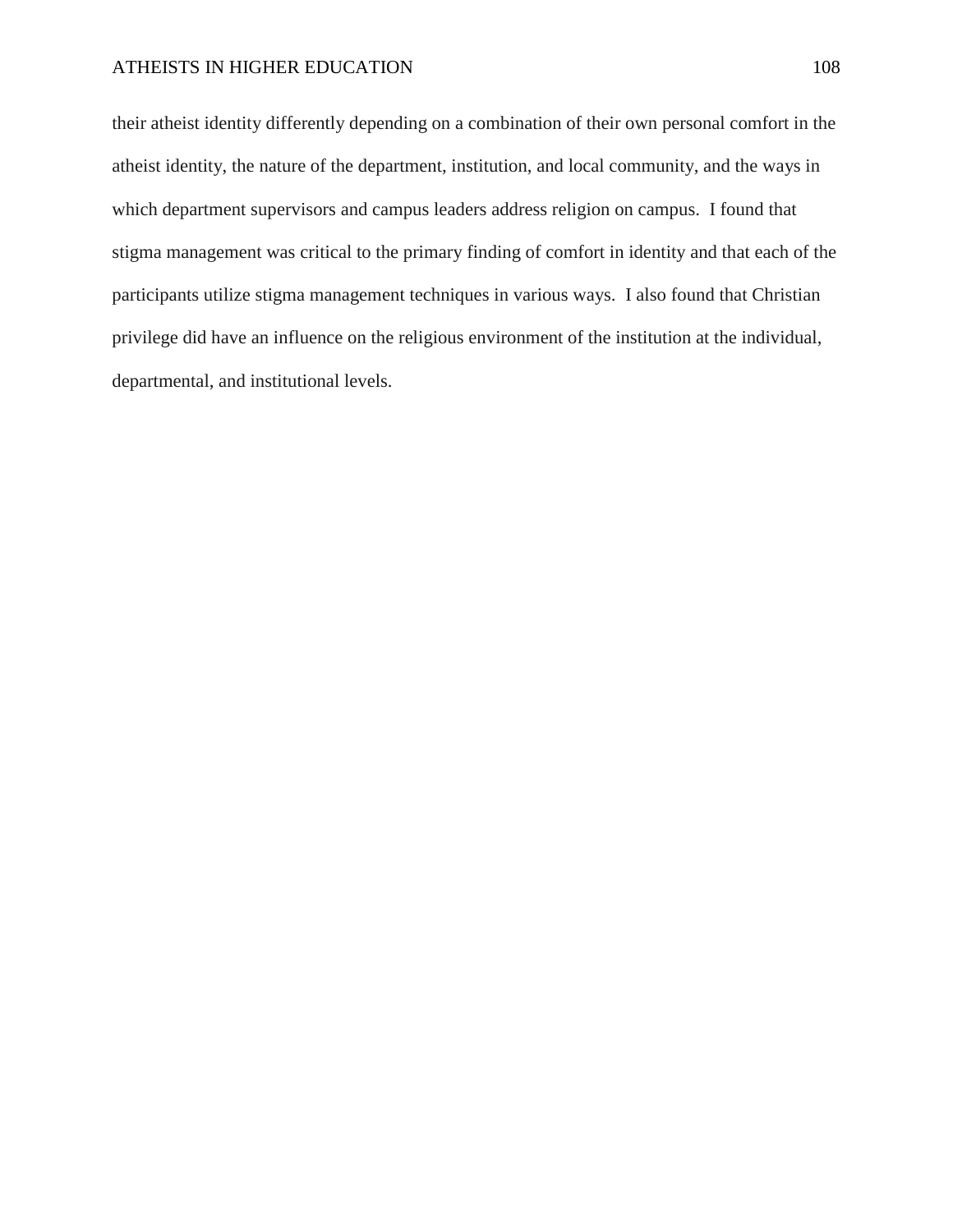their atheist identity differently depending on a combination of their own personal comfort in the atheist identity, the nature of the department, institution, and local community, and the ways in which department supervisors and campus leaders address religion on campus. I found that stigma management was critical to the primary finding of comfort in identity and that each of the participants utilize stigma management techniques in various ways. I also found that Christian privilege did have an influence on the religious environment of the institution at the individual, departmental, and institutional levels.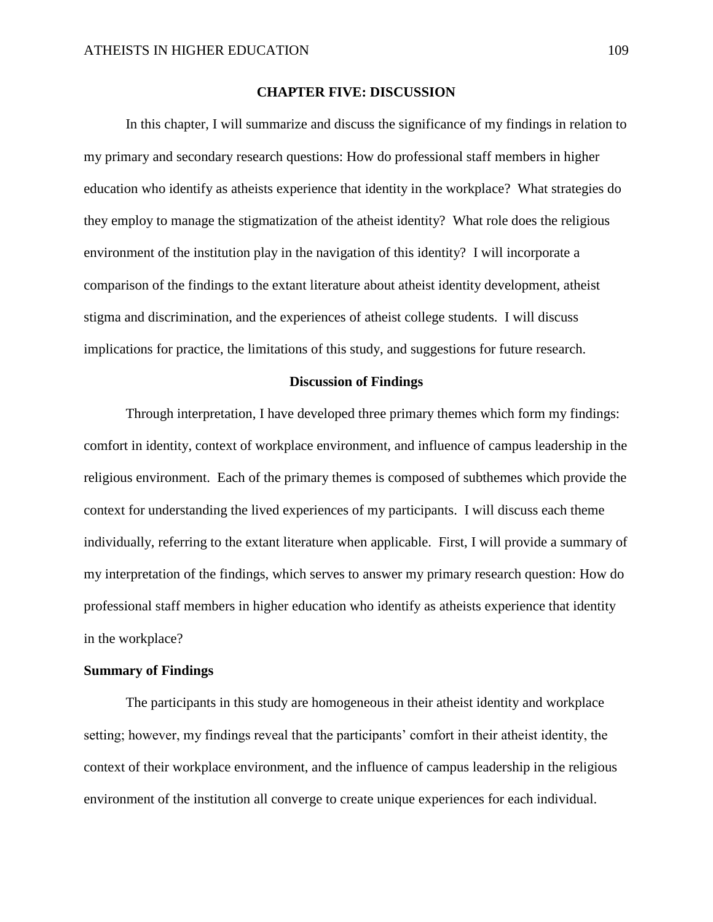# CHAPTER FIVE: DISCUSSION

In this chapter, I will summarize and discuss the significance of my findings in relation to my primary and secondary research questions: How do professional staff members in higher education who identify as atheists experience that identity in the workplace? What strategies do they employ to manage the stigmatization of the atheist identity? What role does the religious environment of the institution play in the navigation of this identity? I will incorporate a comparison of the findings to the extant literature about atheist identity development, atheist stigma and discrimination, and the experiences of atheist college students. I will discuss implications for practice, the limitations of this study, and suggestions for future research.

## Discussion of Findings

Through interpretation, I have developed three primary themes which form my findings: comfort in identity, context of workplace environment, and influence of campus leadership in the religious environment. Each of the primary themes is composed of subthemes which provide the context for understanding the lived experiences of my participants. I will discuss each theme individually, referring to the extant literature when applicable. First, I will provide a summary of my interpretation of the findings, which serves to answer my primary research question: How do professional staff members in higher education who identify as atheists experience that identity in the workplace?

### Summary of Findings

The participants in this study are homogeneous in their atheist identity and workplace setting; however, my findings reveal that the participants' comfort in their atheist identity, the context of their workplace environment, and the influence of campus leadership in the religious environment of the institution all converge to create unique experiences for each individual.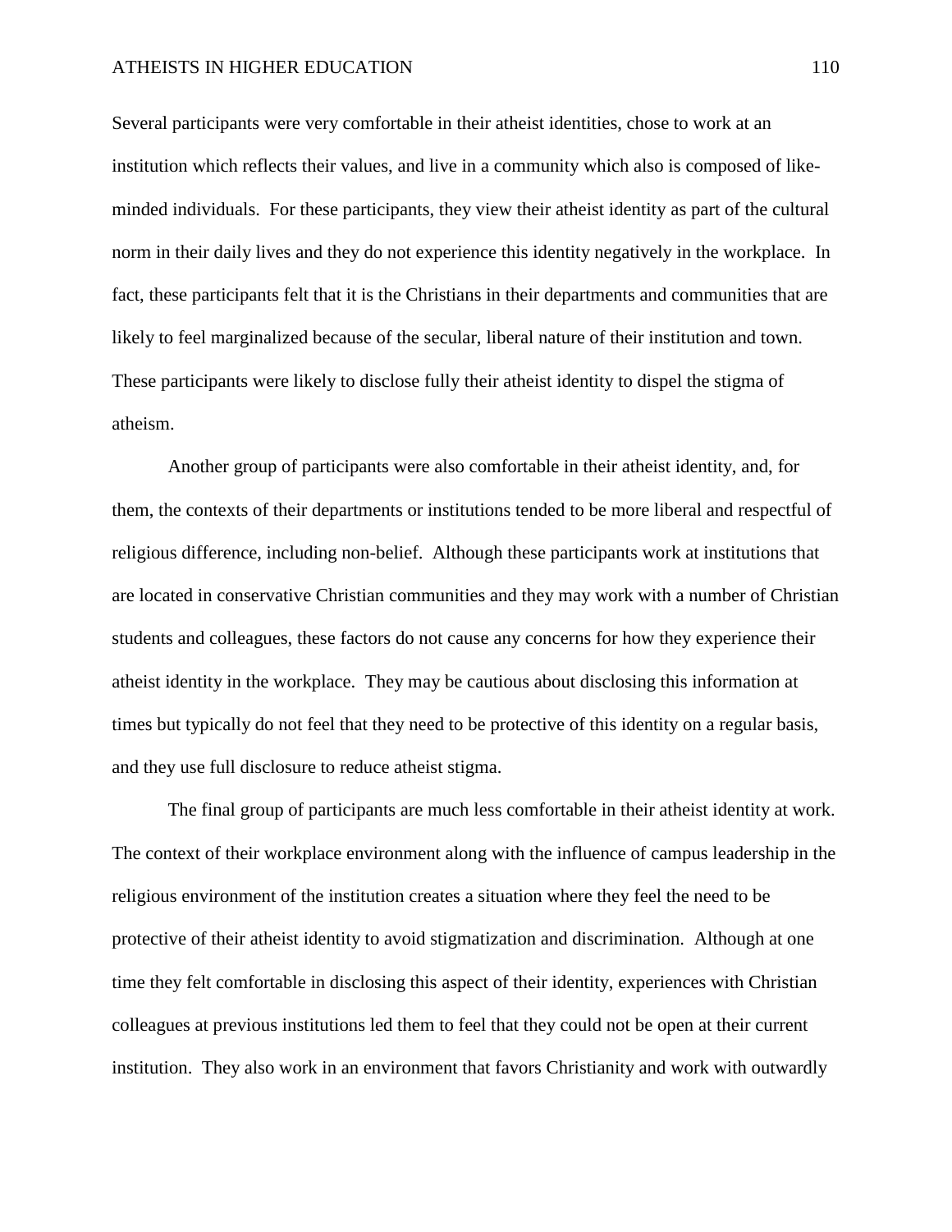Several participants were very comfortable in their atheist identities, chose to work at an institution which reflects their values, and live in a community which also is composed of like-minded individuals. For these participants, they view their atheist identity as part of the cultural norm in their daily lives and they do not experience this identity negatively in the workplace. In fact, these participants felt that it is the Christians in their departments and communities that are likely to feel marginalized because of the secular, liberal nature of their institution and town. These participants were likely to disclose fully their atheist identity to dispel the stigma of atheism.

Another group of participants were also comfortable in their atheist identity, and, for them, the contexts of their departments or institutions tended to be more liberal and respectful of religious difference, including non-belief. Although these participants work at institutions that are located in conservative Christian communities and they may work with a number of Christian students and colleagues, these factors do not cause any concerns for how they experience their atheist identity in the workplace. They may be cautious about disclosing this information at times but typically do not feel that they need to be protective of this identity on a regular basis, and they use full disclosure to reduce atheist stigma.

The final group of participants are much less comfortable in their atheist identity at work. The context of their workplace environment along with the influence of campus leadership in the religious environment of the institution creates a situation where they feel the need to be protective of their atheist identity to avoid stigmatization and discrimination. Although at one time they felt comfortable in disclosing this aspect of their identity, experiences with Christian colleagues at previous institutions led them to feel that they could not be open at their current institution. They also work in an environment that favors Christianity and work with outwardly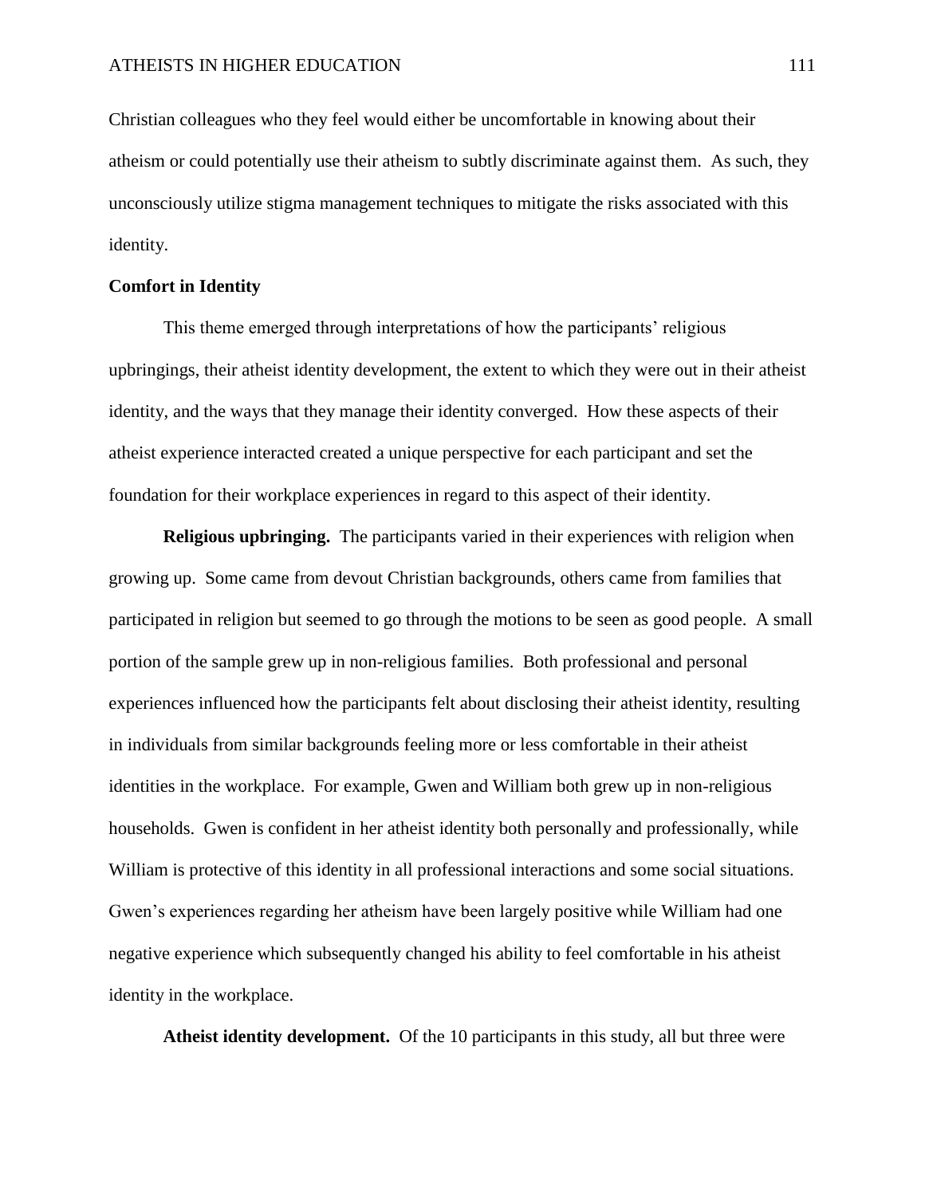Christian colleagues who they feel would either be uncomfortable in knowing about their atheism or could potentially use their atheism to subtly discriminate against them. As such, they unconsciously utilize stigma management techniques to mitigate the risks associated with this identity.

### Comfort in Identity

This theme emerged through interpretations of how the participants' religious upbringings, their atheist identity development, the extent to which they were out in their atheist identity, and the ways that they manage their identity converged. How these aspects of their atheist experience interacted created a unique perspective for each participant and set the foundation for their workplace experiences in regard to this aspect of their identity.

**Religious upbringing.** The participants varied in their experiences with religion when growing up. Some came from devout Christian backgrounds, others came from families that participated in religion but seemed to go through the motions to be seen as good people. A small portion of the sample grew up in non-religious families. Both professional and personal experiences influenced how the participants felt about disclosing their atheist identity, resulting in individuals from similar backgrounds feeling more or less comfortable in their atheist identities in the workplace. For example, Gwen and William both grew up in non-religious households. Gwen is confident in her atheist identity both personally and professionally, while William is protective of this identity in all professional interactions and some social situations. Gwen's experiences regarding her atheism have been largely positive while William had one negative experience which subsequently changed his ability to feel comfortable in his atheist identity in the workplace.

**Atheist identity development.** Of the 10 participants in this study, all but three were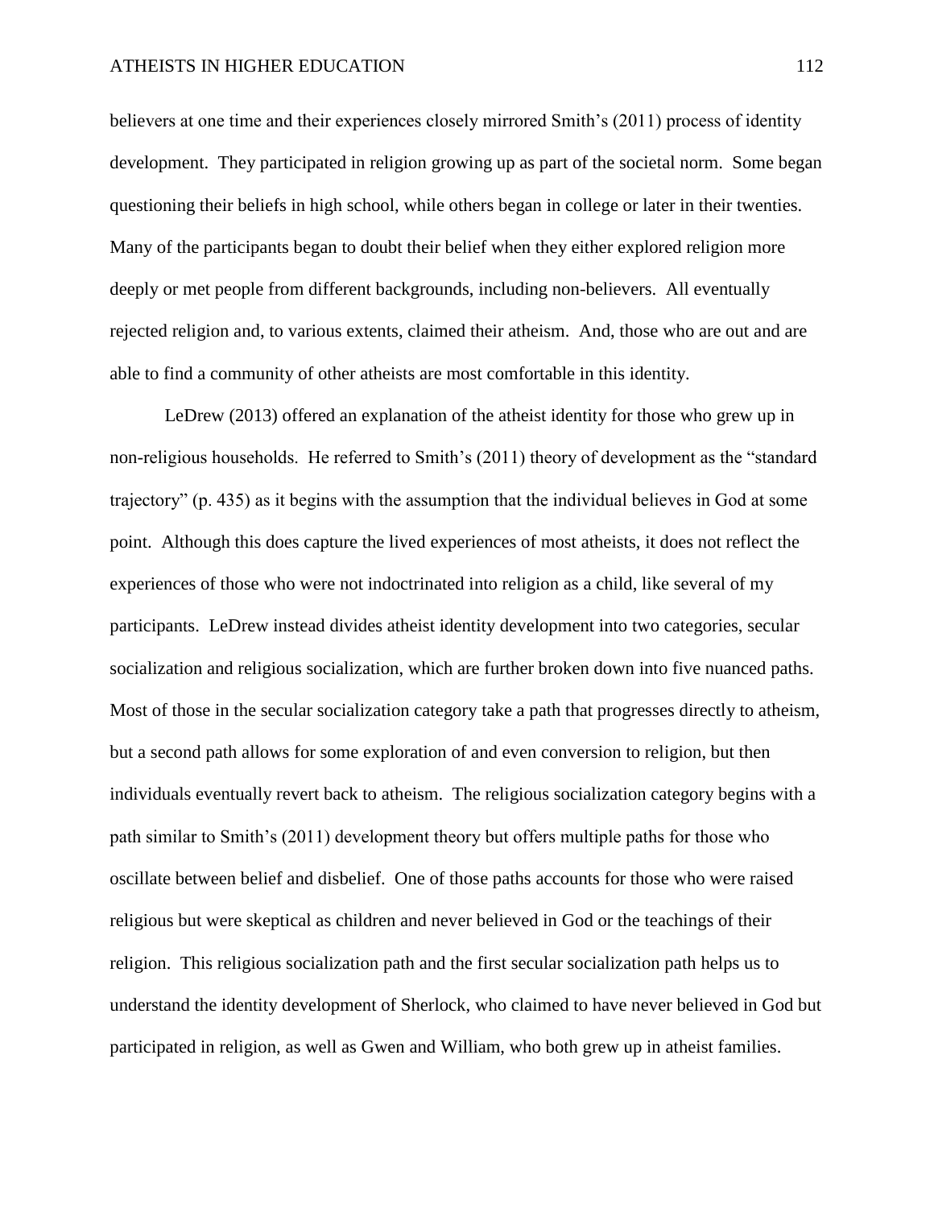believers at one time and their experiences closely mirrored Smith's (2011) process of identity development. They participated in religion growing up as part of the societal norm. Some began questioning their beliefs in high school, while others began in college or later in their twenties. Many of the participants began to doubt their belief when they either explored religion more deeply or met people from different backgrounds, including non-believers. All eventually rejected religion and, to various extents, claimed their atheism. And, those who are out and are able to find a community of other atheists are most comfortable in this identity.

LeDrew (2013) offered an explanation of the atheist identity for those who grew up in non-religious households. He referred to Smith's (2011) theory of development as the "standard trajectory" (p. 435) as it begins with the assumption that the individual believes in God at some point. Although this does capture the lived experiences of most atheists, it does not reflect the experiences of those who were not indoctrinated into religion as a child, like several of my participants. LeDrew instead divides atheist identity development into two categories, secular socialization and religious socialization, which are further broken down into five nuanced paths. Most of those in the secular socialization category take a path that progresses directly to atheism, but a second path allows for some exploration of and even conversion to religion, but then individuals eventually revert back to atheism. The religious socialization category begins with a path similar to Smith's (2011) development theory but offers multiple paths for those who oscillate between belief and disbelief. One of those paths accounts for those who were raised religious but were skeptical as children and never believed in God or the teachings of their religion. This religious socialization path and the first secular socialization path helps us to understand the identity development of Sherlock, who claimed to have never believed in God but participated in religion, as well as Gwen and William, who both grew up in atheist families.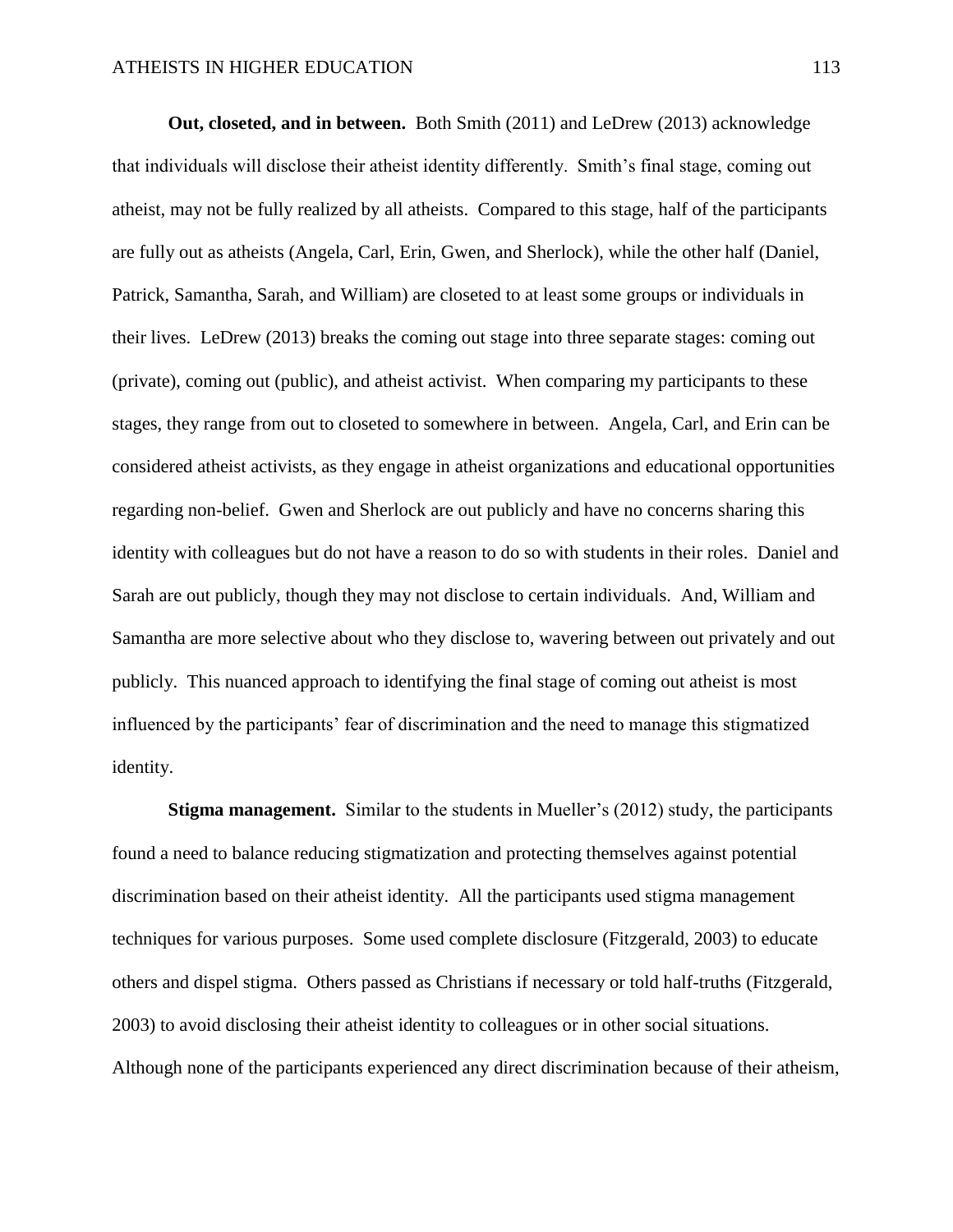**Out, closeted, and in between.** Both Smith (2011) and LeDrew (2013) acknowledge that individuals will disclose their atheist identity differently. Smith's final stage, coming out atheist, may not be fully realized by all atheists. Compared to this stage, half of the participants are fully out as atheists (Angela, Carl, Erin, Gwen, and Sherlock), while the other half (Daniel, Patrick, Samantha, Sarah, and William) are closeted to at least some groups or individuals in their lives. LeDrew (2013) breaks the coming out stage into three separate stages: coming out (private), coming out (public), and atheist activist. When comparing my participants to these stages, they range from out to closeted to somewhere in between. Angela, Carl, and Erin can be considered atheist activists, as they engage in atheist organizations and educational opportunities regarding non-belief. Gwen and Sherlock are out publicly and have no concerns sharing this identity with colleagues but do not have a reason to do so with students in their roles. Daniel and Sarah are out publicly, though they may not disclose to certain individuals. And, William and Samantha are more selective about who they disclose to, wavering between out privately and out publicly. This nuanced approach to identifying the final stage of coming out atheist is most influenced by the participants' fear of discrimination and the need to manage this stigmatized identity.

**Stigma management.** Similar to the students in Mueller's (2012) study, the participants found a need to balance reducing stigmatization and protecting themselves against potential discrimination based on their atheist identity. All the participants used stigma management techniques for various purposes. Some used complete disclosure (Fitzgerald, 2003) to educate others and dispel stigma. Others passed as Christians if necessary or told half-truths (Fitzgerald, 2003) to avoid disclosing their atheist identity to colleagues or in other social situations. Although none of the participants experienced any direct discrimination because of their atheism,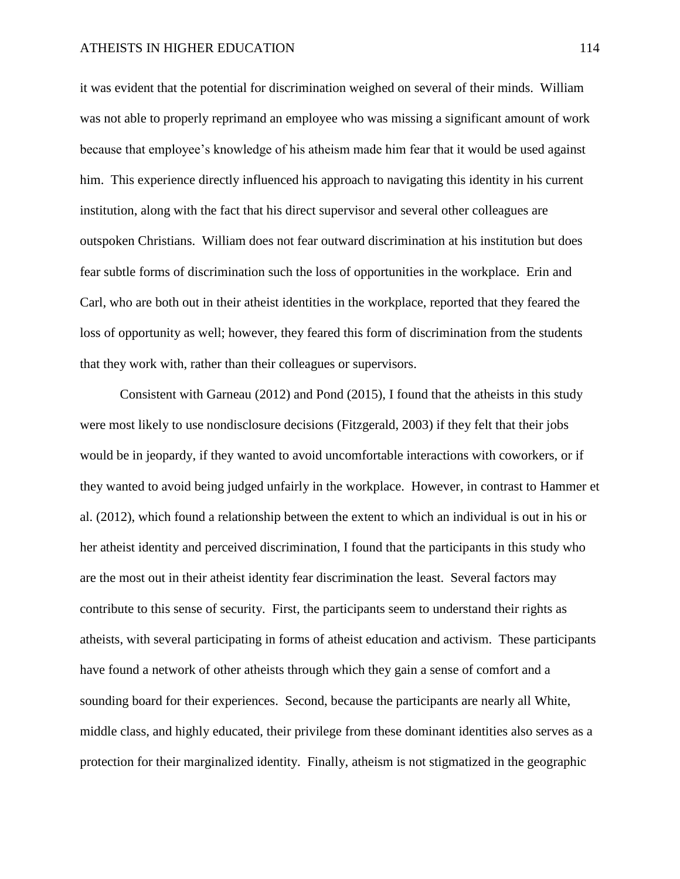it was evident that the potential for discrimination weighed on several of their minds. William was not able to properly reprimand an employee who was missing a significant amount of work because that employee's knowledge of his atheism made him fear that it would be used against him. This experience directly influenced his approach to navigating this identity in his current institution, along with the fact that his direct supervisor and several other colleagues are outspoken Christians. William does not fear outward discrimination at his institution but does fear subtle forms of discrimination such the loss of opportunities in the workplace. Erin and Carl, who are both out in their atheist identities in the workplace, reported that they feared the loss of opportunity as well; however, they feared this form of discrimination from the students that they work with, rather than their colleagues or supervisors.

Consistent with Garneau (2012) and Pond (2015), I found that the atheists in this study were most likely to use nondisclosure decisions (Fitzgerald, 2003) if they felt that their jobs would be in jeopardy, if they wanted to avoid uncomfortable interactions with coworkers, or if they wanted to avoid being judged unfairly in the workplace. However, in contrast to Hammer et al. (2012), which found a relationship between the extent to which an individual is out in his or her atheist identity and perceived discrimination, I found that the participants in this study who are the most out in their atheist identity fear discrimination the least. Several factors may contribute to this sense of security. First, the participants seem to understand their rights as atheists, with several participating in forms of atheist education and activism. These participants have found a network of other atheists through which they gain a sense of comfort and a sounding board for their experiences. Second, because the participants are nearly all White, middle class, and highly educated, their privilege from these dominant identities also serves as a protection for their marginalized identity. Finally, atheism is not stigmatized in the geographic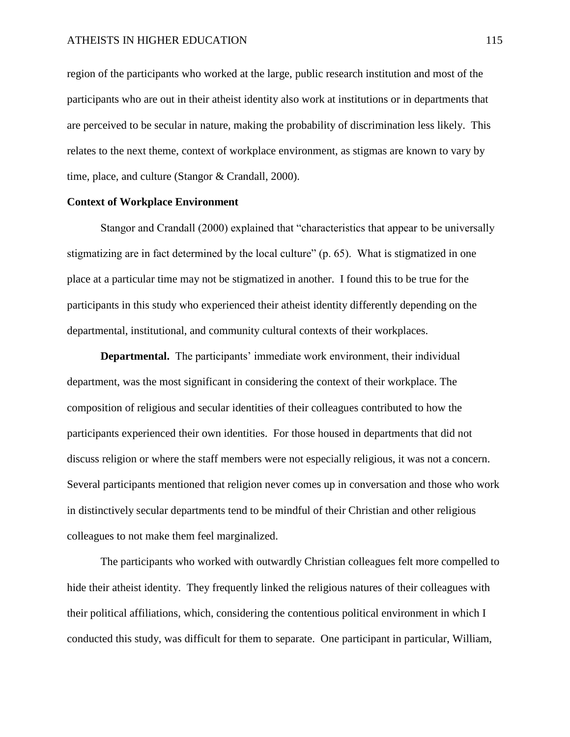region of the participants who worked at the large, public research institution and most of the participants who are out in their atheist identity also work at institutions or in departments that are perceived to be secular in nature, making the probability of discrimination less likely. This relates to the next theme, context of workplace environment, as stigmas are known to vary by time, place, and culture (Stangor & Crandall, 2000).

## Context of Workplace Environment

Stangor and Crandall (2000) explained that "characteristics that appear to be universally stigmatizing are in fact determined by the local culture" (p. 65). What is stigmatized in one place at a particular time may not be stigmatized in another. I found this to be true for the participants in this study who experienced their atheist identity differently depending on the departmental, institutional, and community cultural contexts of their workplaces.

**Departmental.** The participants' immediate work environment, their individual department, was the most significant in considering the context of their workplace. The composition of religious and secular identities of their colleagues contributed to how the participants experienced their own identities. For those housed in departments that did not discuss religion or where the staff members were not especially religious, it was not a concern. Several participants mentioned that religion never comes up in conversation and those who work in distinctively secular departments tend to be mindful of their Christian and other religious colleagues to not make them feel marginalized.

The participants who worked with outwardly Christian colleagues felt more compelled to hide their atheist identity. They frequently linked the religious natures of their colleagues with their political affiliations, which, considering the contentious political environment in which I conducted this study, was difficult for them to separate. One participant in particular, William,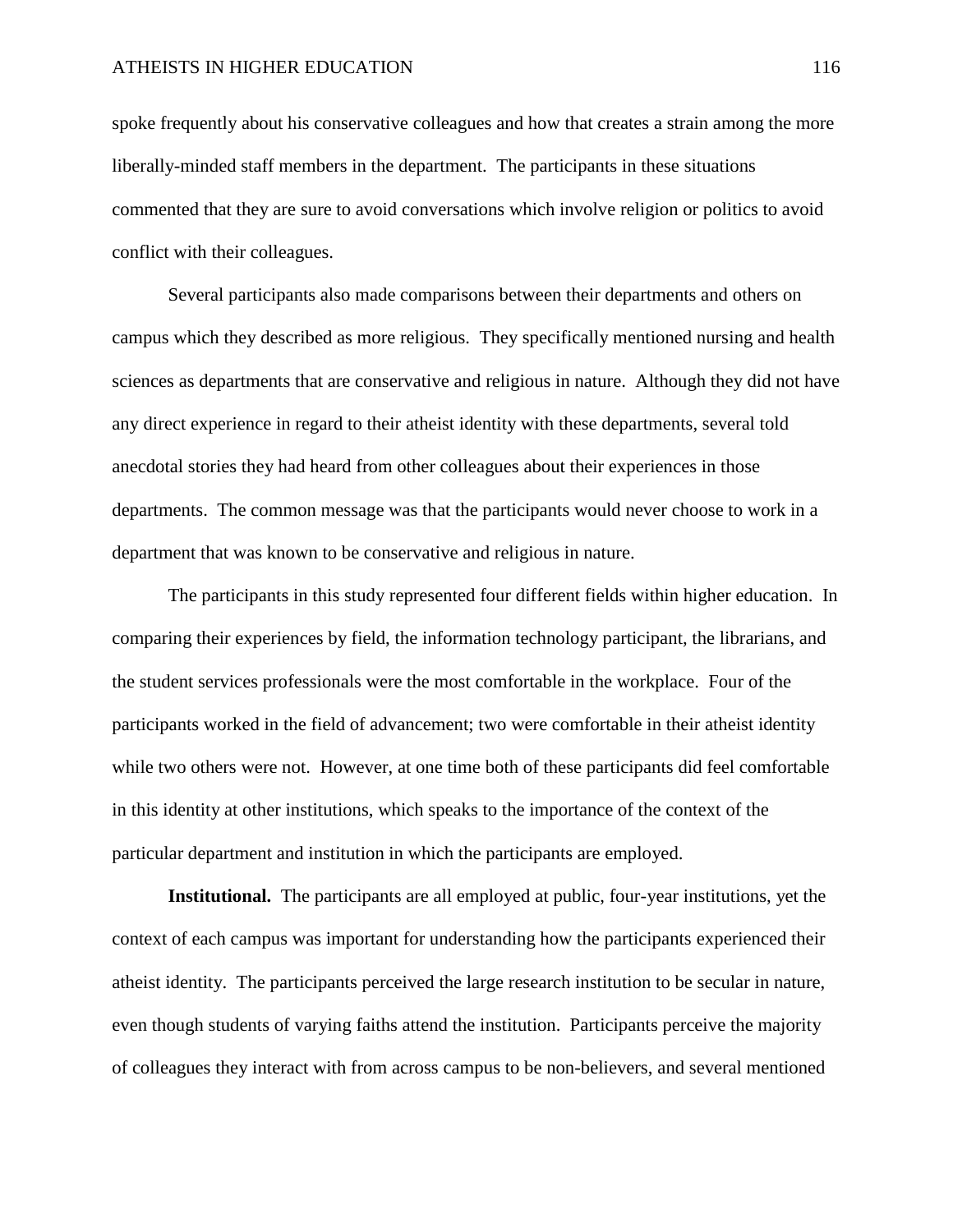spoke frequently about his conservative colleagues and how that creates a strain among the more liberally-minded staff members in the department. The participants in these situations commented that they are sure to avoid conversations which involve religion or politics to avoid conflict with their colleagues.

Several participants also made comparisons between their departments and others on campus which they described as more religious. They specifically mentioned nursing and health sciences as departments that are conservative and religious in nature. Although they did not have any direct experience in regard to their atheist identity with these departments, several told anecdotal stories they had heard from other colleagues about their experiences in those departments. The common message was that the participants would never choose to work in a department that was known to be conservative and religious in nature.

The participants in this study represented four different fields within higher education. In comparing their experiences by field, the information technology participant, the librarians, and the student services professionals were the most comfortable in the workplace. Four of the participants worked in the field of advancement; two were comfortable in their atheist identity while two others were not. However, at one time both of these participants did feel comfortable in this identity at other institutions, which speaks to the importance of the context of the particular department and institution in which the participants are employed.

**Institutional.** The participants are all employed at public, four-year institutions, yet the context of each campus was important for understanding how the participants experienced their atheist identity. The participants perceived the large research institution to be secular in nature, even though students of varying faiths attend the institution. Participants perceive the majority of colleagues they interact with from across campus to be non-believers, and several mentioned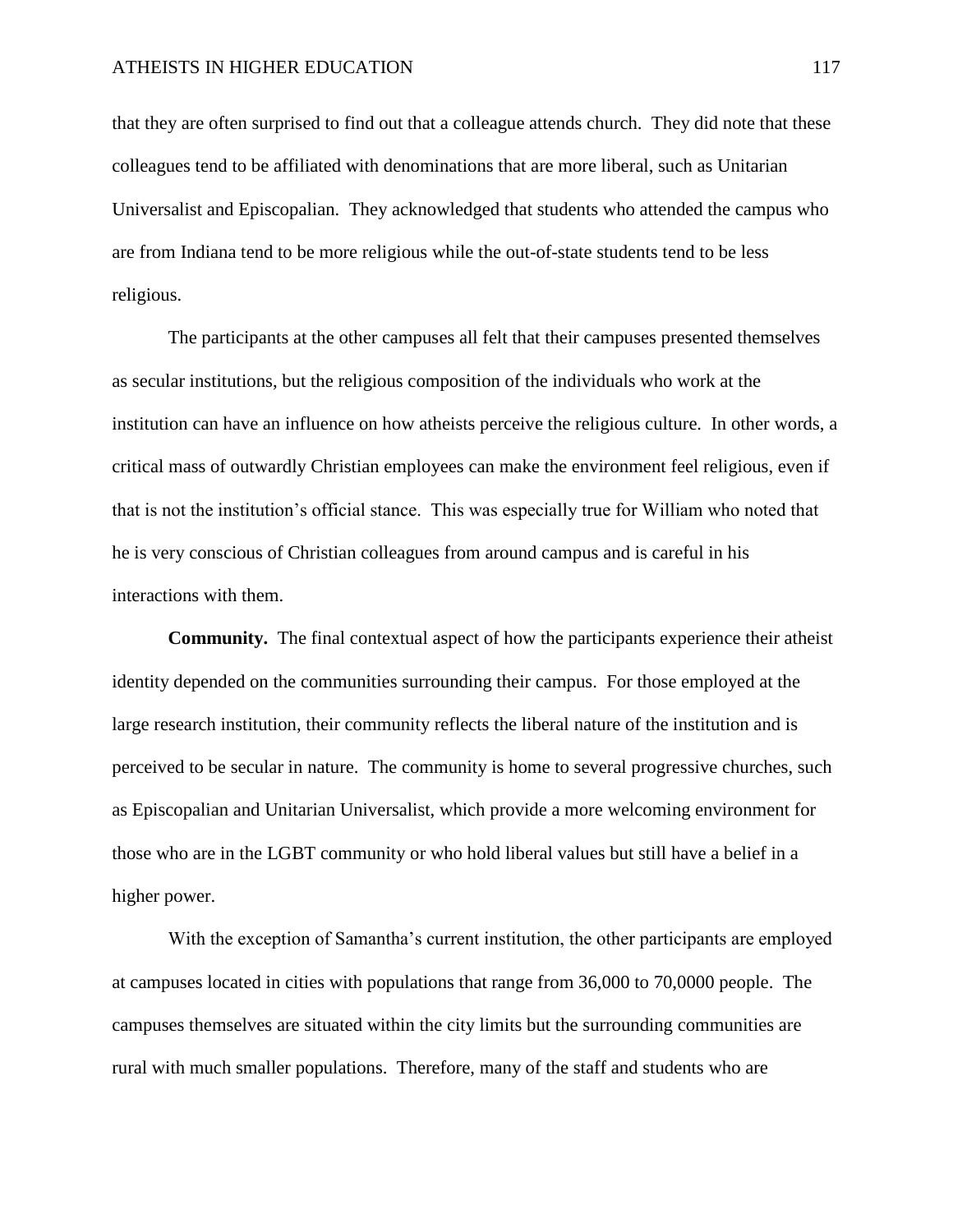that they are often surprised to find out that a colleague attends church. They did note that these colleagues tend to be affiliated with denominations that are more liberal, such as Unitarian Universalist and Episcopalian. They acknowledged that students who attended the campus who are from Indiana tend to be more religious while the out-of-state students tend to be less religious.

The participants at the other campuses all felt that their campuses presented themselves as secular institutions, but the religious composition of the individuals who work at the institution can have an influence on how atheists perceive the religious culture. In other words, a critical mass of outwardly Christian employees can make the environment feel religious, even if that is not the institution's official stance. This was especially true for William who noted that he is very conscious of Christian colleagues from around campus and is careful in his interactions with them.

**Community.** The final contextual aspect of how the participants experience their atheist identity depended on the communities surrounding their campus. For those employed at the large research institution, their community reflects the liberal nature of the institution and is perceived to be secular in nature. The community is home to several progressive churches, such as Episcopalian and Unitarian Universalist, which provide a more welcoming environment for those who are in the LGBT community or who hold liberal values but still have a belief in a higher power.

With the exception of Samantha's current institution, the other participants are employed at campuses located in cities with populations that range from 36,000 to 70,0000 people. The campuses themselves are situated within the city limits but the surrounding communities are rural with much smaller populations. Therefore, many of the staff and students who are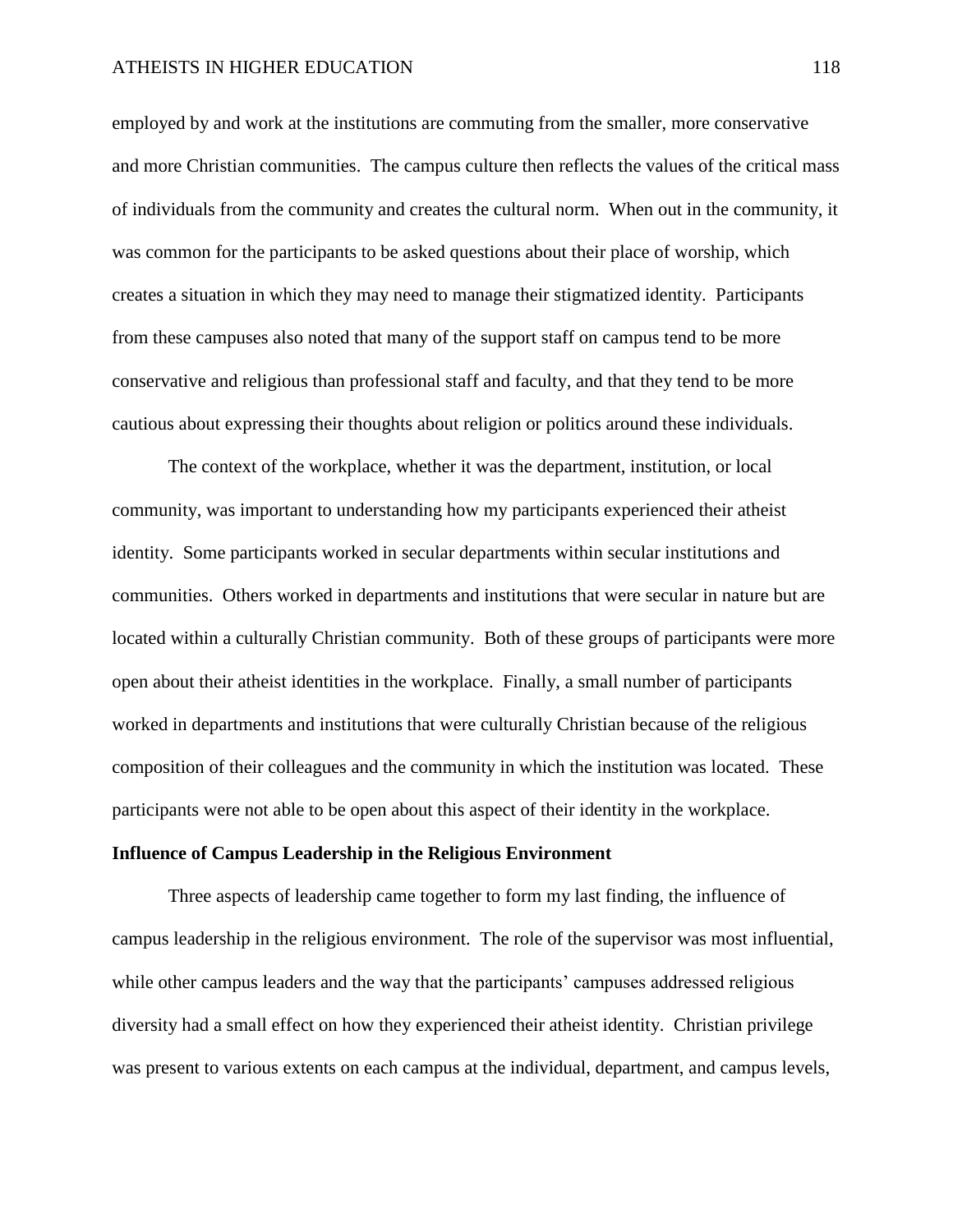employed by and work at the institutions are commuting from the smaller, more conservative and more Christian communities. The campus culture then reflects the values of the critical mass of individuals from the community and creates the cultural norm. When out in the community, it was common for the participants to be asked questions about their place of worship, which creates a situation in which they may need to manage their stigmatized identity. Participants from these campuses also noted that many of the support staff on campus tend to be more conservative and religious than professional staff and faculty, and that they tend to be more cautious about expressing their thoughts about religion or politics around these individuals.

The context of the workplace, whether it was the department, institution, or local community, was important to understanding how my participants experienced their atheist identity. Some participants worked in secular departments within secular institutions and communities. Others worked in departments and institutions that were secular in nature but are located within a culturally Christian community. Both of these groups of participants were more open about their atheist identities in the workplace. Finally, a small number of participants worked in departments and institutions that were culturally Christian because of the religious composition of their colleagues and the community in which the institution was located. These participants were not able to be open about this aspect of their identity in the workplace.

**Influence of Campus Leadership in the Religious Environment**

Three aspects of leadership came together to form my last finding, the influence of campus leadership in the religious environment. The role of the supervisor was most influential, while other campus leaders and the way that the participants' campuses addressed religious diversity had a small effect on how they experienced their atheist identity. Christian privilege was present to various extents on each campus at the individual, department, and campus levels,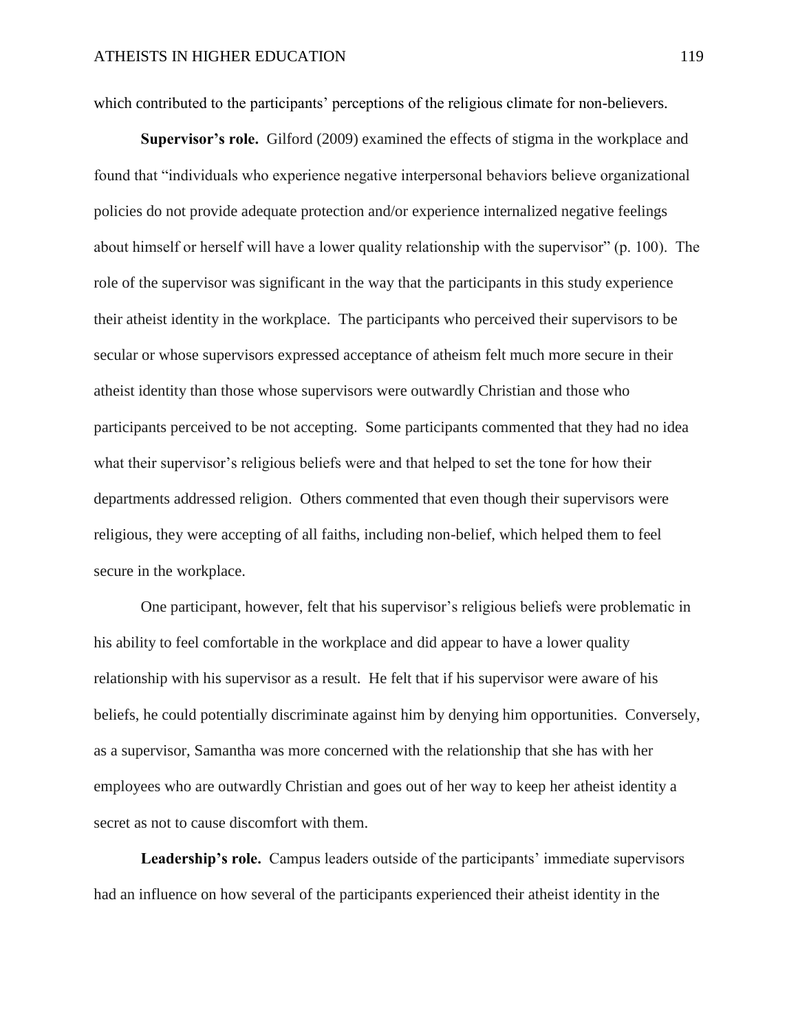which contributed to the participants' perceptions of the religious climate for non-believers.

**Supervisor's role.** Gilford (2009) examined the effects of stigma in the workplace and found that "individuals who experience negative interpersonal behaviors believe organizational policies do not provide adequate protection and/or experience internalized negative feelings about himself or herself will have a lower quality relationship with the supervisor" (p. 100). The role of the supervisor was significant in the way that the participants in this study experience their atheist identity in the workplace. The participants who perceived their supervisors to be secular or whose supervisors expressed acceptance of atheism felt much more secure in their atheist identity than those whose supervisors were outwardly Christian and those who participants perceived to be not accepting. Some participants commented that they had no idea what their supervisor's religious beliefs were and that helped to set the tone for how their departments addressed religion. Others commented that even though their supervisors were religious, they were accepting of all faiths, including non-belief, which helped them to feel secure in the workplace.

One participant, however, felt that his supervisor's religious beliefs were problematic in his ability to feel comfortable in the workplace and did appear to have a lower quality relationship with his supervisor as a result. He felt that if his supervisor were aware of his beliefs, he could potentially discriminate against him by denying him opportunities. Conversely, as a supervisor, Samantha was more concerned with the relationship that she has with her employees who are outwardly Christian and goes out of her way to keep her atheist identity a secret as not to cause discomfort with them.

**Leadership's role.** Campus leaders outside of the participants' immediate supervisors had an influence on how several of the participants experienced their atheist identity in the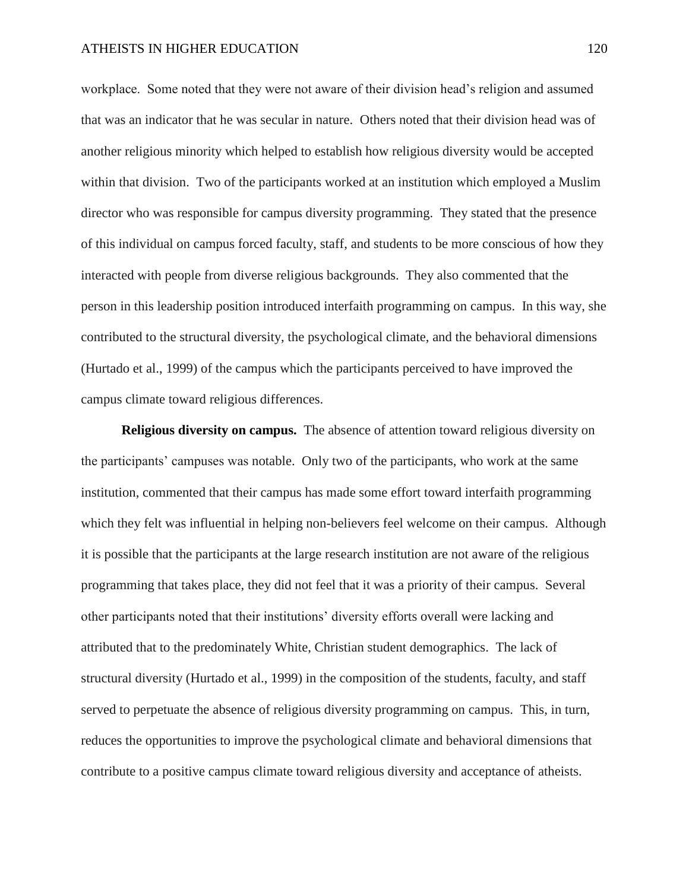workplace. Some noted that they were not aware of their division head's religion and assumed that was an indicator that he was secular in nature. Others noted that their division head was of another religious minority which helped to establish how religious diversity would be accepted within that division. Two of the participants worked at an institution which employed a Muslim director who was responsible for campus diversity programming. They stated that the presence of this individual on campus forced faculty, staff, and students to be more conscious of how they interacted with people from diverse religious backgrounds. They also commented that the person in this leadership position introduced interfaith programming on campus. In this way, she contributed to the structural diversity, the psychological climate, and the behavioral dimensions (Hurtado et al., 1999) of the campus which the participants perceived to have improved the campus climate toward religious differences.

**Religious diversity on campus.** The absence of attention toward religious diversity on the participants' campuses was notable. Only two of the participants, who work at the same institution, commented that their campus has made some effort toward interfaith programming which they felt was influential in helping non-believers feel welcome on their campus. Although it is possible that the participants at the large research institution are not aware of the religious programming that takes place, they did not feel that it was a priority of their campus. Several other participants noted that their institutions' diversity efforts overall were lacking and attributed that to the predominately White, Christian student demographics. The lack of structural diversity (Hurtado et al., 1999) in the composition of the students, faculty, and staff served to perpetuate the absence of religious diversity programming on campus. This, in turn, reduces the opportunities to improve the psychological climate and behavioral dimensions that contribute to a positive campus climate toward religious diversity and acceptance of atheists.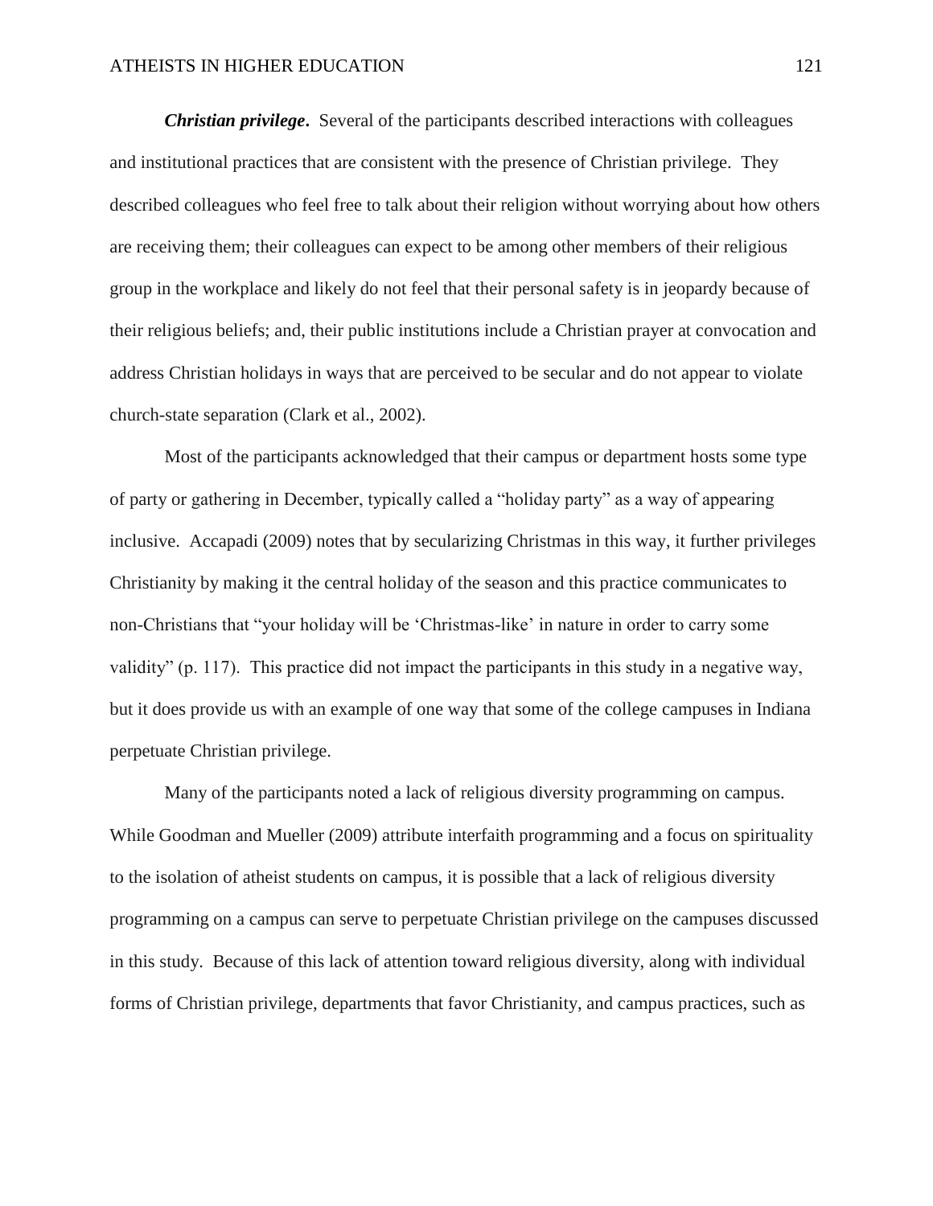***Christian privilege*.** Several of the participants described interactions with colleagues and institutional practices that are consistent with the presence of Christian privilege. They described colleagues who feel free to talk about their religion without worrying about how others are receiving them; their colleagues can expect to be among other members of their religious group in the workplace and likely do not feel that their personal safety is in jeopardy because of their religious beliefs; and, their public institutions include a Christian prayer at convocation and address Christian holidays in ways that are perceived to be secular and do not appear to violate church-state separation (Clark et al., 2002).

Most of the participants acknowledged that their campus or department hosts some type of party or gathering in December, typically called a "holiday party" as a way of appearing inclusive. Accapadi (2009) notes that by secularizing Christmas in this way, it further privileges Christianity by making it the central holiday of the season and this practice communicates to non-Christians that "your holiday will be 'Christmas-like' in nature in order to carry some validity" (p. 117). This practice did not impact the participants in this study in a negative way, but it does provide us with an example of one way that some of the college campuses in Indiana perpetuate Christian privilege.

Many of the participants noted a lack of religious diversity programming on campus. While Goodman and Mueller (2009) attribute interfaith programming and a focus on spirituality to the isolation of atheist students on campus, it is possible that a lack of religious diversity programming on a campus can serve to perpetuate Christian privilege on the campuses discussed in this study. Because of this lack of attention toward religious diversity, along with individual forms of Christian privilege, departments that favor Christianity, and campus practices, such as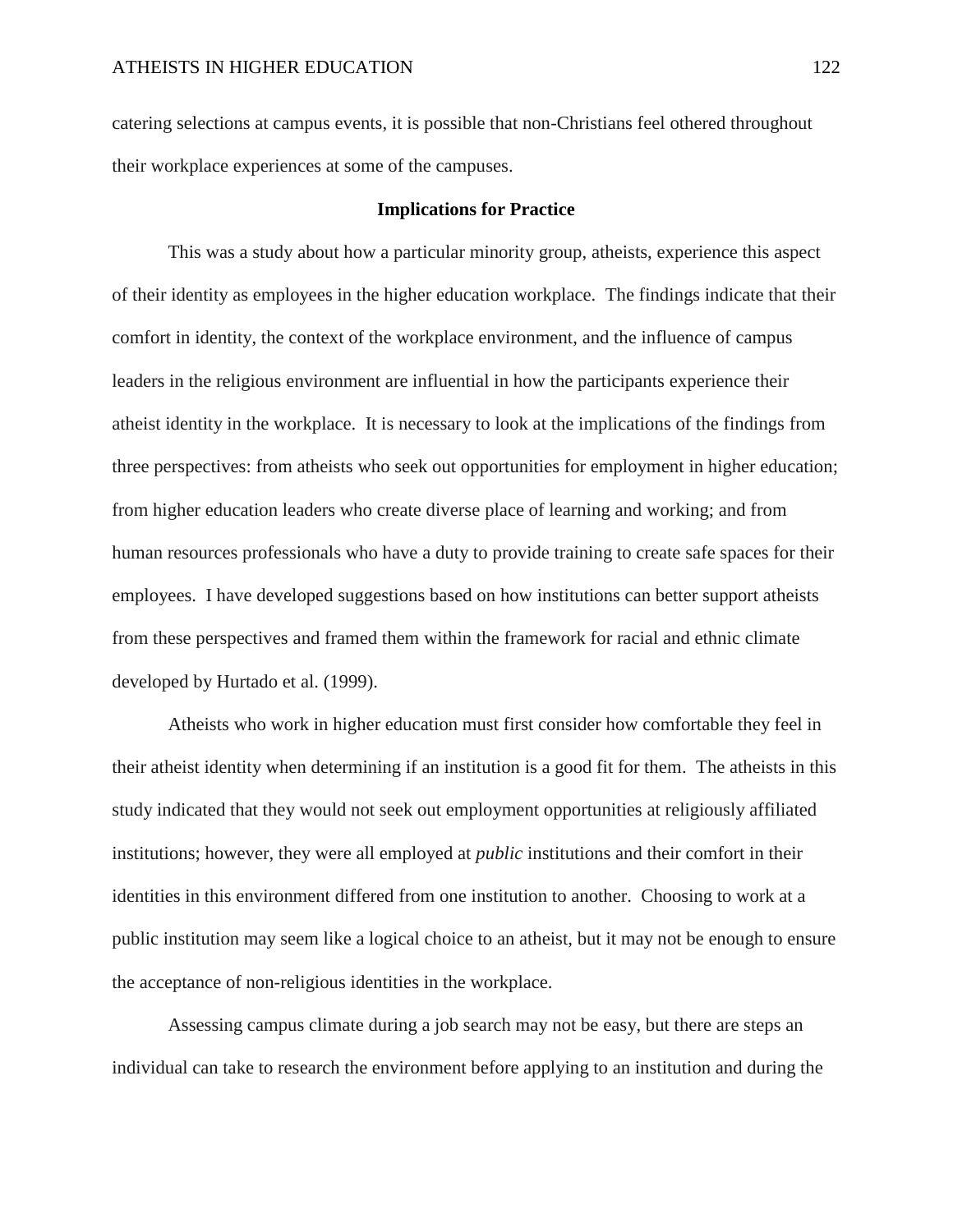catering selections at campus events, it is possible that non-Christians feel othered throughout their workplace experiences at some of the campuses.

## Implications for Practice

This was a study about how a particular minority group, atheists, experience this aspect of their identity as employees in the higher education workplace. The findings indicate that their comfort in identity, the context of the workplace environment, and the influence of campus leaders in the religious environment are influential in how the participants experience their atheist identity in the workplace. It is necessary to look at the implications of the findings from three perspectives: from atheists who seek out opportunities for employment in higher education; from higher education leaders who create diverse place of learning and working; and from human resources professionals who have a duty to provide training to create safe spaces for their employees. I have developed suggestions based on how institutions can better support atheists from these perspectives and framed them within the framework for racial and ethnic climate developed by Hurtado et al. (1999).

Atheists who work in higher education must first consider how comfortable they feel in their atheist identity when determining if an institution is a good fit for them. The atheists in this study indicated that they would not seek out employment opportunities at religiously affiliated institutions; however, they were all employed at *public* institutions and their comfort in their identities in this environment differed from one institution to another. Choosing to work at a public institution may seem like a logical choice to an atheist, but it may not be enough to ensure the acceptance of non-religious identities in the workplace.

Assessing campus climate during a job search may not be easy, but there are steps an individual can take to research the environment before applying to an institution and during the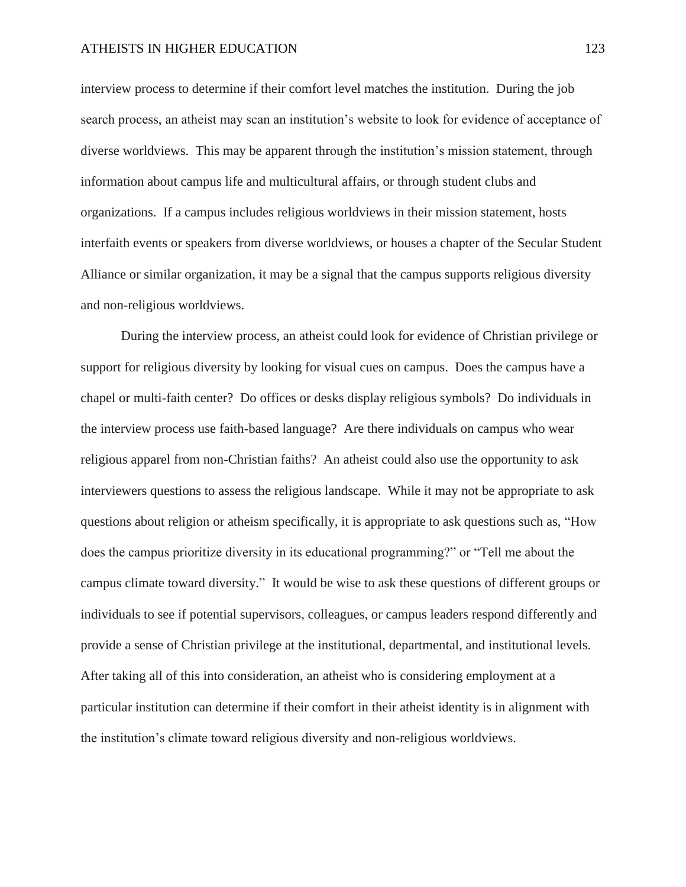interview process to determine if their comfort level matches the institution. During the job search process, an atheist may scan an institution's website to look for evidence of acceptance of diverse worldviews. This may be apparent through the institution's mission statement, through information about campus life and multicultural affairs, or through student clubs and organizations. If a campus includes religious worldviews in their mission statement, hosts interfaith events or speakers from diverse worldviews, or houses a chapter of the Secular Student Alliance or similar organization, it may be a signal that the campus supports religious diversity and non-religious worldviews.

During the interview process, an atheist could look for evidence of Christian privilege or support for religious diversity by looking for visual cues on campus. Does the campus have a chapel or multi-faith center? Do offices or desks display religious symbols? Do individuals in the interview process use faith-based language? Are there individuals on campus who wear religious apparel from non-Christian faiths? An atheist could also use the opportunity to ask interviewers questions to assess the religious landscape. While it may not be appropriate to ask questions about religion or atheism specifically, it is appropriate to ask questions such as, "How does the campus prioritize diversity in its educational programming?" or "Tell me about the campus climate toward diversity." It would be wise to ask these questions of different groups or individuals to see if potential supervisors, colleagues, or campus leaders respond differently and provide a sense of Christian privilege at the institutional, departmental, and institutional levels. After taking all of this into consideration, an atheist who is considering employment at a particular institution can determine if their comfort in their atheist identity is in alignment with the institution's climate toward religious diversity and non-religious worldviews.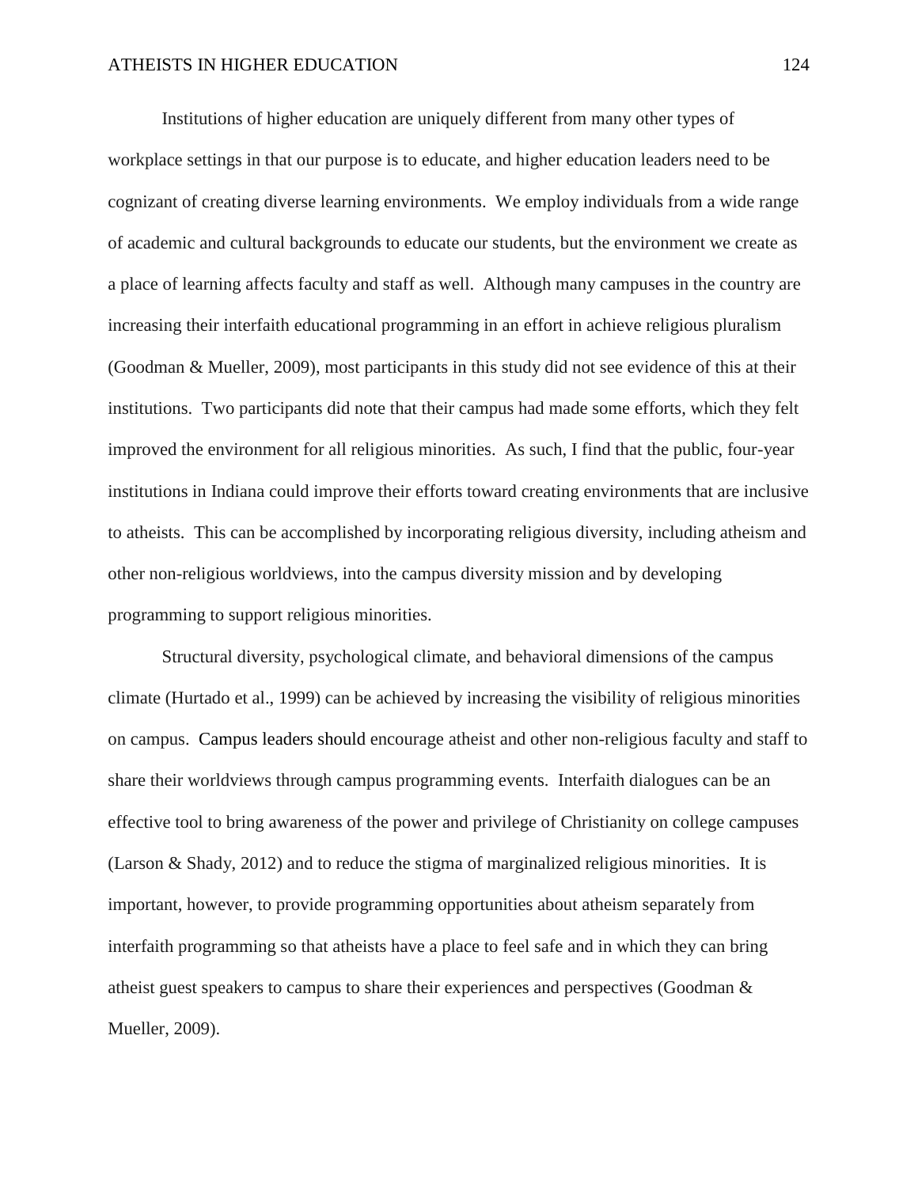Institutions of higher education are uniquely different from many other types of workplace settings in that our purpose is to educate, and higher education leaders need to be cognizant of creating diverse learning environments. We employ individuals from a wide range of academic and cultural backgrounds to educate our students, but the environment we create as a place of learning affects faculty and staff as well. Although many campuses in the country are increasing their interfaith educational programming in an effort in achieve religious pluralism (Goodman & Mueller, 2009), most participants in this study did not see evidence of this at their institutions. Two participants did note that their campus had made some efforts, which they felt improved the environment for all religious minorities. As such, I find that the public, four-year institutions in Indiana could improve their efforts toward creating environments that are inclusive to atheists. This can be accomplished by incorporating religious diversity, including atheism and other non-religious worldviews, into the campus diversity mission and by developing programming to support religious minorities.

Structural diversity, psychological climate, and behavioral dimensions of the campus climate (Hurtado et al., 1999) can be achieved by increasing the visibility of religious minorities on campus. Campus leaders should encourage atheist and other non-religious faculty and staff to share their worldviews through campus programming events. Interfaith dialogues can be an effective tool to bring awareness of the power and privilege of Christianity on college campuses (Larson & Shady, 2012) and to reduce the stigma of marginalized religious minorities. It is important, however, to provide programming opportunities about atheism separately from interfaith programming so that atheists have a place to feel safe and in which they can bring atheist guest speakers to campus to share their experiences and perspectives (Goodman & Mueller, 2009).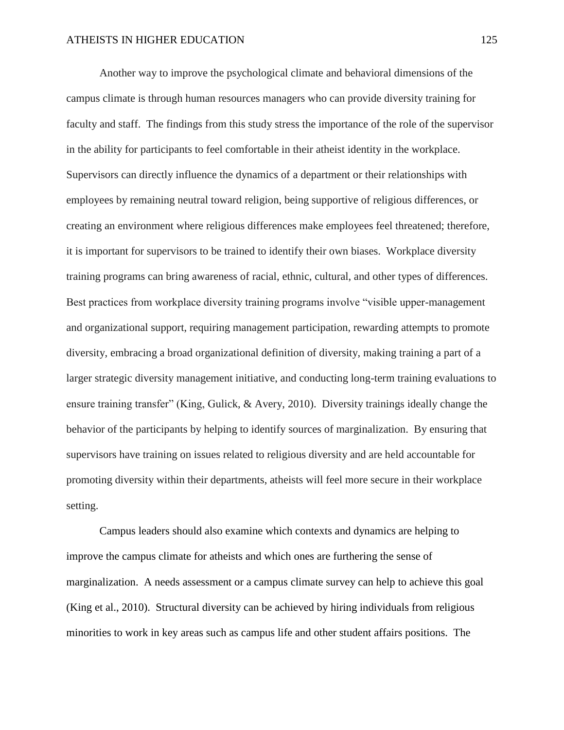Another way to improve the psychological climate and behavioral dimensions of the campus climate is through human resources managers who can provide diversity training for faculty and staff. The findings from this study stress the importance of the role of the supervisor in the ability for participants to feel comfortable in their atheist identity in the workplace. Supervisors can directly influence the dynamics of a department or their relationships with employees by remaining neutral toward religion, being supportive of religious differences, or creating an environment where religious differences make employees feel threatened; therefore, it is important for supervisors to be trained to identify their own biases. Workplace diversity training programs can bring awareness of racial, ethnic, cultural, and other types of differences. Best practices from workplace diversity training programs involve "visible upper-management and organizational support, requiring management participation, rewarding attempts to promote diversity, embracing a broad organizational definition of diversity, making training a part of a larger strategic diversity management initiative, and conducting long-term training evaluations to ensure training transfer" (King, Gulick, & Avery, 2010). Diversity trainings ideally change the behavior of the participants by helping to identify sources of marginalization. By ensuring that supervisors have training on issues related to religious diversity and are held accountable for promoting diversity within their departments, atheists will feel more secure in their workplace setting.

Campus leaders should also examine which contexts and dynamics are helping to improve the campus climate for atheists and which ones are furthering the sense of marginalization. A needs assessment or a campus climate survey can help to achieve this goal (King et al., 2010). Structural diversity can be achieved by hiring individuals from religious minorities to work in key areas such as campus life and other student affairs positions. The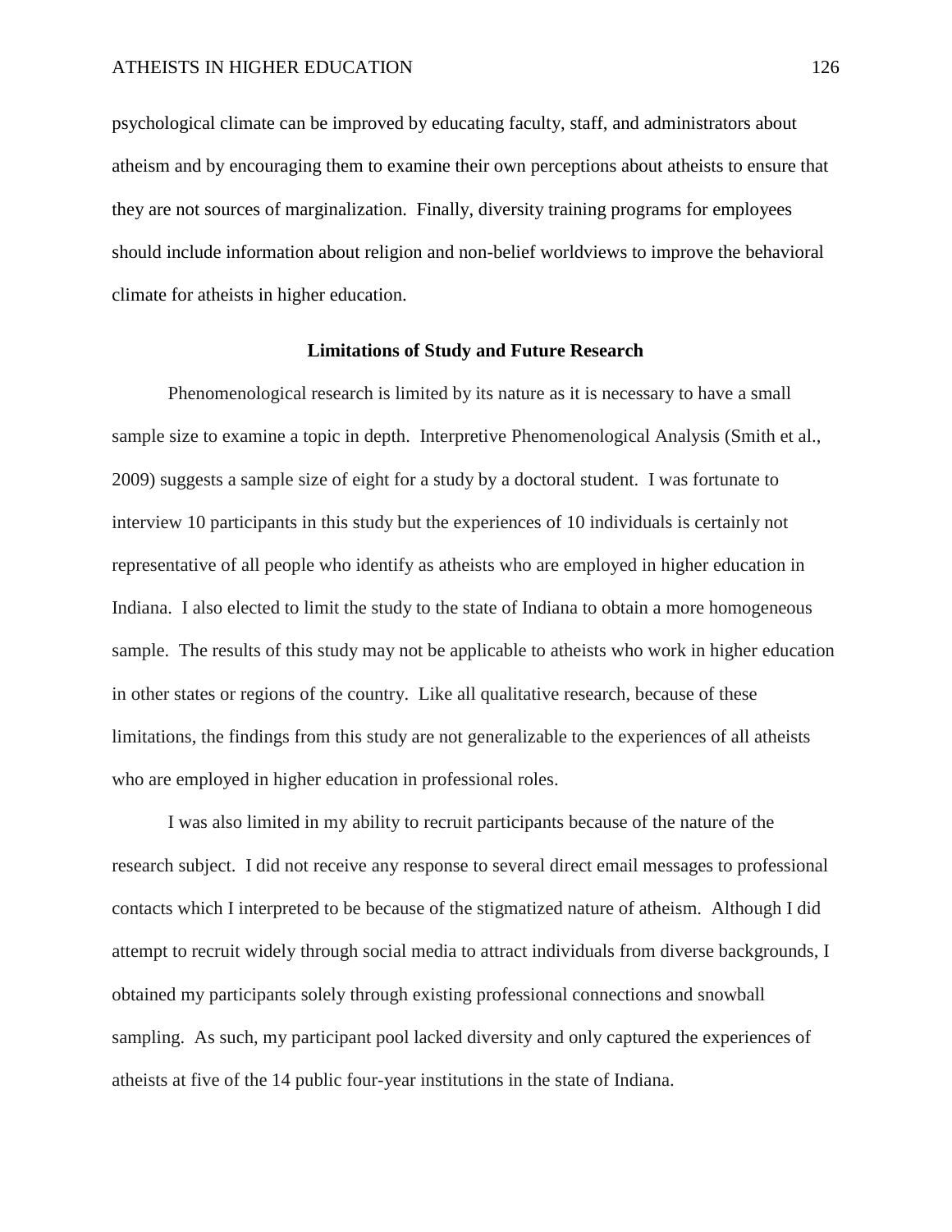psychological climate can be improved by educating faculty, staff, and administrators about atheism and by encouraging them to examine their own perceptions about atheists to ensure that they are not sources of marginalization. Finally, diversity training programs for employees should include information about religion and non-belief worldviews to improve the behavioral climate for atheists in higher education.

## Limitations of Study and Future Research

Phenomenological research is limited by its nature as it is necessary to have a small sample size to examine a topic in depth. Interpretive Phenomenological Analysis (Smith et al., 2009) suggests a sample size of eight for a study by a doctoral student. I was fortunate to interview 10 participants in this study but the experiences of 10 individuals is certainly not representative of all people who identify as atheists who are employed in higher education in Indiana. I also elected to limit the study to the state of Indiana to obtain a more homogeneous sample. The results of this study may not be applicable to atheists who work in higher education in other states or regions of the country. Like all qualitative research, because of these limitations, the findings from this study are not generalizable to the experiences of all atheists who are employed in higher education in professional roles.

I was also limited in my ability to recruit participants because of the nature of the research subject. I did not receive any response to several direct email messages to professional contacts which I interpreted to be because of the stigmatized nature of atheism. Although I did attempt to recruit widely through social media to attract individuals from diverse backgrounds, I obtained my participants solely through existing professional connections and snowball sampling. As such, my participant pool lacked diversity and only captured the experiences of atheists at five of the 14 public four-year institutions in the state of Indiana.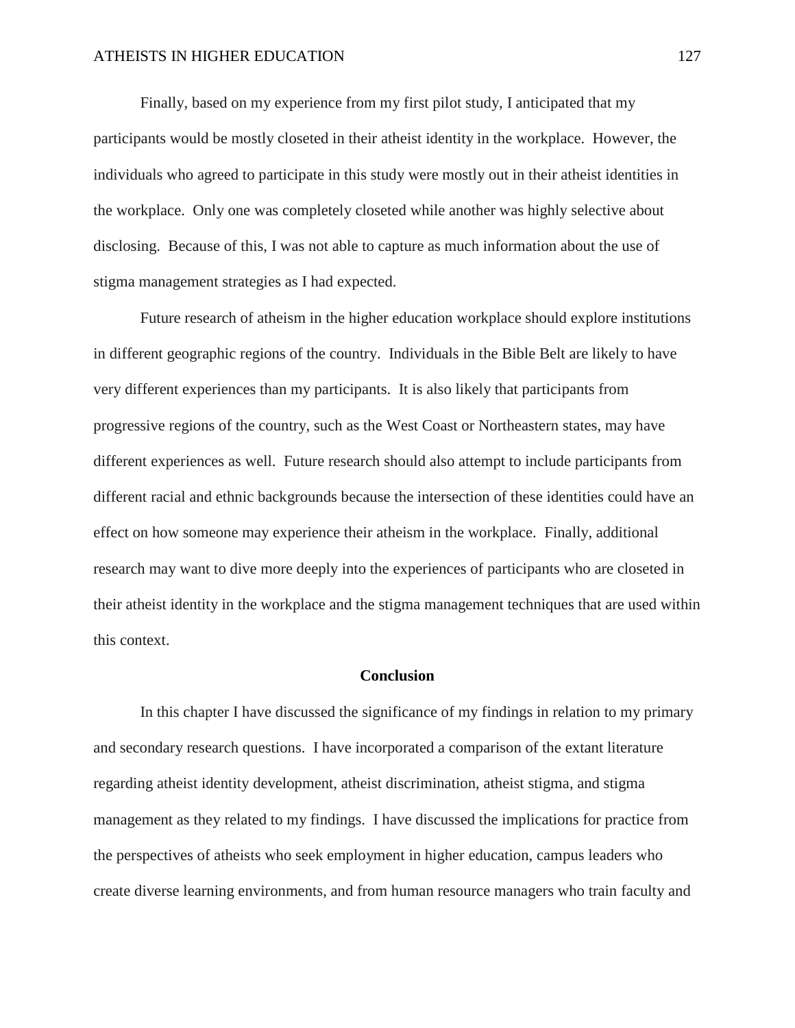Finally, based on my experience from my first pilot study, I anticipated that my participants would be mostly closeted in their atheist identity in the workplace. However, the individuals who agreed to participate in this study were mostly out in their atheist identities in the workplace. Only one was completely closeted while another was highly selective about disclosing. Because of this, I was not able to capture as much information about the use of stigma management strategies as I had expected.

Future research of atheism in the higher education workplace should explore institutions in different geographic regions of the country. Individuals in the Bible Belt are likely to have very different experiences than my participants. It is also likely that participants from progressive regions of the country, such as the West Coast or Northeastern states, may have different experiences as well. Future research should also attempt to include participants from different racial and ethnic backgrounds because the intersection of these identities could have an effect on how someone may experience their atheism in the workplace. Finally, additional research may want to dive more deeply into the experiences of participants who are closeted in their atheist identity in the workplace and the stigma management techniques that are used within this context.

## Conclusion

In this chapter I have discussed the significance of my findings in relation to my primary and secondary research questions. I have incorporated a comparison of the extant literature regarding atheist identity development, atheist discrimination, atheist stigma, and stigma management as they related to my findings. I have discussed the implications for practice from the perspectives of atheists who seek employment in higher education, campus leaders who create diverse learning environments, and from human resource managers who train faculty and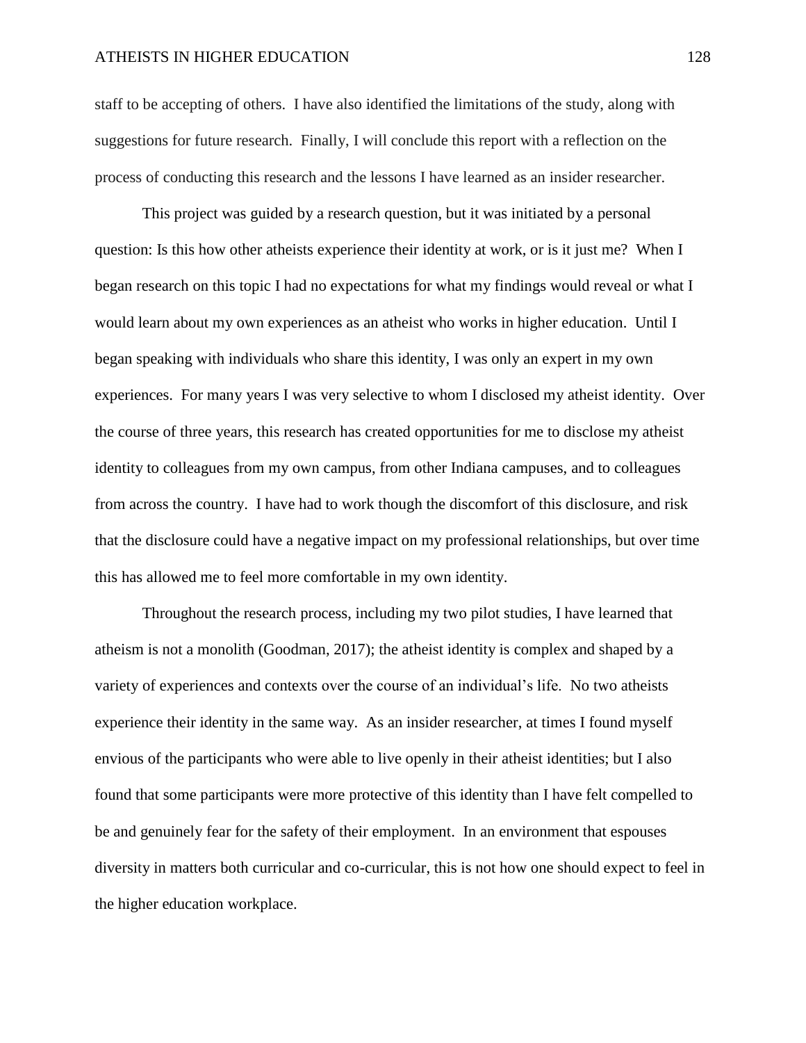staff to be accepting of others. I have also identified the limitations of the study, along with suggestions for future research. Finally, I will conclude this report with a reflection on the process of conducting this research and the lessons I have learned as an insider researcher.

This project was guided by a research question, but it was initiated by a personal question: Is this how other atheists experience their identity at work, or is it just me? When I began research on this topic I had no expectations for what my findings would reveal or what I would learn about my own experiences as an atheist who works in higher education. Until I began speaking with individuals who share this identity, I was only an expert in my own experiences. For many years I was very selective to whom I disclosed my atheist identity. Over the course of three years, this research has created opportunities for me to disclose my atheist identity to colleagues from my own campus, from other Indiana campuses, and to colleagues from across the country. I have had to work though the discomfort of this disclosure, and risk that the disclosure could have a negative impact on my professional relationships, but over time this has allowed me to feel more comfortable in my own identity.

Throughout the research process, including my two pilot studies, I have learned that atheism is not a monolith (Goodman, 2017); the atheist identity is complex and shaped by a variety of experiences and contexts over the course of an individual's life. No two atheists experience their identity in the same way. As an insider researcher, at times I found myself envious of the participants who were able to live openly in their atheist identities; but I also found that some participants were more protective of this identity than I have felt compelled to be and genuinely fear for the safety of their employment. In an environment that espouses diversity in matters both curricular and co-curricular, this is not how one should expect to feel in the higher education workplace.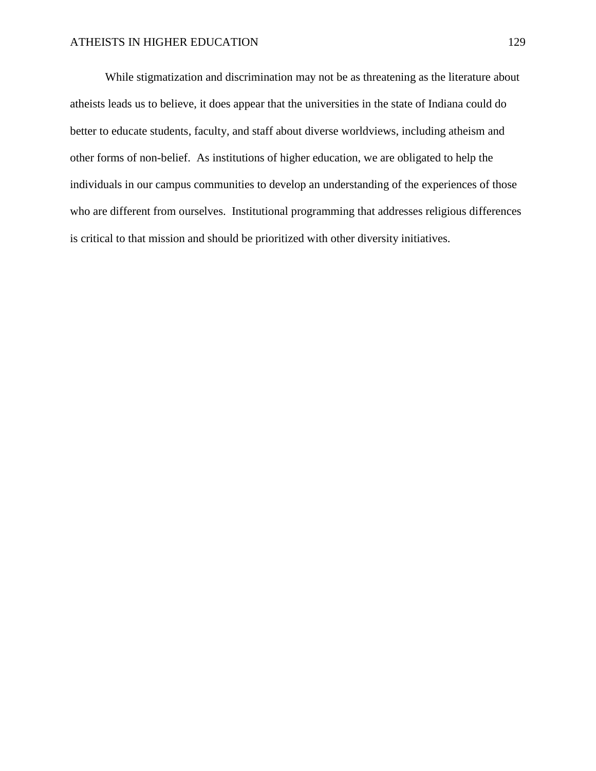While stigmatization and discrimination may not be as threatening as the literature about atheists leads us to believe, it does appear that the universities in the state of Indiana could do better to educate students, faculty, and staff about diverse worldviews, including atheism and other forms of non-belief. As institutions of higher education, we are obligated to help the individuals in our campus communities to develop an understanding of the experiences of those who are different from ourselves. Institutional programming that addresses religious differences is critical to that mission and should be prioritized with other diversity initiatives.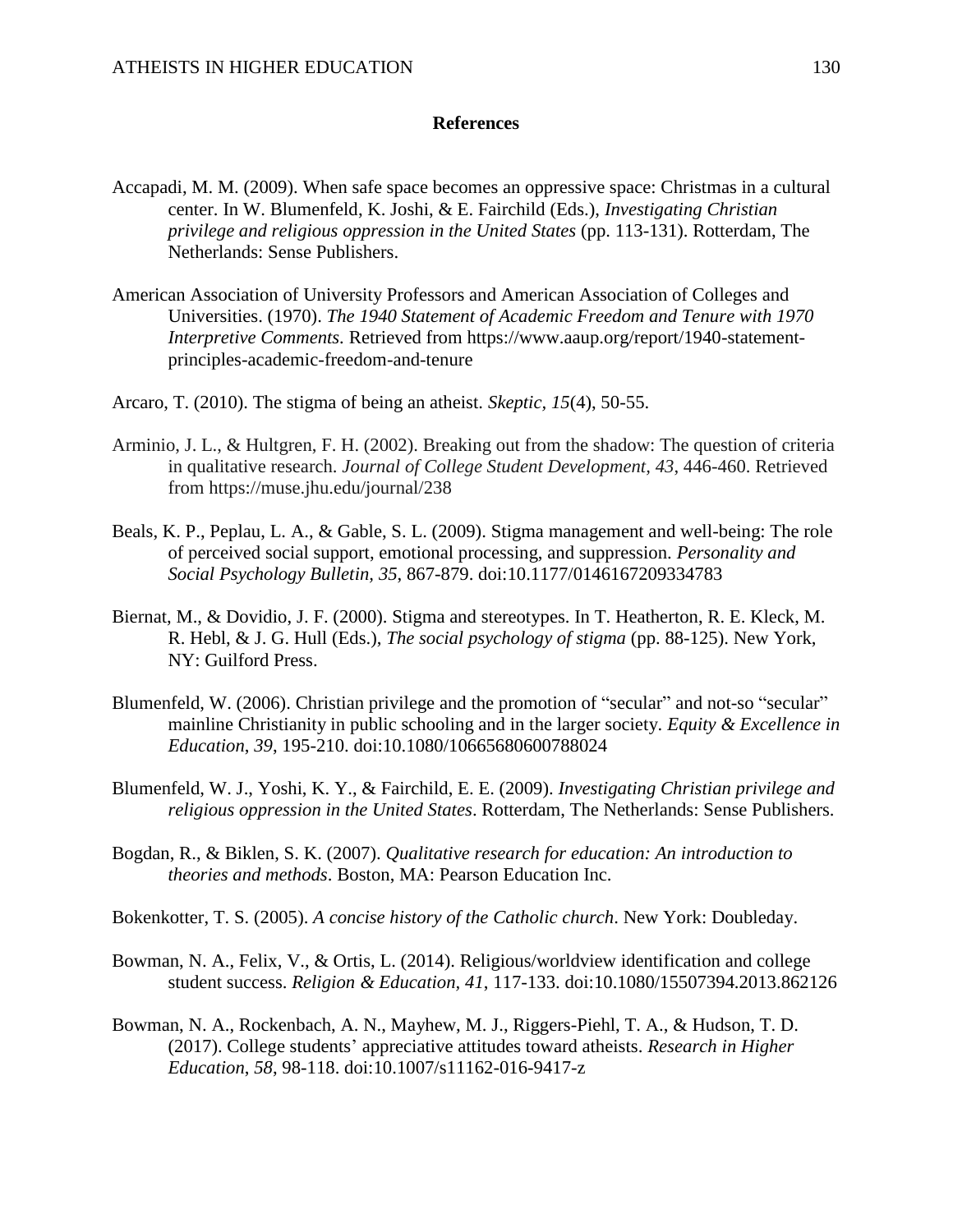# References

Accapadi, M. M. (2009). When safe space becomes an oppressive space: Christmas in a cultural center. In W. Blumenfeld, K. Joshi, & E. Fairchild (Eds.), *Investigating Christian privilege and religious oppression in the United States* (pp. 113-131). Rotterdam, The Netherlands: Sense Publishers.

American Association of University Professors and American Association of Colleges and Universities. (1970). *The 1940 Statement of Academic Freedom and Tenure with 1970 Interpretive Comments.* Retrieved from https://www.aaup.org/report/1940-statement-principles-academic-freedom-and-tenure

Arcaro, T. (2010). The stigma of being an atheist. *Skeptic, 15*(4), 50-55.

Arminio, J. L., & Hultgren, F. H. (2002). Breaking out from the shadow: The question of criteria in qualitative research. *Journal of College Student Development, 43*, 446-460. Retrieved from https://muse.jhu.edu/journal/238

Beals, K. P., Peplau, L. A., & Gable, S. L. (2009). Stigma management and well-being: The role of perceived social support, emotional processing, and suppression. *Personality and Social Psychology Bulletin, 35*, 867-879. doi:10.1177/0146167209334783

Biernat, M., & Dovidio, J. F. (2000). Stigma and stereotypes. In T. Heatherton, R. E. Kleck, M. R. Hebl, & J. G. Hull (Eds.), *The social psychology of stigma* (pp. 88-125). New York, NY: Guilford Press.

Blumenfeld, W. (2006). Christian privilege and the promotion of "secular" and not-so "secular" mainline Christianity in public schooling and in the larger society. *Equity & Excellence in Education*, *39*, 195-210. doi:10.1080/10665680600788024

Blumenfeld, W. J., Yoshi, K. Y., & Fairchild, E. E. (2009). *Investigating Christian privilege and religious oppression in the United States*. Rotterdam, The Netherlands: Sense Publishers.

Bogdan, R., & Biklen, S. K. (2007). *Qualitative research for education: An introduction to theories and methods*. Boston, MA: Pearson Education Inc.

Bokenkotter, T. S. (2005). *A concise history of the Catholic church*. New York: Doubleday.

Bowman, N. A., Felix, V., & Ortis, L. (2014). Religious/worldview identification and college student success. *Religion & Education*, *41*, 117-133. doi:10.1080/15507394.2013.862126

Bowman, N. A., Rockenbach, A. N., Mayhew, M. J., Riggers-Piehl, T. A., & Hudson, T. D. (2017). College students' appreciative attitudes toward atheists. *Research in Higher Education*, *58*, 98-118. doi:10.1007/s11162-016-9417-z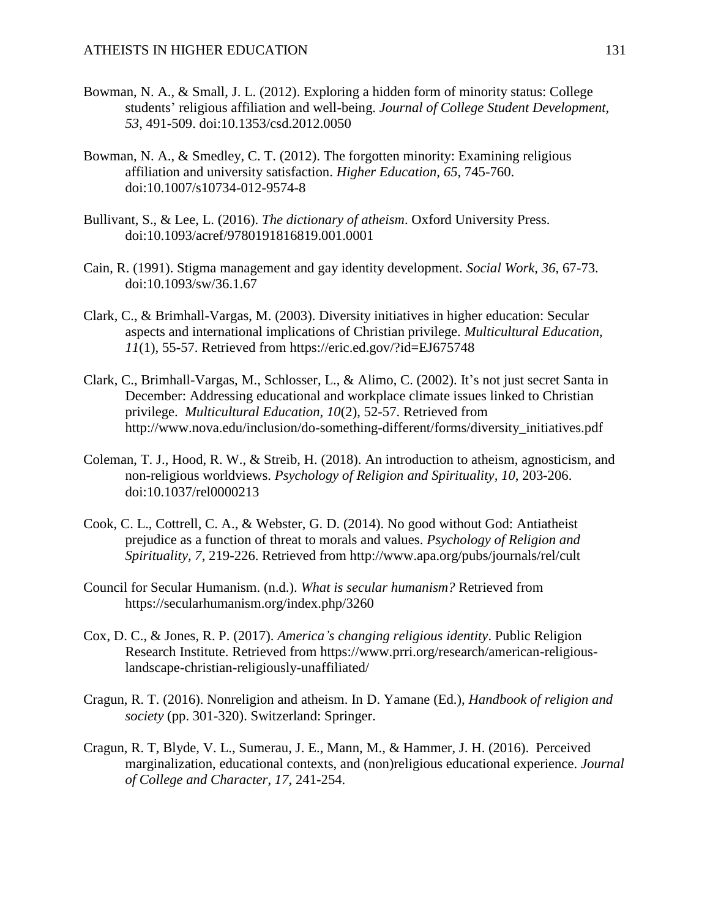Bowman, N. A., & Small, J. L. (2012). Exploring a hidden form of minority status: College students' religious affiliation and well-being. *Journal of College Student Development, 53*, 491-509. doi:10.1353/csd.2012.0050

Bowman, N. A., & Smedley, C. T. (2012). The forgotten minority: Examining religious affiliation and university satisfaction. *Higher Education, 65*, 745-760. doi:10.1007/s10734-012-9574-8

Bullivant, S., & Lee, L. (2016). *The dictionary of atheism*. Oxford University Press. doi:10.1093/acref/9780191816819.001.0001

Cain, R. (1991). Stigma management and gay identity development. *Social Work, 36*, 67-73. doi:10.1093/sw/36.1.67

Clark, C., & Brimhall-Vargas, M. (2003). Diversity initiatives in higher education: Secular aspects and international implications of Christian privilege. *Multicultural Education, 11*(1), 55-57. Retrieved from https://eric.ed.gov/?id=EJ675748

Clark, C., Brimhall-Vargas, M., Schlosser, L., & Alimo, C. (2002). It's not just secret Santa in December: Addressing educational and workplace climate issues linked to Christian privilege. *Multicultural Education, 10*(2), 52-57. Retrieved from http://www.nova.edu/inclusion/do-something-different/forms/diversity_initiatives.pdf

Coleman, T. J., Hood, R. W., & Streib, H. (2018). An introduction to atheism, agnosticism, and non-religious worldviews. *Psychology of Religion and Spirituality, 10*, 203-206. doi:10.1037/rel0000213

Cook, C. L., Cottrell, C. A., & Webster, G. D. (2014). No good without God: Antiatheist prejudice as a function of threat to morals and values. *Psychology of Religion and Spirituality, 7*, 219-226. Retrieved from http://www.apa.org/pubs/journals/rel/cult

Council for Secular Humanism. (n.d.). *What is secular humanism?* Retrieved from https://secularhumanism.org/index.php/3260

Cox, D. C., & Jones, R. P. (2017). *America's changing religious identity*. Public Religion Research Institute. Retrieved from https://www.prri.org/research/american-religious-landscape-christian-religiously-unaffiliated/

Cragun, R. T. (2016). Nonreligion and atheism. In D. Yamane (Ed.), *Handbook of religion and society* (pp. 301-320). Switzerland: Springer.

Cragun, R. T, Blyde, V. L., Sumerau, J. E., Mann, M., & Hammer, J. H. (2016). Perceived marginalization, educational contexts, and (non)religious educational experience. *Journal of College and Character, 17*, 241-254.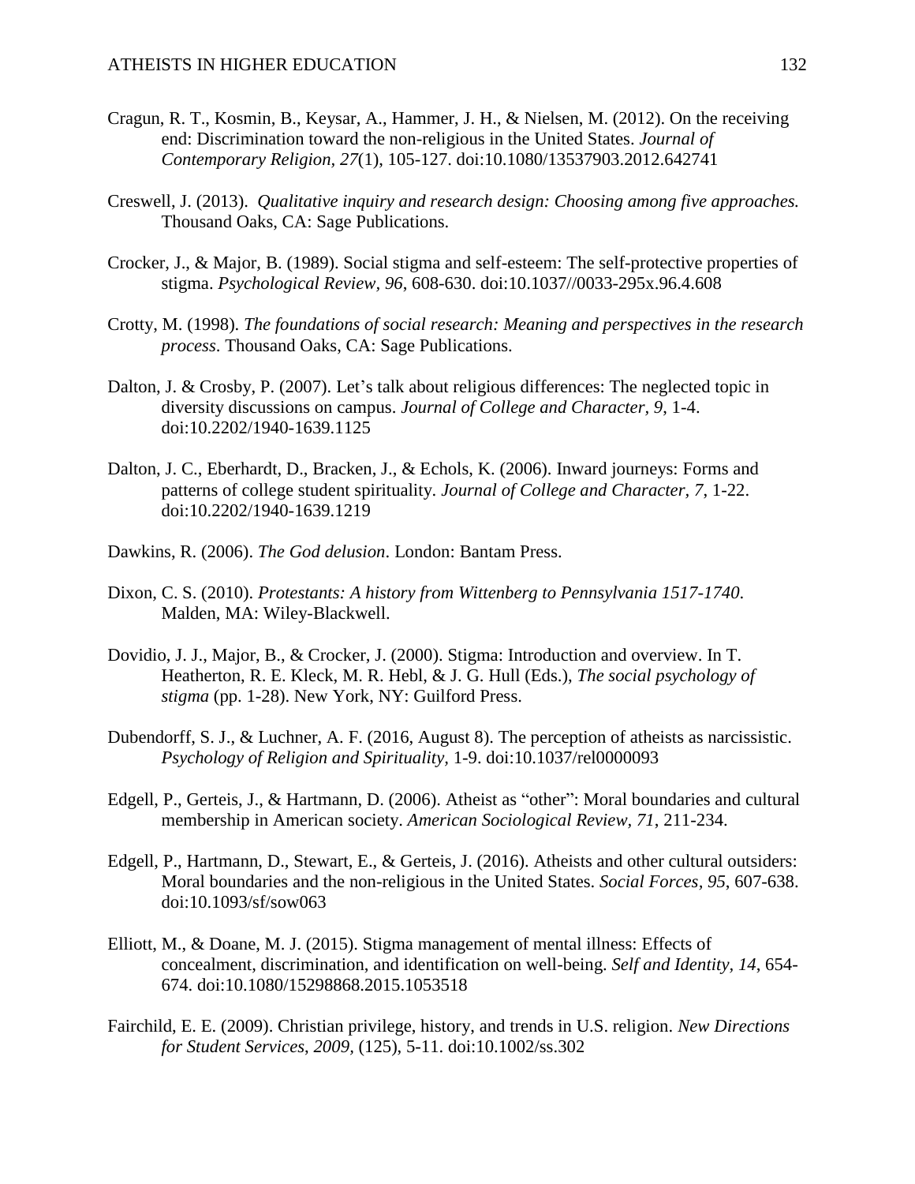Cragun, R. T., Kosmin, B., Keysar, A., Hammer, J. H., & Nielsen, M. (2012). On the receiving end: Discrimination toward the non-religious in the United States. *Journal of Contemporary Religion, 27*(1), 105-127. doi:10.1080/13537903.2012.642741

Creswell, J. (2013). *Qualitative inquiry and research design: Choosing among five approaches.* Thousand Oaks, CA: Sage Publications.

Crocker, J., & Major, B. (1989). Social stigma and self-esteem: The self-protective properties of stigma. *Psychological Review, 96*, 608-630. doi:10.1037//0033-295x.96.4.608

Crotty, M. (1998). *The foundations of social research: Meaning and perspectives in the research process*. Thousand Oaks, CA: Sage Publications.

Dalton, J. & Crosby, P. (2007). Let's talk about religious differences: The neglected topic in diversity discussions on campus. *Journal of College and Character, 9*, 1-4. doi:10.2202/1940-1639.1125

Dalton, J. C., Eberhardt, D., Bracken, J., & Echols, K. (2006). Inward journeys: Forms and patterns of college student spirituality. *Journal of College and Character, 7*, 1-22. doi:10.2202/1940-1639.1219

Dawkins, R. (2006). *The God delusion*. London: Bantam Press.

Dixon, C. S. (2010). *Protestants: A history from Wittenberg to Pennsylvania 1517-1740*. Malden, MA: Wiley-Blackwell.

Dovidio, J. J., Major, B., & Crocker, J. (2000). Stigma: Introduction and overview. In T. Heatherton, R. E. Kleck, M. R. Hebl, & J. G. Hull (Eds.), *The social psychology of stigma* (pp. 1-28). New York, NY: Guilford Press.

Dubendorff, S. J., & Luchner, A. F. (2016, August 8). The perception of atheists as narcissistic. *Psychology of Religion and Spirituality,* 1-9. doi:10.1037/rel0000093

Edgell, P., Gerteis, J., & Hartmann, D. (2006). Atheist as "other": Moral boundaries and cultural membership in American society. *American Sociological Review, 71*, 211-234.

Edgell, P., Hartmann, D., Stewart, E., & Gerteis, J. (2016). Atheists and other cultural outsiders: Moral boundaries and the non-religious in the United States. *Social Forces, 95*, 607-638. doi:10.1093/sf/sow063

Elliott, M., & Doane, M. J. (2015). Stigma management of mental illness: Effects of concealment, discrimination, and identification on well-being. *Self and Identity, 14*, 654-674. doi:10.1080/15298868.2015.1053518

Fairchild, E. E. (2009). Christian privilege, history, and trends in U.S. religion. *New Directions for Student Services, 2009,* (125), 5-11. doi:10.1002/ss.302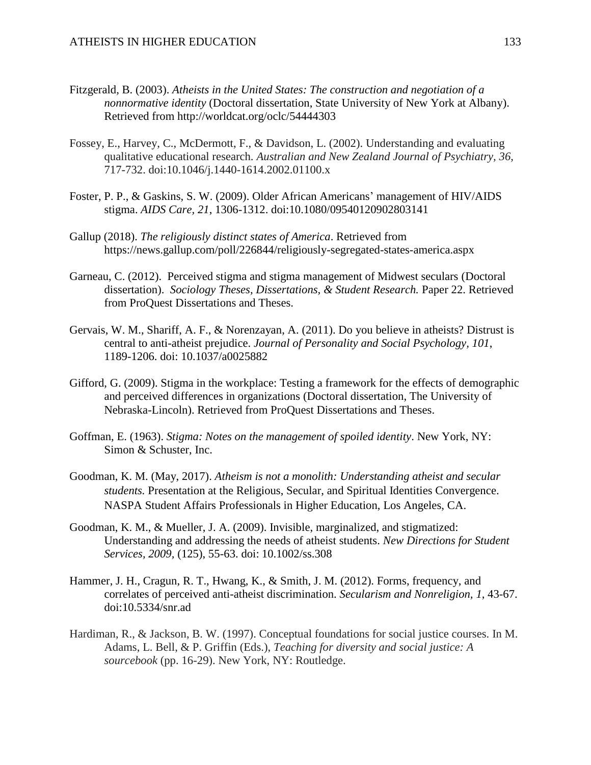Fitzgerald, B. (2003). *Atheists in the United States: The construction and negotiation of a nonnormative identity* (Doctoral dissertation, State University of New York at Albany). Retrieved from http://worldcat.org/oclc/54444303

Fossey, E., Harvey, C., McDermott, F., & Davidson, L. (2002). Understanding and evaluating qualitative educational research. *Australian and New Zealand Journal of Psychiatry, 36*, 717-732. doi:10.1046/j.1440-1614.2002.01100.x

Foster, P. P., & Gaskins, S. W. (2009). Older African Americans' management of HIV/AIDS stigma. *AIDS Care, 21*, 1306-1312. doi:10.1080/09540120902803141

Gallup (2018). *The religiously distinct states of America*. Retrieved from https://news.gallup.com/poll/226844/religiously-segregated-states-america.aspx

Garneau, C. (2012). Perceived stigma and stigma management of Midwest seculars (Doctoral dissertation). *Sociology Theses, Dissertations, & Student Research.* Paper 22. Retrieved from ProQuest Dissertations and Theses.

Gervais, W. M., Shariff, A. F., & Norenzayan, A. (2011). Do you believe in atheists? Distrust is central to anti-atheist prejudice. *Journal of Personality and Social Psychology, 101*, 1189-1206. doi: 10.1037/a0025882

Gifford, G. (2009). Stigma in the workplace: Testing a framework for the effects of demographic and perceived differences in organizations (Doctoral dissertation, The University of Nebraska-Lincoln). Retrieved from ProQuest Dissertations and Theses.

Goffman, E. (1963). *Stigma: Notes on the management of spoiled identity*. New York, NY: Simon & Schuster, Inc.

Goodman, K. M. (May, 2017). *Atheism is not a monolith: Understanding atheist and secular students.* Presentation at the Religious, Secular, and Spiritual Identities Convergence. NASPA Student Affairs Professionals in Higher Education, Los Angeles, CA.

Goodman, K. M., & Mueller, J. A. (2009). Invisible, marginalized, and stigmatized: Understanding and addressing the needs of atheist students. *New Directions for Student Services, 2009,* (125), 55-63. doi: 10.1002/ss.308

Hammer, J. H., Cragun, R. T., Hwang, K., & Smith, J. M. (2012). Forms, frequency, and correlates of perceived anti-atheist discrimination. *Secularism and Nonreligion, 1*, 43-67. doi:10.5334/snr.ad

Hardiman, R., & Jackson, B. W. (1997). Conceptual foundations for social justice courses. In M. Adams, L. Bell, & P. Griffin (Eds.), *Teaching for diversity and social justice: A sourcebook* (pp. 16-29). New York, NY: Routledge.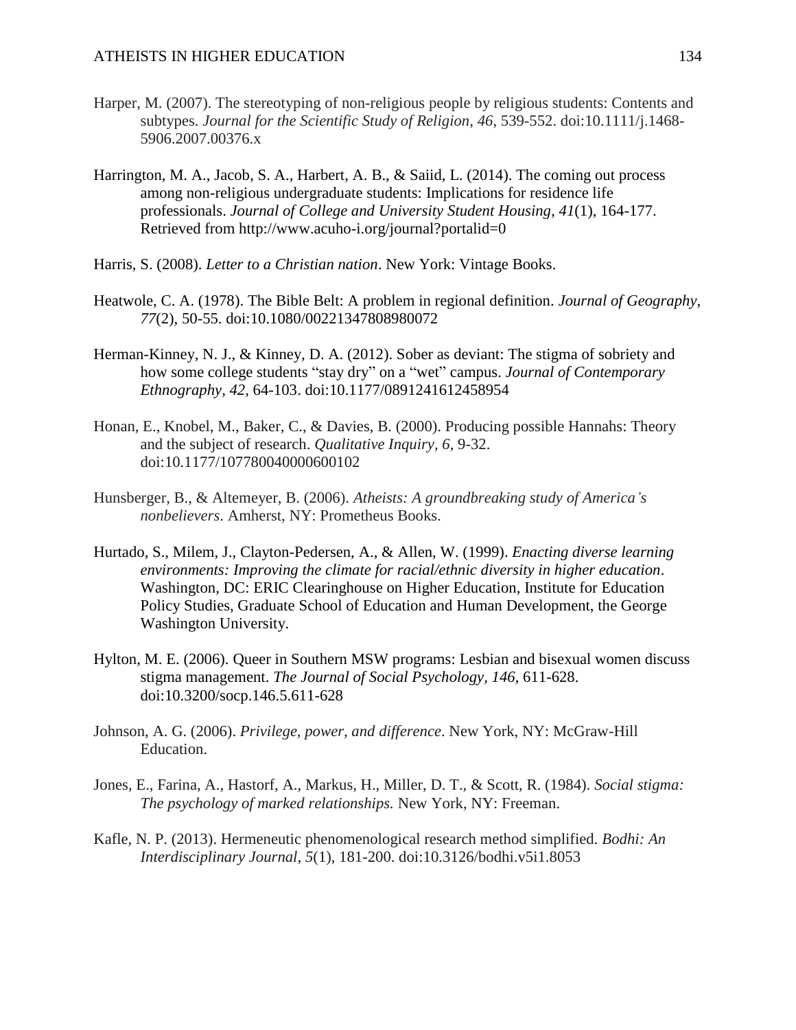Harper, M. (2007). The stereotyping of non-religious people by religious students: Contents and subtypes. *Journal for the Scientific Study of Religion, 46*, 539-552. doi:10.1111/j.1468-5906.2007.00376.x

Harrington, M. A., Jacob, S. A., Harbert, A. B., & Saiid, L. (2014). The coming out process among non-religious undergraduate students: Implications for residence life professionals. *Journal of College and University Student Housing, 41*(1), 164-177. Retrieved from http://www.acuho-i.org/journal?portalid=0

Harris, S. (2008). *Letter to a Christian nation*. New York: Vintage Books.

Heatwole, C. A. (1978). The Bible Belt: A problem in regional definition. *Journal of Geography, 77*(2), 50-55. doi:10.1080/00221347808980072

Herman-Kinney, N. J., & Kinney, D. A. (2012). Sober as deviant: The stigma of sobriety and how some college students "stay dry" on a "wet" campus. *Journal of Contemporary Ethnography, 42*, 64-103. doi:10.1177/0891241612458954

Honan, E., Knobel, M., Baker, C., & Davies, B. (2000). Producing possible Hannahs: Theory and the subject of research. *Qualitative Inquiry, 6*, 9-32. doi:10.1177/107780040000600102

Hunsberger, B., & Altemeyer, B. (2006). *Atheists: A groundbreaking study of America's nonbelievers*. Amherst, NY: Prometheus Books.

Hurtado, S., Milem, J., Clayton-Pedersen, A., & Allen, W. (1999). *Enacting diverse learning environments: Improving the climate for racial/ethnic diversity in higher education*. Washington, DC: ERIC Clearinghouse on Higher Education, Institute for Education Policy Studies, Graduate School of Education and Human Development, the George Washington University.

Hylton, M. E. (2006). Queer in Southern MSW programs: Lesbian and bisexual women discuss stigma management. *The Journal of Social Psychology, 146*, 611-628. doi:10.3200/socp.146.5.611-628

Johnson, A. G. (2006). *Privilege, power, and difference*. New York, NY: McGraw-Hill Education.

Jones, E., Farina, A., Hastorf, A., Markus, H., Miller, D. T., & Scott, R. (1984). *Social stigma: The psychology of marked relationships.* New York, NY: Freeman.

Kafle, N. P. (2013). Hermeneutic phenomenological research method simplified. *Bodhi: An Interdisciplinary Journal, 5*(1), 181-200. doi:10.3126/bodhi.v5i1.8053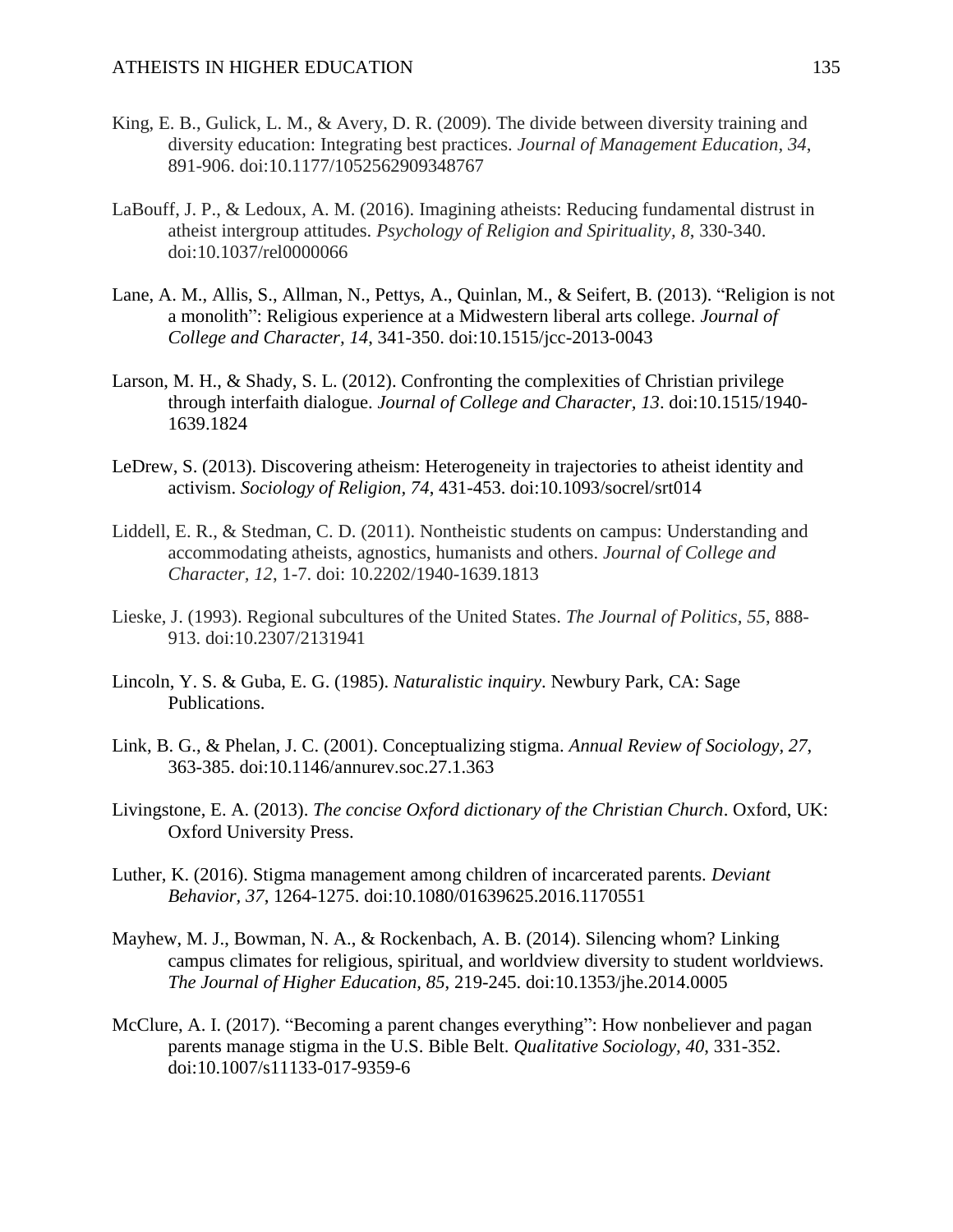King, E. B., Gulick, L. M., & Avery, D. R. (2009). The divide between diversity training and diversity education: Integrating best practices. *Journal of Management Education*, *34*, 891-906. doi:10.1177/1052562909348767

LaBouff, J. P., & Ledoux, A. M. (2016). Imagining atheists: Reducing fundamental distrust in atheist intergroup attitudes. *Psychology of Religion and Spirituality, 8*, 330-340. doi:10.1037/rel0000066

Lane, A. M., Allis, S., Allman, N., Pettys, A., Quinlan, M., & Seifert, B. (2013). "Religion is not a monolith": Religious experience at a Midwestern liberal arts college. *Journal of College and Character, 14*, 341-350. doi:10.1515/jcc-2013-0043

Larson, M. H., & Shady, S. L. (2012). Confronting the complexities of Christian privilege through interfaith dialogue. *Journal of College and Character, 13*. doi:10.1515/1940-1639.1824

LeDrew, S. (2013). Discovering atheism: Heterogeneity in trajectories to atheist identity and activism. *Sociology of Religion, 74*, 431-453. doi:10.1093/socrel/srt014

Liddell, E. R., & Stedman, C. D. (2011). Nontheistic students on campus: Understanding and accommodating atheists, agnostics, humanists and others. *Journal of College and Character, 12*, 1-7. doi: 10.2202/1940-1639.1813

Lieske, J. (1993). Regional subcultures of the United States. *The Journal of Politics, 55*, 888-913. doi:10.2307/2131941

Lincoln, Y. S. & Guba, E. G. (1985). *Naturalistic inquiry*. Newbury Park, CA: Sage Publications.

Link, B. G., & Phelan, J. C. (2001). Conceptualizing stigma. *Annual Review of Sociology, 27*, 363-385. doi:10.1146/annurev.soc.27.1.363

Livingstone, E. A. (2013). *The concise Oxford dictionary of the Christian Church*. Oxford, UK: Oxford University Press.

Luther, K. (2016). Stigma management among children of incarcerated parents. *Deviant Behavior, 37*, 1264-1275. doi:10.1080/01639625.2016.1170551

Mayhew, M. J., Bowman, N. A., & Rockenbach, A. B. (2014). Silencing whom? Linking campus climates for religious, spiritual, and worldview diversity to student worldviews. *The Journal of Higher Education, 85*, 219-245. doi:10.1353/jhe.2014.0005

McClure, A. I. (2017). "Becoming a parent changes everything": How nonbeliever and pagan parents manage stigma in the U.S. Bible Belt. *Qualitative Sociology, 40*, 331-352. doi:10.1007/s11133-017-9359-6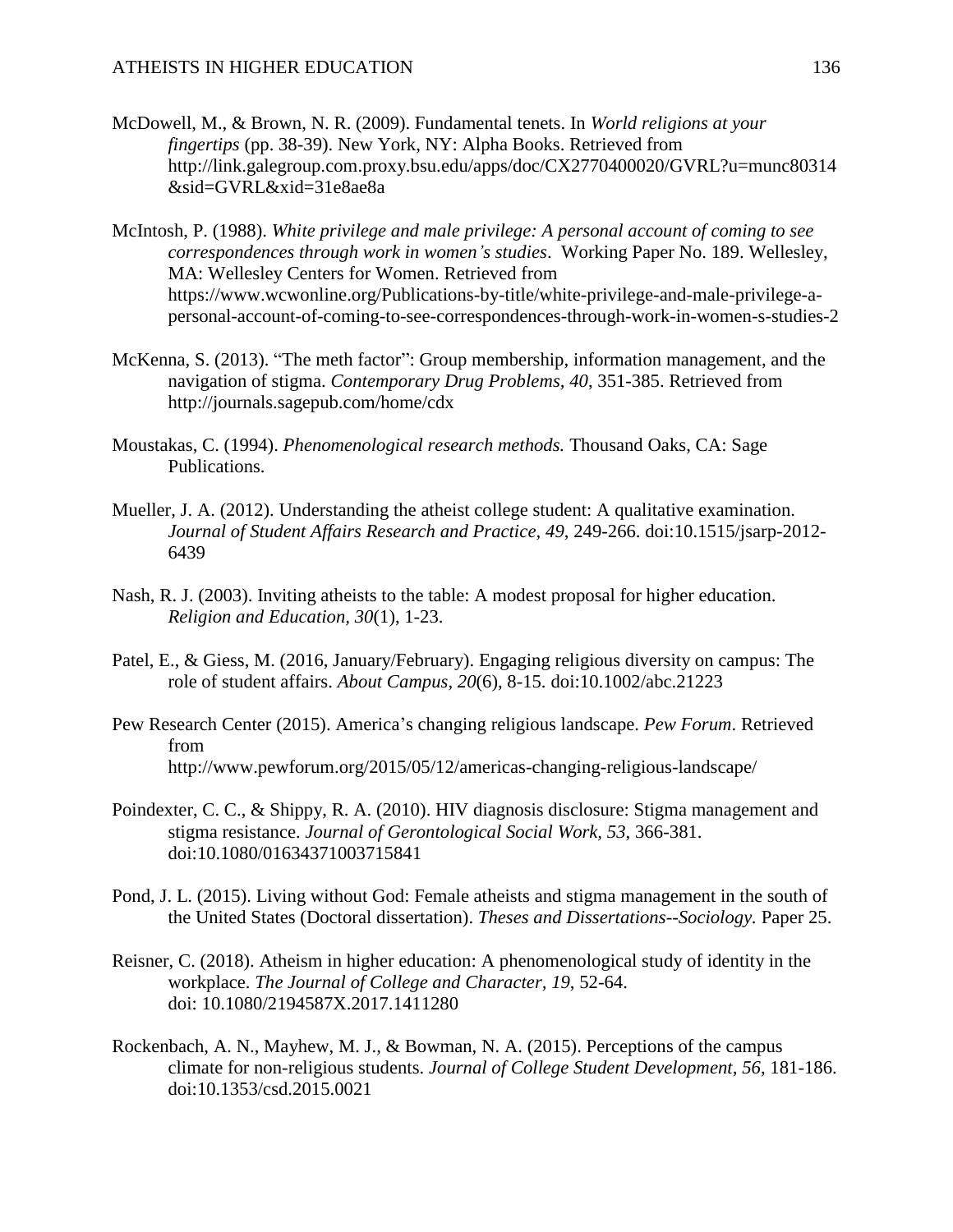McDowell, M., & Brown, N. R. (2009). Fundamental tenets. In *World religions at your fingertips* (pp. 38-39). New York, NY: Alpha Books. Retrieved from http://link.galegroup.com.proxy.bsu.edu/apps/doc/CX2770400020/GVRL?u=munc80314&sid=GVRL&xid=31e8ae8a

McIntosh, P. (1988). *White privilege and male privilege: A personal account of coming to see correspondences through work in women's studies*. Working Paper No. 189. Wellesley, MA: Wellesley Centers for Women. Retrieved from https://www.wcwonline.org/Publications-by-title/white-privilege-and-male-privilege-a-personal-account-of-coming-to-see-correspondences-through-work-in-women-s-studies-2

McKenna, S. (2013). "The meth factor": Group membership, information management, and the navigation of stigma. *Contemporary Drug Problems, 40*, 351-385. Retrieved from http://journals.sagepub.com/home/cdx

Moustakas, C. (1994). *Phenomenological research methods.* Thousand Oaks, CA: Sage Publications.

Mueller, J. A. (2012). Understanding the atheist college student: A qualitative examination. *Journal of Student Affairs Research and Practice, 49*, 249-266. doi:10.1515/jsarp-2012-6439

Nash, R. J. (2003). Inviting atheists to the table: A modest proposal for higher education. *Religion and Education, 30*(1), 1-23.

Patel, E., & Giess, M. (2016, January/February). Engaging religious diversity on campus: The role of student affairs. *About Campus, 20*(6), 8-15. doi:10.1002/abc.21223

Pew Research Center (2015). America's changing religious landscape. *Pew Forum*. Retrieved from http://www.pewforum.org/2015/05/12/americas-changing-religious-landscape/

Poindexter, C. C., & Shippy, R. A. (2010). HIV diagnosis disclosure: Stigma management and stigma resistance. *Journal of Gerontological Social Work*, *53*, 366-381. doi:10.1080/01634371003715841

Pond, J. L. (2015). Living without God: Female atheists and stigma management in the south of the United States (Doctoral dissertation). *Theses and Dissertations--Sociology.* Paper 25.

Reisner, C. (2018). Atheism in higher education: A phenomenological study of identity in the workplace. *The Journal of College and Character, 19*, 52-64. doi: 10.1080/2194587X.2017.1411280

Rockenbach, A. N., Mayhew, M. J., & Bowman, N. A. (2015). Perceptions of the campus climate for non-religious students. *Journal of College Student Development, 56*, 181-186. doi:10.1353/csd.2015.0021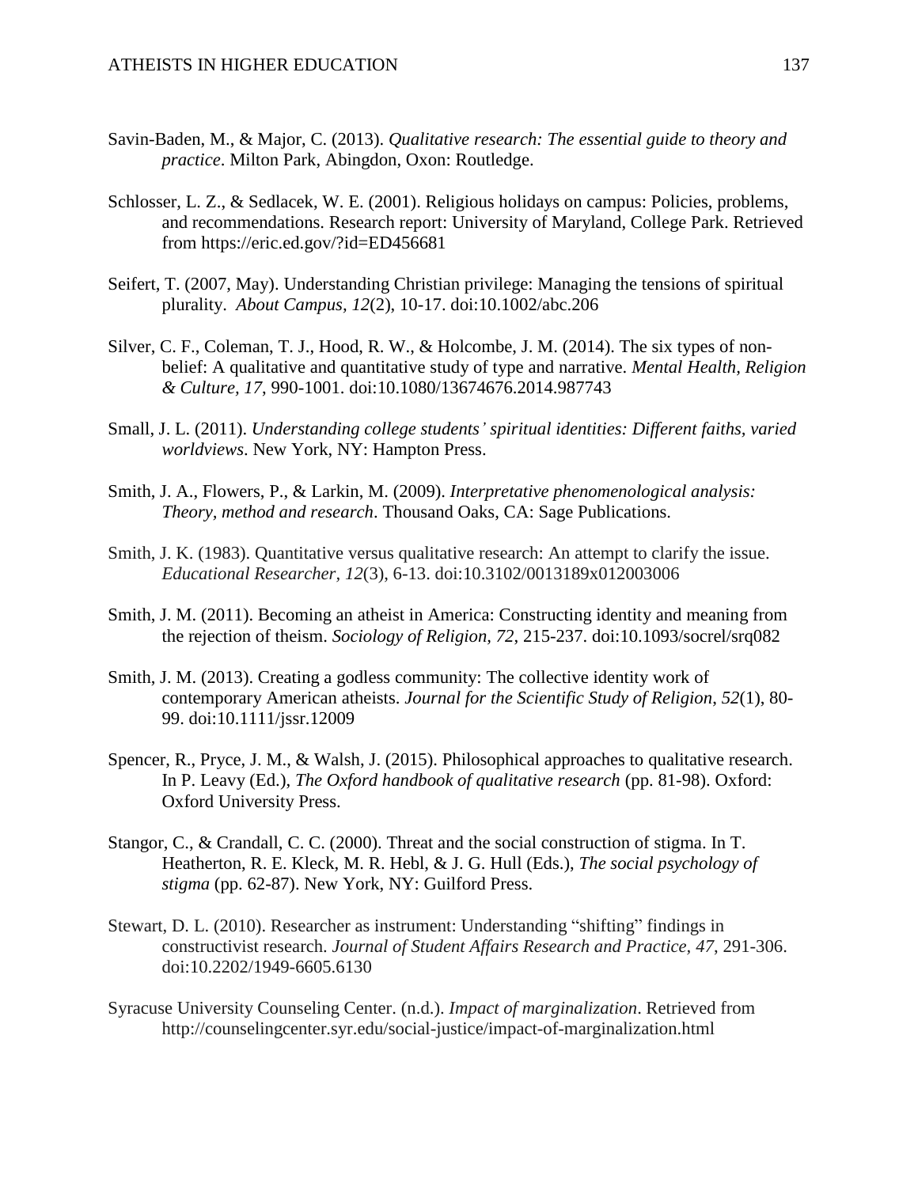Savin-Baden, M., & Major, C. (2013). *Qualitative research: The essential guide to theory and practice*. Milton Park, Abingdon, Oxon: Routledge.

Schlosser, L. Z., & Sedlacek, W. E. (2001). Religious holidays on campus: Policies, problems, and recommendations. Research report: University of Maryland, College Park. Retrieved from https://eric.ed.gov/?id=ED456681

Seifert, T. (2007, May). Understanding Christian privilege: Managing the tensions of spiritual plurality. *About Campus, 12*(2), 10-17. doi:10.1002/abc.206

Silver, C. F., Coleman, T. J., Hood, R. W., & Holcombe, J. M. (2014). The six types of non-belief: A qualitative and quantitative study of type and narrative. *Mental Health, Religion & Culture, 17*, 990-1001. doi:10.1080/13674676.2014.987743

Small, J. L. (2011). *Understanding college students' spiritual identities: Different faiths, varied worldviews*. New York, NY: Hampton Press.

Smith, J. A., Flowers, P., & Larkin, M. (2009). *Interpretative phenomenological analysis: Theory, method and research*. Thousand Oaks, CA: Sage Publications.

Smith, J. K. (1983). Quantitative versus qualitative research: An attempt to clarify the issue. *Educational Researcher, 12*(3), 6-13. doi:10.3102/0013189x012003006

Smith, J. M. (2011). Becoming an atheist in America: Constructing identity and meaning from the rejection of theism. *Sociology of Religion, 72*, 215-237. doi:10.1093/socrel/srq082

Smith, J. M. (2013). Creating a godless community: The collective identity work of contemporary American atheists. *Journal for the Scientific Study of Religion*, *52*(1), 80-99. doi:10.1111/jssr.12009

Spencer, R., Pryce, J. M., & Walsh, J. (2015). Philosophical approaches to qualitative research. In P. Leavy (Ed.), *The Oxford handbook of qualitative research* (pp. 81-98). Oxford: Oxford University Press.

Stangor, C., & Crandall, C. C. (2000). Threat and the social construction of stigma. In T. Heatherton, R. E. Kleck, M. R. Hebl, & J. G. Hull (Eds.), *The social psychology of stigma* (pp. 62-87). New York, NY: Guilford Press.

Stewart, D. L. (2010). Researcher as instrument: Understanding "shifting" findings in constructivist research. *Journal of Student Affairs Research and Practice, 47*, 291-306. doi:10.2202/1949-6605.6130

Syracuse University Counseling Center. (n.d.). *Impact of marginalization*. Retrieved from http://counselingcenter.syr.edu/social-justice/impact-of-marginalization.html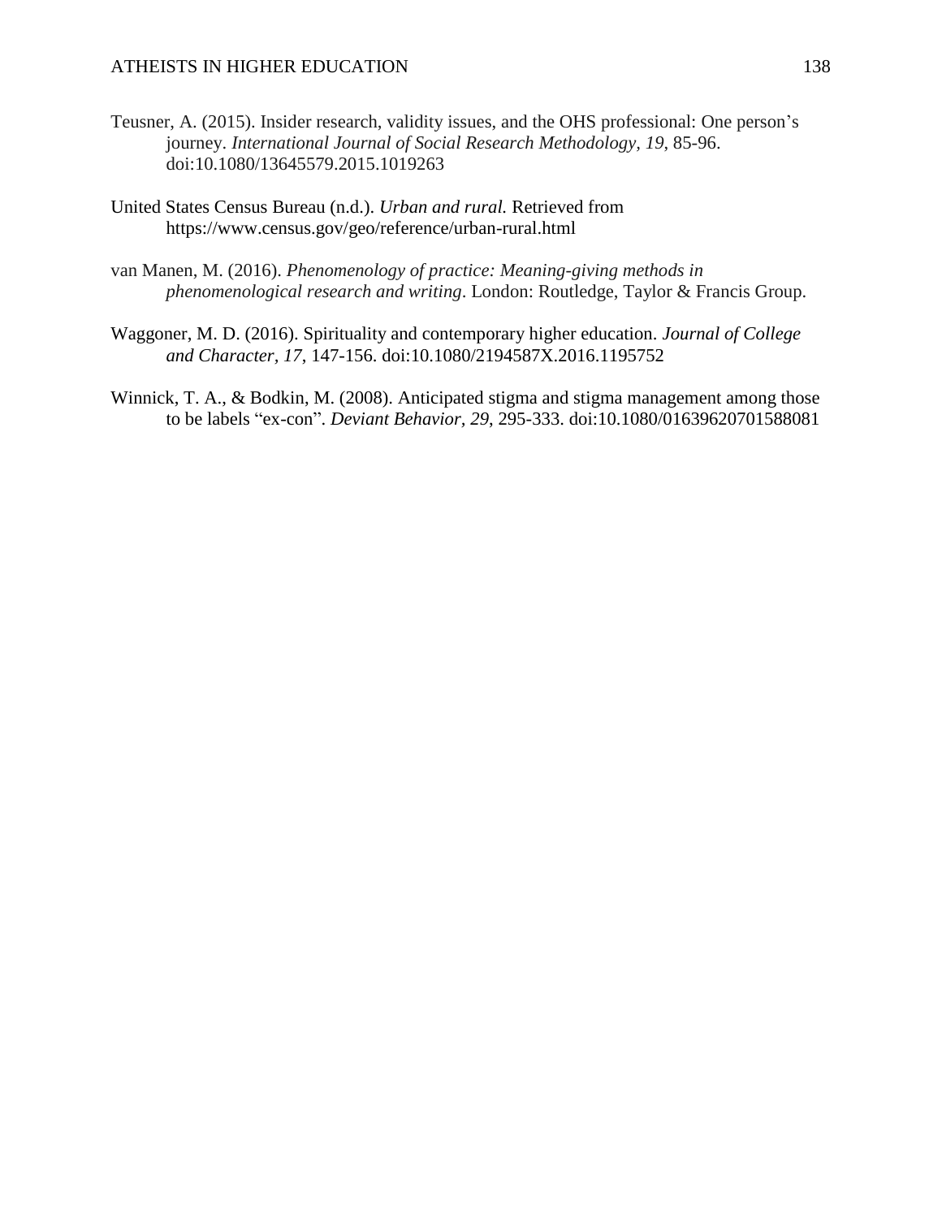Teusner, A. (2015). Insider research, validity issues, and the OHS professional: One person's journey. *International Journal of Social Research Methodology, 19*, 85-96. doi:10.1080/13645579.2015.1019263

United States Census Bureau (n.d.). *Urban and rural.* Retrieved from https://www.census.gov/geo/reference/urban-rural.html

van Manen, M. (2016). *Phenomenology of practice: Meaning-giving methods in phenomenological research and writing*. London: Routledge, Taylor & Francis Group.

Waggoner, M. D. (2016). Spirituality and contemporary higher education. *Journal of College and Character, 17*, 147-156. doi:10.1080/2194587X.2016.1195752

Winnick, T. A., & Bodkin, M. (2008). Anticipated stigma and stigma management among those to be labels "ex-con". *Deviant Behavior, 29*, 295-333. doi:10.1080/01639620701588081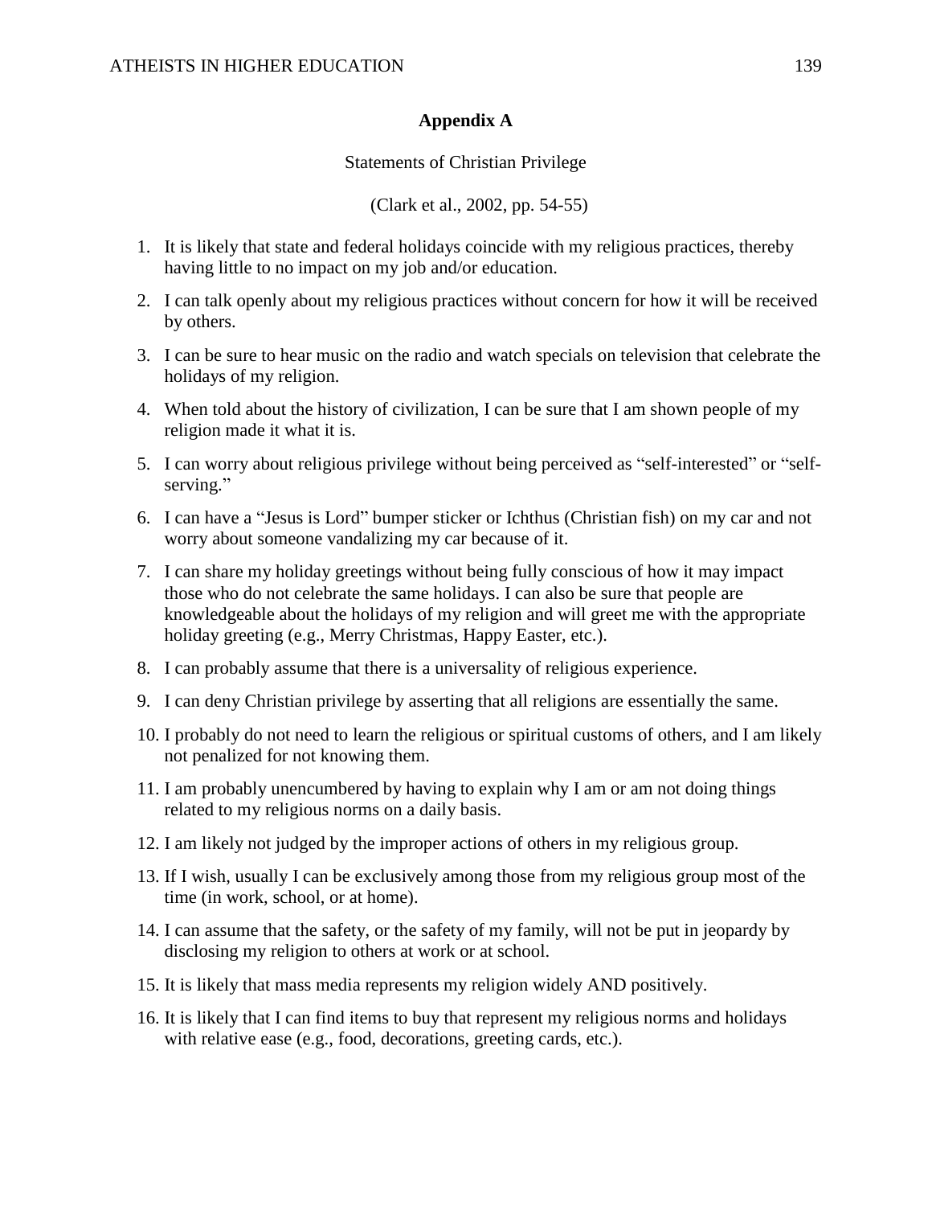## Appendix A

Statements of Christian Privilege

(Clark et al., 2002, pp. 54-55)

1. It is likely that state and federal holidays coincide with my religious practices, thereby having little to no impact on my job and/or education.
2. I can talk openly about my religious practices without concern for how it will be received by others.
3. I can be sure to hear music on the radio and watch specials on television that celebrate the holidays of my religion.
4. When told about the history of civilization, I can be sure that I am shown people of my religion made it what it is.
5. I can worry about religious privilege without being perceived as "self-interested" or "self-serving."
6. I can have a "Jesus is Lord" bumper sticker or Ichthus (Christian fish) on my car and not worry about someone vandalizing my car because of it.
7. I can share my holiday greetings without being fully conscious of how it may impact those who do not celebrate the same holidays. I can also be sure that people are knowledgeable about the holidays of my religion and will greet me with the appropriate holiday greeting (e.g., Merry Christmas, Happy Easter, etc.).
8. I can probably assume that there is a universality of religious experience.
9. I can deny Christian privilege by asserting that all religions are essentially the same.
10. I probably do not need to learn the religious or spiritual customs of others, and I am likely not penalized for not knowing them.
11. I am probably unencumbered by having to explain why I am or am not doing things related to my religious norms on a daily basis.
12. I am likely not judged by the improper actions of others in my religious group.
13. If I wish, usually I can be exclusively among those from my religious group most of the time (in work, school, or at home).
14. I can assume that the safety, or the safety of my family, will not be put in jeopardy by disclosing my religion to others at work or at school.
15. It is likely that mass media represents my religion widely AND positively.
16. It is likely that I can find items to buy that represent my religious norms and holidays with relative ease (e.g., food, decorations, greeting cards, etc.).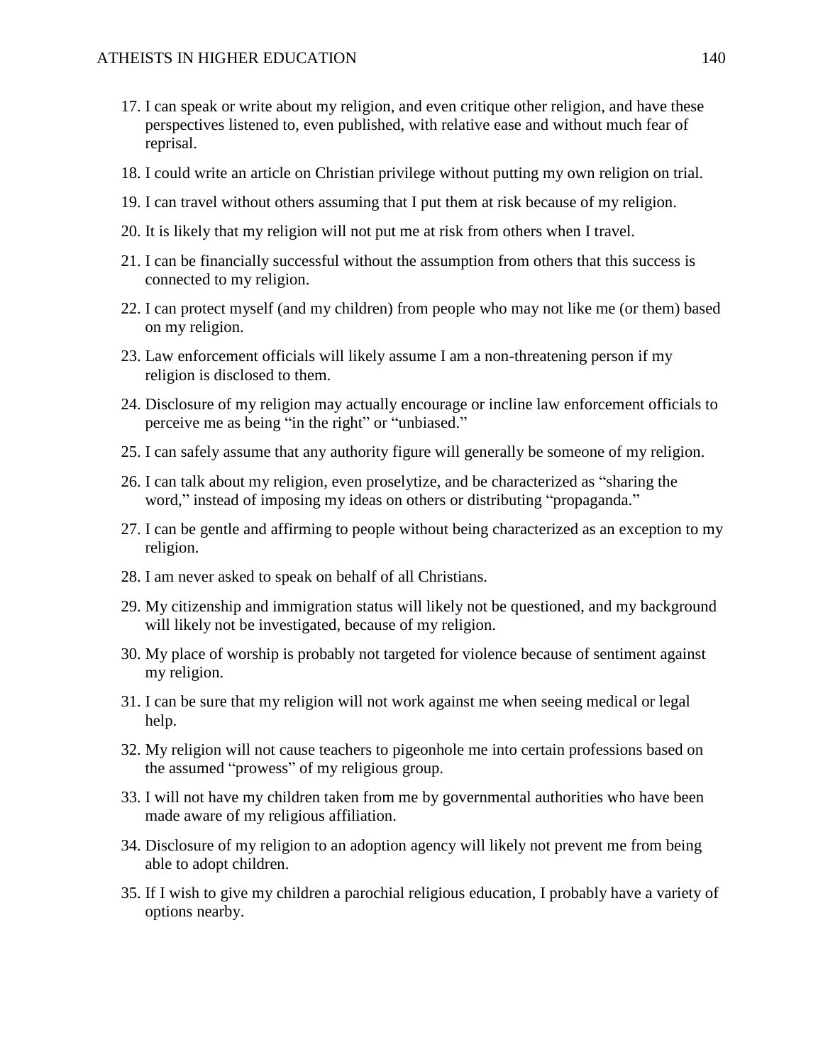17. I can speak or write about my religion, and even critique other religion, and have these perspectives listened to, even published, with relative ease and without much fear of reprisal.
18. I could write an article on Christian privilege without putting my own religion on trial.
19. I can travel without others assuming that I put them at risk because of my religion.
20. It is likely that my religion will not put me at risk from others when I travel.
21. I can be financially successful without the assumption from others that this success is connected to my religion.
22. I can protect myself (and my children) from people who may not like me (or them) based on my religion.
23. Law enforcement officials will likely assume I am a non-threatening person if my religion is disclosed to them.
24. Disclosure of my religion may actually encourage or incline law enforcement officials to perceive me as being "in the right" or "unbiased."
25. I can safely assume that any authority figure will generally be someone of my religion.
26. I can talk about my religion, even proselytize, and be characterized as "sharing the word," instead of imposing my ideas on others or distributing "propaganda."
27. I can be gentle and affirming to people without being characterized as an exception to my religion.
28. I am never asked to speak on behalf of all Christians.
29. My citizenship and immigration status will likely not be questioned, and my background will likely not be investigated, because of my religion.
30. My place of worship is probably not targeted for violence because of sentiment against my religion.
31. I can be sure that my religion will not work against me when seeing medical or legal help.
32. My religion will not cause teachers to pigeonhole me into certain professions based on the assumed "prowess" of my religious group.
33. I will not have my children taken from me by governmental authorities who have been made aware of my religious affiliation.
34. Disclosure of my religion to an adoption agency will likely not prevent me from being able to adopt children.
35. If I wish to give my children a parochial religious education, I probably have a variety of options nearby.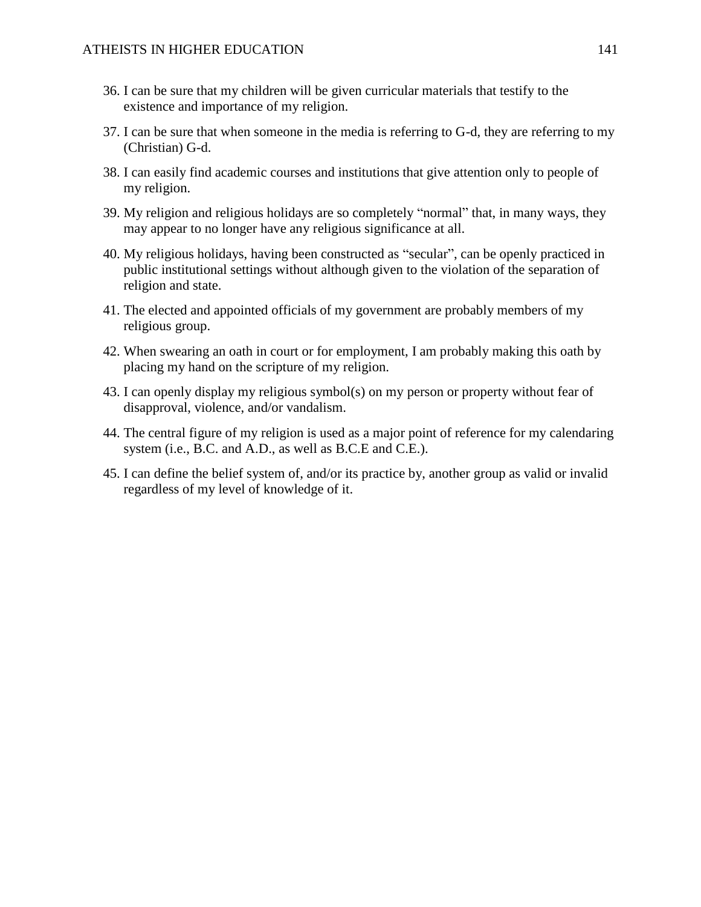36. I can be sure that my children will be given curricular materials that testify to the existence and importance of my religion.

37. I can be sure that when someone in the media is referring to G-d, they are referring to my (Christian) G-d.

38. I can easily find academic courses and institutions that give attention only to people of my religion.

39. My religion and religious holidays are so completely "normal" that, in many ways, they may appear to no longer have any religious significance at all.

40. My religious holidays, having been constructed as "secular", can be openly practiced in public institutional settings without although given to the violation of the separation of religion and state.

41. The elected and appointed officials of my government are probably members of my religious group.

42. When swearing an oath in court or for employment, I am probably making this oath by placing my hand on the scripture of my religion.

43. I can openly display my religious symbol(s) on my person or property without fear of disapproval, violence, and/or vandalism.

44. The central figure of my religion is used as a major point of reference for my calendaring system (i.e., B.C. and A.D., as well as B.C.E and C.E.).

45. I can define the belief system of, and/or its practice by, another group as valid or invalid regardless of my level of knowledge of it.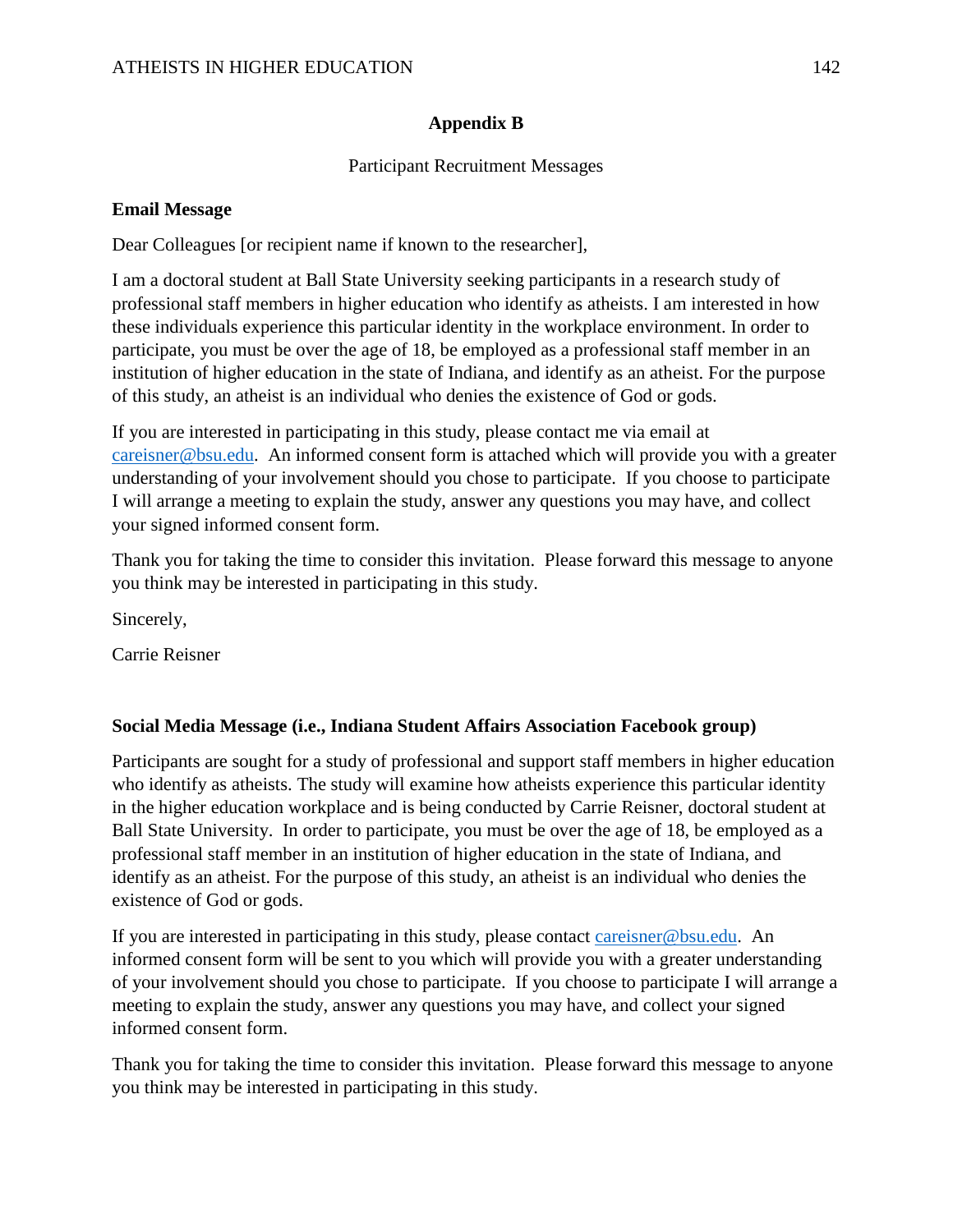## Appendix B

Participant Recruitment Messages

**Email Message**

Dear Colleagues [or recipient name if known to the researcher],

I am a doctoral student at Ball State University seeking participants in a research study of professional staff members in higher education who identify as atheists. I am interested in how these individuals experience this particular identity in the workplace environment. In order to participate, you must be over the age of 18, be employed as a professional staff member in an institution of higher education in the state of Indiana, and identify as an atheist. For the purpose of this study, an atheist is an individual who denies the existence of God or gods.

If you are interested in participating in this study, please contact me via email at careisner@bsu.edu. An informed consent form is attached which will provide you with a greater understanding of your involvement should you chose to participate. If you choose to participate I will arrange a meeting to explain the study, answer any questions you may have, and collect your signed informed consent form.

Thank you for taking the time to consider this invitation. Please forward this message to anyone you think may be interested in participating in this study.

Sincerely,

Carrie Reisner

**Social Media Message (i.e., Indiana Student Affairs Association Facebook group)**

Participants are sought for a study of professional and support staff members in higher education who identify as atheists. The study will examine how atheists experience this particular identity in the higher education workplace and is being conducted by Carrie Reisner, doctoral student at Ball State University. In order to participate, you must be over the age of 18, be employed as a professional staff member in an institution of higher education in the state of Indiana, and identify as an atheist. For the purpose of this study, an atheist is an individual who denies the existence of God or gods.

If you are interested in participating in this study, please contact careisner@bsu.edu. An informed consent form will be sent to you which will provide you with a greater understanding of your involvement should you chose to participate. If you choose to participate I will arrange a meeting to explain the study, answer any questions you may have, and collect your signed informed consent form.

Thank you for taking the time to consider this invitation. Please forward this message to anyone you think may be interested in participating in this study.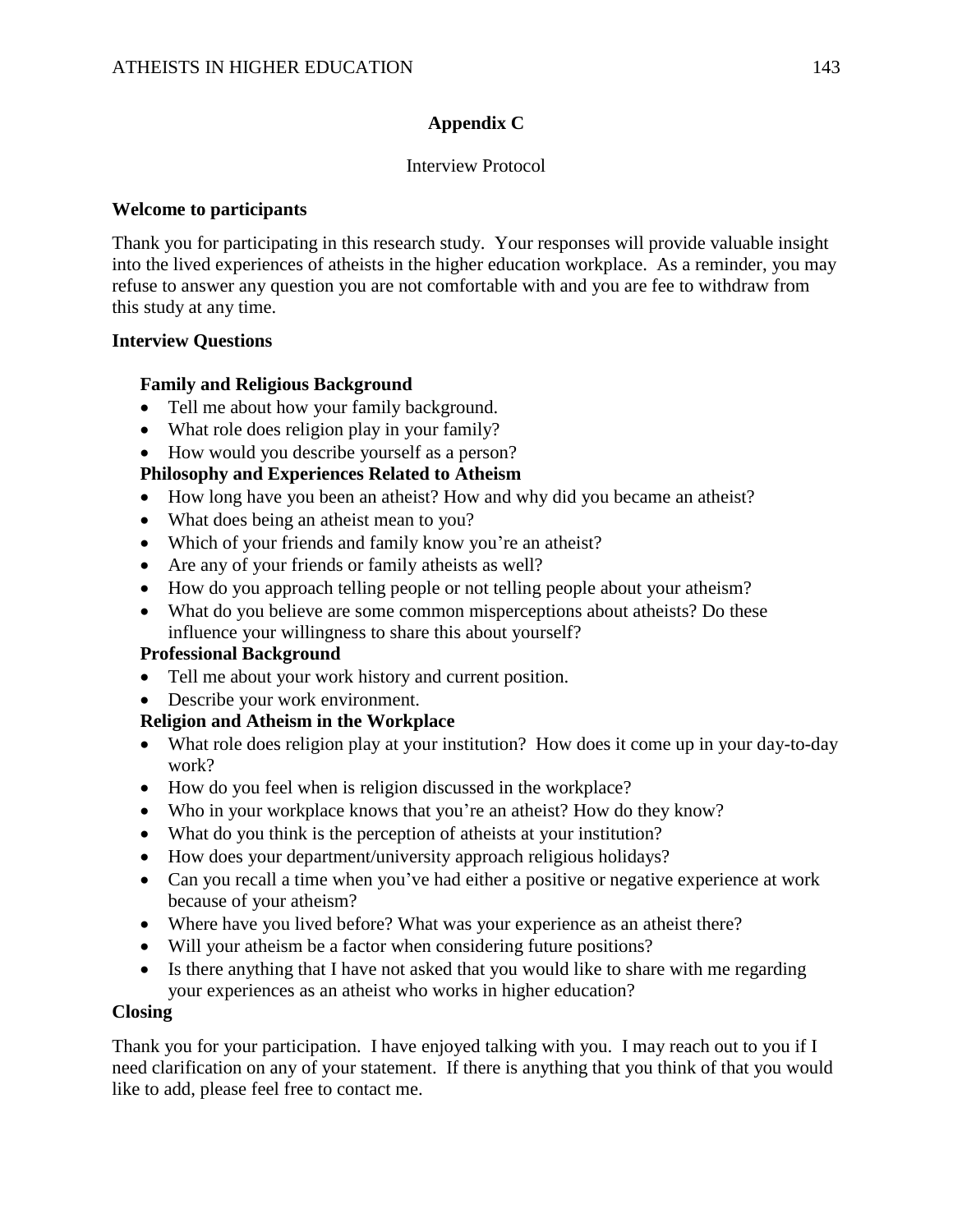## Appendix C

Interview Protocol

**Welcome to participants**

Thank you for participating in this research study. Your responses will provide valuable insight into the lived experiences of atheists in the higher education workplace. As a reminder, you may refuse to answer any question you are not comfortable with and you are fee to withdraw from this study at any time.

**Interview Questions**

**Family and Religious Background**

- Tell me about how your family background.
- What role does religion play in your family?
- How would you describe yourself as a person?

**Philosophy and Experiences Related to Atheism**

- How long have you been an atheist? How and why did you became an atheist?
- What does being an atheist mean to you?
- Which of your friends and family know you're an atheist?
- Are any of your friends or family atheists as well?
- How do you approach telling people or not telling people about your atheism?
- What do you believe are some common misperceptions about atheists? Do these influence your willingness to share this about yourself?

**Professional Background**

- Tell me about your work history and current position.
- Describe your work environment.

**Religion and Atheism in the Workplace**

- What role does religion play at your institution? How does it come up in your day-to-day work?
- How do you feel when is religion discussed in the workplace?
- Who in your workplace knows that you're an atheist? How do they know?
- What do you think is the perception of atheists at your institution?
- How does your department/university approach religious holidays?
- Can you recall a time when you've had either a positive or negative experience at work because of your atheism?
- Where have you lived before? What was your experience as an atheist there?
- Will your atheism be a factor when considering future positions?
- Is there anything that I have not asked that you would like to share with me regarding your experiences as an atheist who works in higher education?

**Closing**

Thank you for your participation. I have enjoyed talking with you. I may reach out to you if I need clarification on any of your statement. If there is anything that you think of that you would like to add, please feel free to contact me.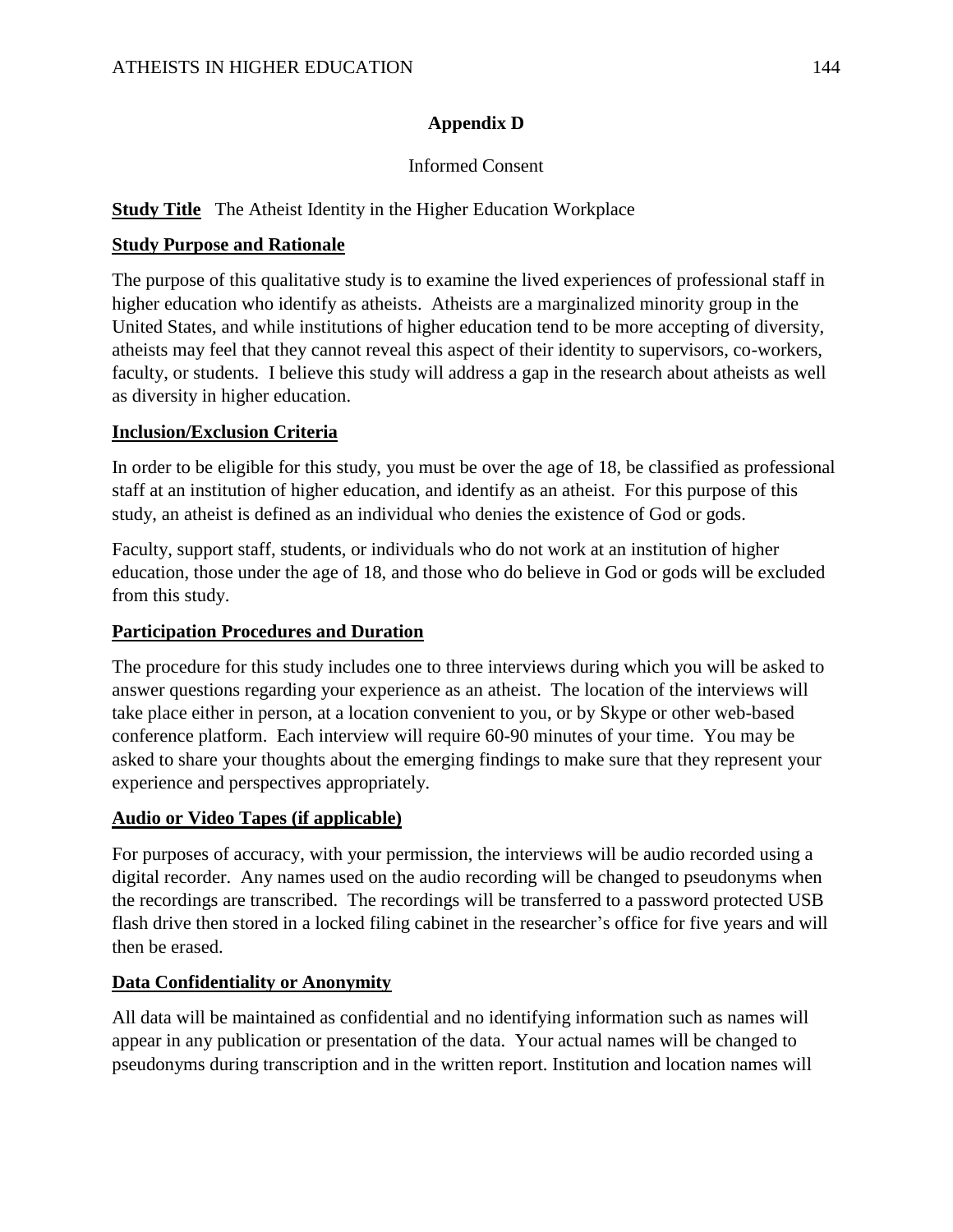## Appendix D

Informed Consent

**Study Title** The Atheist Identity in the Higher Education Workplace

**Study Purpose and Rationale**

The purpose of this qualitative study is to examine the lived experiences of professional staff in higher education who identify as atheists. Atheists are a marginalized minority group in the United States, and while institutions of higher education tend to be more accepting of diversity, atheists may feel that they cannot reveal this aspect of their identity to supervisors, co-workers, faculty, or students. I believe this study will address a gap in the research about atheists as well as diversity in higher education.

**Inclusion/Exclusion Criteria**

In order to be eligible for this study, you must be over the age of 18, be classified as professional staff at an institution of higher education, and identify as an atheist. For this purpose of this study, an atheist is defined as an individual who denies the existence of God or gods.

Faculty, support staff, students, or individuals who do not work at an institution of higher education, those under the age of 18, and those who do believe in God or gods will be excluded from this study.

**Participation Procedures and Duration**

The procedure for this study includes one to three interviews during which you will be asked to answer questions regarding your experience as an atheist. The location of the interviews will take place either in person, at a location convenient to you, or by Skype or other web-based conference platform. Each interview will require 60-90 minutes of your time. You may be asked to share your thoughts about the emerging findings to make sure that they represent your experience and perspectives appropriately.

**Audio or Video Tapes (if applicable)**

For purposes of accuracy, with your permission, the interviews will be audio recorded using a digital recorder. Any names used on the audio recording will be changed to pseudonyms when the recordings are transcribed. The recordings will be transferred to a password protected USB flash drive then stored in a locked filing cabinet in the researcher's office for five years and will then be erased.

**Data Confidentiality or Anonymity**

All data will be maintained as confidential and no identifying information such as names will appear in any publication or presentation of the data. Your actual names will be changed to pseudonyms during transcription and in the written report. Institution and location names will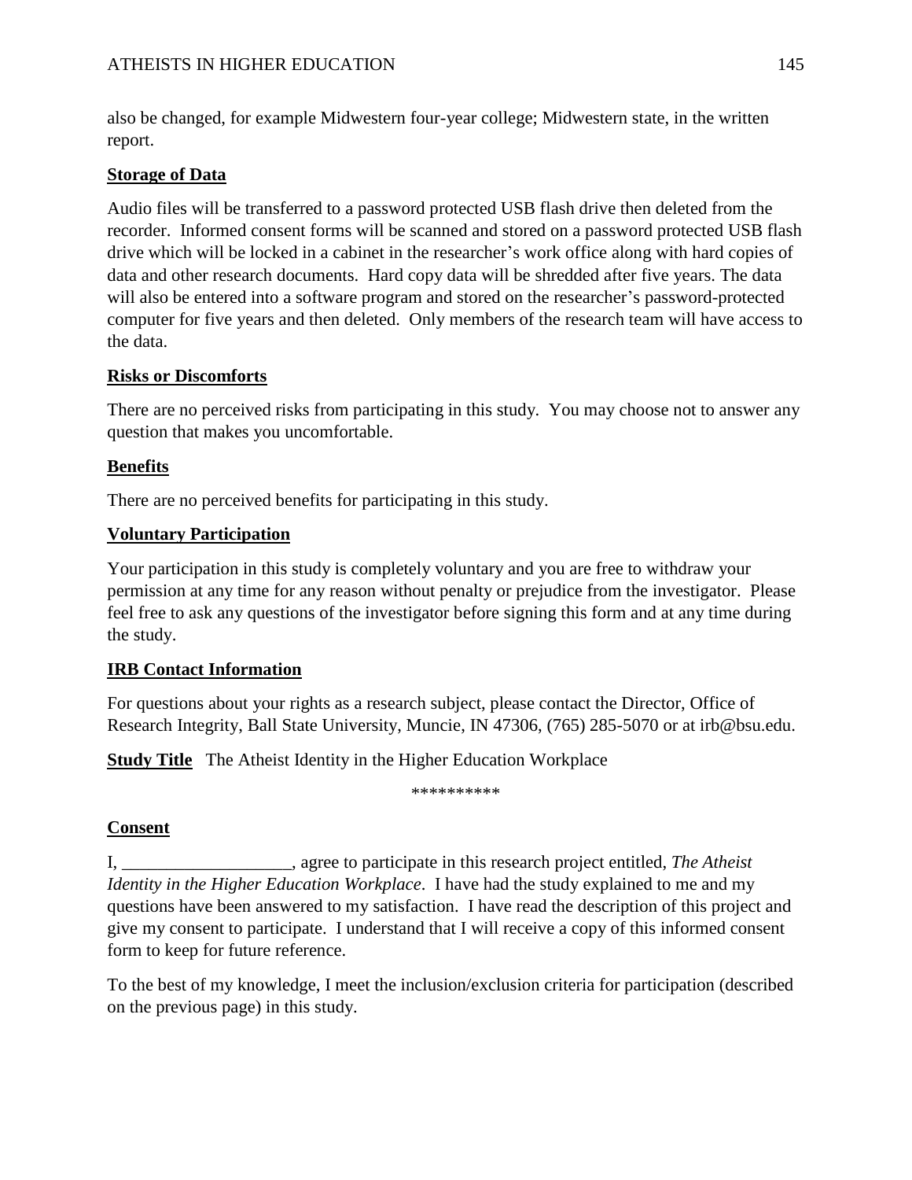also be changed, for example Midwestern four-year college; Midwestern state, in the written report.

**Storage of Data**

Audio files will be transferred to a password protected USB flash drive then deleted from the recorder. Informed consent forms will be scanned and stored on a password protected USB flash drive which will be locked in a cabinet in the researcher's work office along with hard copies of data and other research documents. Hard copy data will be shredded after five years. The data will also be entered into a software program and stored on the researcher's password-protected computer for five years and then deleted. Only members of the research team will have access to the data.

**Risks or Discomforts**

There are no perceived risks from participating in this study. You may choose not to answer any question that makes you uncomfortable.

**Benefits**

There are no perceived benefits for participating in this study.

**Voluntary Participation**

Your participation in this study is completely voluntary and you are free to withdraw your permission at any time for any reason without penalty or prejudice from the investigator. Please feel free to ask any questions of the investigator before signing this form and at any time during the study.

**IRB Contact Information**

For questions about your rights as a research subject, please contact the Director, Office of Research Integrity, Ball State University, Muncie, IN 47306, (765) 285-5070 or at irb@bsu.edu.

**Study Title** The Atheist Identity in the Higher Education Workplace

**********

**Consent**

I, ___________________, agree to participate in this research project entitled, *The Atheist Identity in the Higher Education Workplace*. I have had the study explained to me and my questions have been answered to my satisfaction. I have read the description of this project and give my consent to participate. I understand that I will receive a copy of this informed consent form to keep for future reference.

To the best of my knowledge, I meet the inclusion/exclusion criteria for participation (described on the previous page) in this study.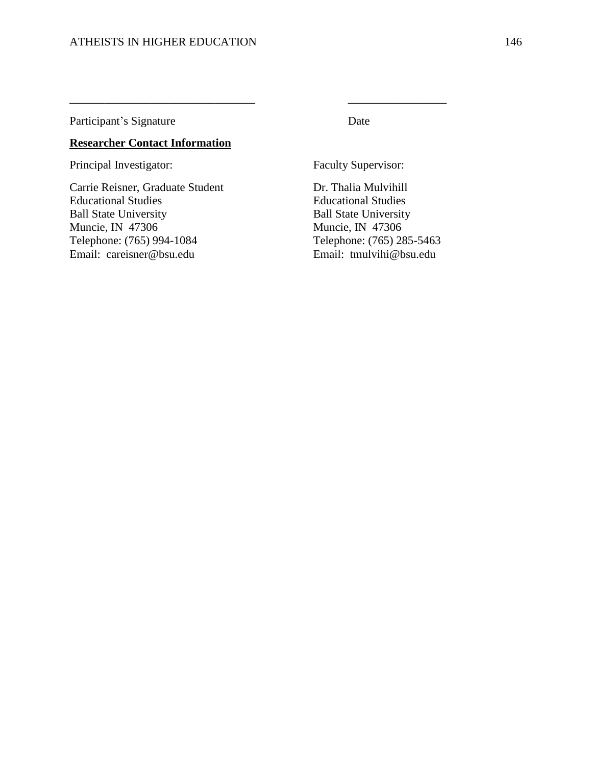_________________________________ _________________

Participant's Signature Date

**Researcher Contact Information**

Principal Investigator:

Carrie Reisner, Graduate Student
Educational Studies
Ball State University
Muncie, IN 47306
Telephone: (765) 994-1084
Email: careisner@bsu.edu

Faculty Supervisor:

Dr. Thalia Mulvihill
Educational Studies
Ball State University
Muncie, IN 47306
Telephone: (765) 285-5463
Email: tmulvihi@bsu.edu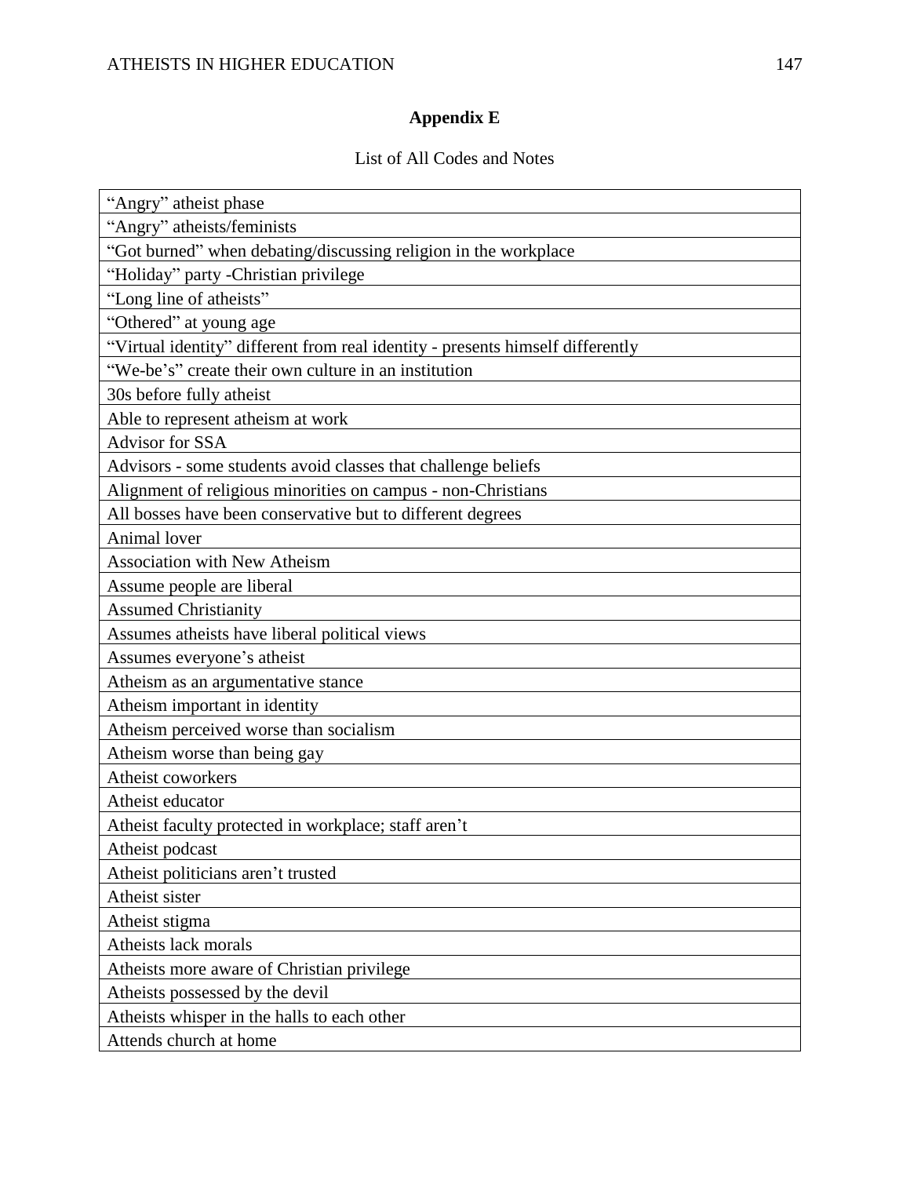# Appendix E

List of All Codes and Notes

| “Angry” atheist phase |
|---|
| “Angry” atheists/feminists |
| “Got burned” when debating/discussing religion in the workplace |
| “Holiday” party -Christian privilege |
| “Long line of atheists” |
| “Othered” at young age |
| “Virtual identity” different from real identity - presents himself differently |
| “We-be’s” create their own culture in an institution |
| 30s before fully atheist |
| Able to represent atheism at work |
| Advisor for SSA |
| Advisors - some students avoid classes that challenge beliefs |
| Alignment of religious minorities on campus - non-Christians |
| All bosses have been conservative but to different degrees |
| Animal lover |
| Association with New Atheism |
| Assume people are liberal |
| Assumed Christianity |
| Assumes atheists have liberal political views |
| Assumes everyone’s atheist |
| Atheism as an argumentative stance |
| Atheism important in identity |
| Atheism perceived worse than socialism |
| Atheism worse than being gay |
| Atheist coworkers |
| Atheist educator |
| Atheist faculty protected in workplace; staff aren’t |
| Atheist podcast |
| Atheist politicians aren’t trusted |
| Atheist sister |
| Atheist stigma |
| Atheists lack morals |
| Atheists more aware of Christian privilege |
| Atheists possessed by the devil |
| Atheists whisper in the halls to each other |
| Attends church at home |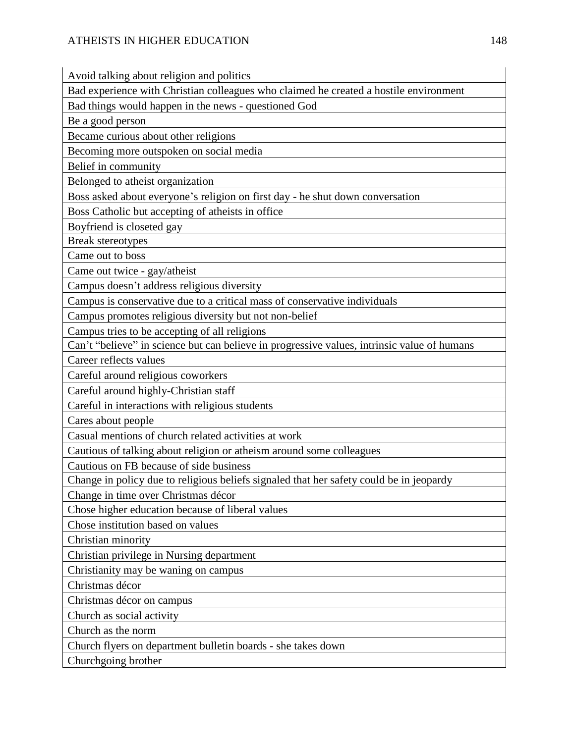| Avoid talking about religion and politics |
|---|
| Bad experience with Christian colleagues who claimed he created a hostile environment |
| Bad things would happen in the news - questioned God |
| Be a good person |
| Became curious about other religions |
| Becoming more outspoken on social media |
| Belief in community |
| Belonged to atheist organization |
| Boss asked about everyone’s religion on first day - he shut down conversation |
| Boss Catholic but accepting of atheists in office |
| Boyfriend is closeted gay |
| Break stereotypes |
| Came out to boss |
| Came out twice - gay/atheist |
| Campus doesn’t address religious diversity |
| Campus is conservative due to a critical mass of conservative individuals |
| Campus promotes religious diversity but not non-belief |
| Campus tries to be accepting of all religions |
| Can’t “believe” in science but can believe in progressive values, intrinsic value of humans |
| Career reflects values |
| Careful around religious coworkers |
| Careful around highly-Christian staff |
| Careful in interactions with religious students |
| Cares about people |
| Casual mentions of church related activities at work |
| Cautious of talking about religion or atheism around some colleagues |
| Cautious on FB because of side business |
| Change in policy due to religious beliefs signaled that her safety could be in jeopardy |
| Change in time over Christmas décor |
| Chose higher education because of liberal values |
| Chose institution based on values |
| Christian minority |
| Christian privilege in Nursing department |
| Christianity may be waning on campus |
| Christmas décor |
| Christmas décor on campus |
| Church as social activity |
| Church as the norm |
| Church flyers on department bulletin boards - she takes down |
| Churchgoing brother |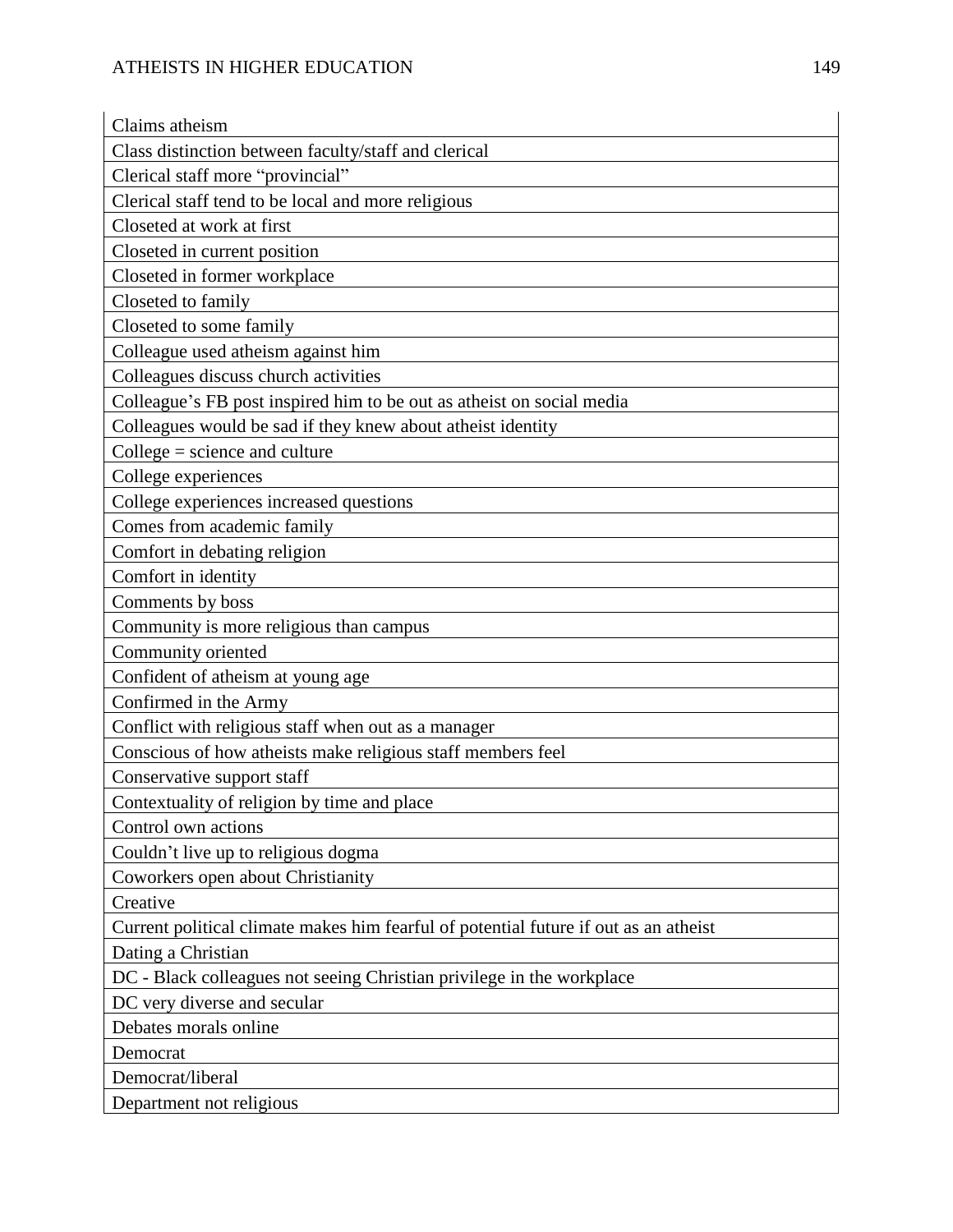| Claims atheism |
|---|
| Class distinction between faculty/staff and clerical |
| Clerical staff more “provincial” |
| Clerical staff tend to be local and more religious |
| Closeted at work at first |
| Closeted in current position |
| Closeted in former workplace |
| Closeted to family |
| Closeted to some family |
| Colleague used atheism against him |
| Colleagues discuss church activities |
| Colleague’s FB post inspired him to be out as atheist on social media |
| Colleagues would be sad if they knew about atheist identity |
| College = science and culture |
| College experiences |
| College experiences increased questions |
| Comes from academic family |
| Comfort in debating religion |
| Comfort in identity |
| Comments by boss |
| Community is more religious than campus |
| Community oriented |
| Confident of atheism at young age |
| Confirmed in the Army |
| Conflict with religious staff when out as a manager |
| Conscious of how atheists make religious staff members feel |
| Conservative support staff |
| Contextuality of religion by time and place |
| Control own actions |
| Couldn’t live up to religious dogma |
| Coworkers open about Christianity |
| Creative |
| Current political climate makes him fearful of potential future if out as an atheist |
| Dating a Christian |
| DC - Black colleagues not seeing Christian privilege in the workplace |
| DC very diverse and secular |
| Debates morals online |
| Democrat |
| Democrat/liberal |
| Department not religious |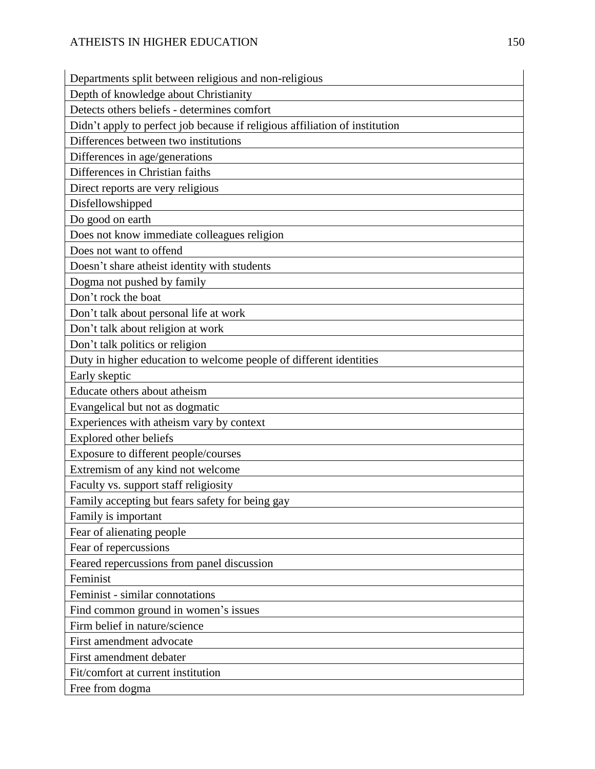| Departments split between religious and non-religious |
| --- |
| Depth of knowledge about Christianity |
| Detects others beliefs - determines comfort |
| Didn't apply to perfect job because if religious affiliation of institution |
| Differences between two institutions |
| Differences in age/generations |
| Differences in Christian faiths |
| Direct reports are very religious |
| Disfellowshipped |
| Do good on earth |
| Does not know immediate colleagues religion |
| Does not want to offend |
| Doesn't share atheist identity with students |
| Dogma not pushed by family |
| Don't rock the boat |
| Don't talk about personal life at work |
| Don't talk about religion at work |
| Don't talk politics or religion |
| Duty in higher education to welcome people of different identities |
| Early skeptic |
| Educate others about atheism |
| Evangelical but not as dogmatic |
| Experiences with atheism vary by context |
| Explored other beliefs |
| Exposure to different people/courses |
| Extremism of any kind not welcome |
| Faculty vs. support staff religiosity |
| Family accepting but fears safety for being gay |
| Family is important |
| Fear of alienating people |
| Fear of repercussions |
| Feared repercussions from panel discussion |
| Feminist |
| Feminist - similar connotations |
| Find common ground in women's issues |
| Firm belief in nature/science |
| First amendment advocate |
| First amendment debater |
| Fit/comfort at current institution |
| Free from dogma |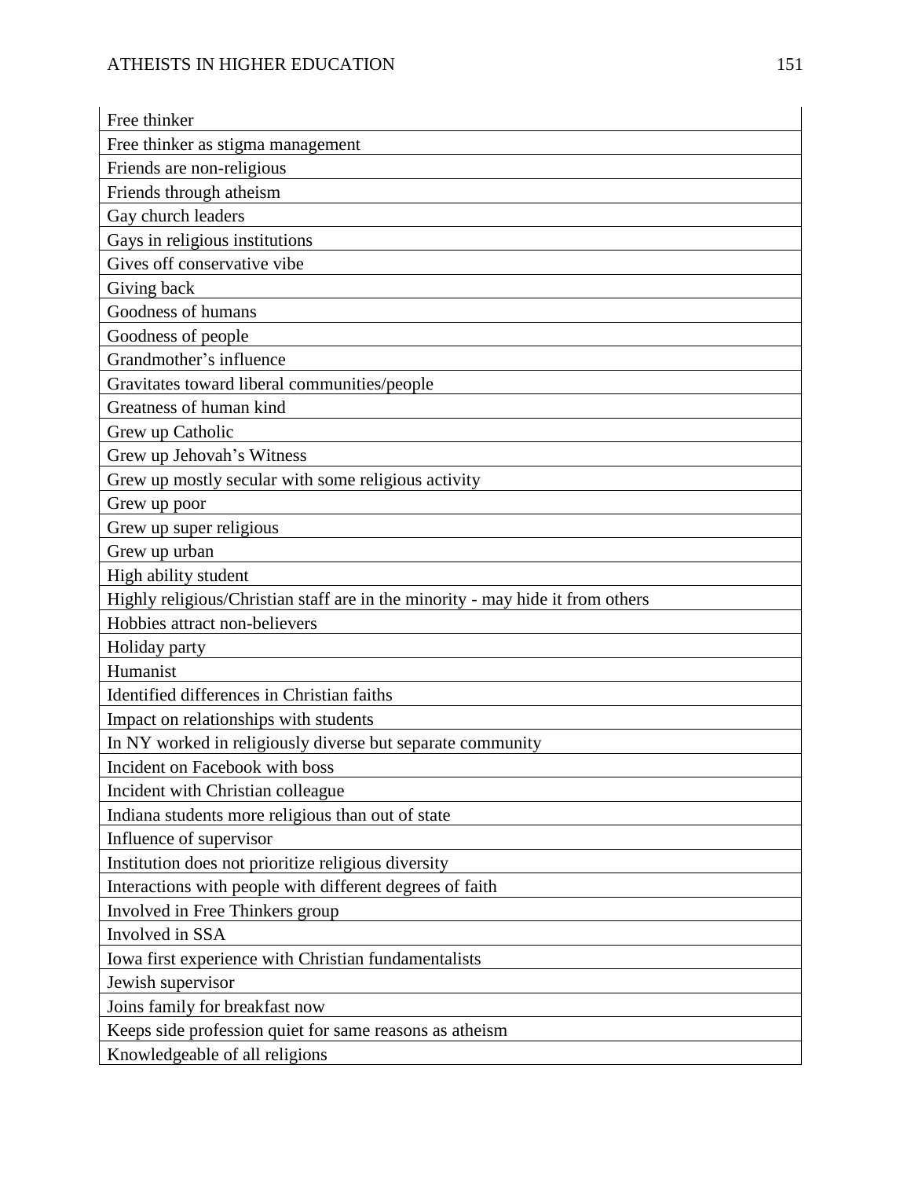| Free thinker |
|---|
| Free thinker as stigma management |
| Friends are non-religious |
| Friends through atheism |
| Gay church leaders |
| Gays in religious institutions |
| Gives off conservative vibe |
| Giving back |
| Goodness of humans |
| Goodness of people |
| Grandmother's influence |
| Gravitates toward liberal communities/people |
| Greatness of human kind |
| Grew up Catholic |
| Grew up Jehovah's Witness |
| Grew up mostly secular with some religious activity |
| Grew up poor |
| Grew up super religious |
| Grew up urban |
| High ability student |
| Highly religious/Christian staff are in the minority - may hide it from others |
| Hobbies attract non-believers |
| Holiday party |
| Humanist |
| Identified differences in Christian faiths |
| Impact on relationships with students |
| In NY worked in religiously diverse but separate community |
| Incident on Facebook with boss |
| Incident with Christian colleague |
| Indiana students more religious than out of state |
| Influence of supervisor |
| Institution does not prioritize religious diversity |
| Interactions with people with different degrees of faith |
| Involved in Free Thinkers group |
| Involved in SSA |
| Iowa first experience with Christian fundamentalists |
| Jewish supervisor |
| Joins family for breakfast now |
| Keeps side profession quiet for same reasons as atheism |
| Knowledgeable of all religions |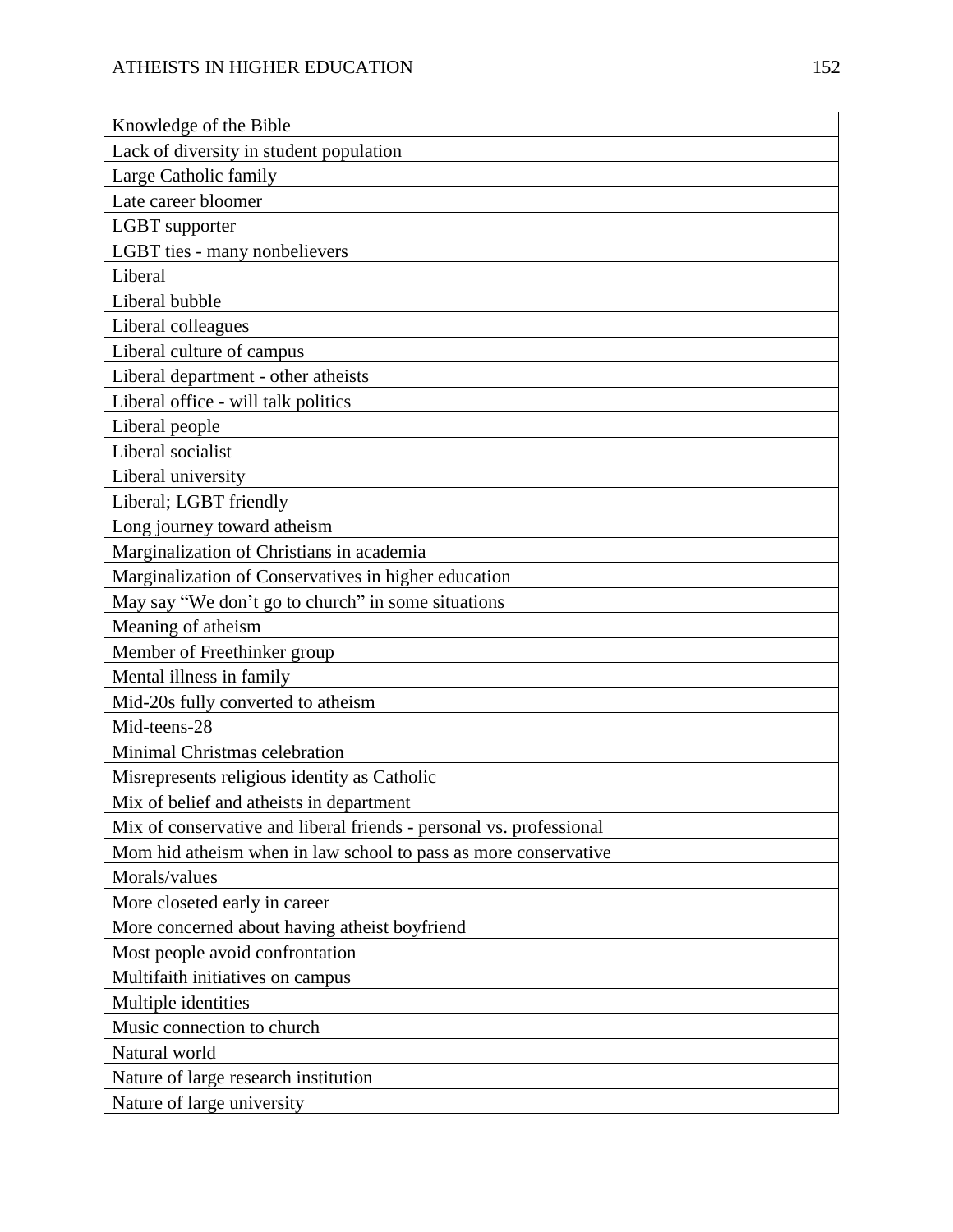| Knowledge of the Bible |
|---|
| Lack of diversity in student population |
| Large Catholic family |
| Late career bloomer |
| LGBT supporter |
| LGBT ties - many nonbelievers |
| Liberal |
| Liberal bubble |
| Liberal colleagues |
| Liberal culture of campus |
| Liberal department - other atheists |
| Liberal office - will talk politics |
| Liberal people |
| Liberal socialist |
| Liberal university |
| Liberal; LGBT friendly |
| Long journey toward atheism |
| Marginalization of Christians in academia |
| Marginalization of Conservatives in higher education |
| May say "We don't go to church" in some situations |
| Meaning of atheism |
| Member of Freethinker group |
| Mental illness in family |
| Mid-20s fully converted to atheism |
| Mid-teens-28 |
| Minimal Christmas celebration |
| Misrepresents religious identity as Catholic |
| Mix of belief and atheists in department |
| Mix of conservative and liberal friends - personal vs. professional |
| Mom hid atheism when in law school to pass as more conservative |
| Morals/values |
| More closeted early in career |
| More concerned about having atheist boyfriend |
| Most people avoid confrontation |
| Multifaith initiatives on campus |
| Multiple identities |
| Music connection to church |
| Natural world |
| Nature of large research institution |
| Nature of large university |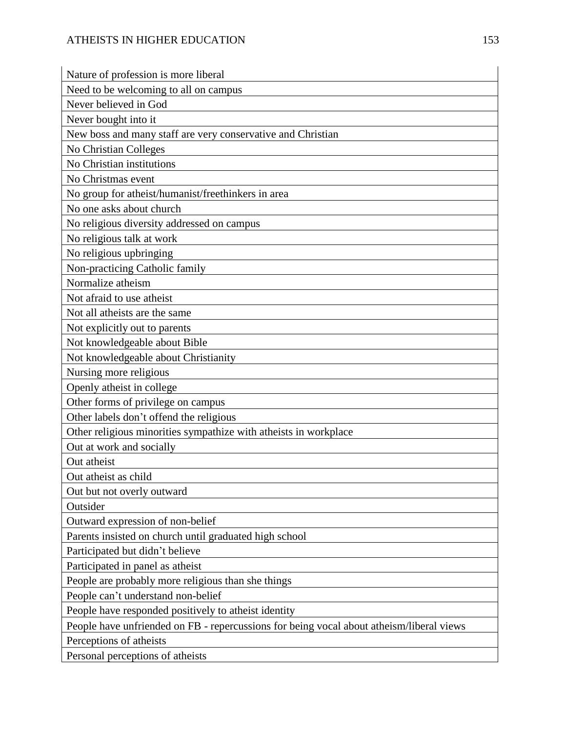| Nature of profession is more liberal |
|---|
| Need to be welcoming to all on campus |
| Never believed in God |
| Never bought into it |
| New boss and many staff are very conservative and Christian |
| No Christian Colleges |
| No Christian institutions |
| No Christmas event |
| No group for atheist/humanist/freethinkers in area |
| No one asks about church |
| No religious diversity addressed on campus |
| No religious talk at work |
| No religious upbringing |
| Non-practicing Catholic family |
| Normalize atheism |
| Not afraid to use atheist |
| Not all atheists are the same |
| Not explicitly out to parents |
| Not knowledgeable about Bible |
| Not knowledgeable about Christianity |
| Nursing more religious |
| Openly atheist in college |
| Other forms of privilege on campus |
| Other labels don't offend the religious |
| Other religious minorities sympathize with atheists in workplace |
| Out at work and socially |
| Out atheist |
| Out atheist as child |
| Out but not overly outward |
| Outsider |
| Outward expression of non-belief |
| Parents insisted on church until graduated high school |
| Participated but didn't believe |
| Participated in panel as atheist |
| People are probably more religious than she things |
| People can't understand non-belief |
| People have responded positively to atheist identity |
| People have unfriended on FB - repercussions for being vocal about atheism/liberal views |
| Perceptions of atheists |
| Personal perceptions of atheists |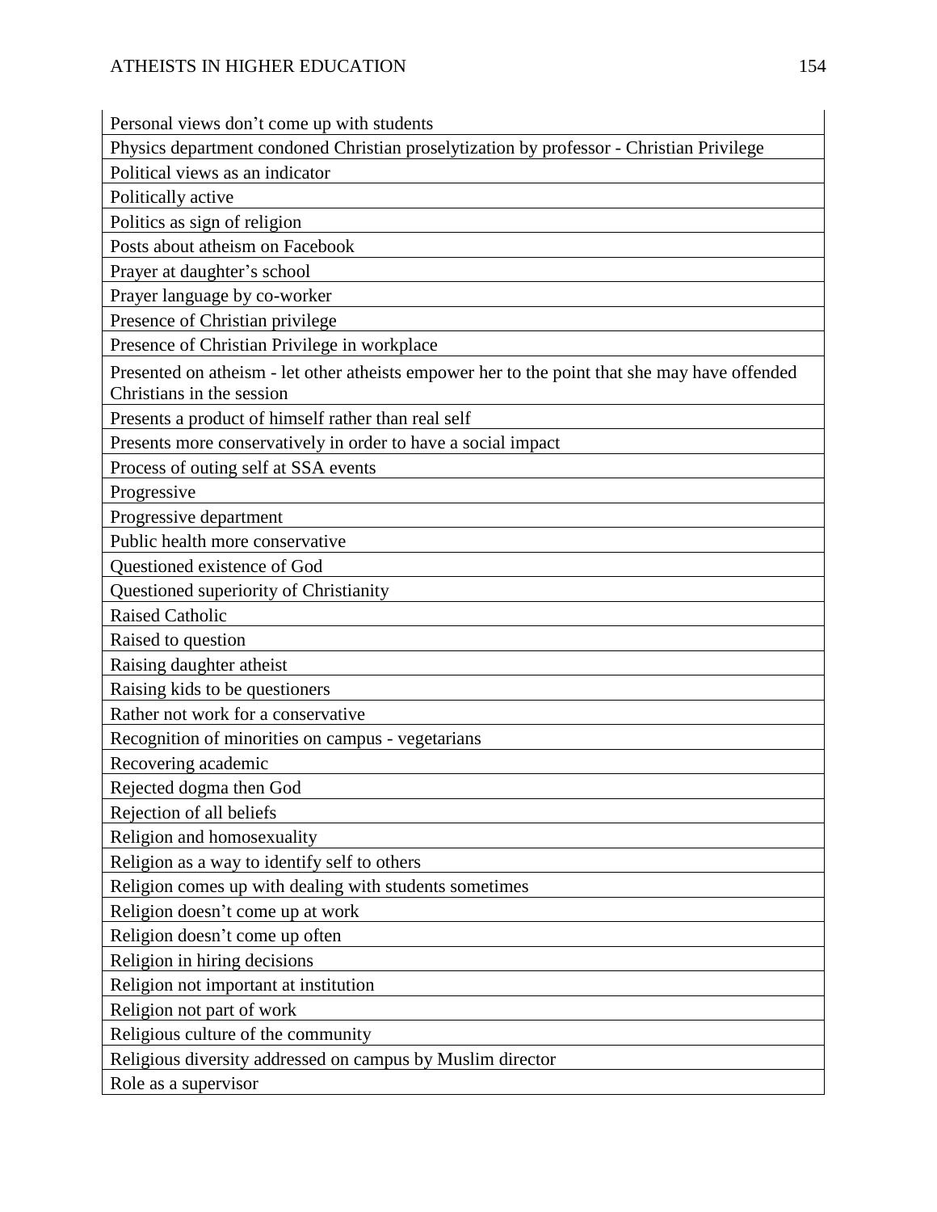| Personal views don’t come up with students |
|---|
| Physics department condoned Christian proselytization by professor - Christian Privilege |
| Political views as an indicator |
| Politically active |
| Politics as sign of religion |
| Posts about atheism on Facebook |
| Prayer at daughter’s school |
| Prayer language by co-worker |
| Presence of Christian privilege |
| Presence of Christian Privilege in workplace |
| Presented on atheism - let other atheists empower her to the point that she may have offended Christians in the session |
| Presents a product of himself rather than real self |
| Presents more conservatively in order to have a social impact |
| Process of outing self at SSA events |
| Progressive |
| Progressive department |
| Public health more conservative |
| Questioned existence of God |
| Questioned superiority of Christianity |
| Raised Catholic |
| Raised to question |
| Raising daughter atheist |
| Raising kids to be questioners |
| Rather not work for a conservative |
| Recognition of minorities on campus - vegetarians |
| Recovering academic |
| Rejected dogma then God |
| Rejection of all beliefs |
| Religion and homosexuality |
| Religion as a way to identify self to others |
| Religion comes up with dealing with students sometimes |
| Religion doesn’t come up at work |
| Religion doesn’t come up often |
| Religion in hiring decisions |
| Religion not important at institution |
| Religion not part of work |
| Religious culture of the community |
| Religious diversity addressed on campus by Muslim director |
| Role as a supervisor |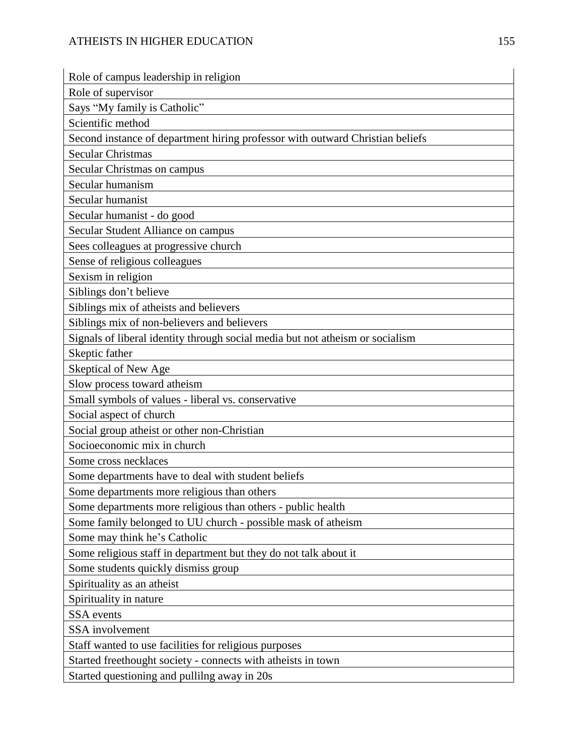| |
|---|
| Role of campus leadership in religion |
| Role of supervisor |
| Says "My family is Catholic" |
| Scientific method |
| Second instance of department hiring professor with outward Christian beliefs |
| Secular Christmas |
| Secular Christmas on campus |
| Secular humanism |
| Secular humanist |
| Secular humanist - do good |
| Secular Student Alliance on campus |
| Sees colleagues at progressive church |
| Sense of religious colleagues |
| Sexism in religion |
| Siblings don't believe |
| Siblings mix of atheists and believers |
| Siblings mix of non-believers and believers |
| Signals of liberal identity through social media but not atheism or socialism |
| Skeptic father |
| Skeptical of New Age |
| Slow process toward atheism |
| Small symbols of values - liberal vs. conservative |
| Social aspect of church |
| Social group atheist or other non-Christian |
| Socioeconomic mix in church |
| Some cross necklaces |
| Some departments have to deal with student beliefs |
| Some departments more religious than others |
| Some departments more religious than others - public health |
| Some family belonged to UU church - possible mask of atheism |
| Some may think he's Catholic |
| Some religious staff in department but they do not talk about it |
| Some students quickly dismiss group |
| Spirituality as an atheist |
| Spirituality in nature |
| SSA events |
| SSA involvement |
| Staff wanted to use facilities for religious purposes |
| Started freethought society - connects with atheists in town |
| Started questioning and pullilng away in 20s |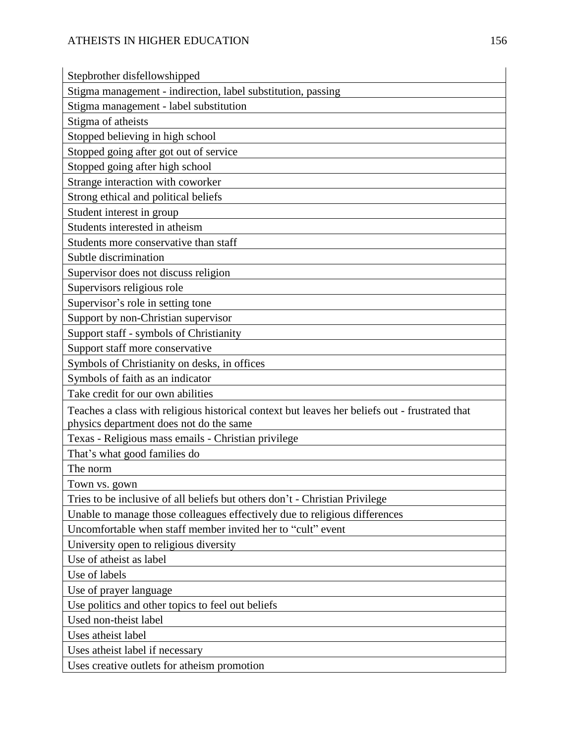| Stepbrother disfellowshipped |
|---|
| Stigma management - indirection, label substitution, passing |
| Stigma management - label substitution |
| Stigma of atheists |
| Stopped believing in high school |
| Stopped going after got out of service |
| Stopped going after high school |
| Strange interaction with coworker |
| Strong ethical and political beliefs |
| Student interest in group |
| Students interested in atheism |
| Students more conservative than staff |
| Subtle discrimination |
| Supervisor does not discuss religion |
| Supervisors religious role |
| Supervisor's role in setting tone |
| Support by non-Christian supervisor |
| Support staff - symbols of Christianity |
| Support staff more conservative |
| Symbols of Christianity on desks, in offices |
| Symbols of faith as an indicator |
| Take credit for our own abilities |
| Teaches a class with religious historical context but leaves her beliefs out - frustrated that physics department does not do the same |
| Texas - Religious mass emails - Christian privilege |
| That's what good families do |
| The norm |
| Town vs. gown |
| Tries to be inclusive of all beliefs but others don't - Christian Privilege |
| Unable to manage those colleagues effectively due to religious differences |
| Uncomfortable when staff member invited her to "cult" event |
| University open to religious diversity |
| Use of atheist as label |
| Use of labels |
| Use of prayer language |
| Use politics and other topics to feel out beliefs |
| Used non-theist label |
| Uses atheist label |
| Uses atheist label if necessary |
| Uses creative outlets for atheism promotion |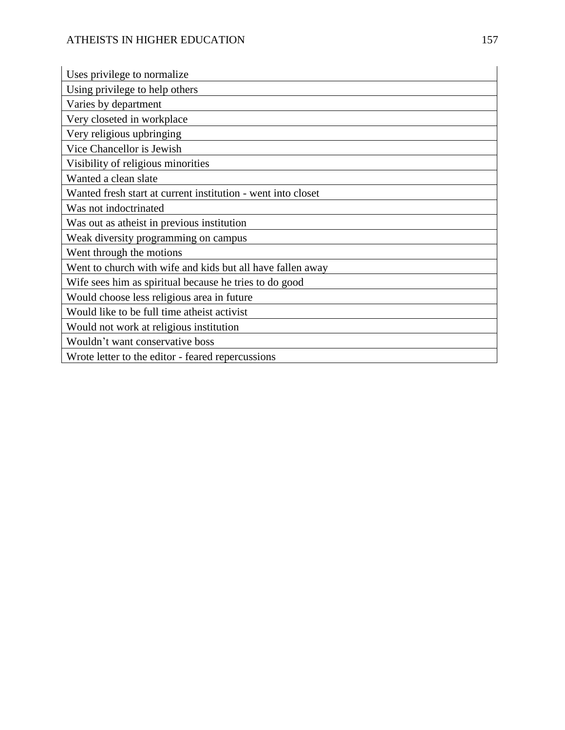| Uses privilege to normalize |
|---|
| Using privilege to help others |
| Varies by department |
| Very closeted in workplace |
| Very religious upbringing |
| Vice Chancellor is Jewish |
| Visibility of religious minorities |
| Wanted a clean slate |
| Wanted fresh start at current institution - went into closet |
| Was not indoctrinated |
| Was out as atheist in previous institution |
| Weak diversity programming on campus |
| Went through the motions |
| Went to church with wife and kids but all have fallen away |
| Wife sees him as spiritual because he tries to do good |
| Would choose less religious area in future |
| Would like to be full time atheist activist |
| Would not work at religious institution |
| Wouldn't want conservative boss |
| Wrote letter to the editor - feared repercussions |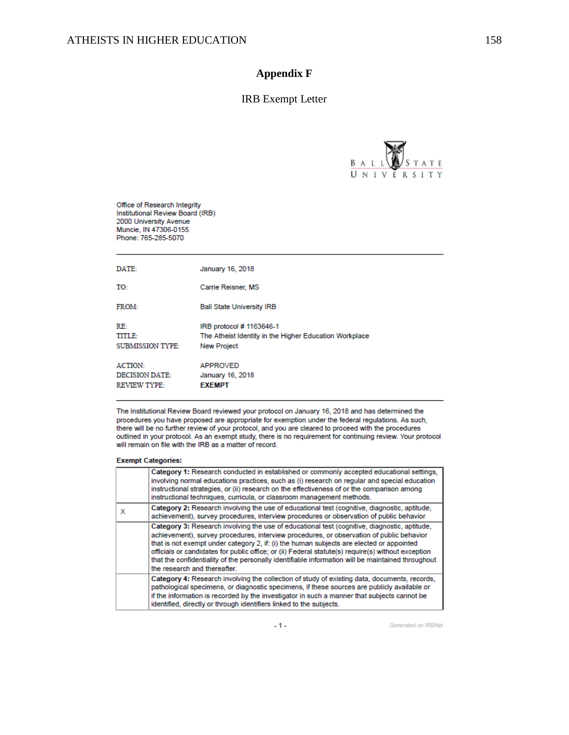# Appendix F

IRB Exempt Letter

BALL STATE UNIVERSITY

Office of Research Integrity
Institutional Review Board (IRB)
2000 University Avenue
Muncie, IN 47306-0155
Phone: 765-285-5070

| | |
|---|---|
| DATE: | January 16, 2018 |
| TO: | Carrie Reisner, MS |
| FROM: | Ball State University IRB |
| RE: | IRB protocol # 1163646-1 |
| TITLE: | The Atheist Identity in the Higher Education Workplace |
| SUBMISSION TYPE: | New Project |
| ACTION: | APPROVED |
| DECISION DATE: | January 16, 2018 |
| REVIEW TYPE: | **EXEMPT** |

The Institutional Review Board reviewed your protocol on January 16, 2018 and has determined the procedures you have proposed are appropriate for exemption under the federal regulations. As such, there will be no further review of your protocol, and you are cleared to proceed with the procedures outlined in your protocol. As an exempt study, there is no requirement for continuing review. Your protocol will remain on file with the IRB as a matter of record.

**Exempt Categories:**

| | |
|---|---|
| | **Category 1:** Research conducted in established or commonly accepted educational settings, involving normal educations practices, such as (i) research on regular and special education instructional strategies, or (ii) research on the effectiveness of or the comparison among instructional techniques, curricula, or classroom management methods. |
| X | **Category 2:** Research involving the use of educational test (cognitive, diagnostic, aptitude, achievement), survey procedures, interview procedures or observation of public behavior |
| | **Category 3:** Research involving the use of educational test (cognitive, diagnostic, aptitude, achievement), survey procedures, interview procedures, or observation of public behavior that is not exempt under category 2, if: (i) the human subjects are elected or appointed officials or candidates for public office; or (ii) Federal statute(s) require(s) without exception that the confidentiality of the personally identifiable information will be maintained throughout the research and thereafter. |
| | **Category 4:** Research involving the collection of study of existing data, documents, records, pathological specimens, or diagnostic specimens, if these sources are publicly available or if the information is recorded by the investigator in such a manner that subjects cannot be identified, directly or through identifiers linked to the subjects. |

Generated on IRBNet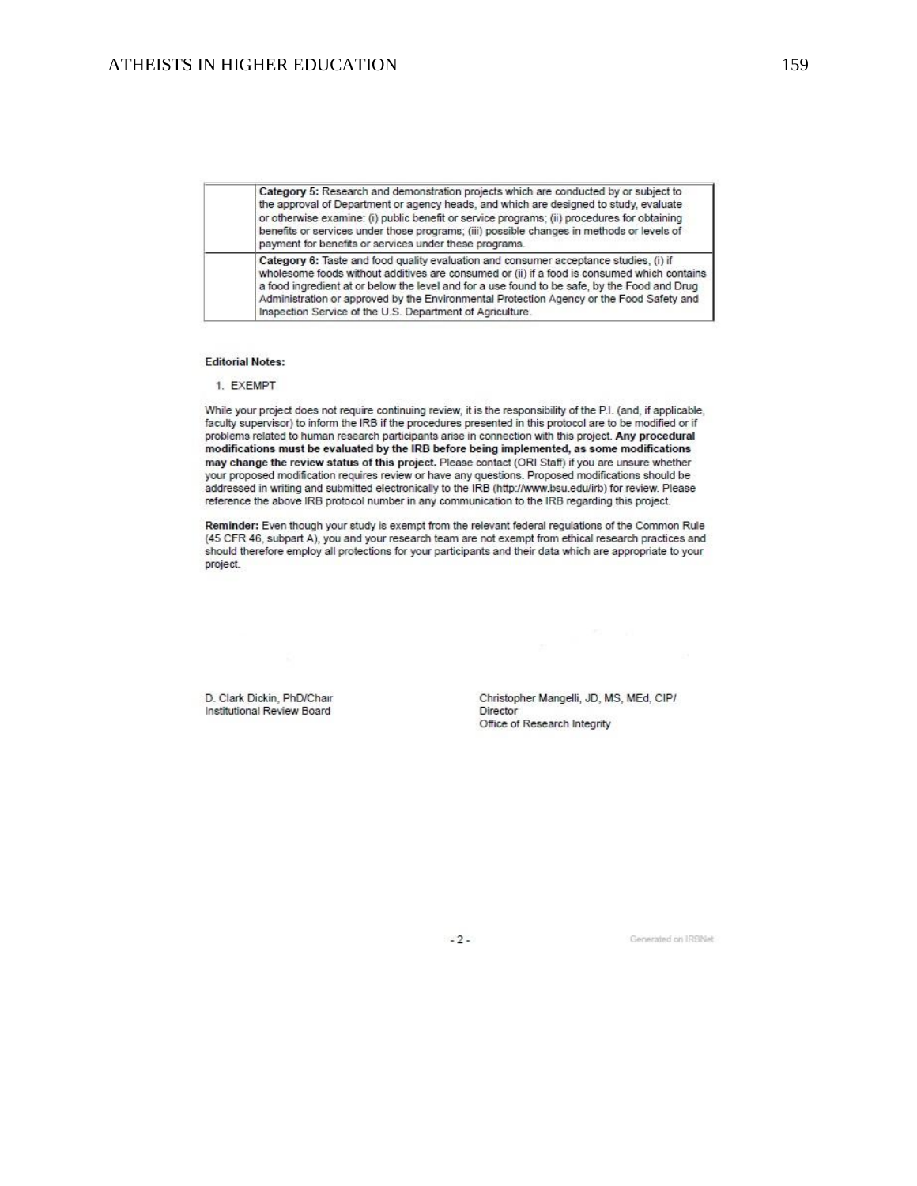| | |
|---|---|
| | **Category 5:** Research and demonstration projects which are conducted by or subject to the approval of Department or agency heads, and which are designed to study, evaluate or otherwise examine: (i) public benefit or service programs; (ii) procedures for obtaining benefits or services under those programs; (iii) possible changes in methods or levels of payment for benefits or services under these programs. |
| | **Category 6:** Taste and food quality evaluation and consumer acceptance studies, (i) if wholesome foods without additives are consumed or (ii) if a food is consumed which contains a food ingredient at or below the level and for a use found to be safe, by the Food and Drug Administration or approved by the Environmental Protection Agency or the Food Safety and Inspection Service of the U.S. Department of Agriculture. |

**Editorial Notes:**

1. EXEMPT

While your project does not require continuing review, it is the responsibility of the P.I. (and, if applicable, faculty supervisor) to inform the IRB if the procedures presented in this protocol are to be modified or if problems related to human research participants arise in connection with this project. **Any procedural modifications must be evaluated by the IRB before being implemented, as some modifications may change the review status of this project.** Please contact (ORI Staff) if you are unsure whether your proposed modification requires review or have any questions. Proposed modifications should be addressed in writing and submitted electronically to the IRB (http://www.bsu.edu/irb) for review. Please reference the above IRB protocol number in any communication to the IRB regarding this project.

**Reminder:** Even though your study is exempt from the relevant federal regulations of the Common Rule (45 CFR 46, subpart A), you and your research team are not exempt from ethical research practices and should therefore employ all protections for your participants and their data which are appropriate to your project.

D. Clark Dickin, PhD/Chair
Institutional Review Board

Christopher Mangelli, JD, MS, MEd, CIP/
Director
Office of Research Integrity

Generated on IRBNet